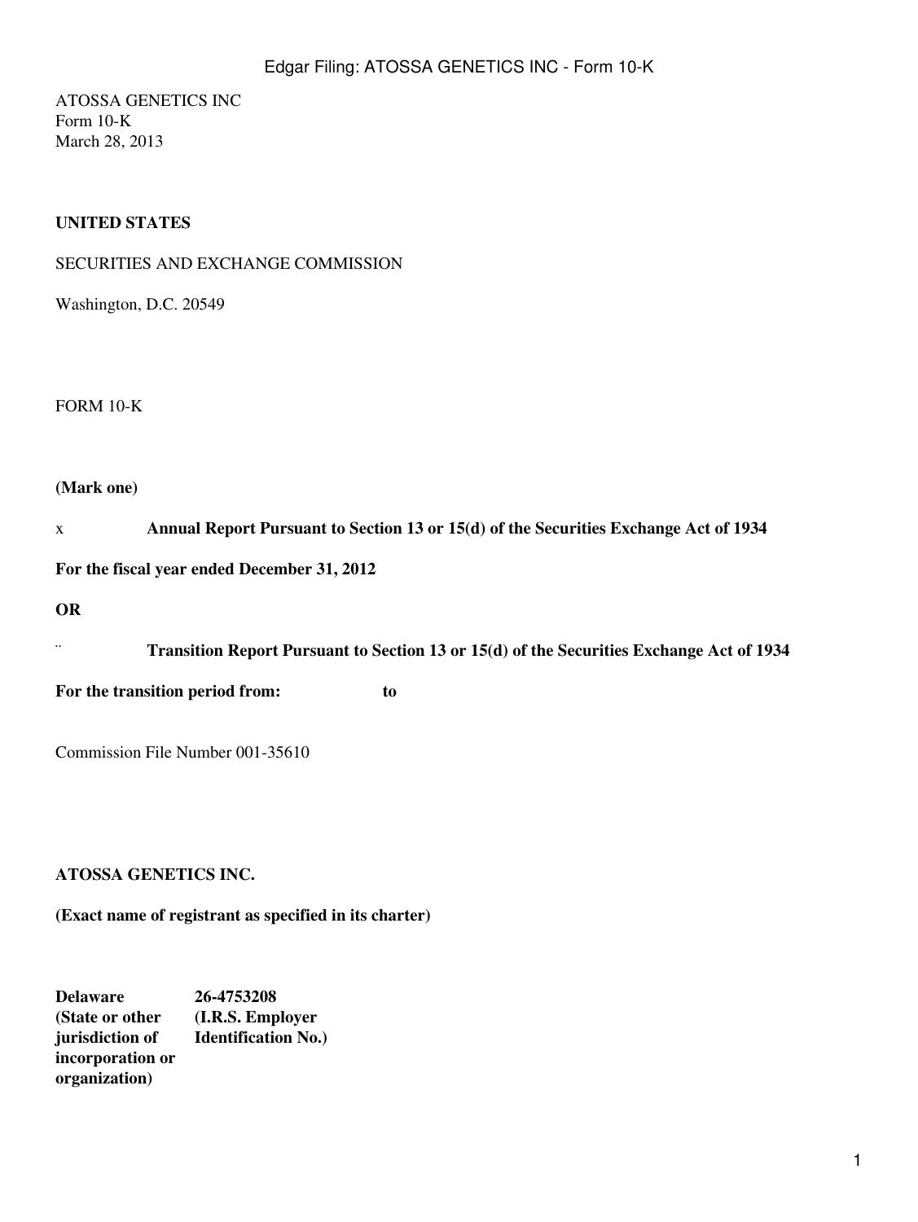ATOSSA GENETICS INC
Form 10-K
March 28, 2013

**UNITED STATES**

SECURITIES AND EXCHANGE COMMISSION

Washington, D.C. 20549

FORM 10-K

**(Mark one)**

x **Annual Report Pursuant to Section 13 or 15(d) of the Securities Exchange Act of 1934**

**For the fiscal year ended December 31, 2012**

**OR**

.. **Transition Report Pursuant to Section 13 or 15(d) of the Securities Exchange Act of 1934**

**For the transition period from: to**

Commission File Number 001-35610

**ATOSSA GENETICS INC.**

**(Exact name of registrant as specified in its charter)**

| **Delaware** | **26-4753208** |
| --- | --- |
| **(State or other jurisdiction of incorporation or organization)** | **(I.R.S. Employer Identification No.)** |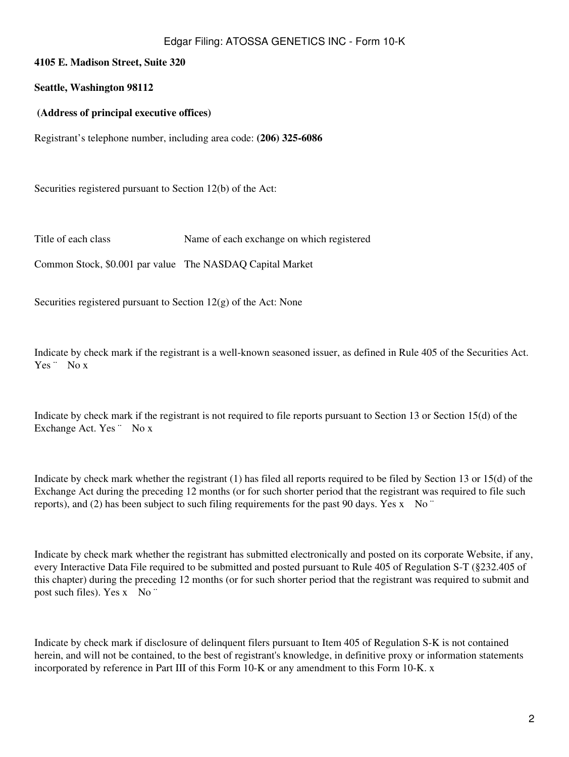**4105 E. Madison Street, Suite 320**

**Seattle, Washington 98112**

**(Address of principal executive offices)**

Registrant's telephone number, including area code: **(206) 325-6086**

Securities registered pursuant to Section 12(b) of the Act:

| Title of each class | Name of each exchange on which registered |
| --- | --- |
| Common Stock, $0.001 par value | The NASDAQ Capital Market |

Securities registered pursuant to Section 12(g) of the Act: None

Indicate by check mark if the registrant is a well-known seasoned issuer, as defined in Rule 405 of the Securities Act. Yes ¨ No x

Indicate by check mark if the registrant is not required to file reports pursuant to Section 13 or Section 15(d) of the Exchange Act. Yes ¨ No x

Indicate by check mark whether the registrant (1) has filed all reports required to be filed by Section 13 or 15(d) of the Exchange Act during the preceding 12 months (or for such shorter period that the registrant was required to file such reports), and (2) has been subject to such filing requirements for the past 90 days. Yes x No ¨

Indicate by check mark whether the registrant has submitted electronically and posted on its corporate Website, if any, every Interactive Data File required to be submitted and posted pursuant to Rule 405 of Regulation S-T (§232.405 of this chapter) during the preceding 12 months (or for such shorter period that the registrant was required to submit and post such files). Yes x No ¨

Indicate by check mark if disclosure of delinquent filers pursuant to Item 405 of Regulation S-K is not contained herein, and will not be contained, to the best of registrant's knowledge, in definitive proxy or information statements incorporated by reference in Part III of this Form 10-K or any amendment to this Form 10-K. x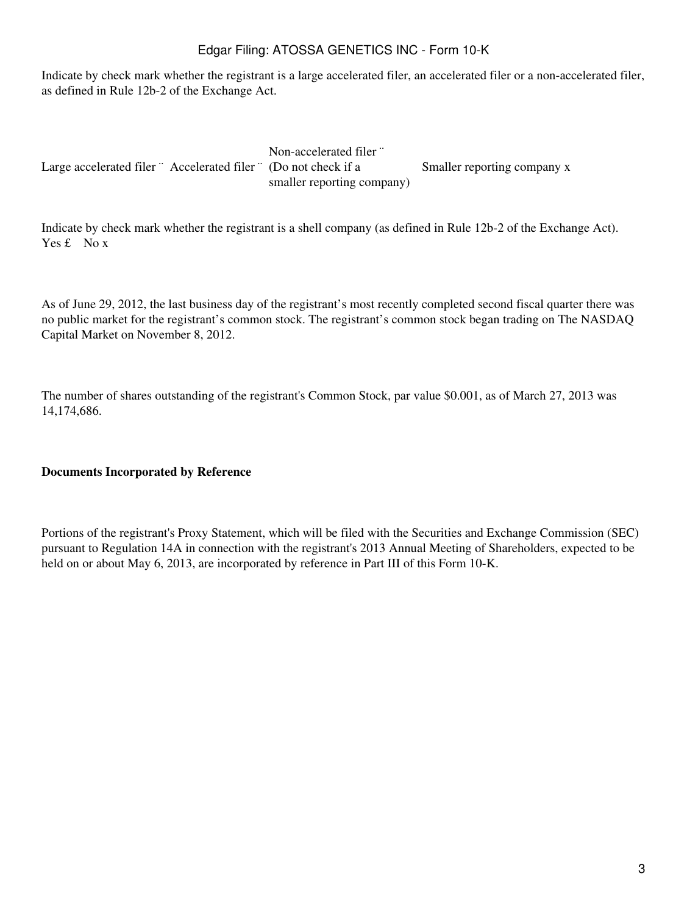Indicate by check mark whether the registrant is a large accelerated filer, an accelerated filer or a non-accelerated filer, as defined in Rule 12b-2 of the Exchange Act.

| Large accelerated filer ¨ | Accelerated filer ¨ | Non-accelerated filer ¨ (Do not check if a smaller reporting company) | Smaller reporting company x |
|---|---|---|---|

Indicate by check mark whether the registrant is a shell company (as defined in Rule 12b-2 of the Exchange Act). Yes £ No x

As of June 29, 2012, the last business day of the registrant's most recently completed second fiscal quarter there was no public market for the registrant's common stock. The registrant's common stock began trading on The NASDAQ Capital Market on November 8, 2012.

The number of shares outstanding of the registrant's Common Stock, par value $0.001, as of March 27, 2013 was 14,174,686.

**Documents Incorporated by Reference**

Portions of the registrant's Proxy Statement, which will be filed with the Securities and Exchange Commission (SEC) pursuant to Regulation 14A in connection with the registrant's 2013 Annual Meeting of Shareholders, expected to be held on or about May 6, 2013, are incorporated by reference in Part III of this Form 10-K.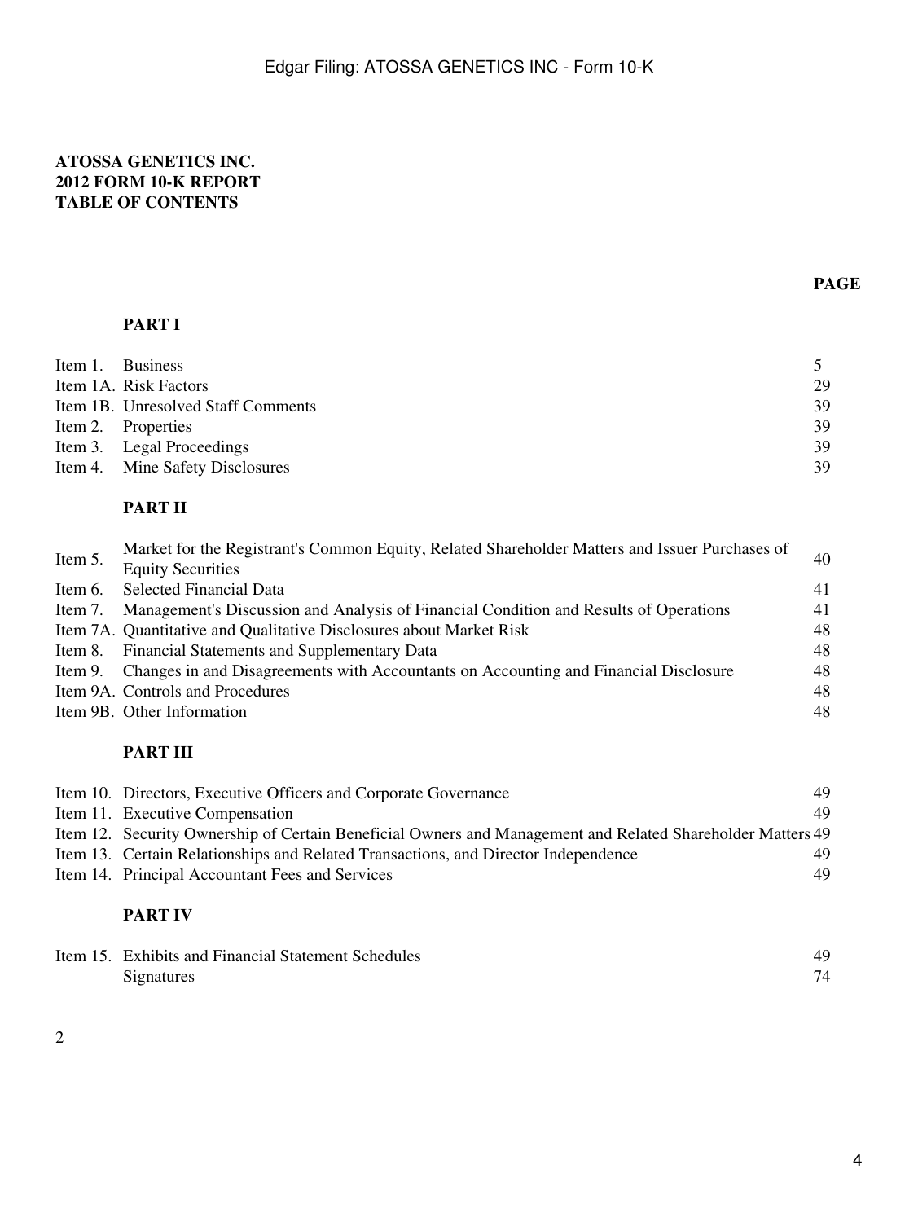**ATOSSA GENETICS INC.**
**2012 FORM 10-K REPORT**
**TABLE OF CONTENTS**

| | | PAGE |
|---|---|---|
| | **PART I** | |
| Item 1. | Business | 5 |
| Item 1A. | Risk Factors | 29 |
| Item 1B. | Unresolved Staff Comments | 39 |
| Item 2. | Properties | 39 |
| Item 3. | Legal Proceedings | 39 |
| Item 4. | Mine Safety Disclosures | 39 |
| | **PART II** | |
| Item 5. | Market for the Registrant's Common Equity, Related Shareholder Matters and Issuer Purchases of Equity Securities | 40 |
| Item 6. | Selected Financial Data | 41 |
| Item 7. | Management's Discussion and Analysis of Financial Condition and Results of Operations | 41 |
| Item 7A. | Quantitative and Qualitative Disclosures about Market Risk | 48 |
| Item 8. | Financial Statements and Supplementary Data | 48 |
| Item 9. | Changes in and Disagreements with Accountants on Accounting and Financial Disclosure | 48 |
| Item 9A. | Controls and Procedures | 48 |
| Item 9B. | Other Information | 48 |
| | **PART III** | |
| Item 10. | Directors, Executive Officers and Corporate Governance | 49 |
| Item 11. | Executive Compensation | 49 |
| Item 12. | Security Ownership of Certain Beneficial Owners and Management and Related Shareholder Matters | 49 |
| Item 13. | Certain Relationships and Related Transactions, and Director Independence | 49 |
| Item 14. | Principal Accountant Fees and Services | 49 |
| | **PART IV** | |
| Item 15. | Exhibits and Financial Statement Schedules | 49 |
| | Signatures | 74 |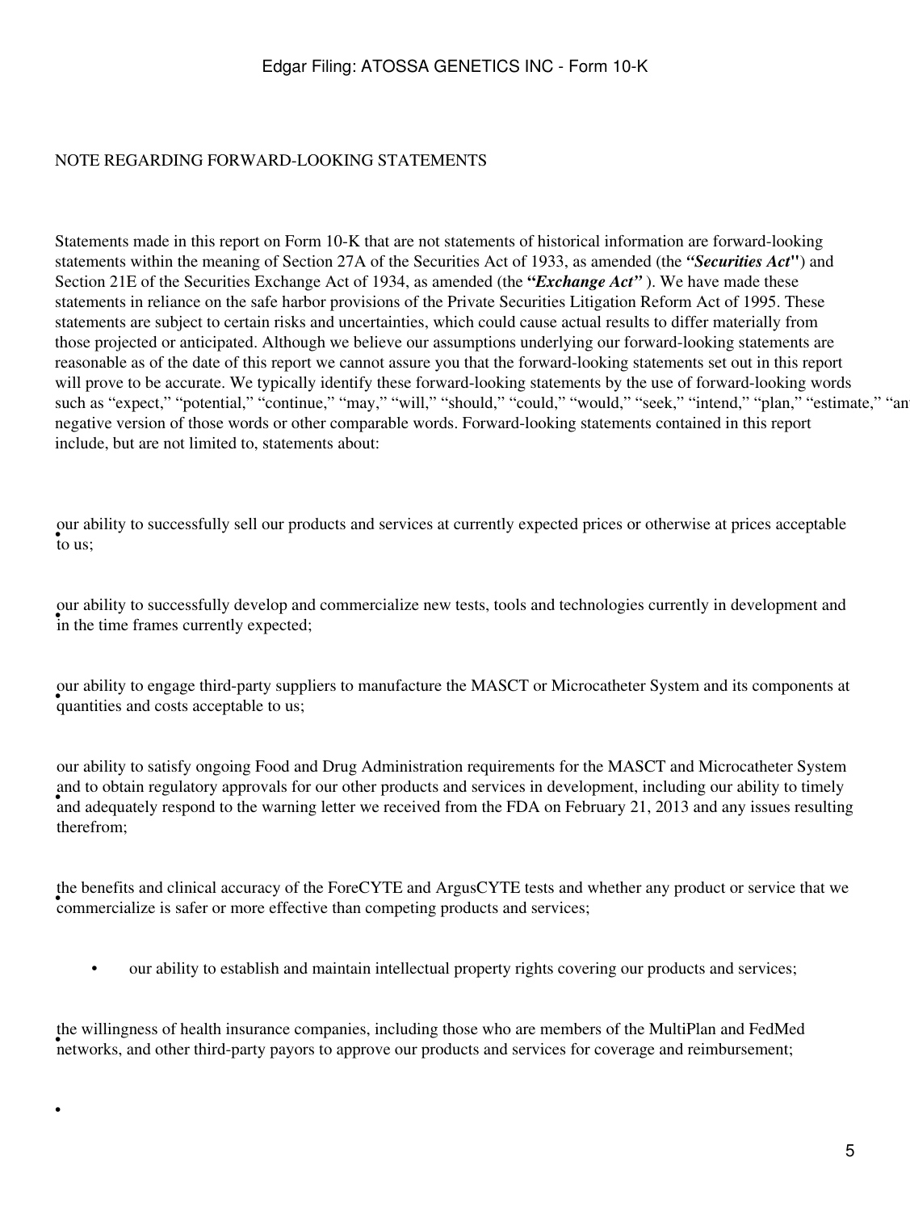NOTE REGARDING FORWARD-LOOKING STATEMENTS

Statements made in this report on Form 10-K that are not statements of historical information are forward-looking statements within the meaning of Section 27A of the Securities Act of 1933, as amended (the ***"Securities Act"***) and Section 21E of the Securities Exchange Act of 1934, as amended (the ***"Exchange Act"*** ). We have made these statements in reliance on the safe harbor provisions of the Private Securities Litigation Reform Act of 1995. These statements are subject to certain risks and uncertainties, which could cause actual results to differ materially from those projected or anticipated. Although we believe our assumptions underlying our forward-looking statements are reasonable as of the date of this report we cannot assure you that the forward-looking statements set out in this report will prove to be accurate. We typically identify these forward-looking statements by the use of forward-looking words such as "expect," "potential," "continue," "may," "will," "should," "could," "would," "seek," "intend," "plan," "estimate," "an negative version of those words or other comparable words. Forward-looking statements contained in this report include, but are not limited to, statements about:

- our ability to successfully sell our products and services at currently expected prices or otherwise at prices acceptable to us;
- our ability to successfully develop and commercialize new tests, tools and technologies currently in development and in the time frames currently expected;
- our ability to engage third-party suppliers to manufacture the MASCT or Microcatheter System and its components at quantities and costs acceptable to us;
- our ability to satisfy ongoing Food and Drug Administration requirements for the MASCT and Microcatheter System and to obtain regulatory approvals for our other products and services in development, including our ability to timely and adequately respond to the warning letter we received from the FDA on February 21, 2013 and any issues resulting therefrom;
- the benefits and clinical accuracy of the ForeCYTE and ArgusCYTE tests and whether any product or service that we commercialize is safer or more effective than competing products and services;
- our ability to establish and maintain intellectual property rights covering our products and services;
- the willingness of health insurance companies, including those who are members of the MultiPlan and FedMed networks, and other third-party payors to approve our products and services for coverage and reimbursement;
-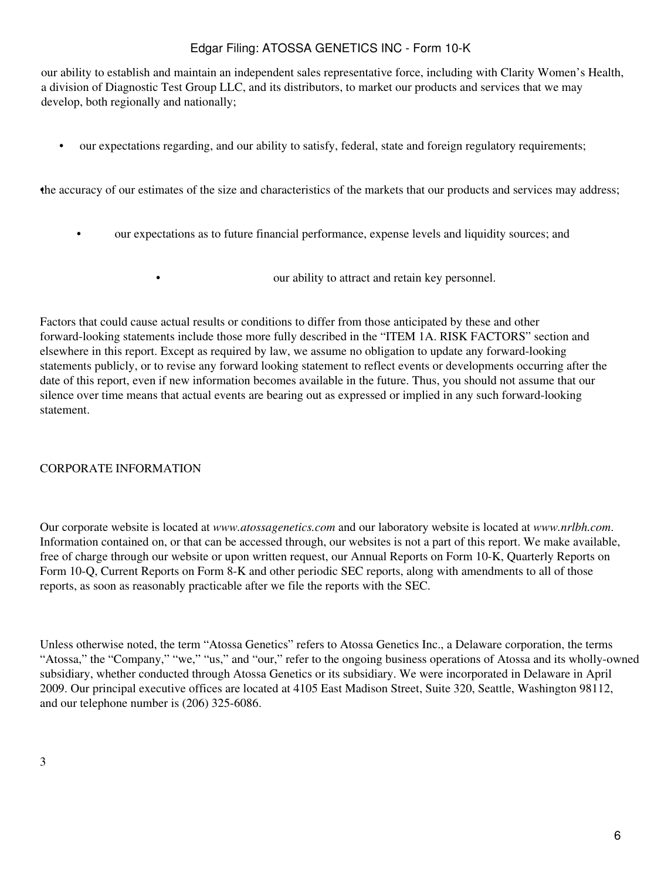our ability to establish and maintain an independent sales representative force, including with Clarity Women's Health, a division of Diagnostic Test Group LLC, and its distributors, to market our products and services that we may develop, both regionally and nationally;

- our expectations regarding, and our ability to satisfy, federal, state and foreign regulatory requirements;
- the accuracy of our estimates of the size and characteristics of the markets that our products and services may address;
- our expectations as to future financial performance, expense levels and liquidity sources; and
- our ability to attract and retain key personnel.

Factors that could cause actual results or conditions to differ from those anticipated by these and other forward-looking statements include those more fully described in the "ITEM 1A. RISK FACTORS" section and elsewhere in this report. Except as required by law, we assume no obligation to update any forward-looking statements publicly, or to revise any forward looking statement to reflect events or developments occurring after the date of this report, even if new information becomes available in the future. Thus, you should not assume that our silence over time means that actual events are bearing out as expressed or implied in any such forward-looking statement.

## CORPORATE INFORMATION

Our corporate website is located at *www.atossagenetics.com* and our laboratory website is located at *www.nrlbh.com*. Information contained on, or that can be accessed through, our websites is not a part of this report. We make available, free of charge through our website or upon written request, our Annual Reports on Form 10-K, Quarterly Reports on Form 10-Q, Current Reports on Form 8-K and other periodic SEC reports, along with amendments to all of those reports, as soon as reasonably practicable after we file the reports with the SEC.

Unless otherwise noted, the term "Atossa Genetics" refers to Atossa Genetics Inc., a Delaware corporation, the terms "Atossa," the "Company," "we," "us," and "our," refer to the ongoing business operations of Atossa and its wholly-owned subsidiary, whether conducted through Atossa Genetics or its subsidiary. We were incorporated in Delaware in April 2009. Our principal executive offices are located at 4105 East Madison Street, Suite 320, Seattle, Washington 98112, and our telephone number is (206) 325-6086.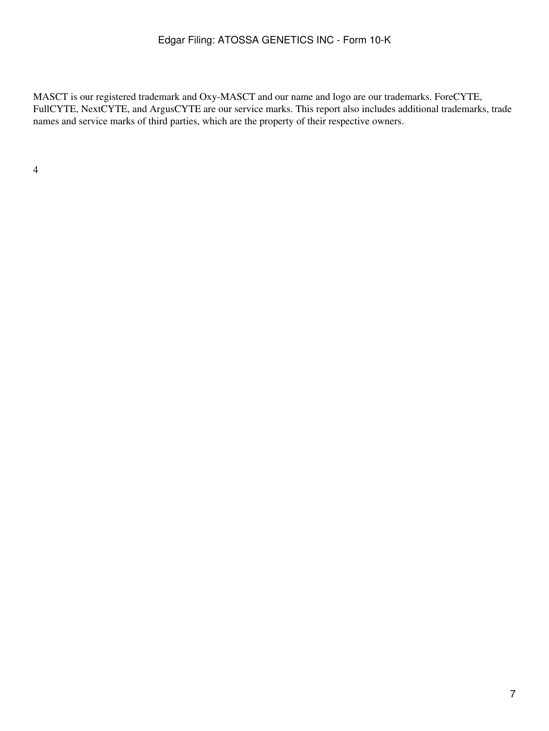MASCT is our registered trademark and Oxy-MASCT and our name and logo are our trademarks. ForeCYTE, FullCYTE, NextCYTE, and ArgusCYTE are our service marks. This report also includes additional trademarks, trade names and service marks of third parties, which are the property of their respective owners.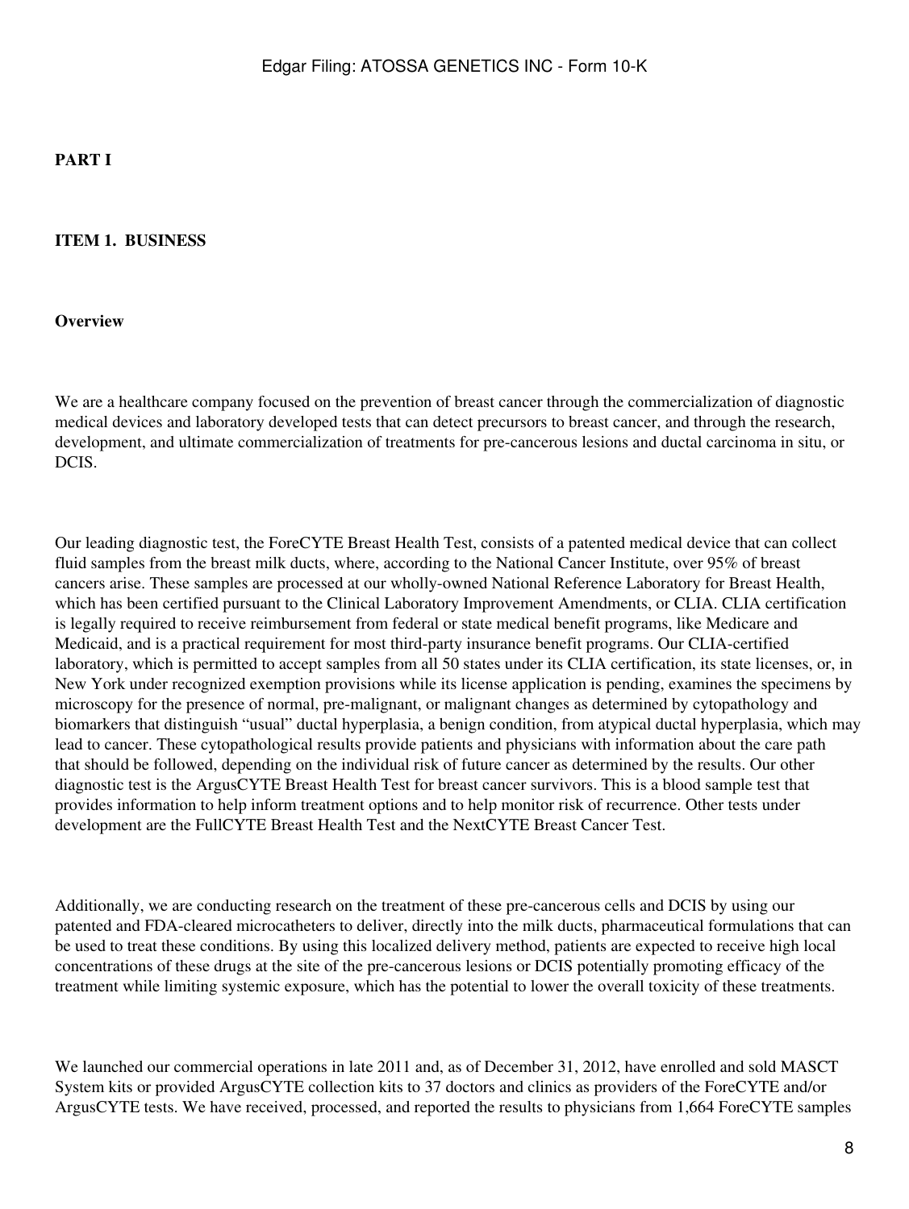# PART I

## ITEM 1. BUSINESS

### Overview

We are a healthcare company focused on the prevention of breast cancer through the commercialization of diagnostic medical devices and laboratory developed tests that can detect precursors to breast cancer, and through the research, development, and ultimate commercialization of treatments for pre-cancerous lesions and ductal carcinoma in situ, or DCIS.

Our leading diagnostic test, the ForeCYTE Breast Health Test, consists of a patented medical device that can collect fluid samples from the breast milk ducts, where, according to the National Cancer Institute, over 95% of breast cancers arise. These samples are processed at our wholly-owned National Reference Laboratory for Breast Health, which has been certified pursuant to the Clinical Laboratory Improvement Amendments, or CLIA. CLIA certification is legally required to receive reimbursement from federal or state medical benefit programs, like Medicare and Medicaid, and is a practical requirement for most third-party insurance benefit programs. Our CLIA-certified laboratory, which is permitted to accept samples from all 50 states under its CLIA certification, its state licenses, or, in New York under recognized exemption provisions while its license application is pending, examines the specimens by microscopy for the presence of normal, pre-malignant, or malignant changes as determined by cytopathology and biomarkers that distinguish "usual" ductal hyperplasia, a benign condition, from atypical ductal hyperplasia, which may lead to cancer. These cytopathological results provide patients and physicians with information about the care path that should be followed, depending on the individual risk of future cancer as determined by the results. Our other diagnostic test is the ArgusCYTE Breast Health Test for breast cancer survivors. This is a blood sample test that provides information to help inform treatment options and to help monitor risk of recurrence. Other tests under development are the FullCYTE Breast Health Test and the NextCYTE Breast Cancer Test.

Additionally, we are conducting research on the treatment of these pre-cancerous cells and DCIS by using our patented and FDA-cleared microcatheters to deliver, directly into the milk ducts, pharmaceutical formulations that can be used to treat these conditions. By using this localized delivery method, patients are expected to receive high local concentrations of these drugs at the site of the pre-cancerous lesions or DCIS potentially promoting efficacy of the treatment while limiting systemic exposure, which has the potential to lower the overall toxicity of these treatments.

We launched our commercial operations in late 2011 and, as of December 31, 2012, have enrolled and sold MASCT System kits or provided ArgusCYTE collection kits to 37 doctors and clinics as providers of the ForeCYTE and/or ArgusCYTE tests. We have received, processed, and reported the results to physicians from 1,664 ForeCYTE samples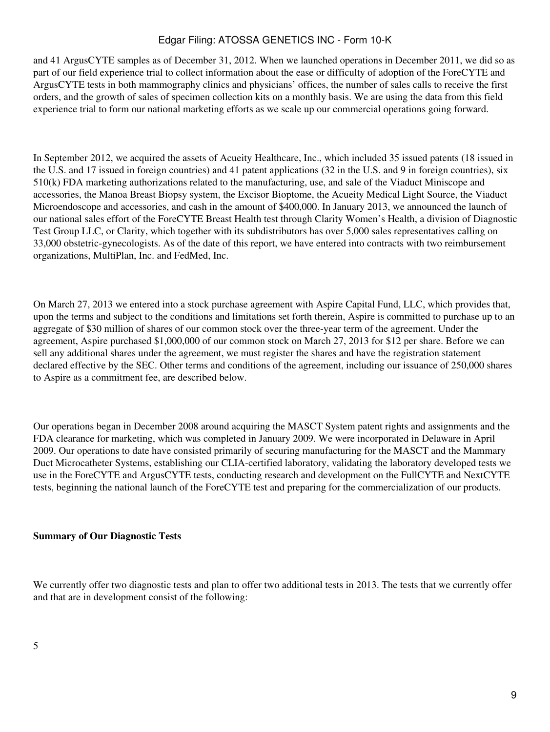and 41 ArgusCYTE samples as of December 31, 2012. When we launched operations in December 2011, we did so as part of our field experience trial to collect information about the ease or difficulty of adoption of the ForeCYTE and ArgusCYTE tests in both mammography clinics and physicians' offices, the number of sales calls to receive the first orders, and the growth of sales of specimen collection kits on a monthly basis. We are using the data from this field experience trial to form our national marketing efforts as we scale up our commercial operations going forward.

In September 2012, we acquired the assets of Acueity Healthcare, Inc., which included 35 issued patents (18 issued in the U.S. and 17 issued in foreign countries) and 41 patent applications (32 in the U.S. and 9 in foreign countries), six 510(k) FDA marketing authorizations related to the manufacturing, use, and sale of the Viaduct Miniscope and accessories, the Manoa Breast Biopsy system, the Excisor Bioptome, the Acueity Medical Light Source, the Viaduct Microendoscope and accessories, and cash in the amount of $400,000. In January 2013, we announced the launch of our national sales effort of the ForeCYTE Breast Health test through Clarity Women's Health, a division of Diagnostic Test Group LLC, or Clarity, which together with its subdistributors has over 5,000 sales representatives calling on 33,000 obstetric-gynecologists. As of the date of this report, we have entered into contracts with two reimbursement organizations, MultiPlan, Inc. and FedMed, Inc.

On March 27, 2013 we entered into a stock purchase agreement with Aspire Capital Fund, LLC, which provides that, upon the terms and subject to the conditions and limitations set forth therein, Aspire is committed to purchase up to an aggregate of $30 million of shares of our common stock over the three-year term of the agreement. Under the agreement, Aspire purchased $1,000,000 of our common stock on March 27, 2013 for $12 per share. Before we can sell any additional shares under the agreement, we must register the shares and have the registration statement declared effective by the SEC. Other terms and conditions of the agreement, including our issuance of 250,000 shares to Aspire as a commitment fee, are described below.

Our operations began in December 2008 around acquiring the MASCT System patent rights and assignments and the FDA clearance for marketing, which was completed in January 2009. We were incorporated in Delaware in April 2009. Our operations to date have consisted primarily of securing manufacturing for the MASCT and the Mammary Duct Microcatheter Systems, establishing our CLIA-certified laboratory, validating the laboratory developed tests we use in the ForeCYTE and ArgusCYTE tests, conducting research and development on the FullCYTE and NextCYTE tests, beginning the national launch of the ForeCYTE test and preparing for the commercialization of our products.

**Summary of Our Diagnostic Tests**

We currently offer two diagnostic tests and plan to offer two additional tests in 2013. The tests that we currently offer and that are in development consist of the following: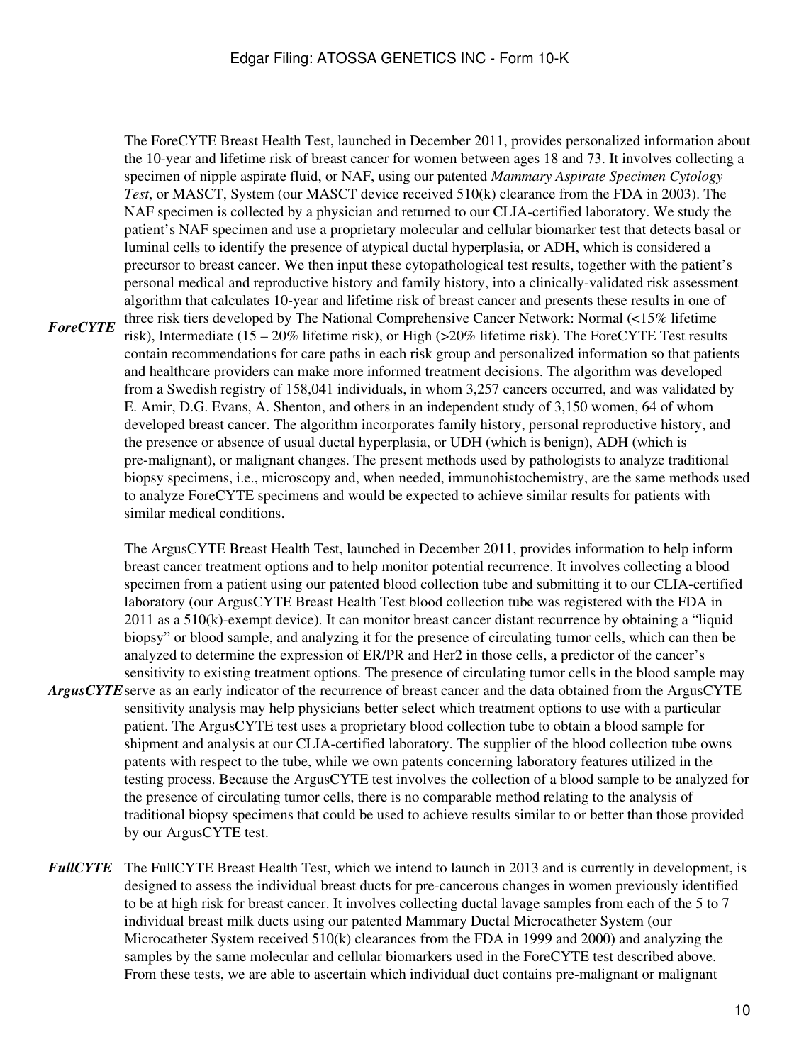***ForeCYTE*** The ForeCYTE Breast Health Test, launched in December 2011, provides personalized information about the 10-year and lifetime risk of breast cancer for women between ages 18 and 73. It involves collecting a specimen of nipple aspirate fluid, or NAF, using our patented *Mammary Aspirate Specimen Cytology Test*, or MASCT, System (our MASCT device received 510(k) clearance from the FDA in 2003). The NAF specimen is collected by a physician and returned to our CLIA-certified laboratory. We study the patient's NAF specimen and use a proprietary molecular and cellular biomarker test that detects basal or luminal cells to identify the presence of atypical ductal hyperplasia, or ADH, which is considered a precursor to breast cancer. We then input these cytopathological test results, together with the patient's personal medical and reproductive history and family history, into a clinically-validated risk assessment algorithm that calculates 10-year and lifetime risk of breast cancer and presents these results in one of three risk tiers developed by The National Comprehensive Cancer Network: Normal (<15% lifetime risk), Intermediate (15 – 20% lifetime risk), or High (>20% lifetime risk). The ForeCYTE Test results contain recommendations for care paths in each risk group and personalized information so that patients and healthcare providers can make more informed treatment decisions. The algorithm was developed from a Swedish registry of 158,041 individuals, in whom 3,257 cancers occurred, and was validated by E. Amir, D.G. Evans, A. Shenton, and others in an independent study of 3,150 women, 64 of whom developed breast cancer. The algorithm incorporates family history, personal reproductive history, and the presence or absence of usual ductal hyperplasia, or UDH (which is benign), ADH (which is pre-malignant), or malignant changes. The present methods used by pathologists to analyze traditional biopsy specimens, i.e., microscopy and, when needed, immunohistochemistry, are the same methods used to analyze ForeCYTE specimens and would be expected to achieve similar results for patients with similar medical conditions.

***ArgusCYTE*** The ArgusCYTE Breast Health Test, launched in December 2011, provides information to help inform breast cancer treatment options and to help monitor potential recurrence. It involves collecting a blood specimen from a patient using our patented blood collection tube and submitting it to our CLIA-certified laboratory (our ArgusCYTE Breast Health Test blood collection tube was registered with the FDA in 2011 as a 510(k)-exempt device). It can monitor breast cancer distant recurrence by obtaining a "liquid biopsy" or blood sample, and analyzing it for the presence of circulating tumor cells, which can then be analyzed to determine the expression of ER/PR and Her2 in those cells, a predictor of the cancer's sensitivity to existing treatment options. The presence of circulating tumor cells in the blood sample may serve as an early indicator of the recurrence of breast cancer and the data obtained from the ArgusCYTE sensitivity analysis may help physicians better select which treatment options to use with a particular patient. The ArgusCYTE test uses a proprietary blood collection tube to obtain a blood sample for shipment and analysis at our CLIA-certified laboratory. The supplier of the blood collection tube owns patents with respect to the tube, while we own patents concerning laboratory features utilized in the testing process. Because the ArgusCYTE test involves the collection of a blood sample to be analyzed for the presence of circulating tumor cells, there is no comparable method relating to the analysis of traditional biopsy specimens that could be used to achieve results similar to or better than those provided by our ArgusCYTE test.

***FullCYTE*** The FullCYTE Breast Health Test, which we intend to launch in 2013 and is currently in development, is designed to assess the individual breast ducts for pre-cancerous changes in women previously identified to be at high risk for breast cancer. It involves collecting ductal lavage samples from each of the 5 to 7 individual breast milk ducts using our patented Mammary Ductal Microcatheter System (our Microcatheter System received 510(k) clearances from the FDA in 1999 and 2000) and analyzing the samples by the same molecular and cellular biomarkers used in the ForeCYTE test described above. From these tests, we are able to ascertain which individual duct contains pre-malignant or malignant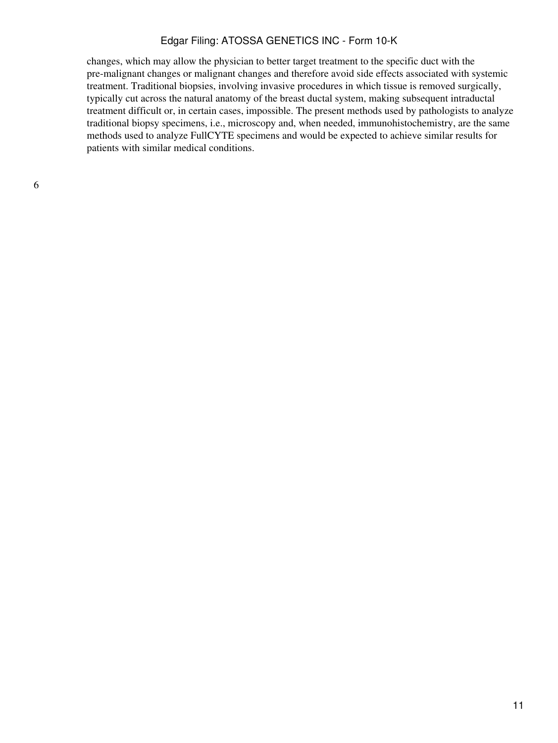changes, which may allow the physician to better target treatment to the specific duct with the pre-malignant changes or malignant changes and therefore avoid side effects associated with systemic treatment. Traditional biopsies, involving invasive procedures in which tissue is removed surgically, typically cut across the natural anatomy of the breast ductal system, making subsequent intraductal treatment difficult or, in certain cases, impossible. The present methods used by pathologists to analyze traditional biopsy specimens, i.e., microscopy and, when needed, immunohistochemistry, are the same methods used to analyze FullCYTE specimens and would be expected to achieve similar results for patients with similar medical conditions.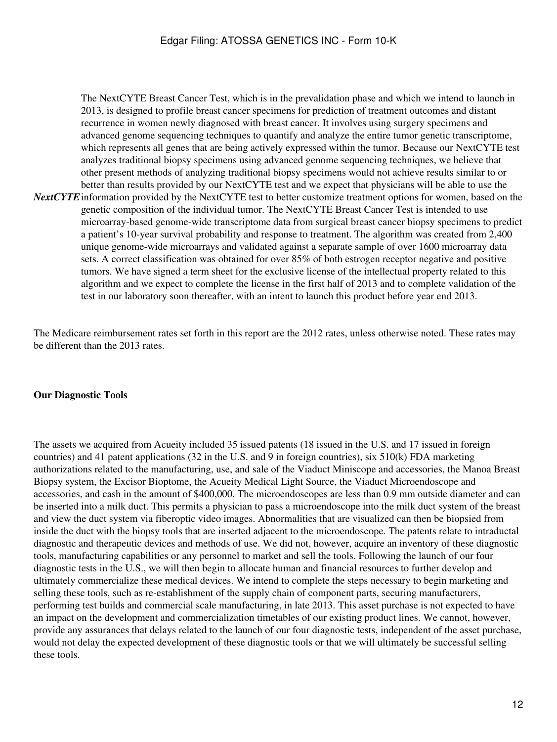| | |
|---|---|
| ***NextCYTE*** | The NextCYTE Breast Cancer Test, which is in the prevalidation phase and which we intend to launch in 2013, is designed to profile breast cancer specimens for prediction of treatment outcomes and distant recurrence in women newly diagnosed with breast cancer. It involves using surgery specimens and advanced genome sequencing techniques to quantify and analyze the entire tumor genetic transcriptome, which represents all genes that are being actively expressed within the tumor. Because our NextCYTE test analyzes traditional biopsy specimens using advanced genome sequencing techniques, we believe that other present methods of analyzing traditional biopsy specimens would not achieve results similar to or better than results provided by our NextCYTE test and we expect that physicians will be able to use the information provided by the NextCYTE test to better customize treatment options for women, based on the genetic composition of the individual tumor. The NextCYTE Breast Cancer Test is intended to use microarray-based genome-wide transcriptome data from surgical breast cancer biopsy specimens to predict a patient's 10-year survival probability and response to treatment. The algorithm was created from 2,400 unique genome-wide microarrays and validated against a separate sample of over 1600 microarray data sets. A correct classification was obtained for over 85% of both estrogen receptor negative and positive tumors. We have signed a term sheet for the exclusive license of the intellectual property related to this algorithm and we expect to complete the license in the first half of 2013 and to complete validation of the test in our laboratory soon thereafter, with an intent to launch this product before year end 2013. |

The Medicare reimbursement rates set forth in this report are the 2012 rates, unless otherwise noted. These rates may be different than the 2013 rates.

**Our Diagnostic Tools**

The assets we acquired from Acueity included 35 issued patents (18 issued in the U.S. and 17 issued in foreign countries) and 41 patent applications (32 in the U.S. and 9 in foreign countries), six 510(k) FDA marketing authorizations related to the manufacturing, use, and sale of the Viaduct Miniscope and accessories, the Manoa Breast Biopsy system, the Excisor Bioptome, the Acueity Medical Light Source, the Viaduct Microendoscope and accessories, and cash in the amount of $400,000. The microendoscopes are less than 0.9 mm outside diameter and can be inserted into a milk duct. This permits a physician to pass a microendoscope into the milk duct system of the breast and view the duct system via fiberoptic video images. Abnormalities that are visualized can then be biopsied from inside the duct with the biopsy tools that are inserted adjacent to the microendoscope. The patents relate to intraductal diagnostic and therapeutic devices and methods of use. We did not, however, acquire an inventory of these diagnostic tools, manufacturing capabilities or any personnel to market and sell the tools. Following the launch of our four diagnostic tests in the U.S., we will then begin to allocate human and financial resources to further develop and ultimately commercialize these medical devices. We intend to complete the steps necessary to begin marketing and selling these tools, such as re-establishment of the supply chain of component parts, securing manufacturers, performing test builds and commercial scale manufacturing, in late 2013. This asset purchase is not expected to have an impact on the development and commercialization timetables of our existing product lines. We cannot, however, provide any assurances that delays related to the launch of our four diagnostic tests, independent of the asset purchase, would not delay the expected development of these diagnostic tools or that we will ultimately be successful selling these tools.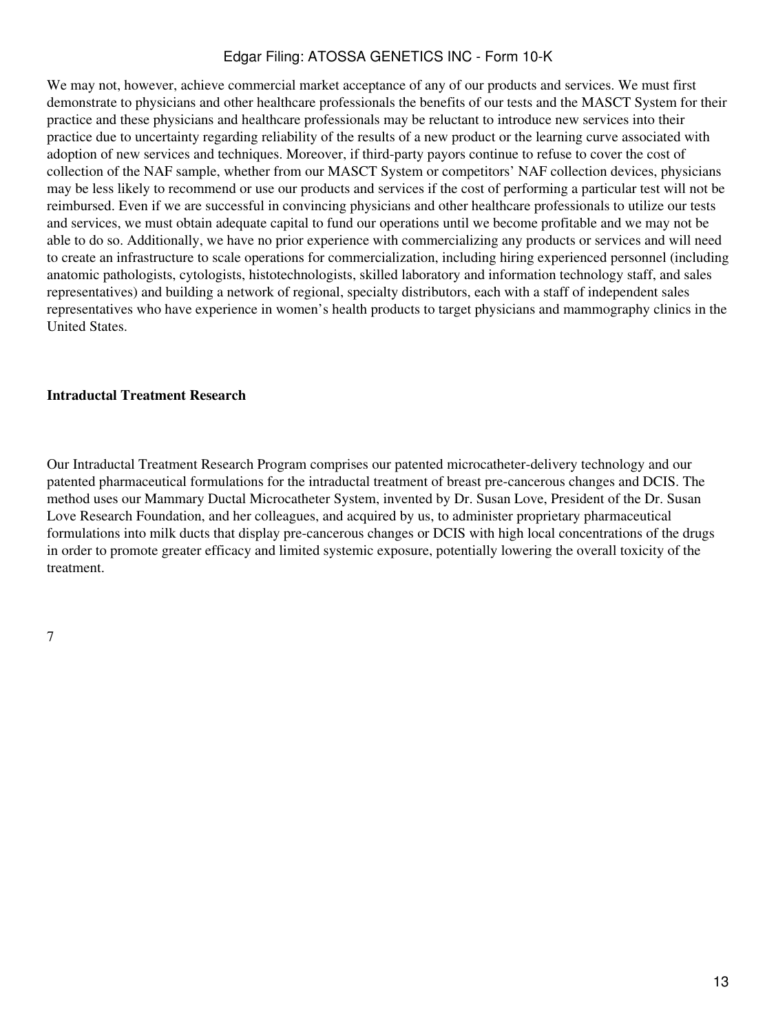We may not, however, achieve commercial market acceptance of any of our products and services. We must first demonstrate to physicians and other healthcare professionals the benefits of our tests and the MASCT System for their practice and these physicians and healthcare professionals may be reluctant to introduce new services into their practice due to uncertainty regarding reliability of the results of a new product or the learning curve associated with adoption of new services and techniques. Moreover, if third-party payors continue to refuse to cover the cost of collection of the NAF sample, whether from our MASCT System or competitors' NAF collection devices, physicians may be less likely to recommend or use our products and services if the cost of performing a particular test will not be reimbursed. Even if we are successful in convincing physicians and other healthcare professionals to utilize our tests and services, we must obtain adequate capital to fund our operations until we become profitable and we may not be able to do so. Additionally, we have no prior experience with commercializing any products or services and will need to create an infrastructure to scale operations for commercialization, including hiring experienced personnel (including anatomic pathologists, cytologists, histotechnologists, skilled laboratory and information technology staff, and sales representatives) and building a network of regional, specialty distributors, each with a staff of independent sales representatives who have experience in women's health products to target physicians and mammography clinics in the United States.

**Intraductal Treatment Research**

Our Intraductal Treatment Research Program comprises our patented microcatheter-delivery technology and our patented pharmaceutical formulations for the intraductal treatment of breast pre-cancerous changes and DCIS. The method uses our Mammary Ductal Microcatheter System, invented by Dr. Susan Love, President of the Dr. Susan Love Research Foundation, and her colleagues, and acquired by us, to administer proprietary pharmaceutical formulations into milk ducts that display pre-cancerous changes or DCIS with high local concentrations of the drugs in order to promote greater efficacy and limited systemic exposure, potentially lowering the overall toxicity of the treatment.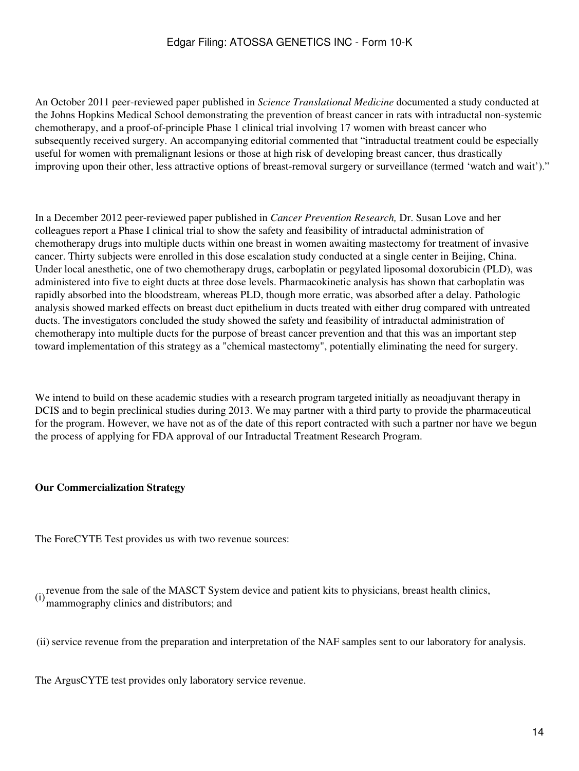An October 2011 peer-reviewed paper published in *Science Translational Medicine* documented a study conducted at the Johns Hopkins Medical School demonstrating the prevention of breast cancer in rats with intraductal non-systemic chemotherapy, and a proof-of-principle Phase 1 clinical trial involving 17 women with breast cancer who subsequently received surgery. An accompanying editorial commented that "intraductal treatment could be especially useful for women with premalignant lesions or those at high risk of developing breast cancer, thus drastically improving upon their other, less attractive options of breast-removal surgery or surveillance (termed 'watch and wait')."

In a December 2012 peer-reviewed paper published in *Cancer Prevention Research,* Dr. Susan Love and her colleagues report a Phase I clinical trial to show the safety and feasibility of intraductal administration of chemotherapy drugs into multiple ducts within one breast in women awaiting mastectomy for treatment of invasive cancer. Thirty subjects were enrolled in this dose escalation study conducted at a single center in Beijing, China. Under local anesthetic, one of two chemotherapy drugs, carboplatin or pegylated liposomal doxorubicin (PLD), was administered into five to eight ducts at three dose levels. Pharmacokinetic analysis has shown that carboplatin was rapidly absorbed into the bloodstream, whereas PLD, though more erratic, was absorbed after a delay. Pathologic analysis showed marked effects on breast duct epithelium in ducts treated with either drug compared with untreated ducts. The investigators concluded the study showed the safety and feasibility of intraductal administration of chemotherapy into multiple ducts for the purpose of breast cancer prevention and that this was an important step toward implementation of this strategy as a "chemical mastectomy", potentially eliminating the need for surgery.

We intend to build on these academic studies with a research program targeted initially as neoadjuvant therapy in DCIS and to begin preclinical studies during 2013. We may partner with a third party to provide the pharmaceutical for the program. However, we have not as of the date of this report contracted with such a partner nor have we begun the process of applying for FDA approval of our Intraductal Treatment Research Program.

**Our Commercialization Strategy**

The ForeCYTE Test provides us with two revenue sources:

(i) revenue from the sale of the MASCT System device and patient kits to physicians, breast health clinics, mammography clinics and distributors; and

(ii) service revenue from the preparation and interpretation of the NAF samples sent to our laboratory for analysis.

The ArgusCYTE test provides only laboratory service revenue.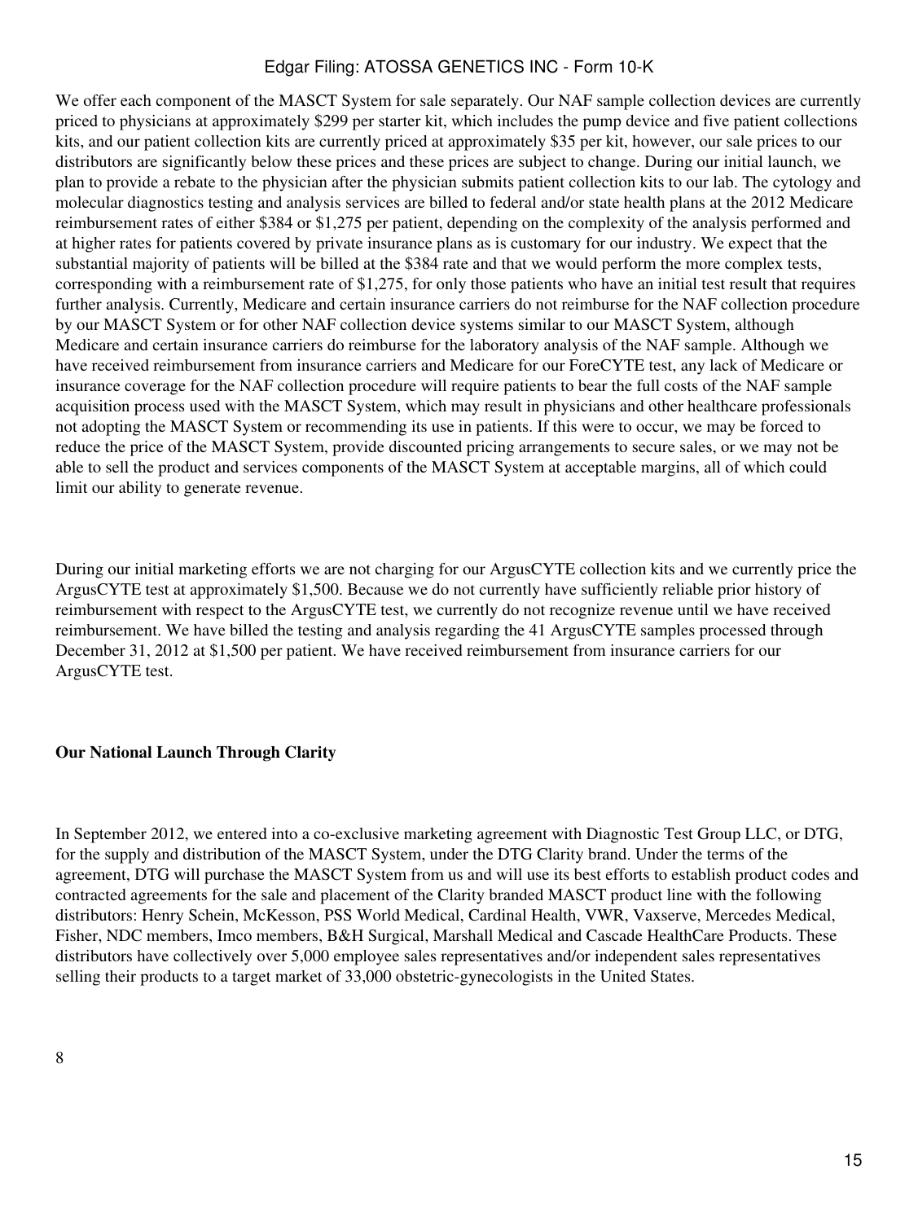We offer each component of the MASCT System for sale separately. Our NAF sample collection devices are currently priced to physicians at approximately $299 per starter kit, which includes the pump device and five patient collections kits, and our patient collection kits are currently priced at approximately $35 per kit, however, our sale prices to our distributors are significantly below these prices and these prices are subject to change. During our initial launch, we plan to provide a rebate to the physician after the physician submits patient collection kits to our lab. The cytology and molecular diagnostics testing and analysis services are billed to federal and/or state health plans at the 2012 Medicare reimbursement rates of either $384 or $1,275 per patient, depending on the complexity of the analysis performed and at higher rates for patients covered by private insurance plans as is customary for our industry. We expect that the substantial majority of patients will be billed at the $384 rate and that we would perform the more complex tests, corresponding with a reimbursement rate of $1,275, for only those patients who have an initial test result that requires further analysis. Currently, Medicare and certain insurance carriers do not reimburse for the NAF collection procedure by our MASCT System or for other NAF collection device systems similar to our MASCT System, although Medicare and certain insurance carriers do reimburse for the laboratory analysis of the NAF sample. Although we have received reimbursement from insurance carriers and Medicare for our ForeCYTE test, any lack of Medicare or insurance coverage for the NAF collection procedure will require patients to bear the full costs of the NAF sample acquisition process used with the MASCT System, which may result in physicians and other healthcare professionals not adopting the MASCT System or recommending its use in patients. If this were to occur, we may be forced to reduce the price of the MASCT System, provide discounted pricing arrangements to secure sales, or we may not be able to sell the product and services components of the MASCT System at acceptable margins, all of which could limit our ability to generate revenue.

During our initial marketing efforts we are not charging for our ArgusCYTE collection kits and we currently price the ArgusCYTE test at approximately $1,500. Because we do not currently have sufficiently reliable prior history of reimbursement with respect to the ArgusCYTE test, we currently do not recognize revenue until we have received reimbursement. We have billed the testing and analysis regarding the 41 ArgusCYTE samples processed through December 31, 2012 at $1,500 per patient. We have received reimbursement from insurance carriers for our ArgusCYTE test.

**Our National Launch Through Clarity**

In September 2012, we entered into a co-exclusive marketing agreement with Diagnostic Test Group LLC, or DTG, for the supply and distribution of the MASCT System, under the DTG Clarity brand. Under the terms of the agreement, DTG will purchase the MASCT System from us and will use its best efforts to establish product codes and contracted agreements for the sale and placement of the Clarity branded MASCT product line with the following distributors: Henry Schein, McKesson, PSS World Medical, Cardinal Health, VWR, Vaxserve, Mercedes Medical, Fisher, NDC members, Imco members, B&H Surgical, Marshall Medical and Cascade HealthCare Products. These distributors have collectively over 5,000 employee sales representatives and/or independent sales representatives selling their products to a target market of 33,000 obstetric-gynecologists in the United States.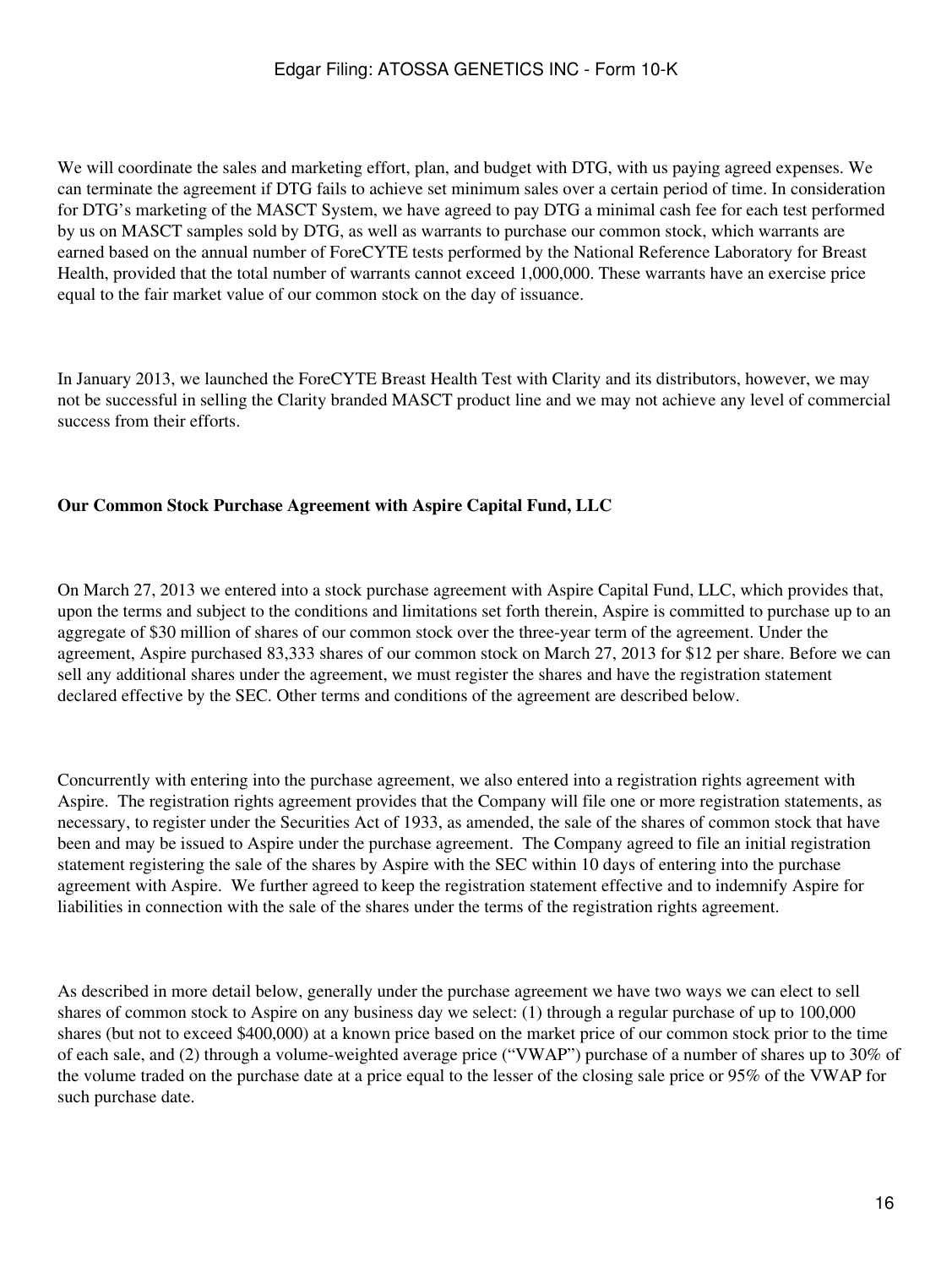We will coordinate the sales and marketing effort, plan, and budget with DTG, with us paying agreed expenses. We can terminate the agreement if DTG fails to achieve set minimum sales over a certain period of time. In consideration for DTG's marketing of the MASCT System, we have agreed to pay DTG a minimal cash fee for each test performed by us on MASCT samples sold by DTG, as well as warrants to purchase our common stock, which warrants are earned based on the annual number of ForeCYTE tests performed by the National Reference Laboratory for Breast Health, provided that the total number of warrants cannot exceed 1,000,000. These warrants have an exercise price equal to the fair market value of our common stock on the day of issuance.

In January 2013, we launched the ForeCYTE Breast Health Test with Clarity and its distributors, however, we may not be successful in selling the Clarity branded MASCT product line and we may not achieve any level of commercial success from their efforts.

**Our Common Stock Purchase Agreement with Aspire Capital Fund, LLC**

On March 27, 2013 we entered into a stock purchase agreement with Aspire Capital Fund, LLC, which provides that, upon the terms and subject to the conditions and limitations set forth therein, Aspire is committed to purchase up to an aggregate of $30 million of shares of our common stock over the three-year term of the agreement. Under the agreement, Aspire purchased 83,333 shares of our common stock on March 27, 2013 for $12 per share. Before we can sell any additional shares under the agreement, we must register the shares and have the registration statement declared effective by the SEC. Other terms and conditions of the agreement are described below.

Concurrently with entering into the purchase agreement, we also entered into a registration rights agreement with Aspire. The registration rights agreement provides that the Company will file one or more registration statements, as necessary, to register under the Securities Act of 1933, as amended, the sale of the shares of common stock that have been and may be issued to Aspire under the purchase agreement. The Company agreed to file an initial registration statement registering the sale of the shares by Aspire with the SEC within 10 days of entering into the purchase agreement with Aspire. We further agreed to keep the registration statement effective and to indemnify Aspire for liabilities in connection with the sale of the shares under the terms of the registration rights agreement.

As described in more detail below, generally under the purchase agreement we have two ways we can elect to sell shares of common stock to Aspire on any business day we select: (1) through a regular purchase of up to 100,000 shares (but not to exceed $400,000) at a known price based on the market price of our common stock prior to the time of each sale, and (2) through a volume-weighted average price ("VWAP") purchase of a number of shares up to 30% of the volume traded on the purchase date at a price equal to the lesser of the closing sale price or 95% of the VWAP for such purchase date.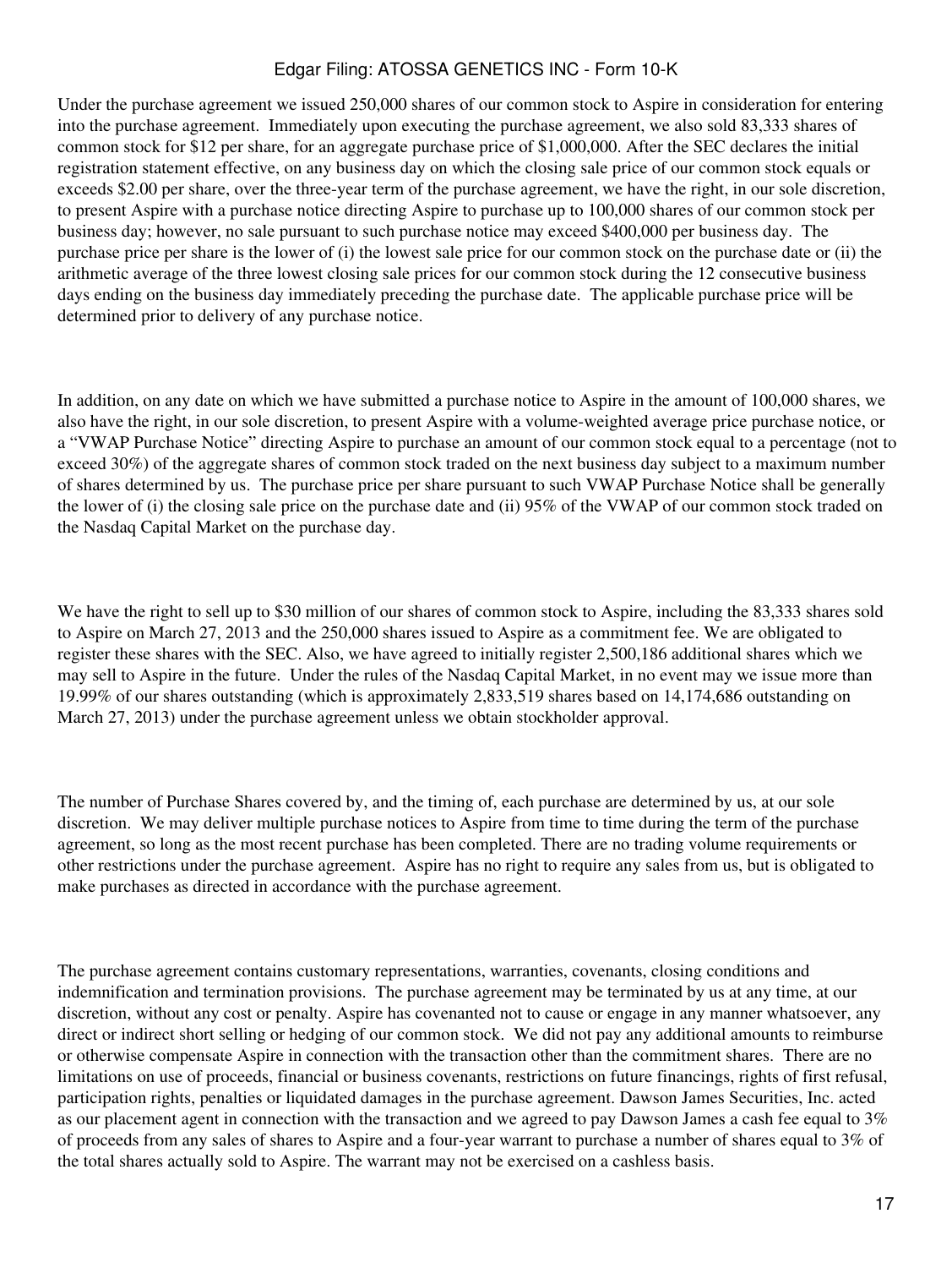Under the purchase agreement we issued 250,000 shares of our common stock to Aspire in consideration for entering into the purchase agreement. Immediately upon executing the purchase agreement, we also sold 83,333 shares of common stock for $12 per share, for an aggregate purchase price of $1,000,000. After the SEC declares the initial registration statement effective, on any business day on which the closing sale price of our common stock equals or exceeds $2.00 per share, over the three-year term of the purchase agreement, we have the right, in our sole discretion, to present Aspire with a purchase notice directing Aspire to purchase up to 100,000 shares of our common stock per business day; however, no sale pursuant to such purchase notice may exceed $400,000 per business day. The purchase price per share is the lower of (i) the lowest sale price for our common stock on the purchase date or (ii) the arithmetic average of the three lowest closing sale prices for our common stock during the 12 consecutive business days ending on the business day immediately preceding the purchase date. The applicable purchase price will be determined prior to delivery of any purchase notice.

In addition, on any date on which we have submitted a purchase notice to Aspire in the amount of 100,000 shares, we also have the right, in our sole discretion, to present Aspire with a volume-weighted average price purchase notice, or a "VWAP Purchase Notice" directing Aspire to purchase an amount of our common stock equal to a percentage (not to exceed 30%) of the aggregate shares of common stock traded on the next business day subject to a maximum number of shares determined by us. The purchase price per share pursuant to such VWAP Purchase Notice shall be generally the lower of (i) the closing sale price on the purchase date and (ii) 95% of the VWAP of our common stock traded on the Nasdaq Capital Market on the purchase day.

We have the right to sell up to $30 million of our shares of common stock to Aspire, including the 83,333 shares sold to Aspire on March 27, 2013 and the 250,000 shares issued to Aspire as a commitment fee. We are obligated to register these shares with the SEC. Also, we have agreed to initially register 2,500,186 additional shares which we may sell to Aspire in the future. Under the rules of the Nasdaq Capital Market, in no event may we issue more than 19.99% of our shares outstanding (which is approximately 2,833,519 shares based on 14,174,686 outstanding on March 27, 2013) under the purchase agreement unless we obtain stockholder approval.

The number of Purchase Shares covered by, and the timing of, each purchase are determined by us, at our sole discretion. We may deliver multiple purchase notices to Aspire from time to time during the term of the purchase agreement, so long as the most recent purchase has been completed. There are no trading volume requirements or other restrictions under the purchase agreement. Aspire has no right to require any sales from us, but is obligated to make purchases as directed in accordance with the purchase agreement.

The purchase agreement contains customary representations, warranties, covenants, closing conditions and indemnification and termination provisions. The purchase agreement may be terminated by us at any time, at our discretion, without any cost or penalty. Aspire has covenanted not to cause or engage in any manner whatsoever, any direct or indirect short selling or hedging of our common stock. We did not pay any additional amounts to reimburse or otherwise compensate Aspire in connection with the transaction other than the commitment shares. There are no limitations on use of proceeds, financial or business covenants, restrictions on future financings, rights of first refusal, participation rights, penalties or liquidated damages in the purchase agreement. Dawson James Securities, Inc. acted as our placement agent in connection with the transaction and we agreed to pay Dawson James a cash fee equal to 3% of proceeds from any sales of shares to Aspire and a four-year warrant to purchase a number of shares equal to 3% of the total shares actually sold to Aspire. The warrant may not be exercised on a cashless basis.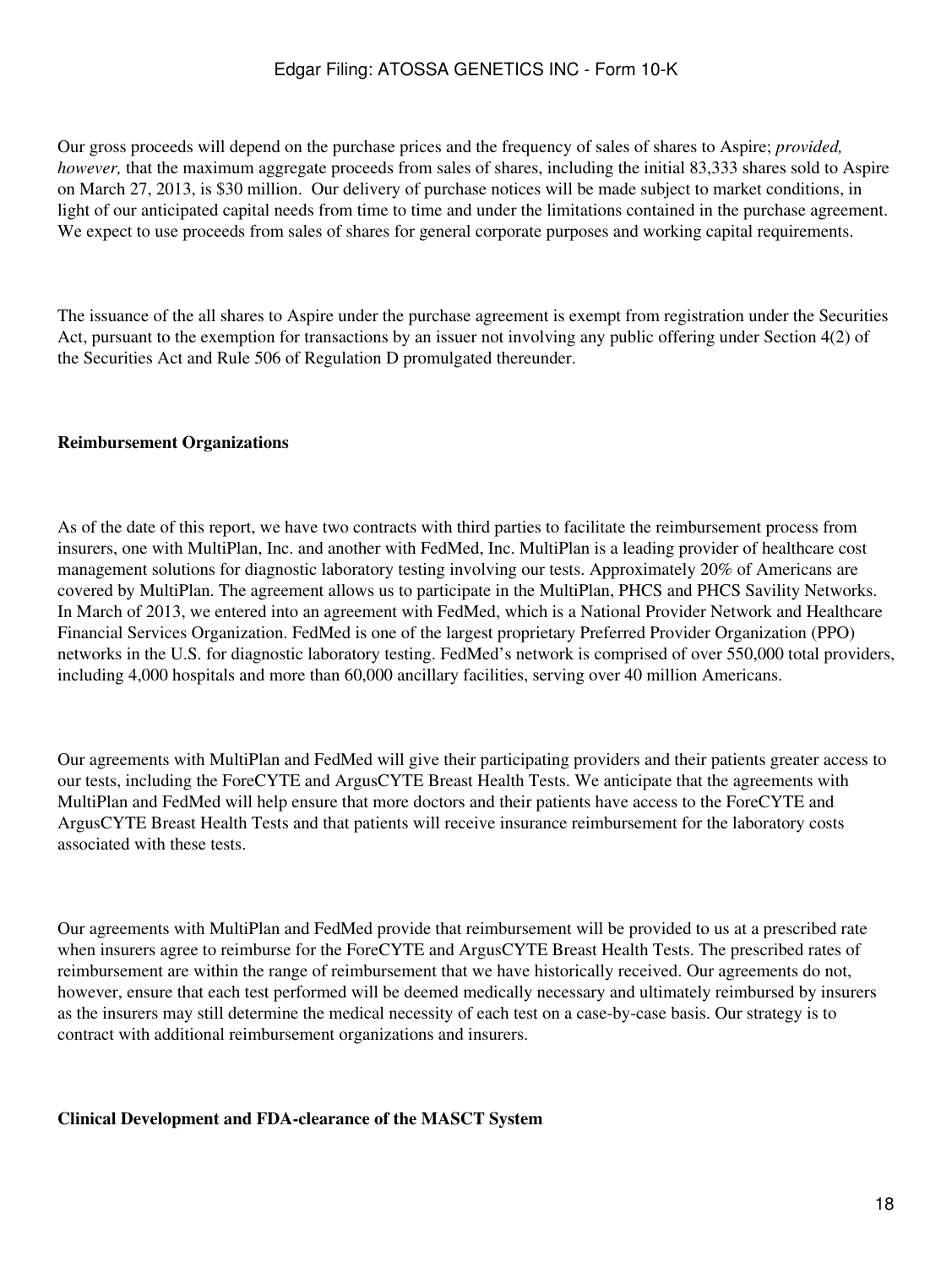Our gross proceeds will depend on the purchase prices and the frequency of sales of shares to Aspire; *provided, however,* that the maximum aggregate proceeds from sales of shares, including the initial 83,333 shares sold to Aspire on March 27, 2013, is $30 million. Our delivery of purchase notices will be made subject to market conditions, in light of our anticipated capital needs from time to time and under the limitations contained in the purchase agreement. We expect to use proceeds from sales of shares for general corporate purposes and working capital requirements.

The issuance of the all shares to Aspire under the purchase agreement is exempt from registration under the Securities Act, pursuant to the exemption for transactions by an issuer not involving any public offering under Section 4(2) of the Securities Act and Rule 506 of Regulation D promulgated thereunder.

**Reimbursement Organizations**

As of the date of this report, we have two contracts with third parties to facilitate the reimbursement process from insurers, one with MultiPlan, Inc. and another with FedMed, Inc. MultiPlan is a leading provider of healthcare cost management solutions for diagnostic laboratory testing involving our tests. Approximately 20% of Americans are covered by MultiPlan. The agreement allows us to participate in the MultiPlan, PHCS and PHCS Savility Networks. In March of 2013, we entered into an agreement with FedMed, which is a National Provider Network and Healthcare Financial Services Organization. FedMed is one of the largest proprietary Preferred Provider Organization (PPO) networks in the U.S. for diagnostic laboratory testing. FedMed's network is comprised of over 550,000 total providers, including 4,000 hospitals and more than 60,000 ancillary facilities, serving over 40 million Americans.

Our agreements with MultiPlan and FedMed will give their participating providers and their patients greater access to our tests, including the ForeCYTE and ArgusCYTE Breast Health Tests. We anticipate that the agreements with MultiPlan and FedMed will help ensure that more doctors and their patients have access to the ForeCYTE and ArgusCYTE Breast Health Tests and that patients will receive insurance reimbursement for the laboratory costs associated with these tests.

Our agreements with MultiPlan and FedMed provide that reimbursement will be provided to us at a prescribed rate when insurers agree to reimburse for the ForeCYTE and ArgusCYTE Breast Health Tests. The prescribed rates of reimbursement are within the range of reimbursement that we have historically received. Our agreements do not, however, ensure that each test performed will be deemed medically necessary and ultimately reimbursed by insurers as the insurers may still determine the medical necessity of each test on a case-by-case basis. Our strategy is to contract with additional reimbursement organizations and insurers.

**Clinical Development and FDA-clearance of the MASCT System**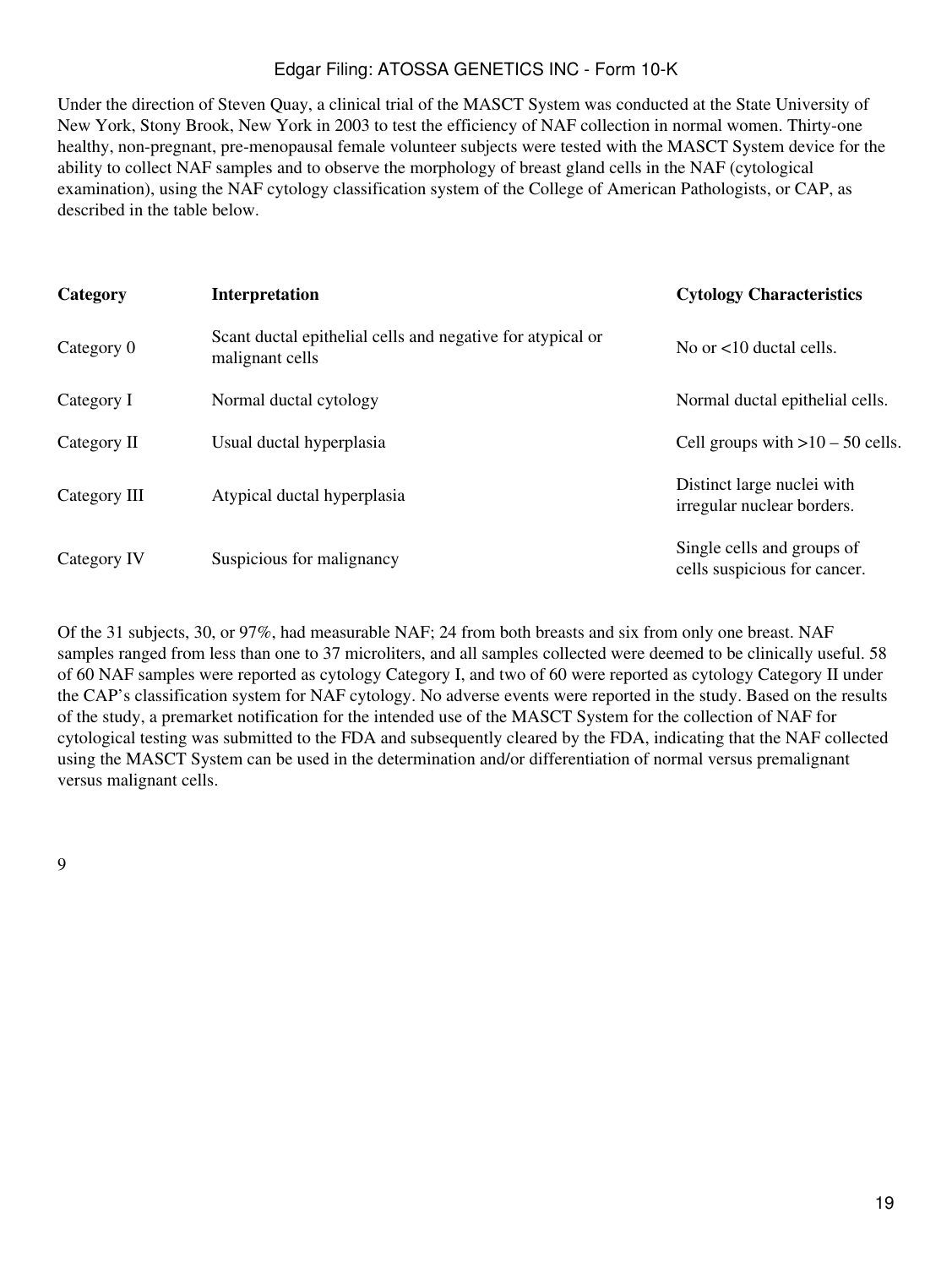Under the direction of Steven Quay, a clinical trial of the MASCT System was conducted at the State University of New York, Stony Brook, New York in 2003 to test the efficiency of NAF collection in normal women. Thirty-one healthy, non-pregnant, pre-menopausal female volunteer subjects were tested with the MASCT System device for the ability to collect NAF samples and to observe the morphology of breast gland cells in the NAF (cytological examination), using the NAF cytology classification system of the College of American Pathologists, or CAP, as described in the table below.

| **Category** | **Interpretation** | **Cytology Characteristics** |
|---|---|---|
| Category 0 | Scant ductal epithelial cells and negative for atypical or malignant cells | No or <10 ductal cells. |
| Category I | Normal ductal cytology | Normal ductal epithelial cells. |
| Category II | Usual ductal hyperplasia | Cell groups with >10 – 50 cells. |
| Category III | Atypical ductal hyperplasia | Distinct large nuclei with irregular nuclear borders. |
| Category IV | Suspicious for malignancy | Single cells and groups of cells suspicious for cancer. |

Of the 31 subjects, 30, or 97%, had measurable NAF; 24 from both breasts and six from only one breast. NAF samples ranged from less than one to 37 microliters, and all samples collected were deemed to be clinically useful. 58 of 60 NAF samples were reported as cytology Category I, and two of 60 were reported as cytology Category II under the CAP's classification system for NAF cytology. No adverse events were reported in the study. Based on the results of the study, a premarket notification for the intended use of the MASCT System for the collection of NAF for cytological testing was submitted to the FDA and subsequently cleared by the FDA, indicating that the NAF collected using the MASCT System can be used in the determination and/or differentiation of normal versus premalignant versus malignant cells.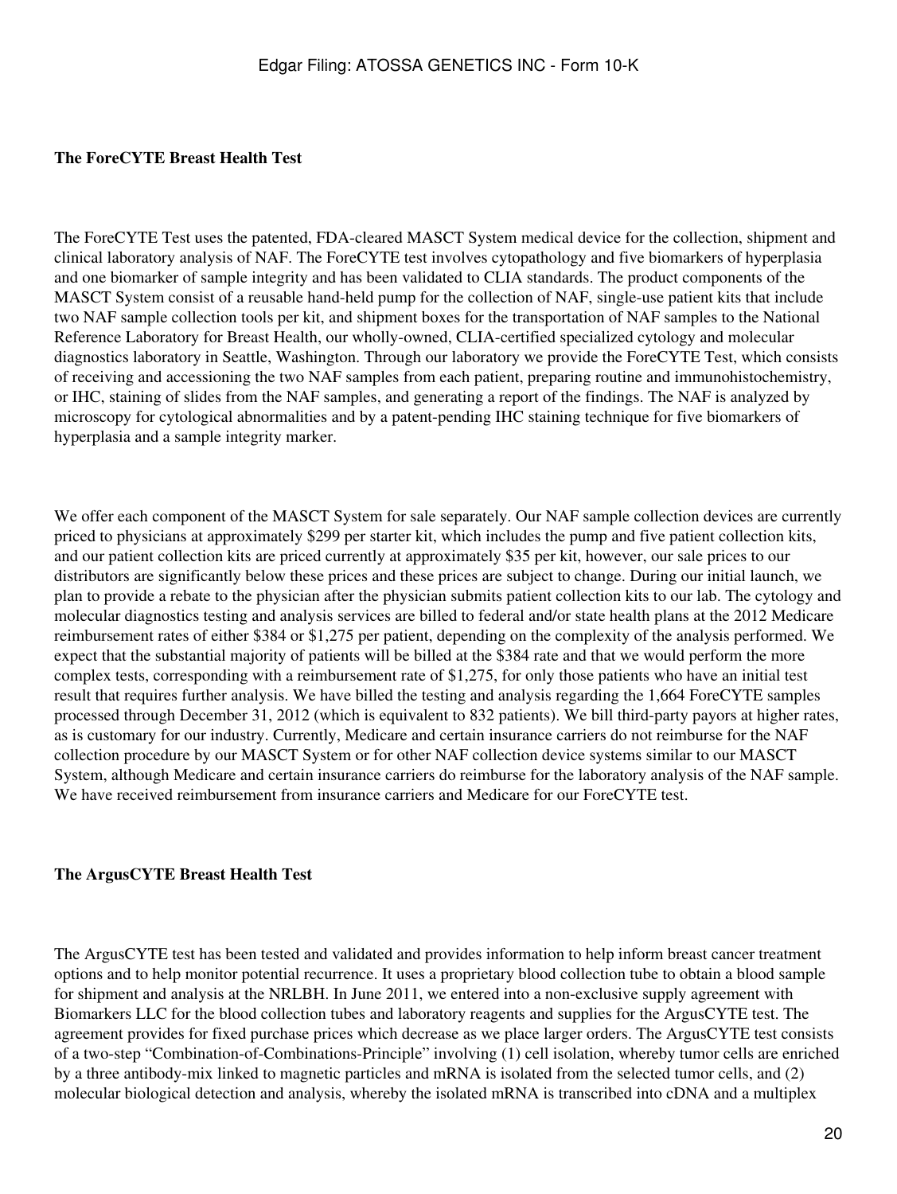**The ForeCYTE Breast Health Test**

The ForeCYTE Test uses the patented, FDA-cleared MASCT System medical device for the collection, shipment and clinical laboratory analysis of NAF. The ForeCYTE test involves cytopathology and five biomarkers of hyperplasia and one biomarker of sample integrity and has been validated to CLIA standards. The product components of the MASCT System consist of a reusable hand-held pump for the collection of NAF, single-use patient kits that include two NAF sample collection tools per kit, and shipment boxes for the transportation of NAF samples to the National Reference Laboratory for Breast Health, our wholly-owned, CLIA-certified specialized cytology and molecular diagnostics laboratory in Seattle, Washington. Through our laboratory we provide the ForeCYTE Test, which consists of receiving and accessioning the two NAF samples from each patient, preparing routine and immunohistochemistry, or IHC, staining of slides from the NAF samples, and generating a report of the findings. The NAF is analyzed by microscopy for cytological abnormalities and by a patent-pending IHC staining technique for five biomarkers of hyperplasia and a sample integrity marker.

We offer each component of the MASCT System for sale separately. Our NAF sample collection devices are currently priced to physicians at approximately $299 per starter kit, which includes the pump and five patient collection kits, and our patient collection kits are priced currently at approximately $35 per kit, however, our sale prices to our distributors are significantly below these prices and these prices are subject to change. During our initial launch, we plan to provide a rebate to the physician after the physician submits patient collection kits to our lab. The cytology and molecular diagnostics testing and analysis services are billed to federal and/or state health plans at the 2012 Medicare reimbursement rates of either $384 or $1,275 per patient, depending on the complexity of the analysis performed. We expect that the substantial majority of patients will be billed at the $384 rate and that we would perform the more complex tests, corresponding with a reimbursement rate of $1,275, for only those patients who have an initial test result that requires further analysis. We have billed the testing and analysis regarding the 1,664 ForeCYTE samples processed through December 31, 2012 (which is equivalent to 832 patients). We bill third-party payors at higher rates, as is customary for our industry. Currently, Medicare and certain insurance carriers do not reimburse for the NAF collection procedure by our MASCT System or for other NAF collection device systems similar to our MASCT System, although Medicare and certain insurance carriers do reimburse for the laboratory analysis of the NAF sample. We have received reimbursement from insurance carriers and Medicare for our ForeCYTE test.

**The ArgusCYTE Breast Health Test**

The ArgusCYTE test has been tested and validated and provides information to help inform breast cancer treatment options and to help monitor potential recurrence. It uses a proprietary blood collection tube to obtain a blood sample for shipment and analysis at the NRLBH. In June 2011, we entered into a non-exclusive supply agreement with Biomarkers LLC for the blood collection tubes and laboratory reagents and supplies for the ArgusCYTE test. The agreement provides for fixed purchase prices which decrease as we place larger orders. The ArgusCYTE test consists of a two-step "Combination-of-Combinations-Principle" involving (1) cell isolation, whereby tumor cells are enriched by a three antibody-mix linked to magnetic particles and mRNA is isolated from the selected tumor cells, and (2) molecular biological detection and analysis, whereby the isolated mRNA is transcribed into cDNA and a multiplex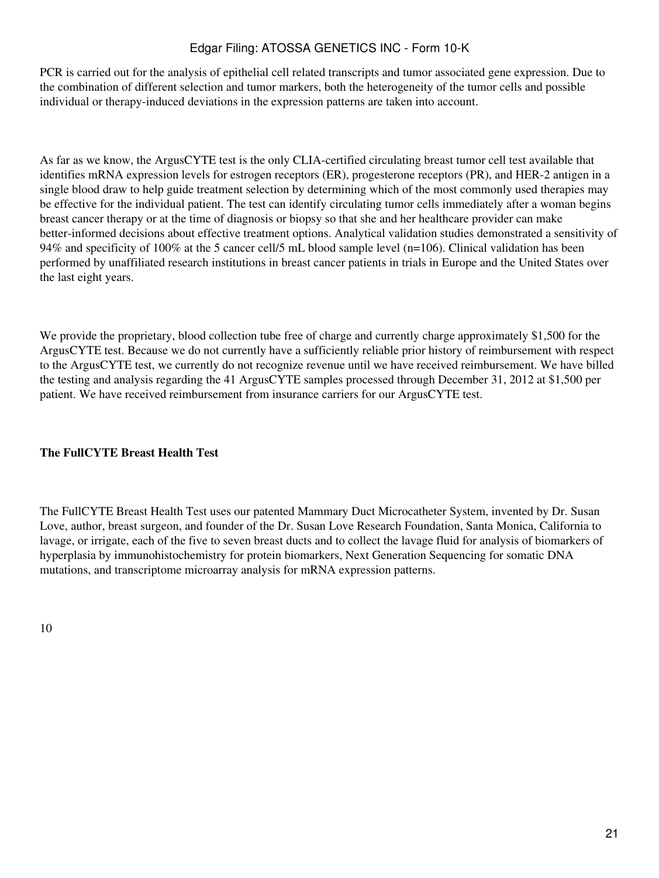PCR is carried out for the analysis of epithelial cell related transcripts and tumor associated gene expression. Due to the combination of different selection and tumor markers, both the heterogeneity of the tumor cells and possible individual or therapy-induced deviations in the expression patterns are taken into account.

As far as we know, the ArgusCYTE test is the only CLIA-certified circulating breast tumor cell test available that identifies mRNA expression levels for estrogen receptors (ER), progesterone receptors (PR), and HER-2 antigen in a single blood draw to help guide treatment selection by determining which of the most commonly used therapies may be effective for the individual patient. The test can identify circulating tumor cells immediately after a woman begins breast cancer therapy or at the time of diagnosis or biopsy so that she and her healthcare provider can make better-informed decisions about effective treatment options. Analytical validation studies demonstrated a sensitivity of 94% and specificity of 100% at the 5 cancer cell/5 mL blood sample level (n=106). Clinical validation has been performed by unaffiliated research institutions in breast cancer patients in trials in Europe and the United States over the last eight years.

We provide the proprietary, blood collection tube free of charge and currently charge approximately $1,500 for the ArgusCYTE test. Because we do not currently have a sufficiently reliable prior history of reimbursement with respect to the ArgusCYTE test, we currently do not recognize revenue until we have received reimbursement. We have billed the testing and analysis regarding the 41 ArgusCYTE samples processed through December 31, 2012 at $1,500 per patient. We have received reimbursement from insurance carriers for our ArgusCYTE test.

**The FullCYTE Breast Health Test**

The FullCYTE Breast Health Test uses our patented Mammary Duct Microcatheter System, invented by Dr. Susan Love, author, breast surgeon, and founder of the Dr. Susan Love Research Foundation, Santa Monica, California to lavage, or irrigate, each of the five to seven breast ducts and to collect the lavage fluid for analysis of biomarkers of hyperplasia by immunohistochemistry for protein biomarkers, Next Generation Sequencing for somatic DNA mutations, and transcriptome microarray analysis for mRNA expression patterns.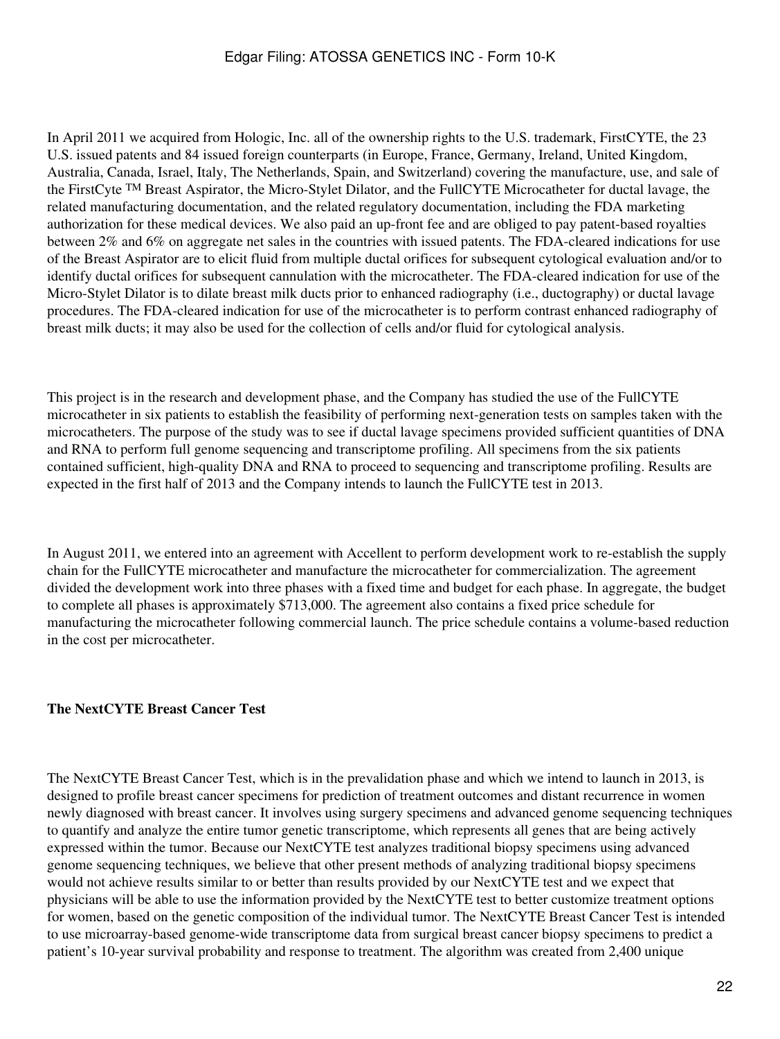In April 2011 we acquired from Hologic, Inc. all of the ownership rights to the U.S. trademark, FirstCYTE, the 23 U.S. issued patents and 84 issued foreign counterparts (in Europe, France, Germany, Ireland, United Kingdom, Australia, Canada, Israel, Italy, The Netherlands, Spain, and Switzerland) covering the manufacture, use, and sale of the FirstCyte ™ Breast Aspirator, the Micro-Stylet Dilator, and the FullCYTE Microcatheter for ductal lavage, the related manufacturing documentation, and the related regulatory documentation, including the FDA marketing authorization for these medical devices. We also paid an up-front fee and are obliged to pay patent-based royalties between 2% and 6% on aggregate net sales in the countries with issued patents. The FDA-cleared indications for use of the Breast Aspirator are to elicit fluid from multiple ductal orifices for subsequent cytological evaluation and/or to identify ductal orifices for subsequent cannulation with the microcatheter. The FDA-cleared indication for use of the Micro-Stylet Dilator is to dilate breast milk ducts prior to enhanced radiography (i.e., ductography) or ductal lavage procedures. The FDA-cleared indication for use of the microcatheter is to perform contrast enhanced radiography of breast milk ducts; it may also be used for the collection of cells and/or fluid for cytological analysis.

This project is in the research and development phase, and the Company has studied the use of the FullCYTE microcatheter in six patients to establish the feasibility of performing next-generation tests on samples taken with the microcatheters. The purpose of the study was to see if ductal lavage specimens provided sufficient quantities of DNA and RNA to perform full genome sequencing and transcriptome profiling. All specimens from the six patients contained sufficient, high-quality DNA and RNA to proceed to sequencing and transcriptome profiling. Results are expected in the first half of 2013 and the Company intends to launch the FullCYTE test in 2013.

In August 2011, we entered into an agreement with Accellent to perform development work to re-establish the supply chain for the FullCYTE microcatheter and manufacture the microcatheter for commercialization. The agreement divided the development work into three phases with a fixed time and budget for each phase. In aggregate, the budget to complete all phases is approximately $713,000. The agreement also contains a fixed price schedule for manufacturing the microcatheter following commercial launch. The price schedule contains a volume-based reduction in the cost per microcatheter.

**The NextCYTE Breast Cancer Test**

The NextCYTE Breast Cancer Test, which is in the prevalidation phase and which we intend to launch in 2013, is designed to profile breast cancer specimens for prediction of treatment outcomes and distant recurrence in women newly diagnosed with breast cancer. It involves using surgery specimens and advanced genome sequencing techniques to quantify and analyze the entire tumor genetic transcriptome, which represents all genes that are being actively expressed within the tumor. Because our NextCYTE test analyzes traditional biopsy specimens using advanced genome sequencing techniques, we believe that other present methods of analyzing traditional biopsy specimens would not achieve results similar to or better than results provided by our NextCYTE test and we expect that physicians will be able to use the information provided by the NextCYTE test to better customize treatment options for women, based on the genetic composition of the individual tumor. The NextCYTE Breast Cancer Test is intended to use microarray-based genome-wide transcriptome data from surgical breast cancer biopsy specimens to predict a patient's 10-year survival probability and response to treatment. The algorithm was created from 2,400 unique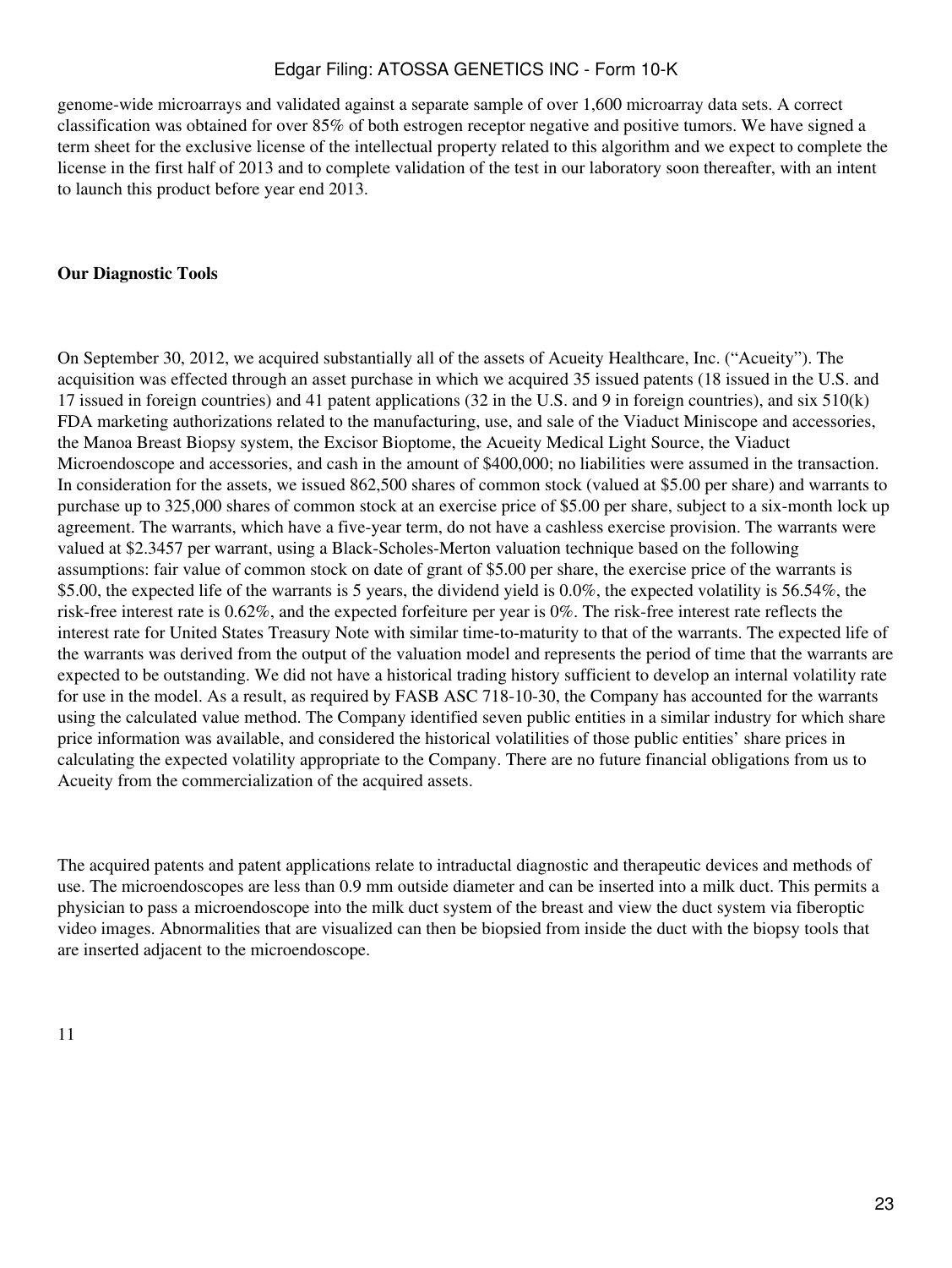genome-wide microarrays and validated against a separate sample of over 1,600 microarray data sets. A correct classification was obtained for over 85% of both estrogen receptor negative and positive tumors. We have signed a term sheet for the exclusive license of the intellectual property related to this algorithm and we expect to complete the license in the first half of 2013 and to complete validation of the test in our laboratory soon thereafter, with an intent to launch this product before year end 2013.

**Our Diagnostic Tools**

On September 30, 2012, we acquired substantially all of the assets of Acueity Healthcare, Inc. ("Acueity"). The acquisition was effected through an asset purchase in which we acquired 35 issued patents (18 issued in the U.S. and 17 issued in foreign countries) and 41 patent applications (32 in the U.S. and 9 in foreign countries), and six 510(k) FDA marketing authorizations related to the manufacturing, use, and sale of the Viaduct Miniscope and accessories, the Manoa Breast Biopsy system, the Excisor Bioptome, the Acueity Medical Light Source, the Viaduct Microendoscope and accessories, and cash in the amount of $400,000; no liabilities were assumed in the transaction. In consideration for the assets, we issued 862,500 shares of common stock (valued at $5.00 per share) and warrants to purchase up to 325,000 shares of common stock at an exercise price of $5.00 per share, subject to a six-month lock up agreement. The warrants, which have a five-year term, do not have a cashless exercise provision. The warrants were valued at $2.3457 per warrant, using a Black-Scholes-Merton valuation technique based on the following assumptions: fair value of common stock on date of grant of $5.00 per share, the exercise price of the warrants is $5.00, the expected life of the warrants is 5 years, the dividend yield is 0.0%, the expected volatility is 56.54%, the risk-free interest rate is 0.62%, and the expected forfeiture per year is 0%. The risk-free interest rate reflects the interest rate for United States Treasury Note with similar time-to-maturity to that of the warrants. The expected life of the warrants was derived from the output of the valuation model and represents the period of time that the warrants are expected to be outstanding. We did not have a historical trading history sufficient to develop an internal volatility rate for use in the model. As a result, as required by FASB ASC 718-10-30, the Company has accounted for the warrants using the calculated value method. The Company identified seven public entities in a similar industry for which share price information was available, and considered the historical volatilities of those public entities' share prices in calculating the expected volatility appropriate to the Company. There are no future financial obligations from us to Acueity from the commercialization of the acquired assets.

The acquired patents and patent applications relate to intraductal diagnostic and therapeutic devices and methods of use. The microendoscopes are less than 0.9 mm outside diameter and can be inserted into a milk duct. This permits a physician to pass a microendoscope into the milk duct system of the breast and view the duct system via fiberoptic video images. Abnormalities that are visualized can then be biopsied from inside the duct with the biopsy tools that are inserted adjacent to the microendoscope.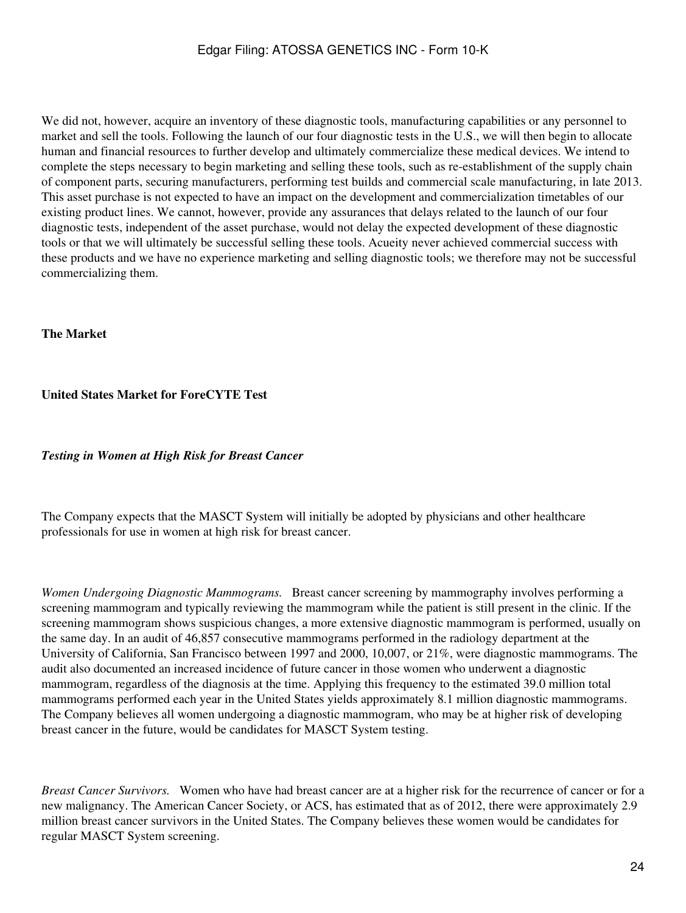We did not, however, acquire an inventory of these diagnostic tools, manufacturing capabilities or any personnel to market and sell the tools. Following the launch of our four diagnostic tests in the U.S., we will then begin to allocate human and financial resources to further develop and ultimately commercialize these medical devices. We intend to complete the steps necessary to begin marketing and selling these tools, such as re-establishment of the supply chain of component parts, securing manufacturers, performing test builds and commercial scale manufacturing, in late 2013. This asset purchase is not expected to have an impact on the development and commercialization timetables of our existing product lines. We cannot, however, provide any assurances that delays related to the launch of our four diagnostic tests, independent of the asset purchase, would not delay the expected development of these diagnostic tools or that we will ultimately be successful selling these tools. Acueity never achieved commercial success with these products and we have no experience marketing and selling diagnostic tools; we therefore may not be successful commercializing them.

**The Market**

**United States Market for ForeCYTE Test**

***Testing in Women at High Risk for Breast Cancer***

The Company expects that the MASCT System will initially be adopted by physicians and other healthcare professionals for use in women at high risk for breast cancer.

*Women Undergoing Diagnostic Mammograms.* Breast cancer screening by mammography involves performing a screening mammogram and typically reviewing the mammogram while the patient is still present in the clinic. If the screening mammogram shows suspicious changes, a more extensive diagnostic mammogram is performed, usually on the same day. In an audit of 46,857 consecutive mammograms performed in the radiology department at the University of California, San Francisco between 1997 and 2000, 10,007, or 21%, were diagnostic mammograms. The audit also documented an increased incidence of future cancer in those women who underwent a diagnostic mammogram, regardless of the diagnosis at the time. Applying this frequency to the estimated 39.0 million total mammograms performed each year in the United States yields approximately 8.1 million diagnostic mammograms. The Company believes all women undergoing a diagnostic mammogram, who may be at higher risk of developing breast cancer in the future, would be candidates for MASCT System testing.

*Breast Cancer Survivors.* Women who have had breast cancer are at a higher risk for the recurrence of cancer or for a new malignancy. The American Cancer Society, or ACS, has estimated that as of 2012, there were approximately 2.9 million breast cancer survivors in the United States. The Company believes these women would be candidates for regular MASCT System screening.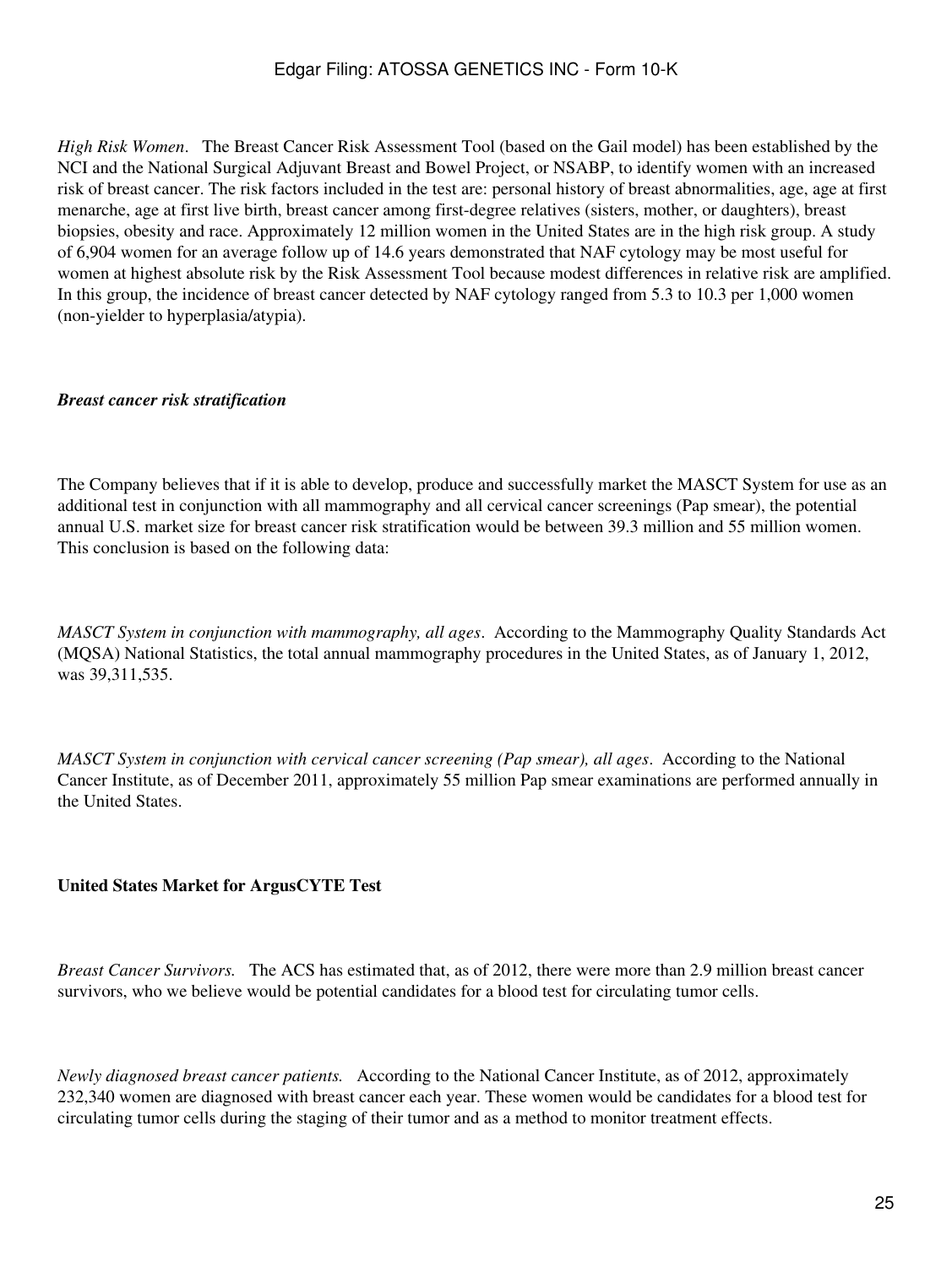*High Risk Women*. The Breast Cancer Risk Assessment Tool (based on the Gail model) has been established by the NCI and the National Surgical Adjuvant Breast and Bowel Project, or NSABP, to identify women with an increased risk of breast cancer. The risk factors included in the test are: personal history of breast abnormalities, age, age at first menarche, age at first live birth, breast cancer among first-degree relatives (sisters, mother, or daughters), breast biopsies, obesity and race. Approximately 12 million women in the United States are in the high risk group. A study of 6,904 women for an average follow up of 14.6 years demonstrated that NAF cytology may be most useful for women at highest absolute risk by the Risk Assessment Tool because modest differences in relative risk are amplified. In this group, the incidence of breast cancer detected by NAF cytology ranged from 5.3 to 10.3 per 1,000 women (non-yielder to hyperplasia/atypia).

***Breast cancer risk stratification***

The Company believes that if it is able to develop, produce and successfully market the MASCT System for use as an additional test in conjunction with all mammography and all cervical cancer screenings (Pap smear), the potential annual U.S. market size for breast cancer risk stratification would be between 39.3 million and 55 million women. This conclusion is based on the following data:

*MASCT System in conjunction with mammography, all ages*. According to the Mammography Quality Standards Act (MQSA) National Statistics, the total annual mammography procedures in the United States, as of January 1, 2012, was 39,311,535.

*MASCT System in conjunction with cervical cancer screening (Pap smear), all ages*. According to the National Cancer Institute, as of December 2011, approximately 55 million Pap smear examinations are performed annually in the United States.

**United States Market for ArgusCYTE Test**

*Breast Cancer Survivors.* The ACS has estimated that, as of 2012, there were more than 2.9 million breast cancer survivors, who we believe would be potential candidates for a blood test for circulating tumor cells.

*Newly diagnosed breast cancer patients.* According to the National Cancer Institute, as of 2012, approximately 232,340 women are diagnosed with breast cancer each year. These women would be candidates for a blood test for circulating tumor cells during the staging of their tumor and as a method to monitor treatment effects.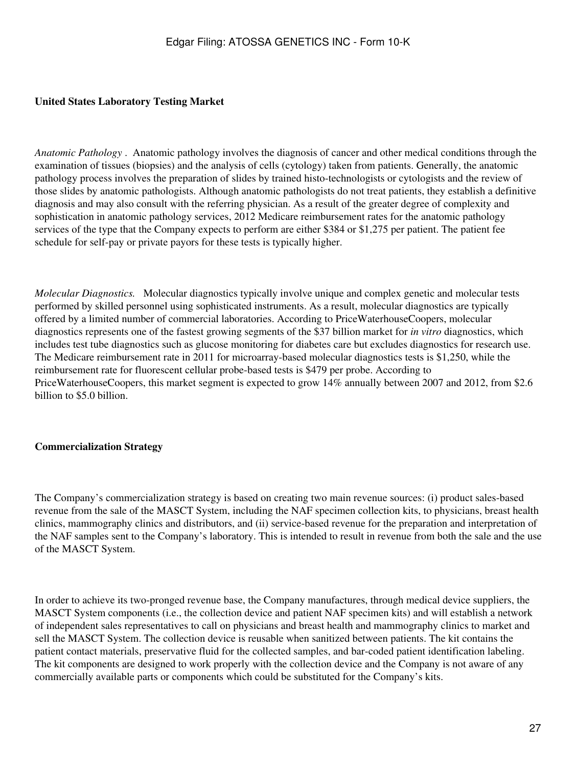**United States Laboratory Testing Market**

*Anatomic Pathology .* Anatomic pathology involves the diagnosis of cancer and other medical conditions through the examination of tissues (biopsies) and the analysis of cells (cytology) taken from patients. Generally, the anatomic pathology process involves the preparation of slides by trained histo-technologists or cytologists and the review of those slides by anatomic pathologists. Although anatomic pathologists do not treat patients, they establish a definitive diagnosis and may also consult with the referring physician. As a result of the greater degree of complexity and sophistication in anatomic pathology services, 2012 Medicare reimbursement rates for the anatomic pathology services of the type that the Company expects to perform are either $384 or $1,275 per patient. The patient fee schedule for self-pay or private payors for these tests is typically higher.

*Molecular Diagnostics.* Molecular diagnostics typically involve unique and complex genetic and molecular tests performed by skilled personnel using sophisticated instruments. As a result, molecular diagnostics are typically offered by a limited number of commercial laboratories. According to PriceWaterhouseCoopers, molecular diagnostics represents one of the fastest growing segments of the $37 billion market for *in vitro* diagnostics, which includes test tube diagnostics such as glucose monitoring for diabetes care but excludes diagnostics for research use. The Medicare reimbursement rate in 2011 for microarray-based molecular diagnostics tests is $1,250, while the reimbursement rate for fluorescent cellular probe-based tests is $479 per probe. According to PriceWaterhouseCoopers, this market segment is expected to grow 14% annually between 2007 and 2012, from $2.6 billion to $5.0 billion.

**Commercialization Strategy**

The Company's commercialization strategy is based on creating two main revenue sources: (i) product sales-based revenue from the sale of the MASCT System, including the NAF specimen collection kits, to physicians, breast health clinics, mammography clinics and distributors, and (ii) service-based revenue for the preparation and interpretation of the NAF samples sent to the Company's laboratory. This is intended to result in revenue from both the sale and the use of the MASCT System.

In order to achieve its two-pronged revenue base, the Company manufactures, through medical device suppliers, the MASCT System components (i.e., the collection device and patient NAF specimen kits) and will establish a network of independent sales representatives to call on physicians and breast health and mammography clinics to market and sell the MASCT System. The collection device is reusable when sanitized between patients. The kit contains the patient contact materials, preservative fluid for the collected samples, and bar-coded patient identification labeling. The kit components are designed to work properly with the collection device and the Company is not aware of any commercially available parts or components which could be substituted for the Company's kits.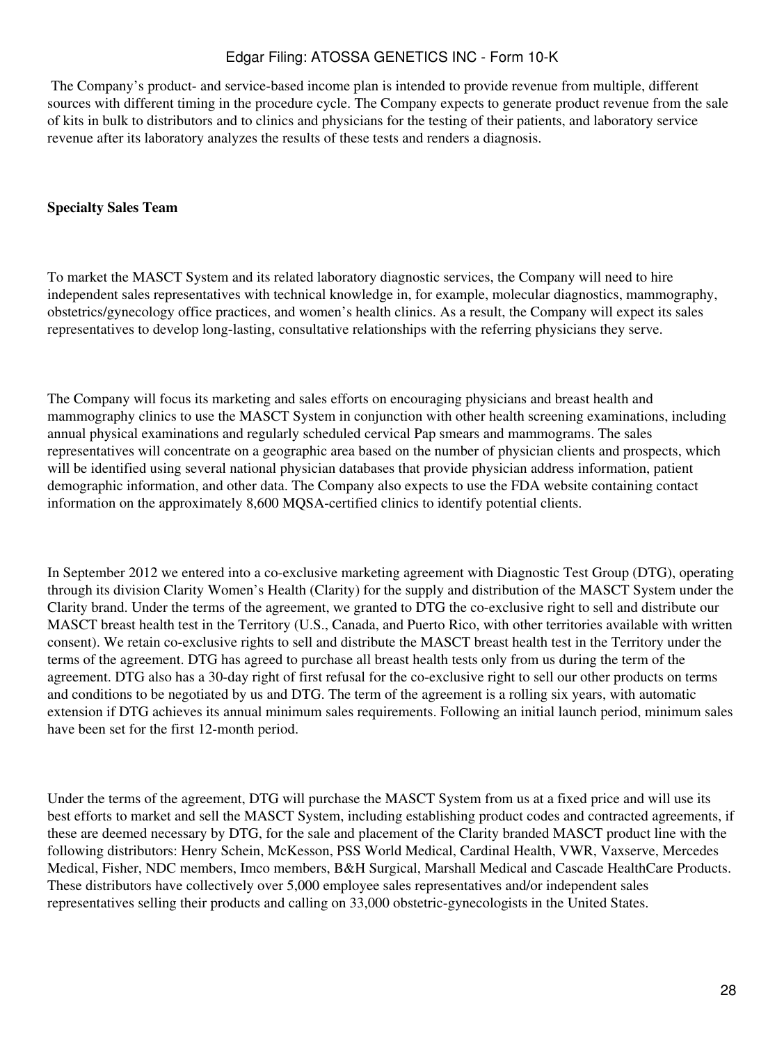The Company's product- and service-based income plan is intended to provide revenue from multiple, different sources with different timing in the procedure cycle. The Company expects to generate product revenue from the sale of kits in bulk to distributors and to clinics and physicians for the testing of their patients, and laboratory service revenue after its laboratory analyzes the results of these tests and renders a diagnosis.

**Specialty Sales Team**

To market the MASCT System and its related laboratory diagnostic services, the Company will need to hire independent sales representatives with technical knowledge in, for example, molecular diagnostics, mammography, obstetrics/gynecology office practices, and women's health clinics. As a result, the Company will expect its sales representatives to develop long-lasting, consultative relationships with the referring physicians they serve.

The Company will focus its marketing and sales efforts on encouraging physicians and breast health and mammography clinics to use the MASCT System in conjunction with other health screening examinations, including annual physical examinations and regularly scheduled cervical Pap smears and mammograms. The sales representatives will concentrate on a geographic area based on the number of physician clients and prospects, which will be identified using several national physician databases that provide physician address information, patient demographic information, and other data. The Company also expects to use the FDA website containing contact information on the approximately 8,600 MQSA-certified clinics to identify potential clients.

In September 2012 we entered into a co-exclusive marketing agreement with Diagnostic Test Group (DTG), operating through its division Clarity Women's Health (Clarity) for the supply and distribution of the MASCT System under the Clarity brand. Under the terms of the agreement, we granted to DTG the co-exclusive right to sell and distribute our MASCT breast health test in the Territory (U.S., Canada, and Puerto Rico, with other territories available with written consent). We retain co-exclusive rights to sell and distribute the MASCT breast health test in the Territory under the terms of the agreement. DTG has agreed to purchase all breast health tests only from us during the term of the agreement. DTG also has a 30-day right of first refusal for the co-exclusive right to sell our other products on terms and conditions to be negotiated by us and DTG. The term of the agreement is a rolling six years, with automatic extension if DTG achieves its annual minimum sales requirements. Following an initial launch period, minimum sales have been set for the first 12-month period.

Under the terms of the agreement, DTG will purchase the MASCT System from us at a fixed price and will use its best efforts to market and sell the MASCT System, including establishing product codes and contracted agreements, if these are deemed necessary by DTG, for the sale and placement of the Clarity branded MASCT product line with the following distributors: Henry Schein, McKesson, PSS World Medical, Cardinal Health, VWR, Vaxserve, Mercedes Medical, Fisher, NDC members, Imco members, B&H Surgical, Marshall Medical and Cascade HealthCare Products. These distributors have collectively over 5,000 employee sales representatives and/or independent sales representatives selling their products and calling on 33,000 obstetric-gynecologists in the United States.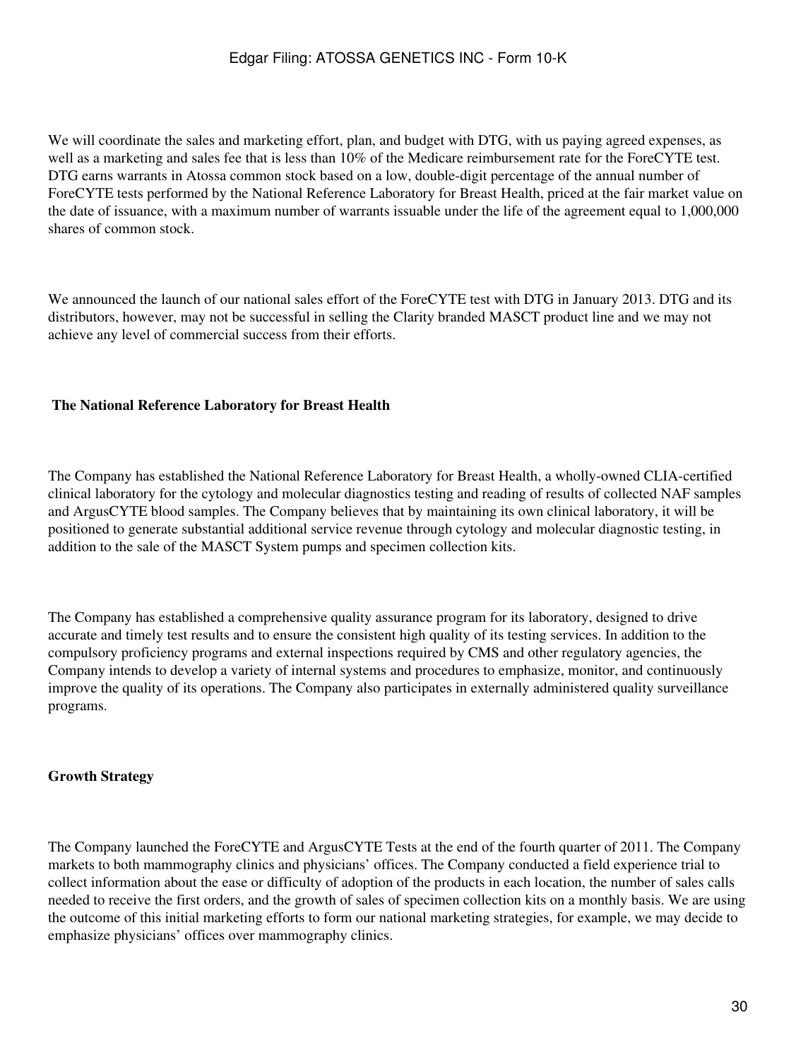We will coordinate the sales and marketing effort, plan, and budget with DTG, with us paying agreed expenses, as well as a marketing and sales fee that is less than 10% of the Medicare reimbursement rate for the ForeCYTE test. DTG earns warrants in Atossa common stock based on a low, double-digit percentage of the annual number of ForeCYTE tests performed by the National Reference Laboratory for Breast Health, priced at the fair market value on the date of issuance, with a maximum number of warrants issuable under the life of the agreement equal to 1,000,000 shares of common stock.

We announced the launch of our national sales effort of the ForeCYTE test with DTG in January 2013. DTG and its distributors, however, may not be successful in selling the Clarity branded MASCT product line and we may not achieve any level of commercial success from their efforts.

**The National Reference Laboratory for Breast Health**

The Company has established the National Reference Laboratory for Breast Health, a wholly-owned CLIA-certified clinical laboratory for the cytology and molecular diagnostics testing and reading of results of collected NAF samples and ArgusCYTE blood samples. The Company believes that by maintaining its own clinical laboratory, it will be positioned to generate substantial additional service revenue through cytology and molecular diagnostic testing, in addition to the sale of the MASCT System pumps and specimen collection kits.

The Company has established a comprehensive quality assurance program for its laboratory, designed to drive accurate and timely test results and to ensure the consistent high quality of its testing services. In addition to the compulsory proficiency programs and external inspections required by CMS and other regulatory agencies, the Company intends to develop a variety of internal systems and procedures to emphasize, monitor, and continuously improve the quality of its operations. The Company also participates in externally administered quality surveillance programs.

**Growth Strategy**

The Company launched the ForeCYTE and ArgusCYTE Tests at the end of the fourth quarter of 2011. The Company markets to both mammography clinics and physicians' offices. The Company conducted a field experience trial to collect information about the ease or difficulty of adoption of the products in each location, the number of sales calls needed to receive the first orders, and the growth of sales of specimen collection kits on a monthly basis. We are using the outcome of this initial marketing efforts to form our national marketing strategies, for example, we may decide to emphasize physicians' offices over mammography clinics.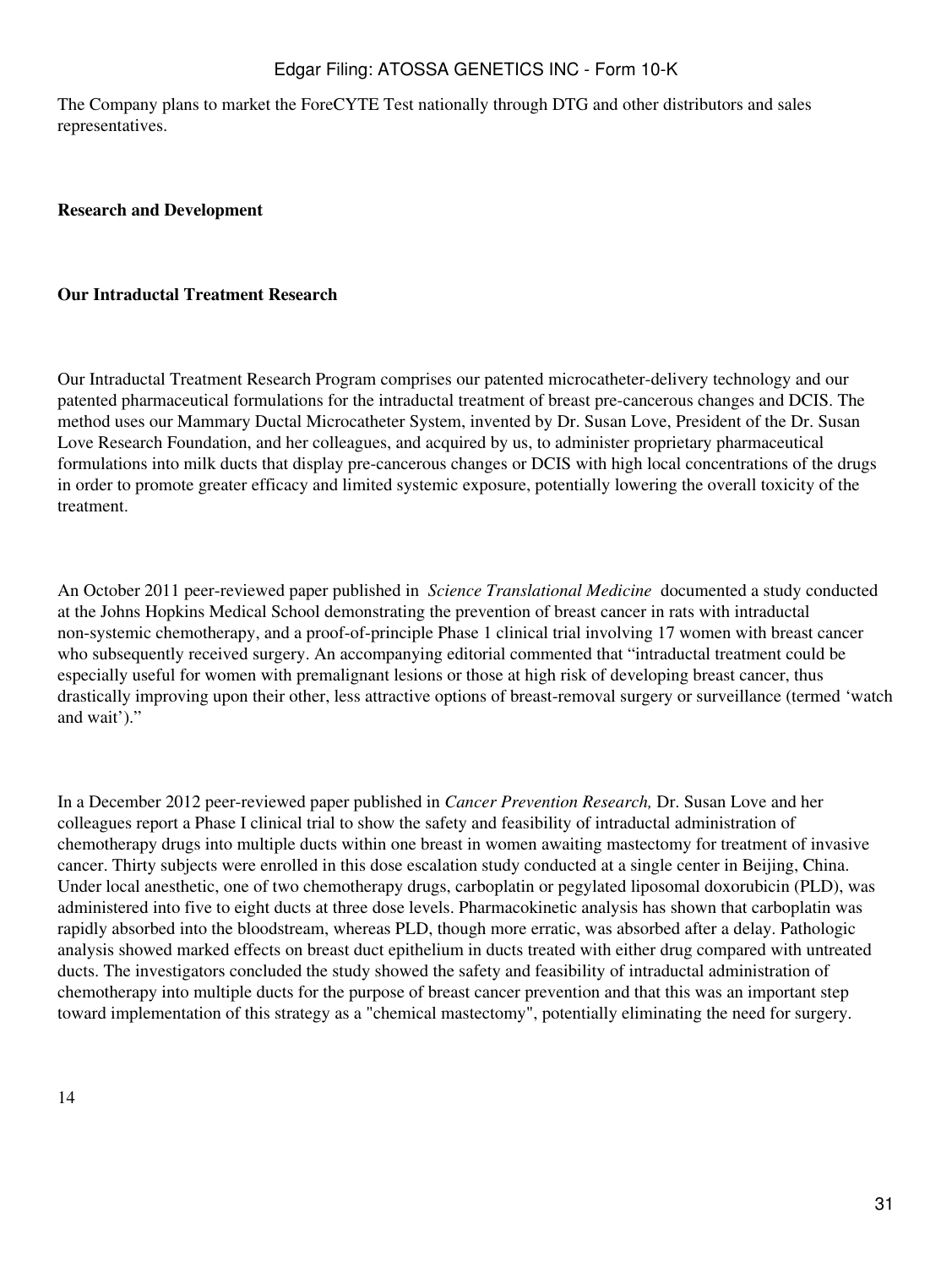The Company plans to market the ForeCYTE Test nationally through DTG and other distributors and sales representatives.

**Research and Development**

**Our Intraductal Treatment Research**

Our Intraductal Treatment Research Program comprises our patented microcatheter-delivery technology and our patented pharmaceutical formulations for the intraductal treatment of breast pre-cancerous changes and DCIS. The method uses our Mammary Ductal Microcatheter System, invented by Dr. Susan Love, President of the Dr. Susan Love Research Foundation, and her colleagues, and acquired by us, to administer proprietary pharmaceutical formulations into milk ducts that display pre-cancerous changes or DCIS with high local concentrations of the drugs in order to promote greater efficacy and limited systemic exposure, potentially lowering the overall toxicity of the treatment.

An October 2011 peer-reviewed paper published in *Science Translational Medicine* documented a study conducted at the Johns Hopkins Medical School demonstrating the prevention of breast cancer in rats with intraductal non-systemic chemotherapy, and a proof-of-principle Phase 1 clinical trial involving 17 women with breast cancer who subsequently received surgery. An accompanying editorial commented that "intraductal treatment could be especially useful for women with premalignant lesions or those at high risk of developing breast cancer, thus drastically improving upon their other, less attractive options of breast-removal surgery or surveillance (termed 'watch and wait')."

In a December 2012 peer-reviewed paper published in *Cancer Prevention Research,* Dr. Susan Love and her colleagues report a Phase I clinical trial to show the safety and feasibility of intraductal administration of chemotherapy drugs into multiple ducts within one breast in women awaiting mastectomy for treatment of invasive cancer. Thirty subjects were enrolled in this dose escalation study conducted at a single center in Beijing, China. Under local anesthetic, one of two chemotherapy drugs, carboplatin or pegylated liposomal doxorubicin (PLD), was administered into five to eight ducts at three dose levels. Pharmacokinetic analysis has shown that carboplatin was rapidly absorbed into the bloodstream, whereas PLD, though more erratic, was absorbed after a delay. Pathologic analysis showed marked effects on breast duct epithelium in ducts treated with either drug compared with untreated ducts. The investigators concluded the study showed the safety and feasibility of intraductal administration of chemotherapy into multiple ducts for the purpose of breast cancer prevention and that this was an important step toward implementation of this strategy as a "chemical mastectomy", potentially eliminating the need for surgery.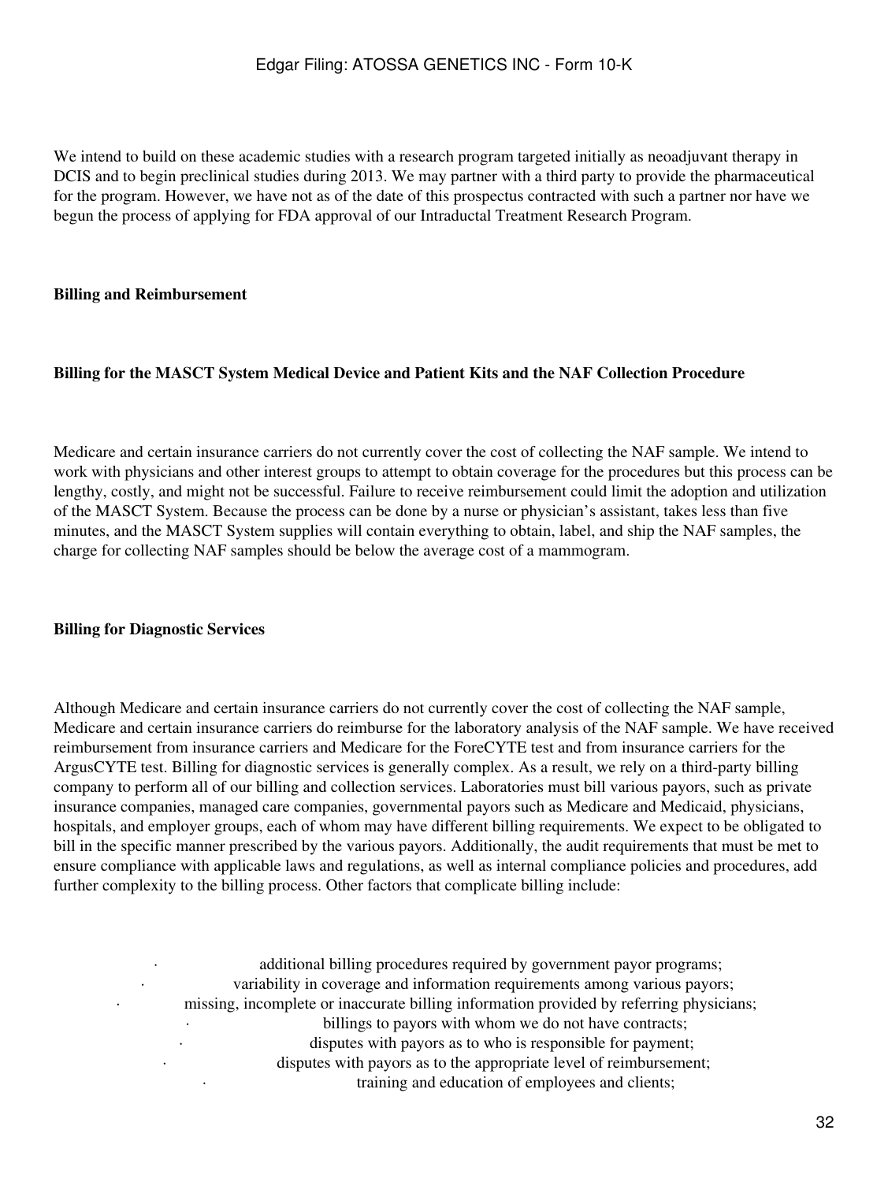We intend to build on these academic studies with a research program targeted initially as neoadjuvant therapy in DCIS and to begin preclinical studies during 2013. We may partner with a third party to provide the pharmaceutical for the program. However, we have not as of the date of this prospectus contracted with such a partner nor have we begun the process of applying for FDA approval of our Intraductal Treatment Research Program.

**Billing and Reimbursement**

**Billing for the MASCT System Medical Device and Patient Kits and the NAF Collection Procedure**

Medicare and certain insurance carriers do not currently cover the cost of collecting the NAF sample. We intend to work with physicians and other interest groups to attempt to obtain coverage for the procedures but this process can be lengthy, costly, and might not be successful. Failure to receive reimbursement could limit the adoption and utilization of the MASCT System. Because the process can be done by a nurse or physician's assistant, takes less than five minutes, and the MASCT System supplies will contain everything to obtain, label, and ship the NAF samples, the charge for collecting NAF samples should be below the average cost of a mammogram.

**Billing for Diagnostic Services**

Although Medicare and certain insurance carriers do not currently cover the cost of collecting the NAF sample, Medicare and certain insurance carriers do reimburse for the laboratory analysis of the NAF sample. We have received reimbursement from insurance carriers and Medicare for the ForeCYTE test and from insurance carriers for the ArgusCYTE test. Billing for diagnostic services is generally complex. As a result, we rely on a third-party billing company to perform all of our billing and collection services. Laboratories must bill various payors, such as private insurance companies, managed care companies, governmental payors such as Medicare and Medicaid, physicians, hospitals, and employer groups, each of whom may have different billing requirements. We expect to be obligated to bill in the specific manner prescribed by the various payors. Additionally, the audit requirements that must be met to ensure compliance with applicable laws and regulations, as well as internal compliance policies and procedures, add further complexity to the billing process. Other factors that complicate billing include:

- additional billing procedures required by government payor programs;
- variability in coverage and information requirements among various payors;
- missing, incomplete or inaccurate billing information provided by referring physicians;
- billings to payors with whom we do not have contracts;
- disputes with payors as to who is responsible for payment;
- disputes with payors as to the appropriate level of reimbursement;
- training and education of employees and clients;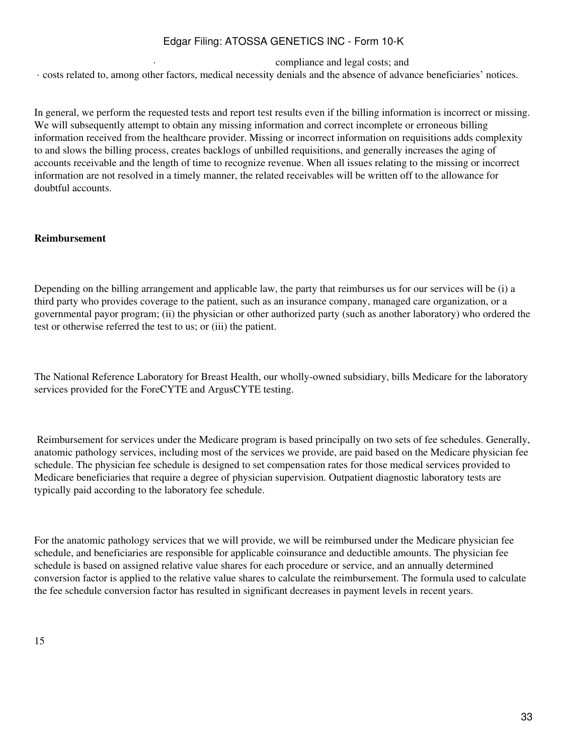- compliance and legal costs; and
- costs related to, among other factors, medical necessity denials and the absence of advance beneficiaries' notices.

In general, we perform the requested tests and report test results even if the billing information is incorrect or missing. We will subsequently attempt to obtain any missing information and correct incomplete or erroneous billing information received from the healthcare provider. Missing or incorrect information on requisitions adds complexity to and slows the billing process, creates backlogs of unbilled requisitions, and generally increases the aging of accounts receivable and the length of time to recognize revenue. When all issues relating to the missing or incorrect information are not resolved in a timely manner, the related receivables will be written off to the allowance for doubtful accounts.

**Reimbursement**

Depending on the billing arrangement and applicable law, the party that reimburses us for our services will be (i) a third party who provides coverage to the patient, such as an insurance company, managed care organization, or a governmental payor program; (ii) the physician or other authorized party (such as another laboratory) who ordered the test or otherwise referred the test to us; or (iii) the patient.

The National Reference Laboratory for Breast Health, our wholly-owned subsidiary, bills Medicare for the laboratory services provided for the ForeCYTE and ArgusCYTE testing.

Reimbursement for services under the Medicare program is based principally on two sets of fee schedules. Generally, anatomic pathology services, including most of the services we provide, are paid based on the Medicare physician fee schedule. The physician fee schedule is designed to set compensation rates for those medical services provided to Medicare beneficiaries that require a degree of physician supervision. Outpatient diagnostic laboratory tests are typically paid according to the laboratory fee schedule.

For the anatomic pathology services that we will provide, we will be reimbursed under the Medicare physician fee schedule, and beneficiaries are responsible for applicable coinsurance and deductible amounts. The physician fee schedule is based on assigned relative value shares for each procedure or service, and an annually determined conversion factor is applied to the relative value shares to calculate the reimbursement. The formula used to calculate the fee schedule conversion factor has resulted in significant decreases in payment levels in recent years.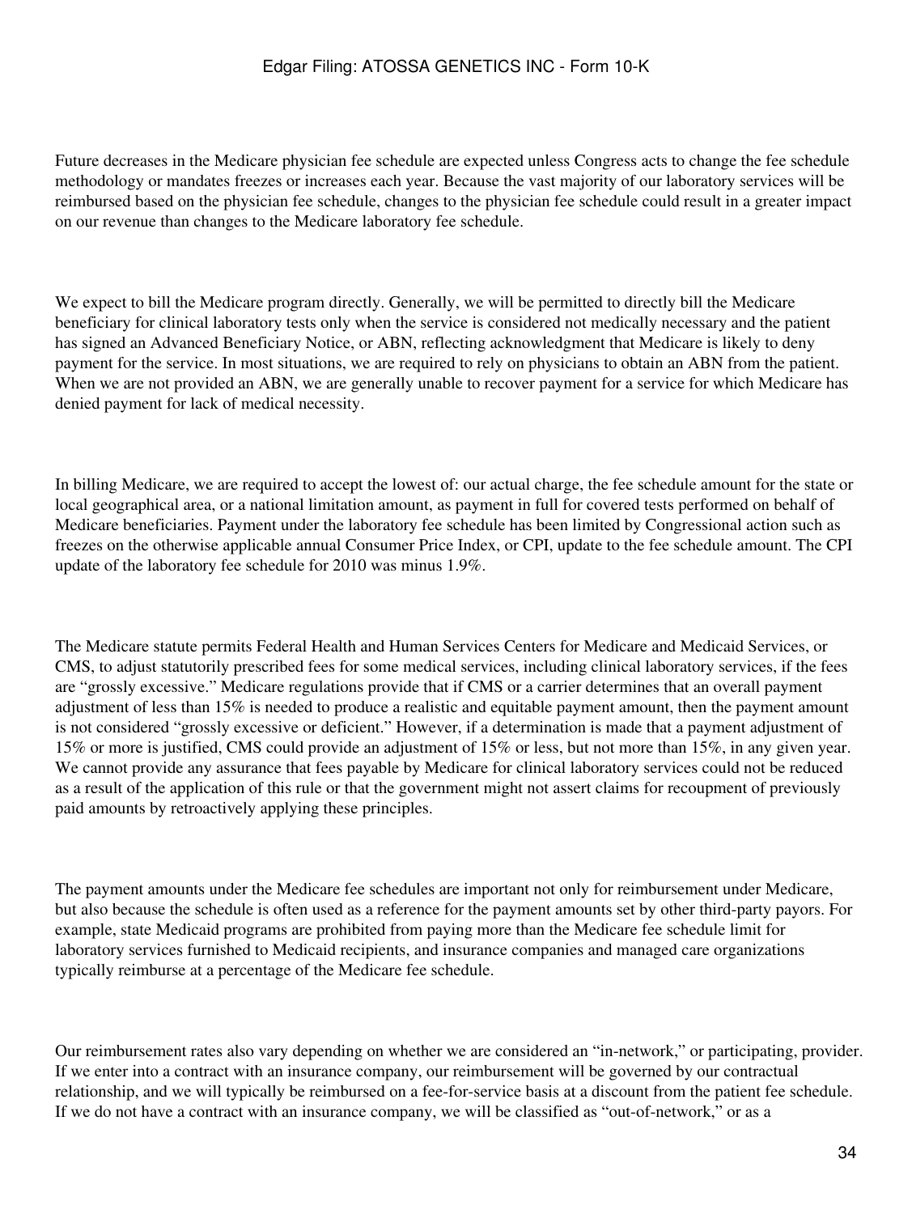Future decreases in the Medicare physician fee schedule are expected unless Congress acts to change the fee schedule methodology or mandates freezes or increases each year. Because the vast majority of our laboratory services will be reimbursed based on the physician fee schedule, changes to the physician fee schedule could result in a greater impact on our revenue than changes to the Medicare laboratory fee schedule.

We expect to bill the Medicare program directly. Generally, we will be permitted to directly bill the Medicare beneficiary for clinical laboratory tests only when the service is considered not medically necessary and the patient has signed an Advanced Beneficiary Notice, or ABN, reflecting acknowledgment that Medicare is likely to deny payment for the service. In most situations, we are required to rely on physicians to obtain an ABN from the patient. When we are not provided an ABN, we are generally unable to recover payment for a service for which Medicare has denied payment for lack of medical necessity.

In billing Medicare, we are required to accept the lowest of: our actual charge, the fee schedule amount for the state or local geographical area, or a national limitation amount, as payment in full for covered tests performed on behalf of Medicare beneficiaries. Payment under the laboratory fee schedule has been limited by Congressional action such as freezes on the otherwise applicable annual Consumer Price Index, or CPI, update to the fee schedule amount. The CPI update of the laboratory fee schedule for 2010 was minus 1.9%.

The Medicare statute permits Federal Health and Human Services Centers for Medicare and Medicaid Services, or CMS, to adjust statutorily prescribed fees for some medical services, including clinical laboratory services, if the fees are "grossly excessive." Medicare regulations provide that if CMS or a carrier determines that an overall payment adjustment of less than 15% is needed to produce a realistic and equitable payment amount, then the payment amount is not considered "grossly excessive or deficient." However, if a determination is made that a payment adjustment of 15% or more is justified, CMS could provide an adjustment of 15% or less, but not more than 15%, in any given year. We cannot provide any assurance that fees payable by Medicare for clinical laboratory services could not be reduced as a result of the application of this rule or that the government might not assert claims for recoupment of previously paid amounts by retroactively applying these principles.

The payment amounts under the Medicare fee schedules are important not only for reimbursement under Medicare, but also because the schedule is often used as a reference for the payment amounts set by other third-party payors. For example, state Medicaid programs are prohibited from paying more than the Medicare fee schedule limit for laboratory services furnished to Medicaid recipients, and insurance companies and managed care organizations typically reimburse at a percentage of the Medicare fee schedule.

Our reimbursement rates also vary depending on whether we are considered an "in-network," or participating, provider. If we enter into a contract with an insurance company, our reimbursement will be governed by our contractual relationship, and we will typically be reimbursed on a fee-for-service basis at a discount from the patient fee schedule. If we do not have a contract with an insurance company, we will be classified as "out-of-network," or as a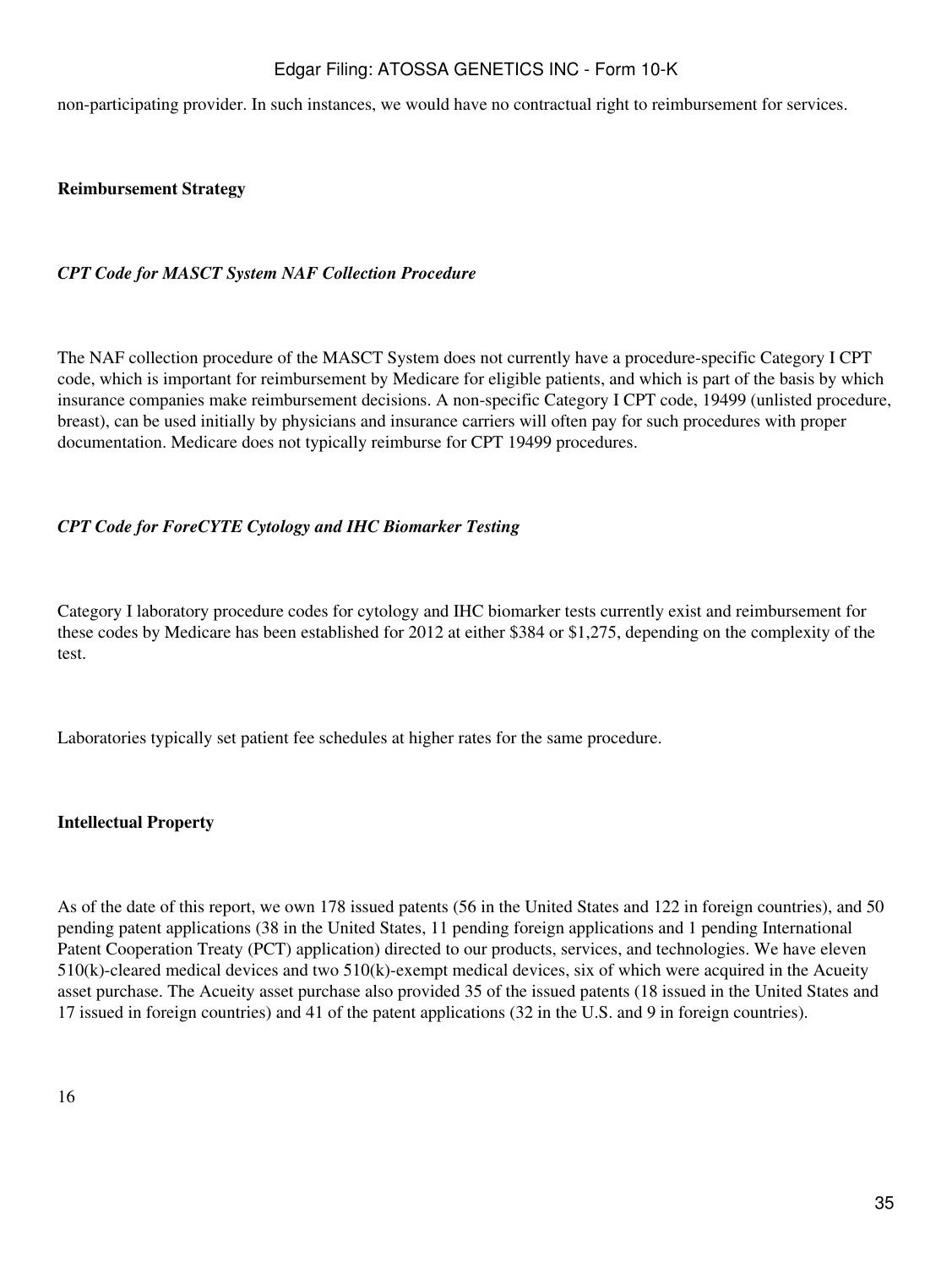non-participating provider. In such instances, we would have no contractual right to reimbursement for services.

**Reimbursement Strategy**

***CPT Code for MASCT System NAF Collection Procedure***

The NAF collection procedure of the MASCT System does not currently have a procedure-specific Category I CPT code, which is important for reimbursement by Medicare for eligible patients, and which is part of the basis by which insurance companies make reimbursement decisions. A non-specific Category I CPT code, 19499 (unlisted procedure, breast), can be used initially by physicians and insurance carriers will often pay for such procedures with proper documentation. Medicare does not typically reimburse for CPT 19499 procedures.

***CPT Code for ForeCYTE Cytology and IHC Biomarker Testing***

Category I laboratory procedure codes for cytology and IHC biomarker tests currently exist and reimbursement for these codes by Medicare has been established for 2012 at either $384 or $1,275, depending on the complexity of the test.

Laboratories typically set patient fee schedules at higher rates for the same procedure.

**Intellectual Property**

As of the date of this report, we own 178 issued patents (56 in the United States and 122 in foreign countries), and 50 pending patent applications (38 in the United States, 11 pending foreign applications and 1 pending International Patent Cooperation Treaty (PCT) application) directed to our products, services, and technologies. We have eleven 510(k)-cleared medical devices and two 510(k)-exempt medical devices, six of which were acquired in the Acueity asset purchase. The Acueity asset purchase also provided 35 of the issued patents (18 issued in the United States and 17 issued in foreign countries) and 41 of the patent applications (32 in the U.S. and 9 in foreign countries).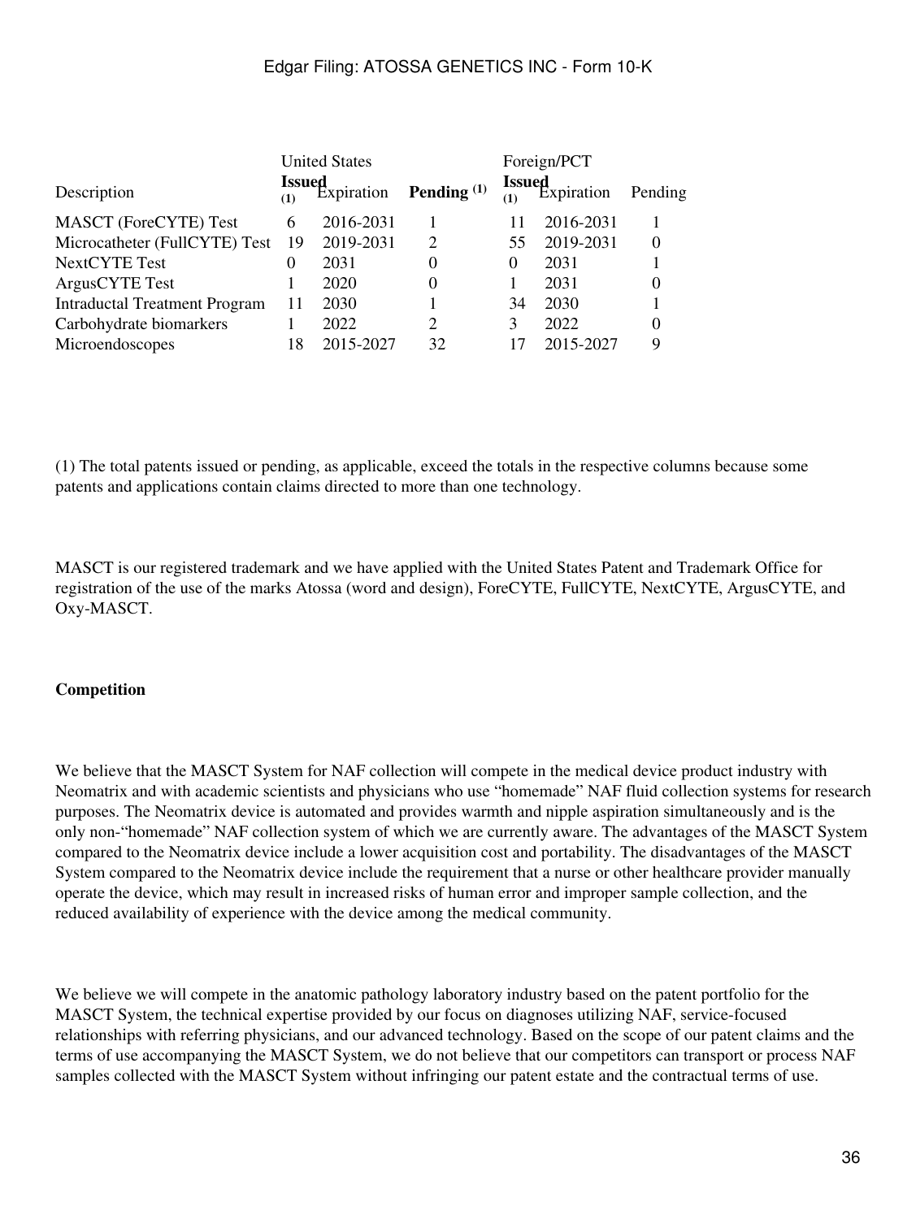| Description | United States | | | Foreign/PCT | | |
|---|---|---|---|---|---|---|
| | **Issued** [(1)] | Expiration | **Pending** [(1)] | **Issued** [(1)] | Expiration | Pending |
| MASCT (ForeCYTE) Test | 6 | 2016-2031 | 1 | 11 | 2016-2031 | 1 |
| Microcatheter (FullCYTE) Test | 19 | 2019-2031 | 2 | 55 | 2019-2031 | 0 |
| NextCYTE Test | 0 | 2031 | 0 | 0 | 2031 | 1 |
| ArgusCYTE Test | 1 | 2020 | 0 | 1 | 2031 | 0 |
| Intraductal Treatment Program | 11 | 2030 | 1 | 34 | 2030 | 1 |
| Carbohydrate biomarkers | 1 | 2022 | 2 | 3 | 2022 | 0 |
| Microendoscopes | 18 | 2015-2027 | 32 | 17 | 2015-2027 | 9 |

(1) The total patents issued or pending, as applicable, exceed the totals in the respective columns because some patents and applications contain claims directed to more than one technology.

MASCT is our registered trademark and we have applied with the United States Patent and Trademark Office for registration of the use of the marks Atossa (word and design), ForeCYTE, FullCYTE, NextCYTE, ArgusCYTE, and Oxy-MASCT.

**Competition**

We believe that the MASCT System for NAF collection will compete in the medical device product industry with Neomatrix and with academic scientists and physicians who use "homemade" NAF fluid collection systems for research purposes. The Neomatrix device is automated and provides warmth and nipple aspiration simultaneously and is the only non-"homemade" NAF collection system of which we are currently aware. The advantages of the MASCT System compared to the Neomatrix device include a lower acquisition cost and portability. The disadvantages of the MASCT System compared to the Neomatrix device include the requirement that a nurse or other healthcare provider manually operate the device, which may result in increased risks of human error and improper sample collection, and the reduced availability of experience with the device among the medical community.

We believe we will compete in the anatomic pathology laboratory industry based on the patent portfolio for the MASCT System, the technical expertise provided by our focus on diagnoses utilizing NAF, service-focused relationships with referring physicians, and our advanced technology. Based on the scope of our patent claims and the terms of use accompanying the MASCT System, we do not believe that our competitors can transport or process NAF samples collected with the MASCT System without infringing our patent estate and the contractual terms of use.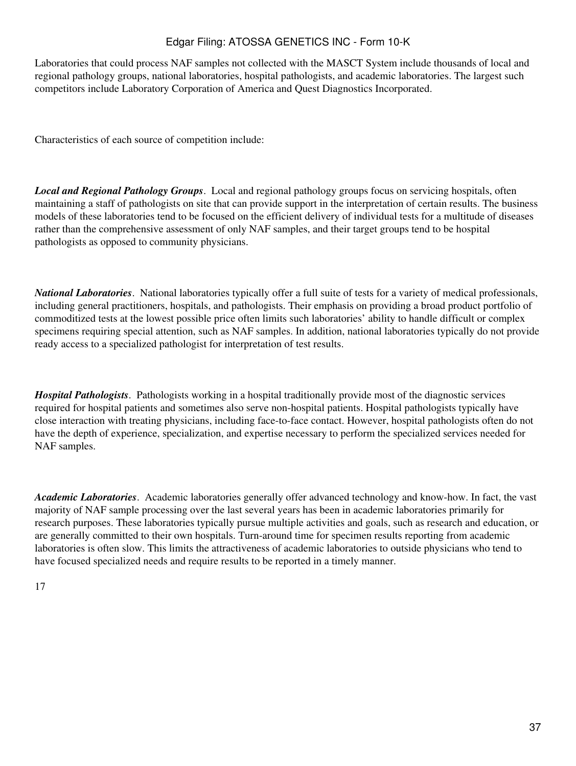Laboratories that could process NAF samples not collected with the MASCT System include thousands of local and regional pathology groups, national laboratories, hospital pathologists, and academic laboratories. The largest such competitors include Laboratory Corporation of America and Quest Diagnostics Incorporated.

Characteristics of each source of competition include:

***Local and Regional Pathology Groups***. Local and regional pathology groups focus on servicing hospitals, often maintaining a staff of pathologists on site that can provide support in the interpretation of certain results. The business models of these laboratories tend to be focused on the efficient delivery of individual tests for a multitude of diseases rather than the comprehensive assessment of only NAF samples, and their target groups tend to be hospital pathologists as opposed to community physicians.

***National Laboratories***. National laboratories typically offer a full suite of tests for a variety of medical professionals, including general practitioners, hospitals, and pathologists. Their emphasis on providing a broad product portfolio of commoditized tests at the lowest possible price often limits such laboratories' ability to handle difficult or complex specimens requiring special attention, such as NAF samples. In addition, national laboratories typically do not provide ready access to a specialized pathologist for interpretation of test results.

***Hospital Pathologists***. Pathologists working in a hospital traditionally provide most of the diagnostic services required for hospital patients and sometimes also serve non-hospital patients. Hospital pathologists typically have close interaction with treating physicians, including face-to-face contact. However, hospital pathologists often do not have the depth of experience, specialization, and expertise necessary to perform the specialized services needed for NAF samples.

***Academic Laboratories***. Academic laboratories generally offer advanced technology and know-how. In fact, the vast majority of NAF sample processing over the last several years has been in academic laboratories primarily for research purposes. These laboratories typically pursue multiple activities and goals, such as research and education, or are generally committed to their own hospitals. Turn-around time for specimen results reporting from academic laboratories is often slow. This limits the attractiveness of academic laboratories to outside physicians who tend to have focused specialized needs and require results to be reported in a timely manner.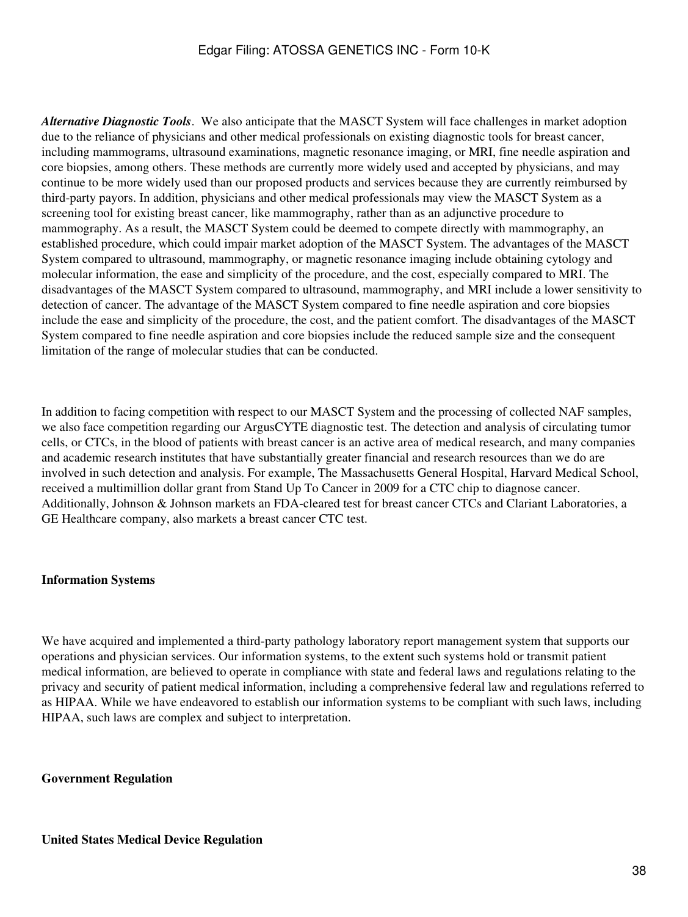*Alternative Diagnostic Tools*. We also anticipate that the MASCT System will face challenges in market adoption due to the reliance of physicians and other medical professionals on existing diagnostic tools for breast cancer, including mammograms, ultrasound examinations, magnetic resonance imaging, or MRI, fine needle aspiration and core biopsies, among others. These methods are currently more widely used and accepted by physicians, and may continue to be more widely used than our proposed products and services because they are currently reimbursed by third-party payors. In addition, physicians and other medical professionals may view the MASCT System as a screening tool for existing breast cancer, like mammography, rather than as an adjunctive procedure to mammography. As a result, the MASCT System could be deemed to compete directly with mammography, an established procedure, which could impair market adoption of the MASCT System. The advantages of the MASCT System compared to ultrasound, mammography, or magnetic resonance imaging include obtaining cytology and molecular information, the ease and simplicity of the procedure, and the cost, especially compared to MRI. The disadvantages of the MASCT System compared to ultrasound, mammography, and MRI include a lower sensitivity to detection of cancer. The advantage of the MASCT System compared to fine needle aspiration and core biopsies include the ease and simplicity of the procedure, the cost, and the patient comfort. The disadvantages of the MASCT System compared to fine needle aspiration and core biopsies include the reduced sample size and the consequent limitation of the range of molecular studies that can be conducted.

In addition to facing competition with respect to our MASCT System and the processing of collected NAF samples, we also face competition regarding our ArgusCYTE diagnostic test. The detection and analysis of circulating tumor cells, or CTCs, in the blood of patients with breast cancer is an active area of medical research, and many companies and academic research institutes that have substantially greater financial and research resources than we do are involved in such detection and analysis. For example, The Massachusetts General Hospital, Harvard Medical School, received a multimillion dollar grant from Stand Up To Cancer in 2009 for a CTC chip to diagnose cancer. Additionally, Johnson & Johnson markets an FDA-cleared test for breast cancer CTCs and Clariant Laboratories, a GE Healthcare company, also markets a breast cancer CTC test.

**Information Systems**

We have acquired and implemented a third-party pathology laboratory report management system that supports our operations and physician services. Our information systems, to the extent such systems hold or transmit patient medical information, are believed to operate in compliance with state and federal laws and regulations relating to the privacy and security of patient medical information, including a comprehensive federal law and regulations referred to as HIPAA. While we have endeavored to establish our information systems to be compliant with such laws, including HIPAA, such laws are complex and subject to interpretation.

**Government Regulation**

**United States Medical Device Regulation**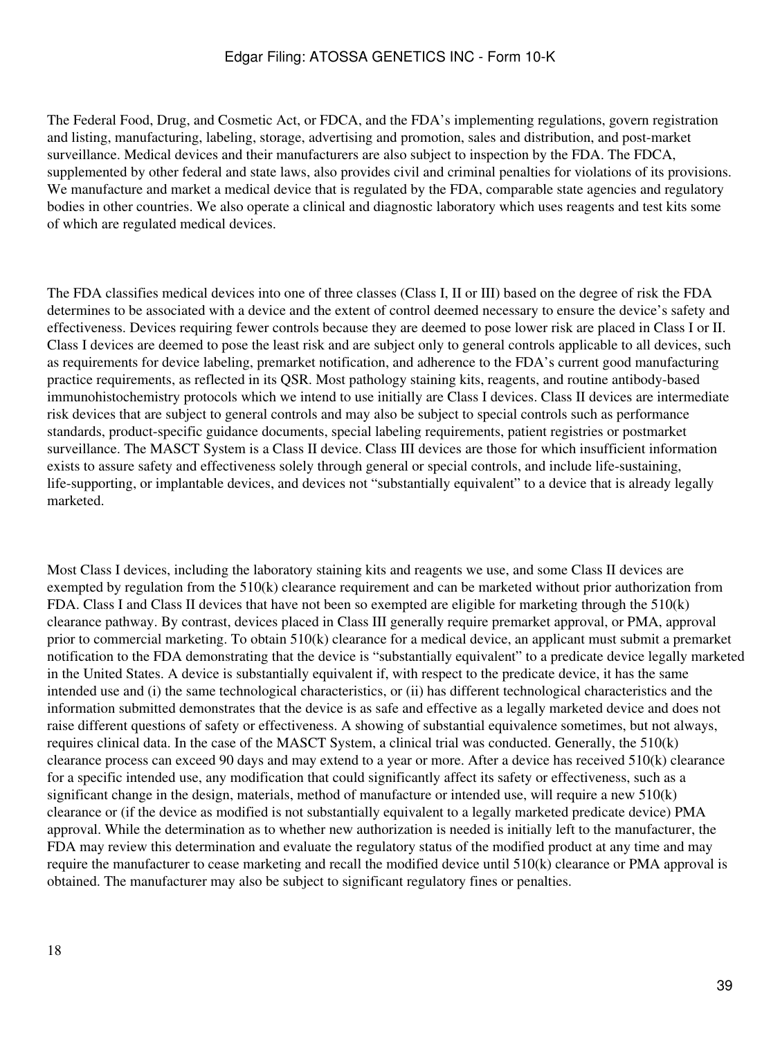The Federal Food, Drug, and Cosmetic Act, or FDCA, and the FDA's implementing regulations, govern registration and listing, manufacturing, labeling, storage, advertising and promotion, sales and distribution, and post-market surveillance. Medical devices and their manufacturers are also subject to inspection by the FDA. The FDCA, supplemented by other federal and state laws, also provides civil and criminal penalties for violations of its provisions. We manufacture and market a medical device that is regulated by the FDA, comparable state agencies and regulatory bodies in other countries. We also operate a clinical and diagnostic laboratory which uses reagents and test kits some of which are regulated medical devices.

The FDA classifies medical devices into one of three classes (Class I, II or III) based on the degree of risk the FDA determines to be associated with a device and the extent of control deemed necessary to ensure the device's safety and effectiveness. Devices requiring fewer controls because they are deemed to pose lower risk are placed in Class I or II. Class I devices are deemed to pose the least risk and are subject only to general controls applicable to all devices, such as requirements for device labeling, premarket notification, and adherence to the FDA's current good manufacturing practice requirements, as reflected in its QSR. Most pathology staining kits, reagents, and routine antibody-based immunohistochemistry protocols which we intend to use initially are Class I devices. Class II devices are intermediate risk devices that are subject to general controls and may also be subject to special controls such as performance standards, product-specific guidance documents, special labeling requirements, patient registries or postmarket surveillance. The MASCT System is a Class II device. Class III devices are those for which insufficient information exists to assure safety and effectiveness solely through general or special controls, and include life-sustaining, life-supporting, or implantable devices, and devices not "substantially equivalent" to a device that is already legally marketed.

Most Class I devices, including the laboratory staining kits and reagents we use, and some Class II devices are exempted by regulation from the 510(k) clearance requirement and can be marketed without prior authorization from FDA. Class I and Class II devices that have not been so exempted are eligible for marketing through the 510(k) clearance pathway. By contrast, devices placed in Class III generally require premarket approval, or PMA, approval prior to commercial marketing. To obtain 510(k) clearance for a medical device, an applicant must submit a premarket notification to the FDA demonstrating that the device is "substantially equivalent" to a predicate device legally marketed in the United States. A device is substantially equivalent if, with respect to the predicate device, it has the same intended use and (i) the same technological characteristics, or (ii) has different technological characteristics and the information submitted demonstrates that the device is as safe and effective as a legally marketed device and does not raise different questions of safety or effectiveness. A showing of substantial equivalence sometimes, but not always, requires clinical data. In the case of the MASCT System, a clinical trial was conducted. Generally, the 510(k) clearance process can exceed 90 days and may extend to a year or more. After a device has received 510(k) clearance for a specific intended use, any modification that could significantly affect its safety or effectiveness, such as a significant change in the design, materials, method of manufacture or intended use, will require a new 510(k) clearance or (if the device as modified is not substantially equivalent to a legally marketed predicate device) PMA approval. While the determination as to whether new authorization is needed is initially left to the manufacturer, the FDA may review this determination and evaluate the regulatory status of the modified product at any time and may require the manufacturer to cease marketing and recall the modified device until 510(k) clearance or PMA approval is obtained. The manufacturer may also be subject to significant regulatory fines or penalties.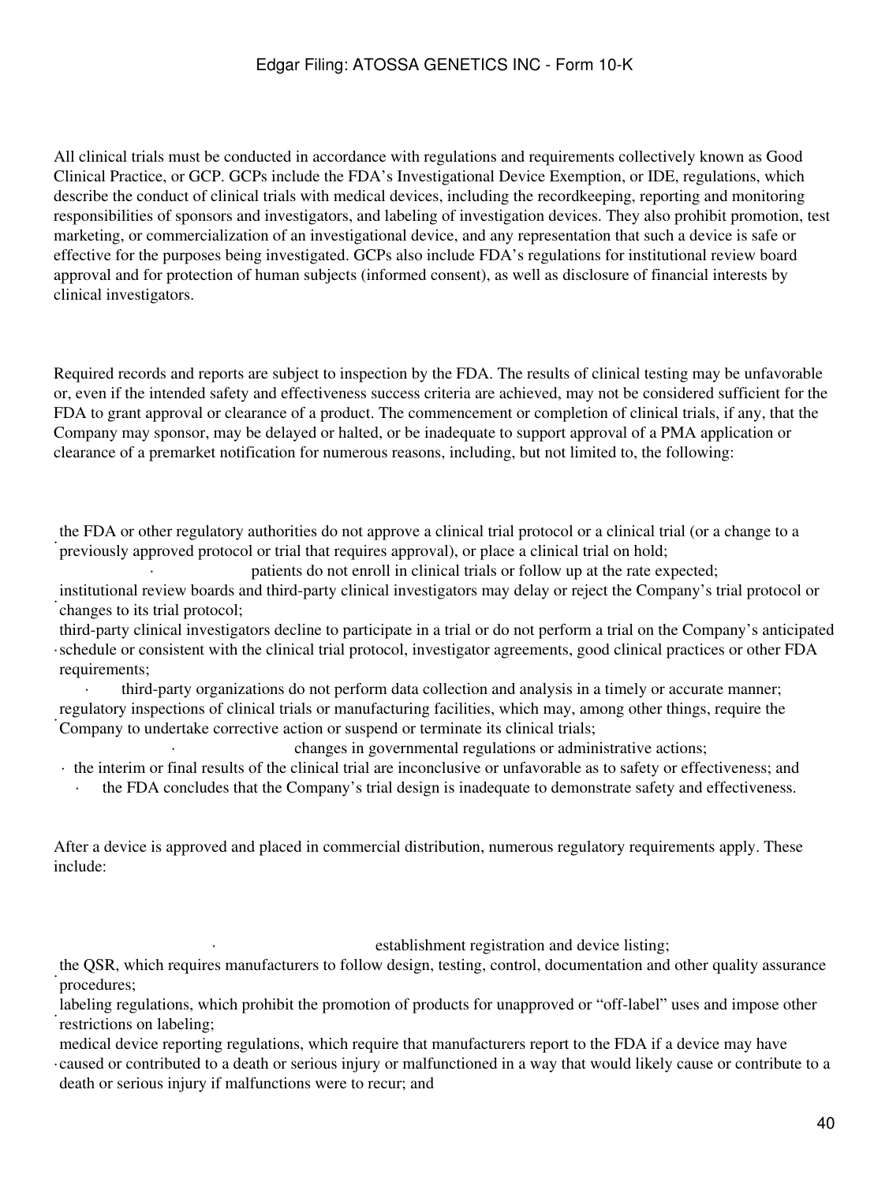All clinical trials must be conducted in accordance with regulations and requirements collectively known as Good Clinical Practice, or GCP. GCPs include the FDA's Investigational Device Exemption, or IDE, regulations, which describe the conduct of clinical trials with medical devices, including the recordkeeping, reporting and monitoring responsibilities of sponsors and investigators, and labeling of investigation devices. They also prohibit promotion, test marketing, or commercialization of an investigational device, and any representation that such a device is safe or effective for the purposes being investigated. GCPs also include FDA's regulations for institutional review board approval and for protection of human subjects (informed consent), as well as disclosure of financial interests by clinical investigators.

Required records and reports are subject to inspection by the FDA. The results of clinical testing may be unfavorable or, even if the intended safety and effectiveness success criteria are achieved, may not be considered sufficient for the FDA to grant approval or clearance of a product. The commencement or completion of clinical trials, if any, that the Company may sponsor, may be delayed or halted, or be inadequate to support approval of a PMA application or clearance of a premarket notification for numerous reasons, including, but not limited to, the following:

- the FDA or other regulatory authorities do not approve a clinical trial protocol or a clinical trial (or a change to a previously approved protocol or trial that requires approval), or place a clinical trial on hold;
- patients do not enroll in clinical trials or follow up at the rate expected;
- institutional review boards and third-party clinical investigators may delay or reject the Company's trial protocol or changes to its trial protocol;
- third-party clinical investigators decline to participate in a trial or do not perform a trial on the Company's anticipated schedule or consistent with the clinical trial protocol, investigator agreements, good clinical practices or other FDA requirements;
- third-party organizations do not perform data collection and analysis in a timely or accurate manner;
- regulatory inspections of clinical trials or manufacturing facilities, which may, among other things, require the Company to undertake corrective action or suspend or terminate its clinical trials;
- changes in governmental regulations or administrative actions;
- the interim or final results of the clinical trial are inconclusive or unfavorable as to safety or effectiveness; and
- the FDA concludes that the Company's trial design is inadequate to demonstrate safety and effectiveness.

After a device is approved and placed in commercial distribution, numerous regulatory requirements apply. These include:

- establishment registration and device listing;
- the QSR, which requires manufacturers to follow design, testing, control, documentation and other quality assurance procedures;
- labeling regulations, which prohibit the promotion of products for unapproved or "off-label" uses and impose other restrictions on labeling;
- medical device reporting regulations, which require that manufacturers report to the FDA if a device may have caused or contributed to a death or serious injury or malfunctioned in a way that would likely cause or contribute to a death or serious injury if malfunctions were to recur; and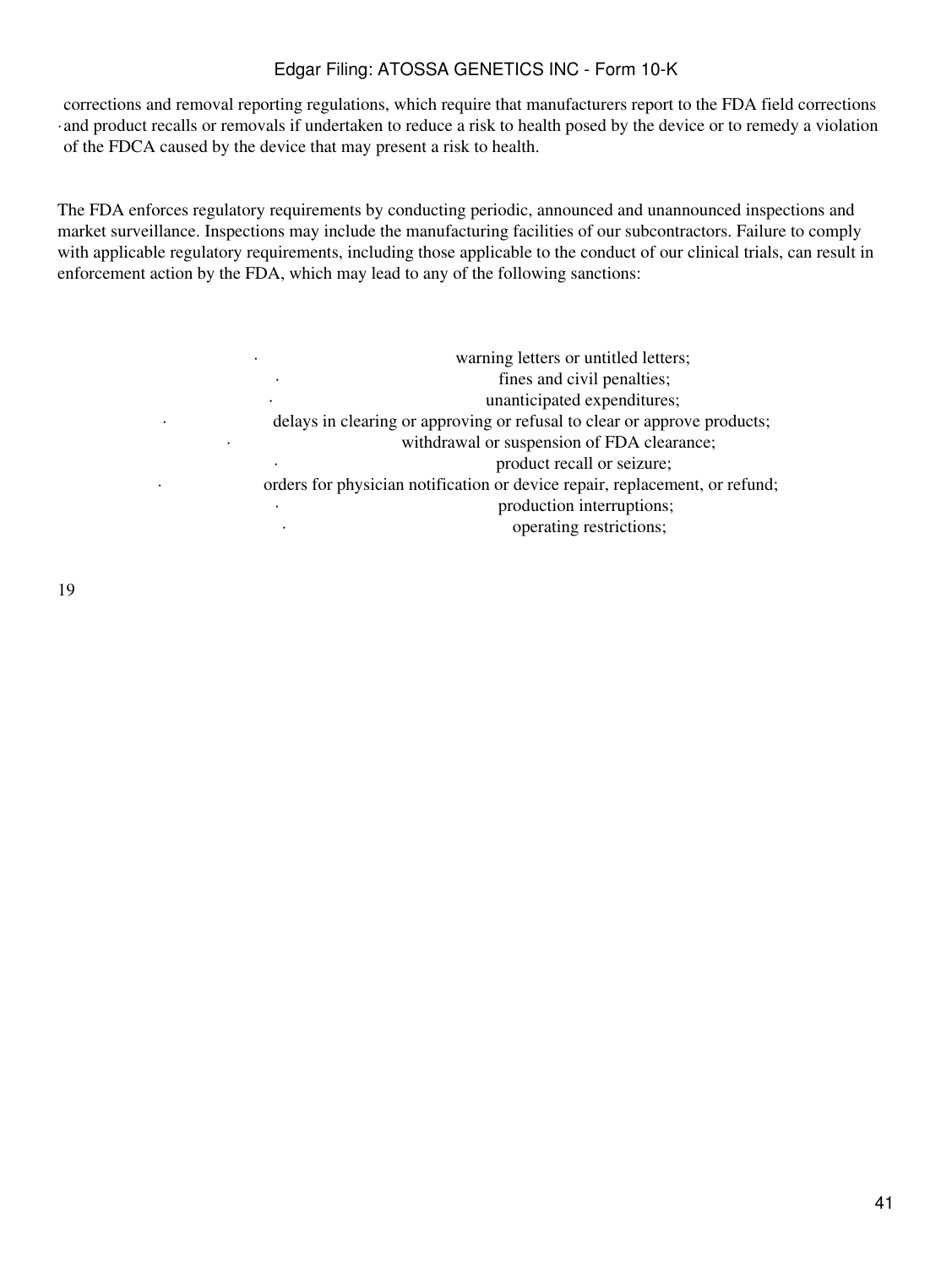- corrections and removal reporting regulations, which require that manufacturers report to the FDA field corrections and product recalls or removals if undertaken to reduce a risk to health posed by the device or to remedy a violation of the FDCA caused by the device that may present a risk to health.

The FDA enforces regulatory requirements by conducting periodic, announced and unannounced inspections and market surveillance. Inspections may include the manufacturing facilities of our subcontractors. Failure to comply with applicable regulatory requirements, including those applicable to the conduct of our clinical trials, can result in enforcement action by the FDA, which may lead to any of the following sanctions:

- warning letters or untitled letters;
- fines and civil penalties;
- unanticipated expenditures;
- delays in clearing or approving or refusal to clear or approve products;
- withdrawal or suspension of FDA clearance;
- product recall or seizure;
- orders for physician notification or device repair, replacement, or refund;
- production interruptions;
- operating restrictions;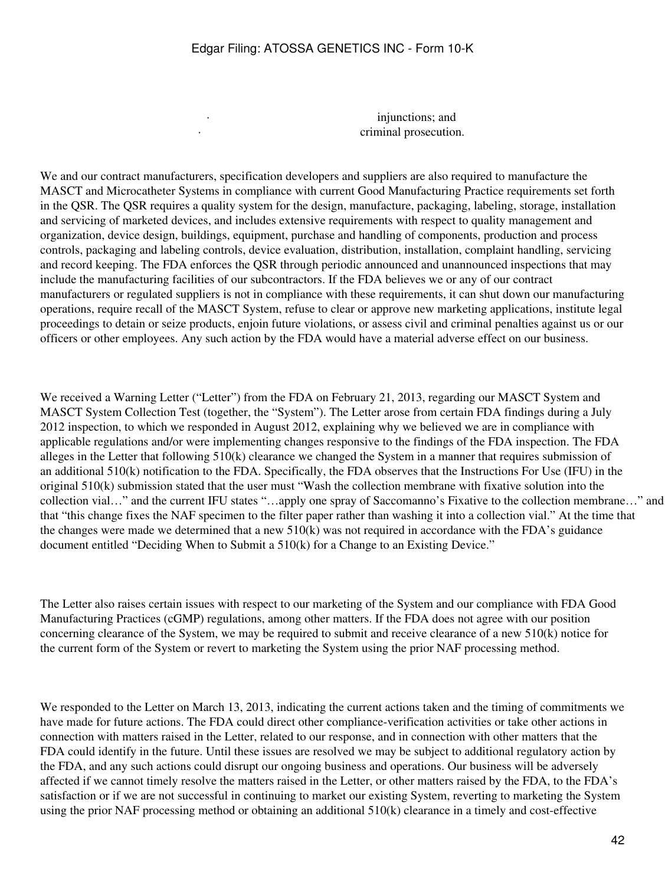- injunctions; and
- criminal prosecution.

We and our contract manufacturers, specification developers and suppliers are also required to manufacture the MASCT and Microcatheter Systems in compliance with current Good Manufacturing Practice requirements set forth in the QSR. The QSR requires a quality system for the design, manufacture, packaging, labeling, storage, installation and servicing of marketed devices, and includes extensive requirements with respect to quality management and organization, device design, buildings, equipment, purchase and handling of components, production and process controls, packaging and labeling controls, device evaluation, distribution, installation, complaint handling, servicing and record keeping. The FDA enforces the QSR through periodic announced and unannounced inspections that may include the manufacturing facilities of our subcontractors. If the FDA believes we or any of our contract manufacturers or regulated suppliers is not in compliance with these requirements, it can shut down our manufacturing operations, require recall of the MASCT System, refuse to clear or approve new marketing applications, institute legal proceedings to detain or seize products, enjoin future violations, or assess civil and criminal penalties against us or our officers or other employees. Any such action by the FDA would have a material adverse effect on our business.

We received a Warning Letter ("Letter") from the FDA on February 21, 2013, regarding our MASCT System and MASCT System Collection Test (together, the "System"). The Letter arose from certain FDA findings during a July 2012 inspection, to which we responded in August 2012, explaining why we believed we are in compliance with applicable regulations and/or were implementing changes responsive to the findings of the FDA inspection. The FDA alleges in the Letter that following 510(k) clearance we changed the System in a manner that requires submission of an additional 510(k) notification to the FDA. Specifically, the FDA observes that the Instructions For Use (IFU) in the original 510(k) submission stated that the user must "Wash the collection membrane with fixative solution into the collection vial…" and the current IFU states "…apply one spray of Saccomanno's Fixative to the collection membrane…" and that "this change fixes the NAF specimen to the filter paper rather than washing it into a collection vial." At the time that the changes were made we determined that a new 510(k) was not required in accordance with the FDA's guidance document entitled "Deciding When to Submit a 510(k) for a Change to an Existing Device."

The Letter also raises certain issues with respect to our marketing of the System and our compliance with FDA Good Manufacturing Practices (cGMP) regulations, among other matters. If the FDA does not agree with our position concerning clearance of the System, we may be required to submit and receive clearance of a new 510(k) notice for the current form of the System or revert to marketing the System using the prior NAF processing method.

We responded to the Letter on March 13, 2013, indicating the current actions taken and the timing of commitments we have made for future actions. The FDA could direct other compliance-verification activities or take other actions in connection with matters raised in the Letter, related to our response, and in connection with other matters that the FDA could identify in the future. Until these issues are resolved we may be subject to additional regulatory action by the FDA, and any such actions could disrupt our ongoing business and operations. Our business will be adversely affected if we cannot timely resolve the matters raised in the Letter, or other matters raised by the FDA, to the FDA's satisfaction or if we are not successful in continuing to market our existing System, reverting to marketing the System using the prior NAF processing method or obtaining an additional 510(k) clearance in a timely and cost-effective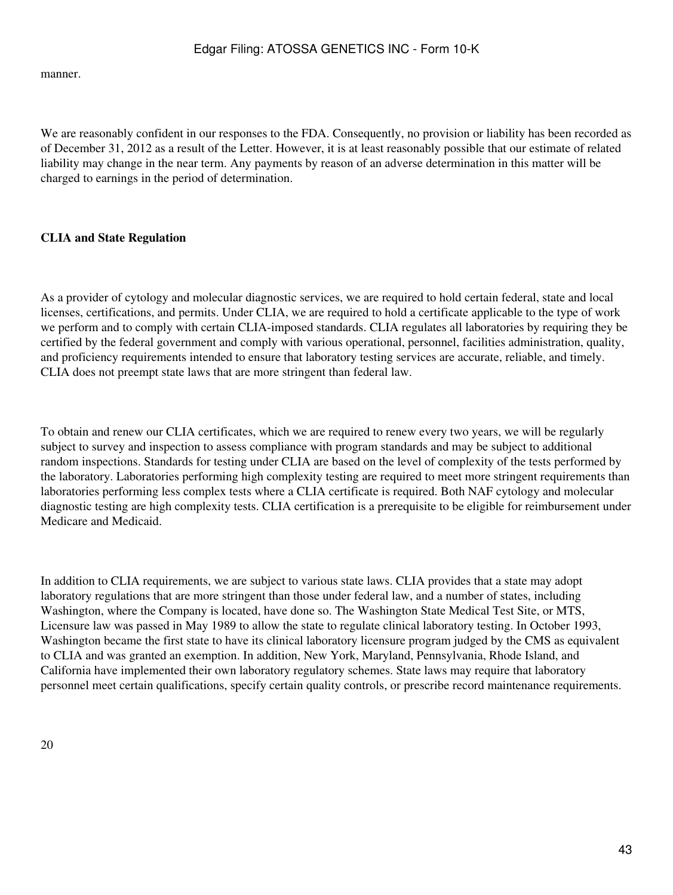manner.

We are reasonably confident in our responses to the FDA. Consequently, no provision or liability has been recorded as of December 31, 2012 as a result of the Letter. However, it is at least reasonably possible that our estimate of related liability may change in the near term. Any payments by reason of an adverse determination in this matter will be charged to earnings in the period of determination.

**CLIA and State Regulation**

As a provider of cytology and molecular diagnostic services, we are required to hold certain federal, state and local licenses, certifications, and permits. Under CLIA, we are required to hold a certificate applicable to the type of work we perform and to comply with certain CLIA-imposed standards. CLIA regulates all laboratories by requiring they be certified by the federal government and comply with various operational, personnel, facilities administration, quality, and proficiency requirements intended to ensure that laboratory testing services are accurate, reliable, and timely. CLIA does not preempt state laws that are more stringent than federal law.

To obtain and renew our CLIA certificates, which we are required to renew every two years, we will be regularly subject to survey and inspection to assess compliance with program standards and may be subject to additional random inspections. Standards for testing under CLIA are based on the level of complexity of the tests performed by the laboratory. Laboratories performing high complexity testing are required to meet more stringent requirements than laboratories performing less complex tests where a CLIA certificate is required. Both NAF cytology and molecular diagnostic testing are high complexity tests. CLIA certification is a prerequisite to be eligible for reimbursement under Medicare and Medicaid.

In addition to CLIA requirements, we are subject to various state laws. CLIA provides that a state may adopt laboratory regulations that are more stringent than those under federal law, and a number of states, including Washington, where the Company is located, have done so. The Washington State Medical Test Site, or MTS, Licensure law was passed in May 1989 to allow the state to regulate clinical laboratory testing. In October 1993, Washington became the first state to have its clinical laboratory licensure program judged by the CMS as equivalent to CLIA and was granted an exemption. In addition, New York, Maryland, Pennsylvania, Rhode Island, and California have implemented their own laboratory regulatory schemes. State laws may require that laboratory personnel meet certain qualifications, specify certain quality controls, or prescribe record maintenance requirements.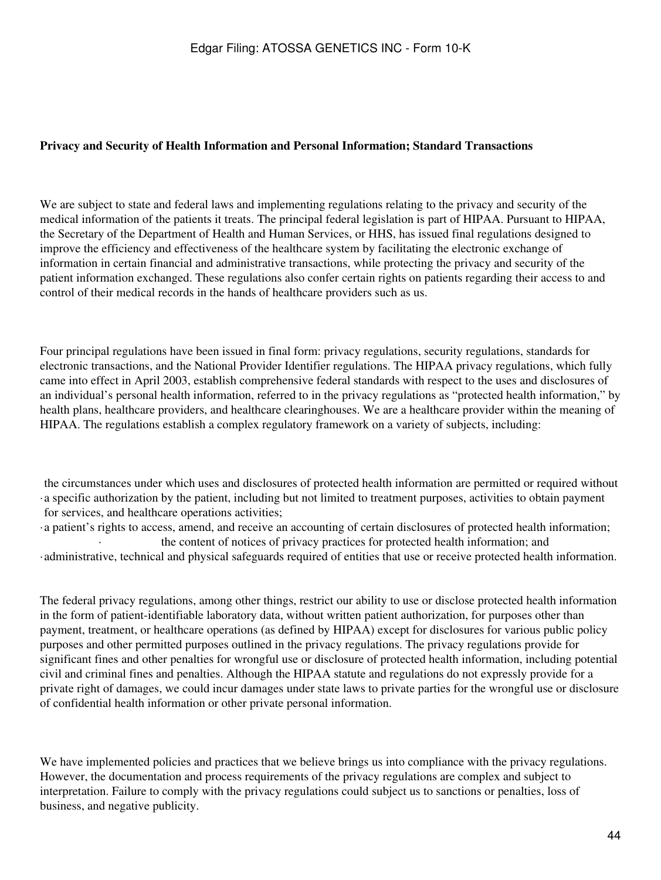**Privacy and Security of Health Information and Personal Information; Standard Transactions**

We are subject to state and federal laws and implementing regulations relating to the privacy and security of the medical information of the patients it treats. The principal federal legislation is part of HIPAA. Pursuant to HIPAA, the Secretary of the Department of Health and Human Services, or HHS, has issued final regulations designed to improve the efficiency and effectiveness of the healthcare system by facilitating the electronic exchange of information in certain financial and administrative transactions, while protecting the privacy and security of the patient information exchanged. These regulations also confer certain rights on patients regarding their access to and control of their medical records in the hands of healthcare providers such as us.

Four principal regulations have been issued in final form: privacy regulations, security regulations, standards for electronic transactions, and the National Provider Identifier regulations. The HIPAA privacy regulations, which fully came into effect in April 2003, establish comprehensive federal standards with respect to the uses and disclosures of an individual's personal health information, referred to in the privacy regulations as "protected health information," by health plans, healthcare providers, and healthcare clearinghouses. We are a healthcare provider within the meaning of HIPAA. The regulations establish a complex regulatory framework on a variety of subjects, including:

- the circumstances under which uses and disclosures of protected health information are permitted or required without a specific authorization by the patient, including but not limited to treatment purposes, activities to obtain payment for services, and healthcare operations activities;
- a patient's rights to access, amend, and receive an accounting of certain disclosures of protected health information;
- the content of notices of privacy practices for protected health information; and
- administrative, technical and physical safeguards required of entities that use or receive protected health information.

The federal privacy regulations, among other things, restrict our ability to use or disclose protected health information in the form of patient-identifiable laboratory data, without written patient authorization, for purposes other than payment, treatment, or healthcare operations (as defined by HIPAA) except for disclosures for various public policy purposes and other permitted purposes outlined in the privacy regulations. The privacy regulations provide for significant fines and other penalties for wrongful use or disclosure of protected health information, including potential civil and criminal fines and penalties. Although the HIPAA statute and regulations do not expressly provide for a private right of damages, we could incur damages under state laws to private parties for the wrongful use or disclosure of confidential health information or other private personal information.

We have implemented policies and practices that we believe brings us into compliance with the privacy regulations. However, the documentation and process requirements of the privacy regulations are complex and subject to interpretation. Failure to comply with the privacy regulations could subject us to sanctions or penalties, loss of business, and negative publicity.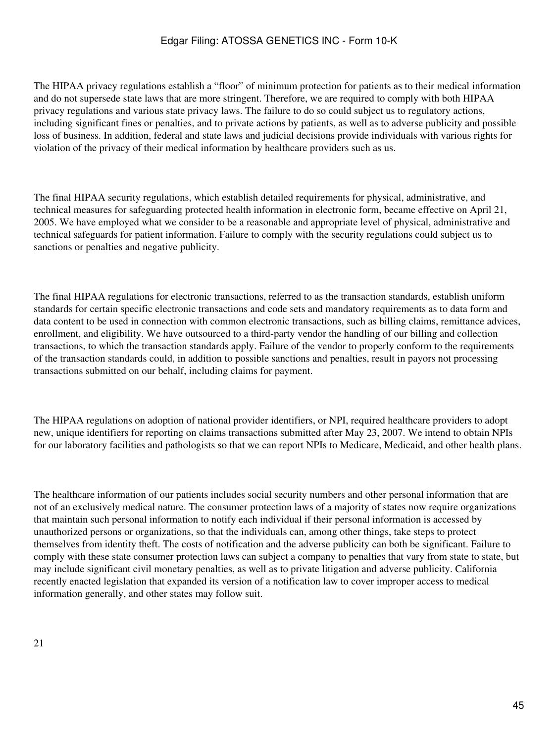The HIPAA privacy regulations establish a "floor" of minimum protection for patients as to their medical information and do not supersede state laws that are more stringent. Therefore, we are required to comply with both HIPAA privacy regulations and various state privacy laws. The failure to do so could subject us to regulatory actions, including significant fines or penalties, and to private actions by patients, as well as to adverse publicity and possible loss of business. In addition, federal and state laws and judicial decisions provide individuals with various rights for violation of the privacy of their medical information by healthcare providers such as us.

The final HIPAA security regulations, which establish detailed requirements for physical, administrative, and technical measures for safeguarding protected health information in electronic form, became effective on April 21, 2005. We have employed what we consider to be a reasonable and appropriate level of physical, administrative and technical safeguards for patient information. Failure to comply with the security regulations could subject us to sanctions or penalties and negative publicity.

The final HIPAA regulations for electronic transactions, referred to as the transaction standards, establish uniform standards for certain specific electronic transactions and code sets and mandatory requirements as to data form and data content to be used in connection with common electronic transactions, such as billing claims, remittance advices, enrollment, and eligibility. We have outsourced to a third-party vendor the handling of our billing and collection transactions, to which the transaction standards apply. Failure of the vendor to properly conform to the requirements of the transaction standards could, in addition to possible sanctions and penalties, result in payors not processing transactions submitted on our behalf, including claims for payment.

The HIPAA regulations on adoption of national provider identifiers, or NPI, required healthcare providers to adopt new, unique identifiers for reporting on claims transactions submitted after May 23, 2007. We intend to obtain NPIs for our laboratory facilities and pathologists so that we can report NPIs to Medicare, Medicaid, and other health plans.

The healthcare information of our patients includes social security numbers and other personal information that are not of an exclusively medical nature. The consumer protection laws of a majority of states now require organizations that maintain such personal information to notify each individual if their personal information is accessed by unauthorized persons or organizations, so that the individuals can, among other things, take steps to protect themselves from identity theft. The costs of notification and the adverse publicity can both be significant. Failure to comply with these state consumer protection laws can subject a company to penalties that vary from state to state, but may include significant civil monetary penalties, as well as to private litigation and adverse publicity. California recently enacted legislation that expanded its version of a notification law to cover improper access to medical information generally, and other states may follow suit.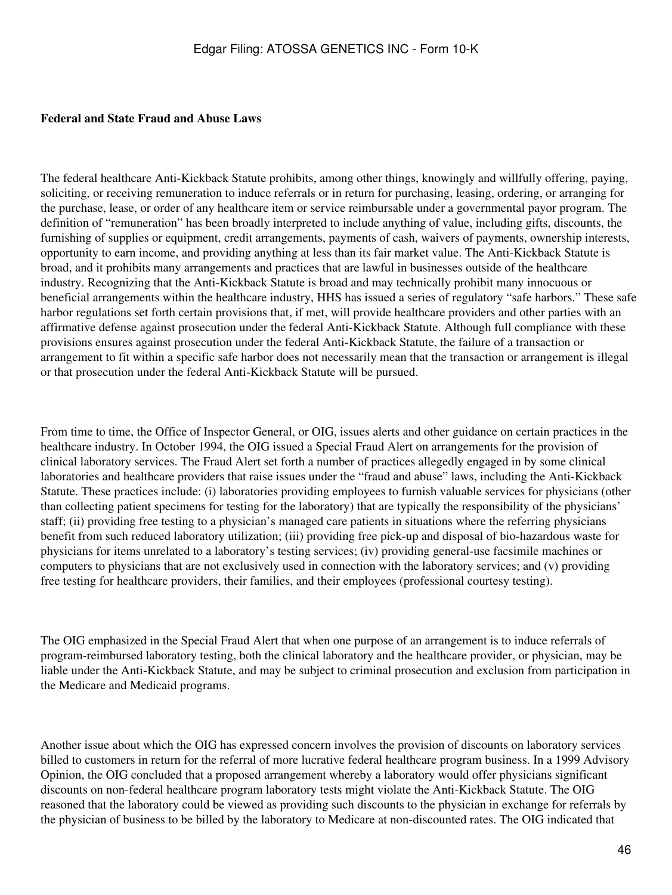**Federal and State Fraud and Abuse Laws**

The federal healthcare Anti-Kickback Statute prohibits, among other things, knowingly and willfully offering, paying, soliciting, or receiving remuneration to induce referrals or in return for purchasing, leasing, ordering, or arranging for the purchase, lease, or order of any healthcare item or service reimbursable under a governmental payor program. The definition of "remuneration" has been broadly interpreted to include anything of value, including gifts, discounts, the furnishing of supplies or equipment, credit arrangements, payments of cash, waivers of payments, ownership interests, opportunity to earn income, and providing anything at less than its fair market value. The Anti-Kickback Statute is broad, and it prohibits many arrangements and practices that are lawful in businesses outside of the healthcare industry. Recognizing that the Anti-Kickback Statute is broad and may technically prohibit many innocuous or beneficial arrangements within the healthcare industry, HHS has issued a series of regulatory "safe harbors." These safe harbor regulations set forth certain provisions that, if met, will provide healthcare providers and other parties with an affirmative defense against prosecution under the federal Anti-Kickback Statute. Although full compliance with these provisions ensures against prosecution under the federal Anti-Kickback Statute, the failure of a transaction or arrangement to fit within a specific safe harbor does not necessarily mean that the transaction or arrangement is illegal or that prosecution under the federal Anti-Kickback Statute will be pursued.

From time to time, the Office of Inspector General, or OIG, issues alerts and other guidance on certain practices in the healthcare industry. In October 1994, the OIG issued a Special Fraud Alert on arrangements for the provision of clinical laboratory services. The Fraud Alert set forth a number of practices allegedly engaged in by some clinical laboratories and healthcare providers that raise issues under the "fraud and abuse" laws, including the Anti-Kickback Statute. These practices include: (i) laboratories providing employees to furnish valuable services for physicians (other than collecting patient specimens for testing for the laboratory) that are typically the responsibility of the physicians' staff; (ii) providing free testing to a physician's managed care patients in situations where the referring physicians benefit from such reduced laboratory utilization; (iii) providing free pick-up and disposal of bio-hazardous waste for physicians for items unrelated to a laboratory's testing services; (iv) providing general-use facsimile machines or computers to physicians that are not exclusively used in connection with the laboratory services; and (v) providing free testing for healthcare providers, their families, and their employees (professional courtesy testing).

The OIG emphasized in the Special Fraud Alert that when one purpose of an arrangement is to induce referrals of program-reimbursed laboratory testing, both the clinical laboratory and the healthcare provider, or physician, may be liable under the Anti-Kickback Statute, and may be subject to criminal prosecution and exclusion from participation in the Medicare and Medicaid programs.

Another issue about which the OIG has expressed concern involves the provision of discounts on laboratory services billed to customers in return for the referral of more lucrative federal healthcare program business. In a 1999 Advisory Opinion, the OIG concluded that a proposed arrangement whereby a laboratory would offer physicians significant discounts on non-federal healthcare program laboratory tests might violate the Anti-Kickback Statute. The OIG reasoned that the laboratory could be viewed as providing such discounts to the physician in exchange for referrals by the physician of business to be billed by the laboratory to Medicare at non-discounted rates. The OIG indicated that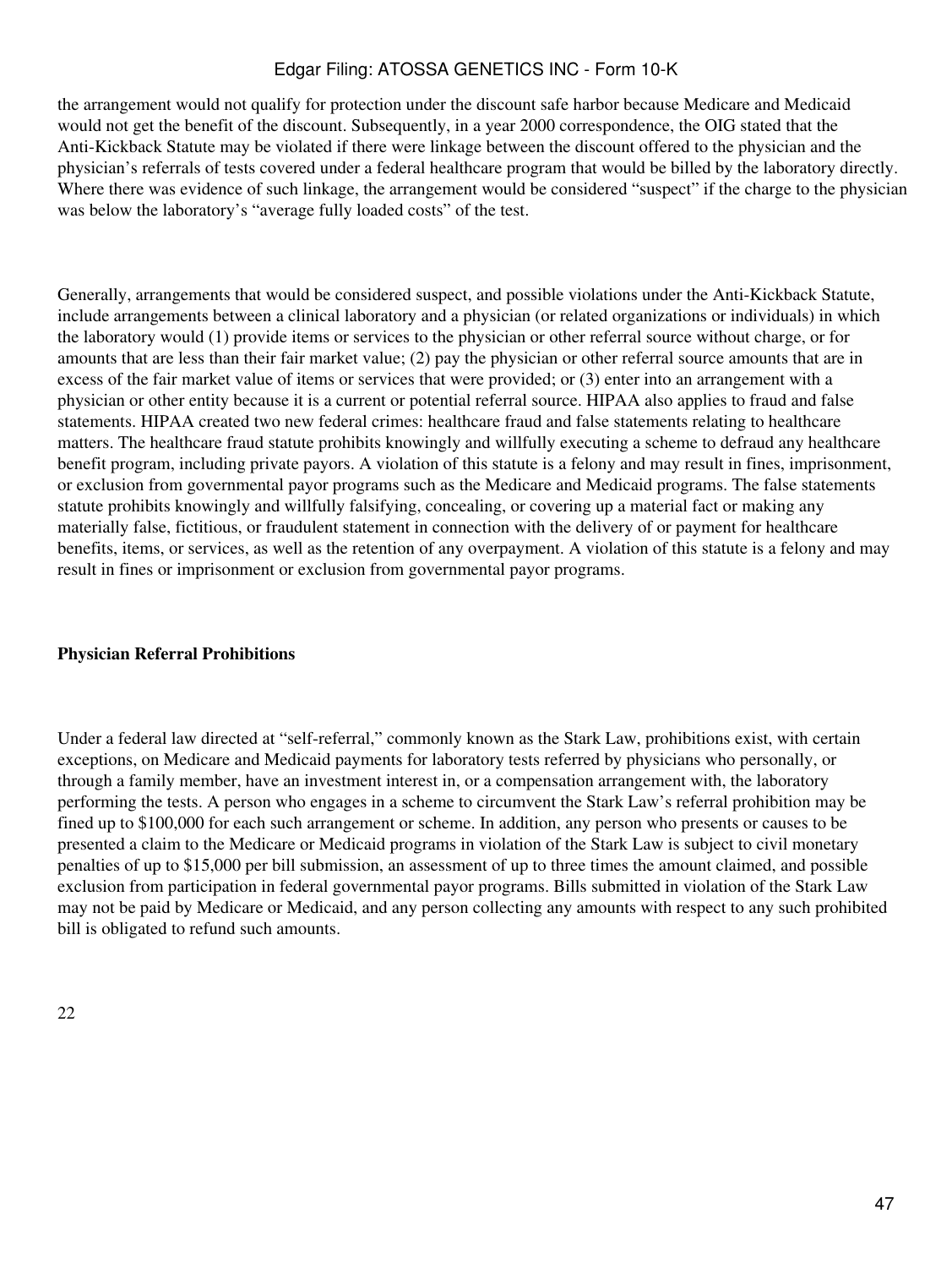the arrangement would not qualify for protection under the discount safe harbor because Medicare and Medicaid would not get the benefit of the discount. Subsequently, in a year 2000 correspondence, the OIG stated that the Anti-Kickback Statute may be violated if there were linkage between the discount offered to the physician and the physician's referrals of tests covered under a federal healthcare program that would be billed by the laboratory directly. Where there was evidence of such linkage, the arrangement would be considered "suspect" if the charge to the physician was below the laboratory's "average fully loaded costs" of the test.

Generally, arrangements that would be considered suspect, and possible violations under the Anti-Kickback Statute, include arrangements between a clinical laboratory and a physician (or related organizations or individuals) in which the laboratory would (1) provide items or services to the physician or other referral source without charge, or for amounts that are less than their fair market value; (2) pay the physician or other referral source amounts that are in excess of the fair market value of items or services that were provided; or (3) enter into an arrangement with a physician or other entity because it is a current or potential referral source. HIPAA also applies to fraud and false statements. HIPAA created two new federal crimes: healthcare fraud and false statements relating to healthcare matters. The healthcare fraud statute prohibits knowingly and willfully executing a scheme to defraud any healthcare benefit program, including private payors. A violation of this statute is a felony and may result in fines, imprisonment, or exclusion from governmental payor programs such as the Medicare and Medicaid programs. The false statements statute prohibits knowingly and willfully falsifying, concealing, or covering up a material fact or making any materially false, fictitious, or fraudulent statement in connection with the delivery of or payment for healthcare benefits, items, or services, as well as the retention of any overpayment. A violation of this statute is a felony and may result in fines or imprisonment or exclusion from governmental payor programs.

**Physician Referral Prohibitions**

Under a federal law directed at "self-referral," commonly known as the Stark Law, prohibitions exist, with certain exceptions, on Medicare and Medicaid payments for laboratory tests referred by physicians who personally, or through a family member, have an investment interest in, or a compensation arrangement with, the laboratory performing the tests. A person who engages in a scheme to circumvent the Stark Law's referral prohibition may be fined up to $100,000 for each such arrangement or scheme. In addition, any person who presents or causes to be presented a claim to the Medicare or Medicaid programs in violation of the Stark Law is subject to civil monetary penalties of up to $15,000 per bill submission, an assessment of up to three times the amount claimed, and possible exclusion from participation in federal governmental payor programs. Bills submitted in violation of the Stark Law may not be paid by Medicare or Medicaid, and any person collecting any amounts with respect to any such prohibited bill is obligated to refund such amounts.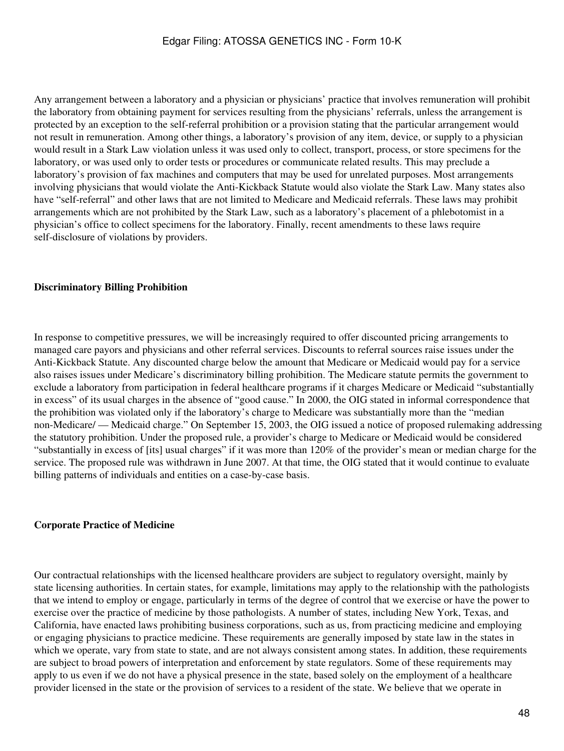Any arrangement between a laboratory and a physician or physicians' practice that involves remuneration will prohibit the laboratory from obtaining payment for services resulting from the physicians' referrals, unless the arrangement is protected by an exception to the self-referral prohibition or a provision stating that the particular arrangement would not result in remuneration. Among other things, a laboratory's provision of any item, device, or supply to a physician would result in a Stark Law violation unless it was used only to collect, transport, process, or store specimens for the laboratory, or was used only to order tests or procedures or communicate related results. This may preclude a laboratory's provision of fax machines and computers that may be used for unrelated purposes. Most arrangements involving physicians that would violate the Anti-Kickback Statute would also violate the Stark Law. Many states also have "self-referral" and other laws that are not limited to Medicare and Medicaid referrals. These laws may prohibit arrangements which are not prohibited by the Stark Law, such as a laboratory's placement of a phlebotomist in a physician's office to collect specimens for the laboratory. Finally, recent amendments to these laws require self-disclosure of violations by providers.

**Discriminatory Billing Prohibition**

In response to competitive pressures, we will be increasingly required to offer discounted pricing arrangements to managed care payors and physicians and other referral services. Discounts to referral sources raise issues under the Anti-Kickback Statute. Any discounted charge below the amount that Medicare or Medicaid would pay for a service also raises issues under Medicare's discriminatory billing prohibition. The Medicare statute permits the government to exclude a laboratory from participation in federal healthcare programs if it charges Medicare or Medicaid "substantially in excess" of its usual charges in the absence of "good cause." In 2000, the OIG stated in informal correspondence that the prohibition was violated only if the laboratory's charge to Medicare was substantially more than the "median non-Medicare/ — Medicaid charge." On September 15, 2003, the OIG issued a notice of proposed rulemaking addressing the statutory prohibition. Under the proposed rule, a provider's charge to Medicare or Medicaid would be considered "substantially in excess of [its] usual charges" if it was more than 120% of the provider's mean or median charge for the service. The proposed rule was withdrawn in June 2007. At that time, the OIG stated that it would continue to evaluate billing patterns of individuals and entities on a case-by-case basis.

**Corporate Practice of Medicine**

Our contractual relationships with the licensed healthcare providers are subject to regulatory oversight, mainly by state licensing authorities. In certain states, for example, limitations may apply to the relationship with the pathologists that we intend to employ or engage, particularly in terms of the degree of control that we exercise or have the power to exercise over the practice of medicine by those pathologists. A number of states, including New York, Texas, and California, have enacted laws prohibiting business corporations, such as us, from practicing medicine and employing or engaging physicians to practice medicine. These requirements are generally imposed by state law in the states in which we operate, vary from state to state, and are not always consistent among states. In addition, these requirements are subject to broad powers of interpretation and enforcement by state regulators. Some of these requirements may apply to us even if we do not have a physical presence in the state, based solely on the employment of a healthcare provider licensed in the state or the provision of services to a resident of the state. We believe that we operate in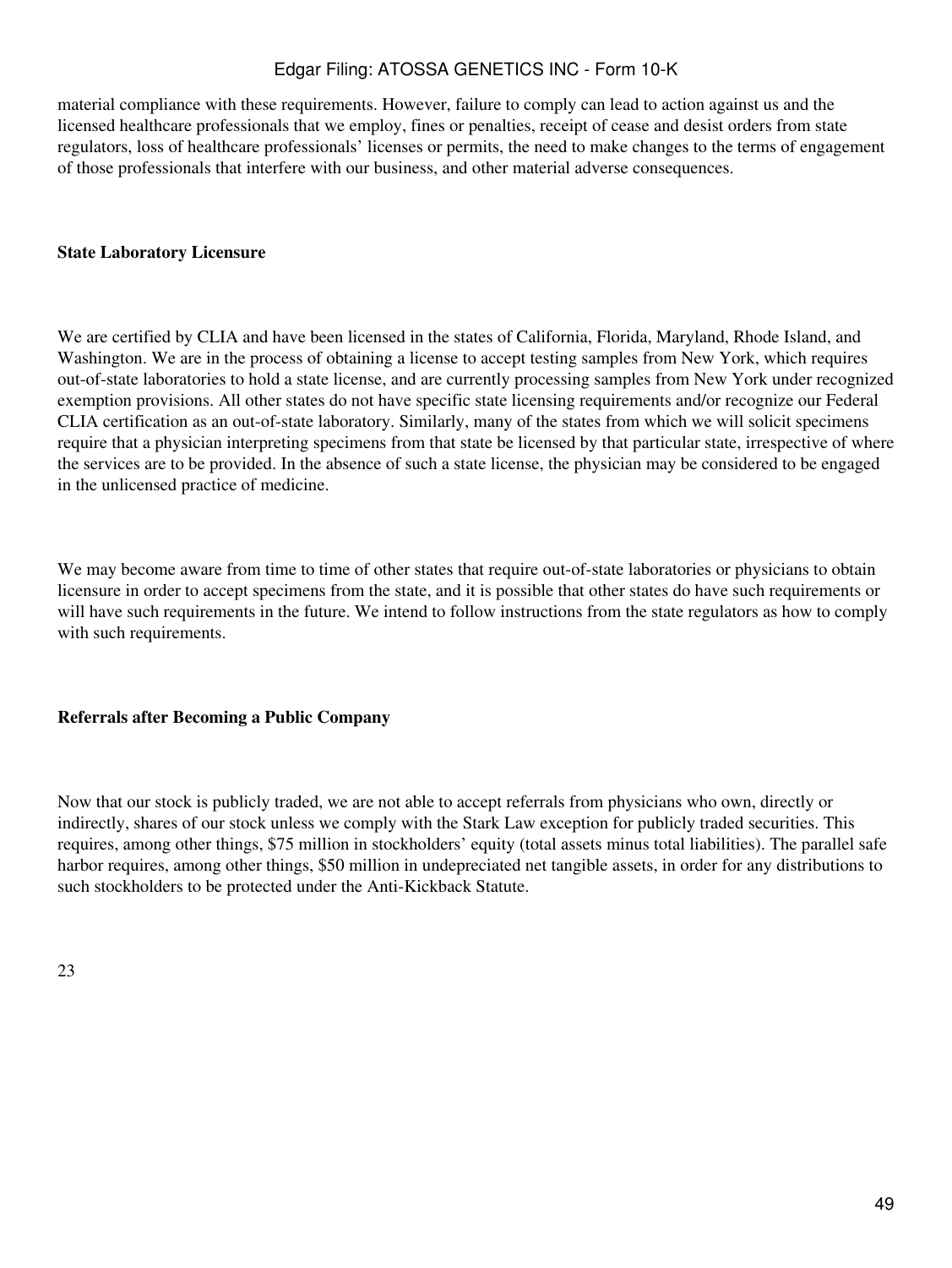material compliance with these requirements. However, failure to comply can lead to action against us and the licensed healthcare professionals that we employ, fines or penalties, receipt of cease and desist orders from state regulators, loss of healthcare professionals' licenses or permits, the need to make changes to the terms of engagement of those professionals that interfere with our business, and other material adverse consequences.

**State Laboratory Licensure**

We are certified by CLIA and have been licensed in the states of California, Florida, Maryland, Rhode Island, and Washington. We are in the process of obtaining a license to accept testing samples from New York, which requires out-of-state laboratories to hold a state license, and are currently processing samples from New York under recognized exemption provisions. All other states do not have specific state licensing requirements and/or recognize our Federal CLIA certification as an out-of-state laboratory. Similarly, many of the states from which we will solicit specimens require that a physician interpreting specimens from that state be licensed by that particular state, irrespective of where the services are to be provided. In the absence of such a state license, the physician may be considered to be engaged in the unlicensed practice of medicine.

We may become aware from time to time of other states that require out-of-state laboratories or physicians to obtain licensure in order to accept specimens from the state, and it is possible that other states do have such requirements or will have such requirements in the future. We intend to follow instructions from the state regulators as how to comply with such requirements.

**Referrals after Becoming a Public Company**

Now that our stock is publicly traded, we are not able to accept referrals from physicians who own, directly or indirectly, shares of our stock unless we comply with the Stark Law exception for publicly traded securities. This requires, among other things, $75 million in stockholders' equity (total assets minus total liabilities). The parallel safe harbor requires, among other things, $50 million in undepreciated net tangible assets, in order for any distributions to such stockholders to be protected under the Anti-Kickback Statute.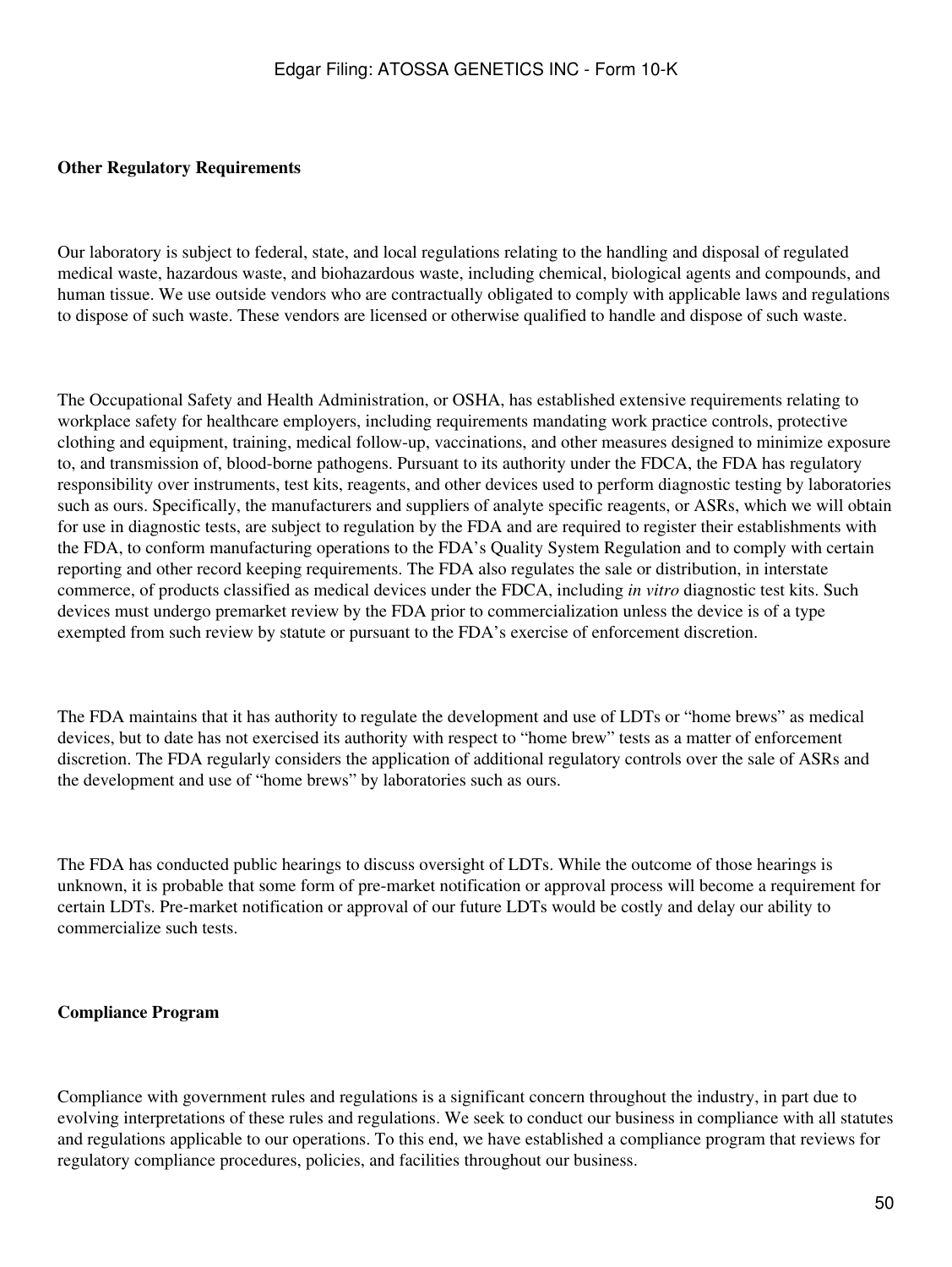**Other Regulatory Requirements**

Our laboratory is subject to federal, state, and local regulations relating to the handling and disposal of regulated medical waste, hazardous waste, and biohazardous waste, including chemical, biological agents and compounds, and human tissue. We use outside vendors who are contractually obligated to comply with applicable laws and regulations to dispose of such waste. These vendors are licensed or otherwise qualified to handle and dispose of such waste.

The Occupational Safety and Health Administration, or OSHA, has established extensive requirements relating to workplace safety for healthcare employers, including requirements mandating work practice controls, protective clothing and equipment, training, medical follow-up, vaccinations, and other measures designed to minimize exposure to, and transmission of, blood-borne pathogens. Pursuant to its authority under the FDCA, the FDA has regulatory responsibility over instruments, test kits, reagents, and other devices used to perform diagnostic testing by laboratories such as ours. Specifically, the manufacturers and suppliers of analyte specific reagents, or ASRs, which we will obtain for use in diagnostic tests, are subject to regulation by the FDA and are required to register their establishments with the FDA, to conform manufacturing operations to the FDA's Quality System Regulation and to comply with certain reporting and other record keeping requirements. The FDA also regulates the sale or distribution, in interstate commerce, of products classified as medical devices under the FDCA, including *in vitro* diagnostic test kits. Such devices must undergo premarket review by the FDA prior to commercialization unless the device is of a type exempted from such review by statute or pursuant to the FDA's exercise of enforcement discretion.

The FDA maintains that it has authority to regulate the development and use of LDTs or "home brews" as medical devices, but to date has not exercised its authority with respect to "home brew" tests as a matter of enforcement discretion. The FDA regularly considers the application of additional regulatory controls over the sale of ASRs and the development and use of "home brews" by laboratories such as ours.

The FDA has conducted public hearings to discuss oversight of LDTs. While the outcome of those hearings is unknown, it is probable that some form of pre-market notification or approval process will become a requirement for certain LDTs. Pre-market notification or approval of our future LDTs would be costly and delay our ability to commercialize such tests.

**Compliance Program**

Compliance with government rules and regulations is a significant concern throughout the industry, in part due to evolving interpretations of these rules and regulations. We seek to conduct our business in compliance with all statutes and regulations applicable to our operations. To this end, we have established a compliance program that reviews for regulatory compliance procedures, policies, and facilities throughout our business.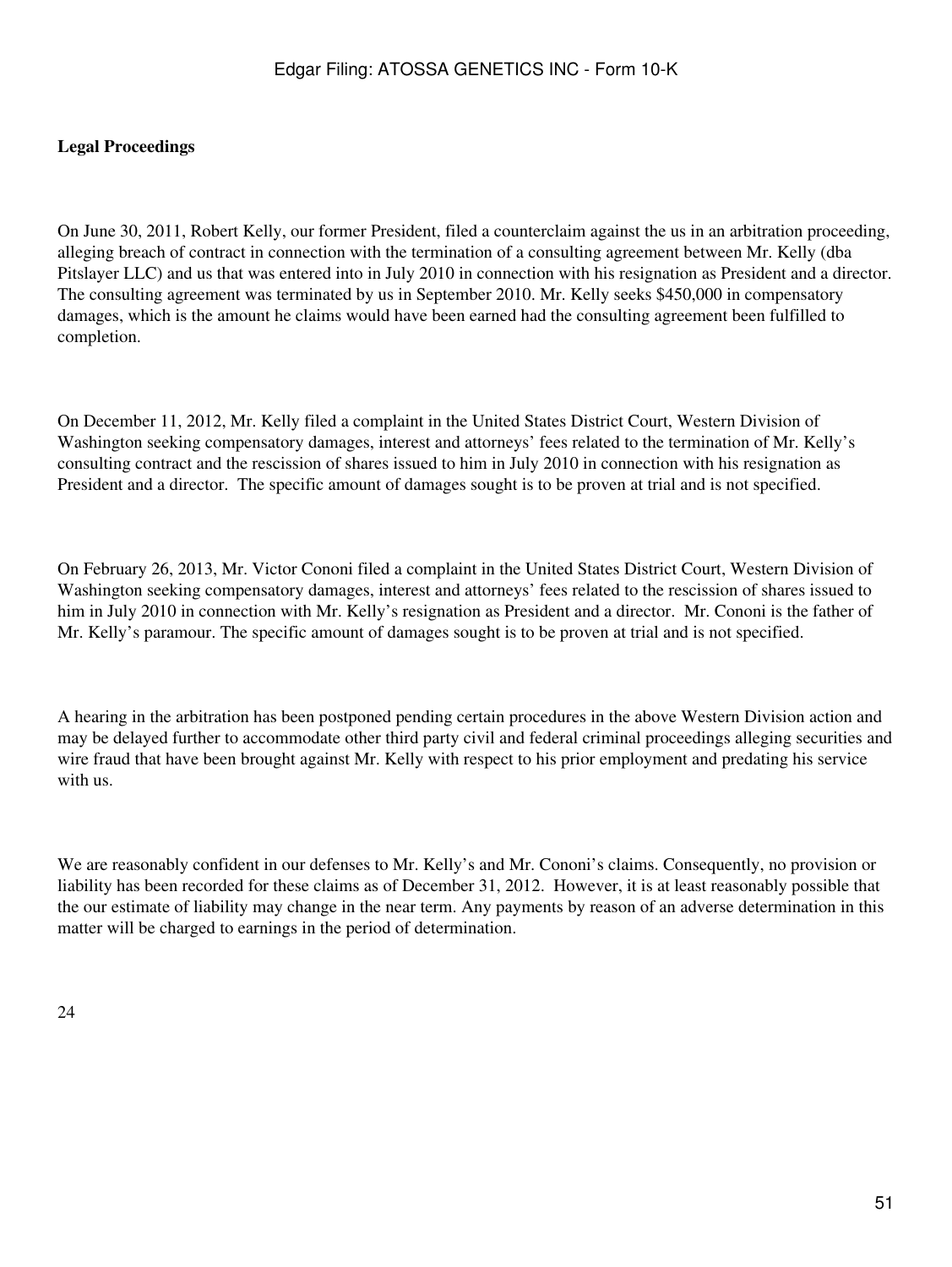**Legal Proceedings**

On June 30, 2011, Robert Kelly, our former President, filed a counterclaim against the us in an arbitration proceeding, alleging breach of contract in connection with the termination of a consulting agreement between Mr. Kelly (dba Pitslayer LLC) and us that was entered into in July 2010 in connection with his resignation as President and a director. The consulting agreement was terminated by us in September 2010. Mr. Kelly seeks $450,000 in compensatory damages, which is the amount he claims would have been earned had the consulting agreement been fulfilled to completion.

On December 11, 2012, Mr. Kelly filed a complaint in the United States District Court, Western Division of Washington seeking compensatory damages, interest and attorneys' fees related to the termination of Mr. Kelly's consulting contract and the rescission of shares issued to him in July 2010 in connection with his resignation as President and a director. The specific amount of damages sought is to be proven at trial and is not specified.

On February 26, 2013, Mr. Victor Cononi filed a complaint in the United States District Court, Western Division of Washington seeking compensatory damages, interest and attorneys' fees related to the rescission of shares issued to him in July 2010 in connection with Mr. Kelly's resignation as President and a director. Mr. Cononi is the father of Mr. Kelly's paramour. The specific amount of damages sought is to be proven at trial and is not specified.

A hearing in the arbitration has been postponed pending certain procedures in the above Western Division action and may be delayed further to accommodate other third party civil and federal criminal proceedings alleging securities and wire fraud that have been brought against Mr. Kelly with respect to his prior employment and predating his service with us.

We are reasonably confident in our defenses to Mr. Kelly's and Mr. Cononi's claims. Consequently, no provision or liability has been recorded for these claims as of December 31, 2012. However, it is at least reasonably possible that the our estimate of liability may change in the near term. Any payments by reason of an adverse determination in this matter will be charged to earnings in the period of determination.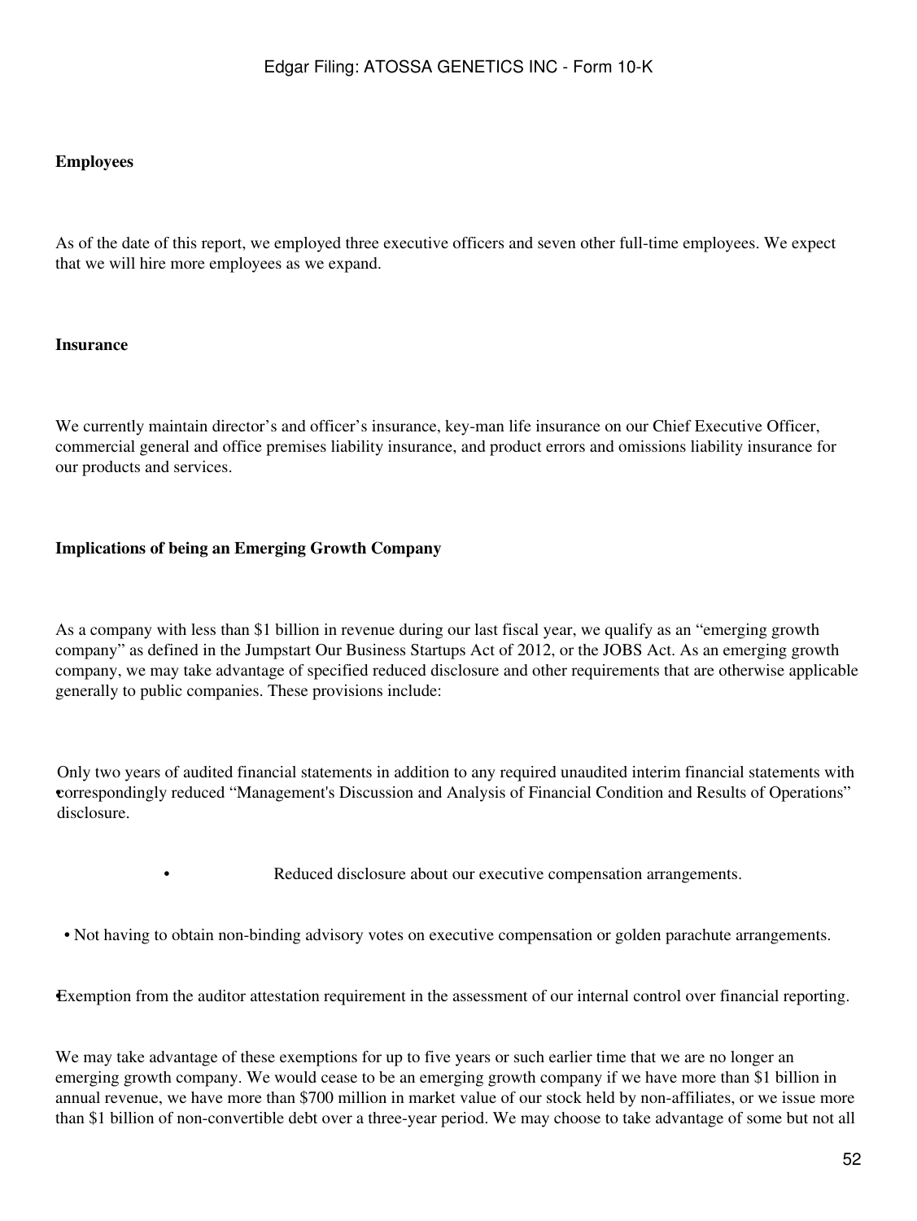**Employees**

As of the date of this report, we employed three executive officers and seven other full-time employees. We expect that we will hire more employees as we expand.

**Insurance**

We currently maintain director's and officer's insurance, key-man life insurance on our Chief Executive Officer, commercial general and office premises liability insurance, and product errors and omissions liability insurance for our products and services.

**Implications of being an Emerging Growth Company**

As a company with less than $1 billion in revenue during our last fiscal year, we qualify as an "emerging growth company" as defined in the Jumpstart Our Business Startups Act of 2012, or the JOBS Act. As an emerging growth company, we may take advantage of specified reduced disclosure and other requirements that are otherwise applicable generally to public companies. These provisions include:

- Only two years of audited financial statements in addition to any required unaudited interim financial statements with correspondingly reduced "Management's Discussion and Analysis of Financial Condition and Results of Operations" disclosure.
- Reduced disclosure about our executive compensation arrangements.
- Not having to obtain non-binding advisory votes on executive compensation or golden parachute arrangements.
- Exemption from the auditor attestation requirement in the assessment of our internal control over financial reporting.

We may take advantage of these exemptions for up to five years or such earlier time that we are no longer an emerging growth company. We would cease to be an emerging growth company if we have more than $1 billion in annual revenue, we have more than $700 million in market value of our stock held by non-affiliates, or we issue more than $1 billion of non-convertible debt over a three-year period. We may choose to take advantage of some but not all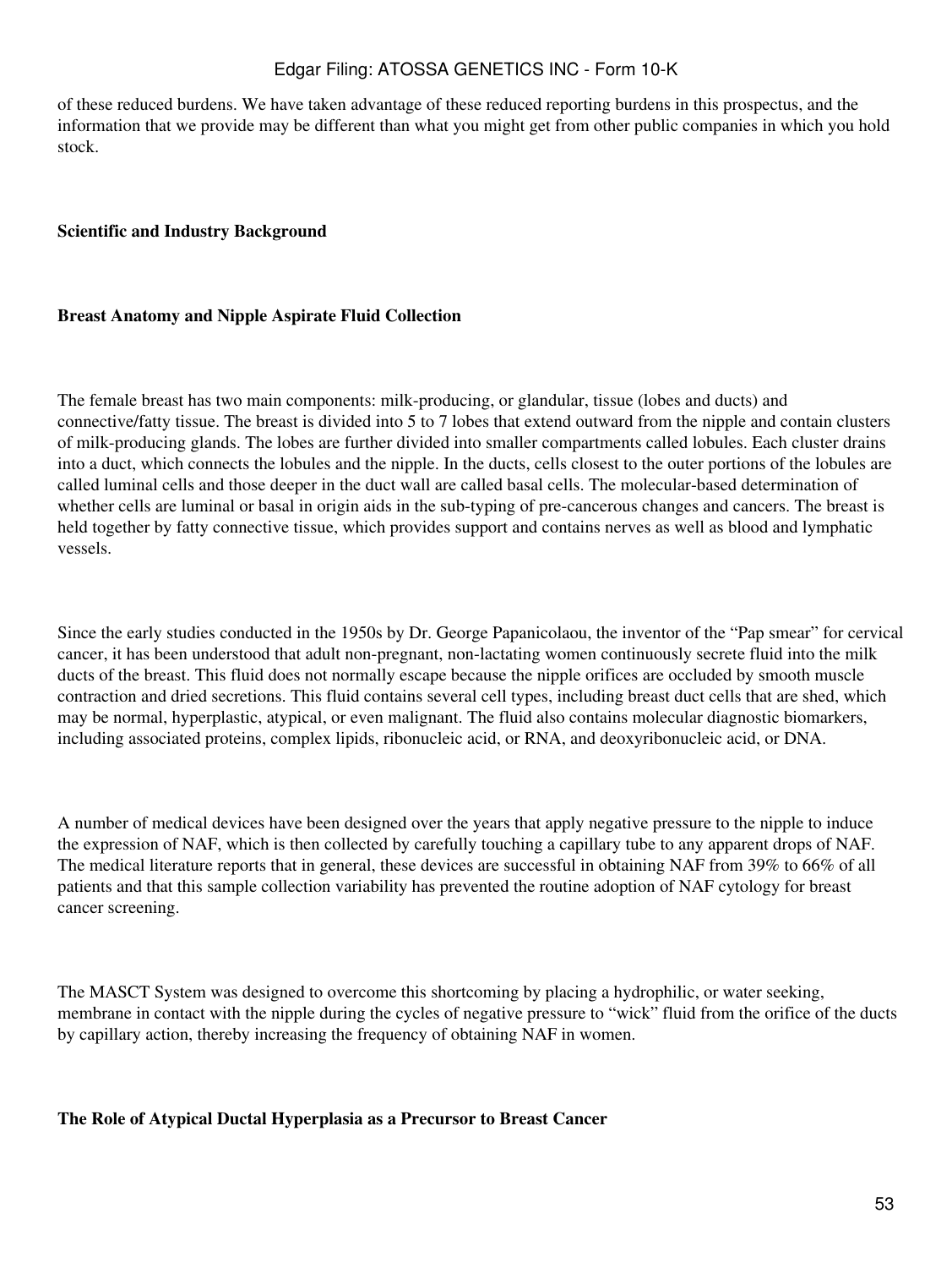of these reduced burdens. We have taken advantage of these reduced reporting burdens in this prospectus, and the information that we provide may be different than what you might get from other public companies in which you hold stock.

**Scientific and Industry Background**

**Breast Anatomy and Nipple Aspirate Fluid Collection**

The female breast has two main components: milk-producing, or glandular, tissue (lobes and ducts) and connective/fatty tissue. The breast is divided into 5 to 7 lobes that extend outward from the nipple and contain clusters of milk-producing glands. The lobes are further divided into smaller compartments called lobules. Each cluster drains into a duct, which connects the lobules and the nipple. In the ducts, cells closest to the outer portions of the lobules are called luminal cells and those deeper in the duct wall are called basal cells. The molecular-based determination of whether cells are luminal or basal in origin aids in the sub-typing of pre-cancerous changes and cancers. The breast is held together by fatty connective tissue, which provides support and contains nerves as well as blood and lymphatic vessels.

Since the early studies conducted in the 1950s by Dr. George Papanicolaou, the inventor of the "Pap smear" for cervical cancer, it has been understood that adult non-pregnant, non-lactating women continuously secrete fluid into the milk ducts of the breast. This fluid does not normally escape because the nipple orifices are occluded by smooth muscle contraction and dried secretions. This fluid contains several cell types, including breast duct cells that are shed, which may be normal, hyperplastic, atypical, or even malignant. The fluid also contains molecular diagnostic biomarkers, including associated proteins, complex lipids, ribonucleic acid, or RNA, and deoxyribonucleic acid, or DNA.

A number of medical devices have been designed over the years that apply negative pressure to the nipple to induce the expression of NAF, which is then collected by carefully touching a capillary tube to any apparent drops of NAF. The medical literature reports that in general, these devices are successful in obtaining NAF from 39% to 66% of all patients and that this sample collection variability has prevented the routine adoption of NAF cytology for breast cancer screening.

The MASCT System was designed to overcome this shortcoming by placing a hydrophilic, or water seeking, membrane in contact with the nipple during the cycles of negative pressure to "wick" fluid from the orifice of the ducts by capillary action, thereby increasing the frequency of obtaining NAF in women.

**The Role of Atypical Ductal Hyperplasia as a Precursor to Breast Cancer**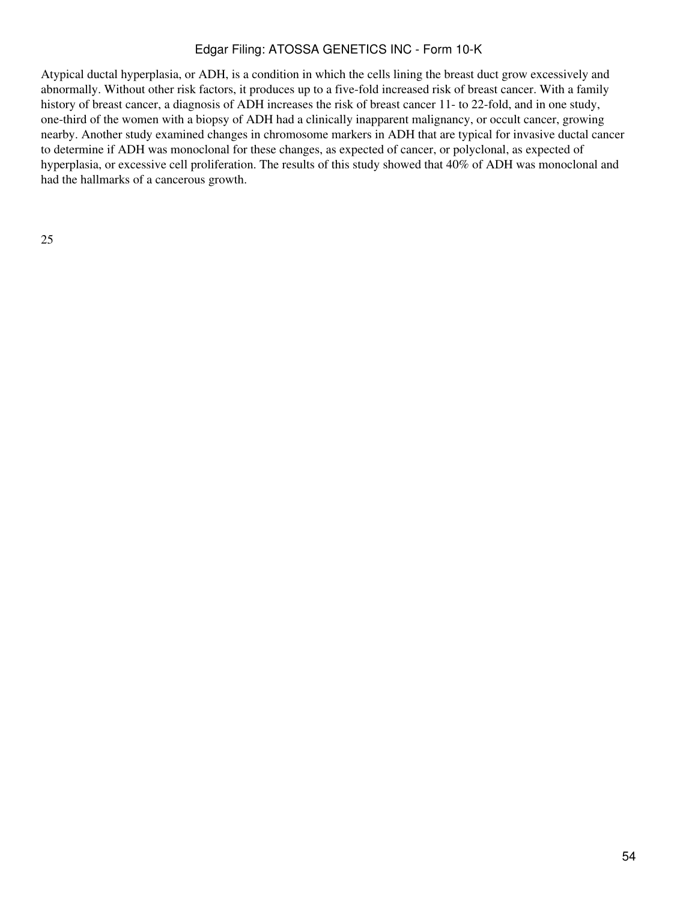Atypical ductal hyperplasia, or ADH, is a condition in which the cells lining the breast duct grow excessively and abnormally. Without other risk factors, it produces up to a five-fold increased risk of breast cancer. With a family history of breast cancer, a diagnosis of ADH increases the risk of breast cancer 11- to 22-fold, and in one study, one-third of the women with a biopsy of ADH had a clinically inapparent malignancy, or occult cancer, growing nearby. Another study examined changes in chromosome markers in ADH that are typical for invasive ductal cancer to determine if ADH was monoclonal for these changes, as expected of cancer, or polyclonal, as expected of hyperplasia, or excessive cell proliferation. The results of this study showed that 40% of ADH was monoclonal and had the hallmarks of a cancerous growth.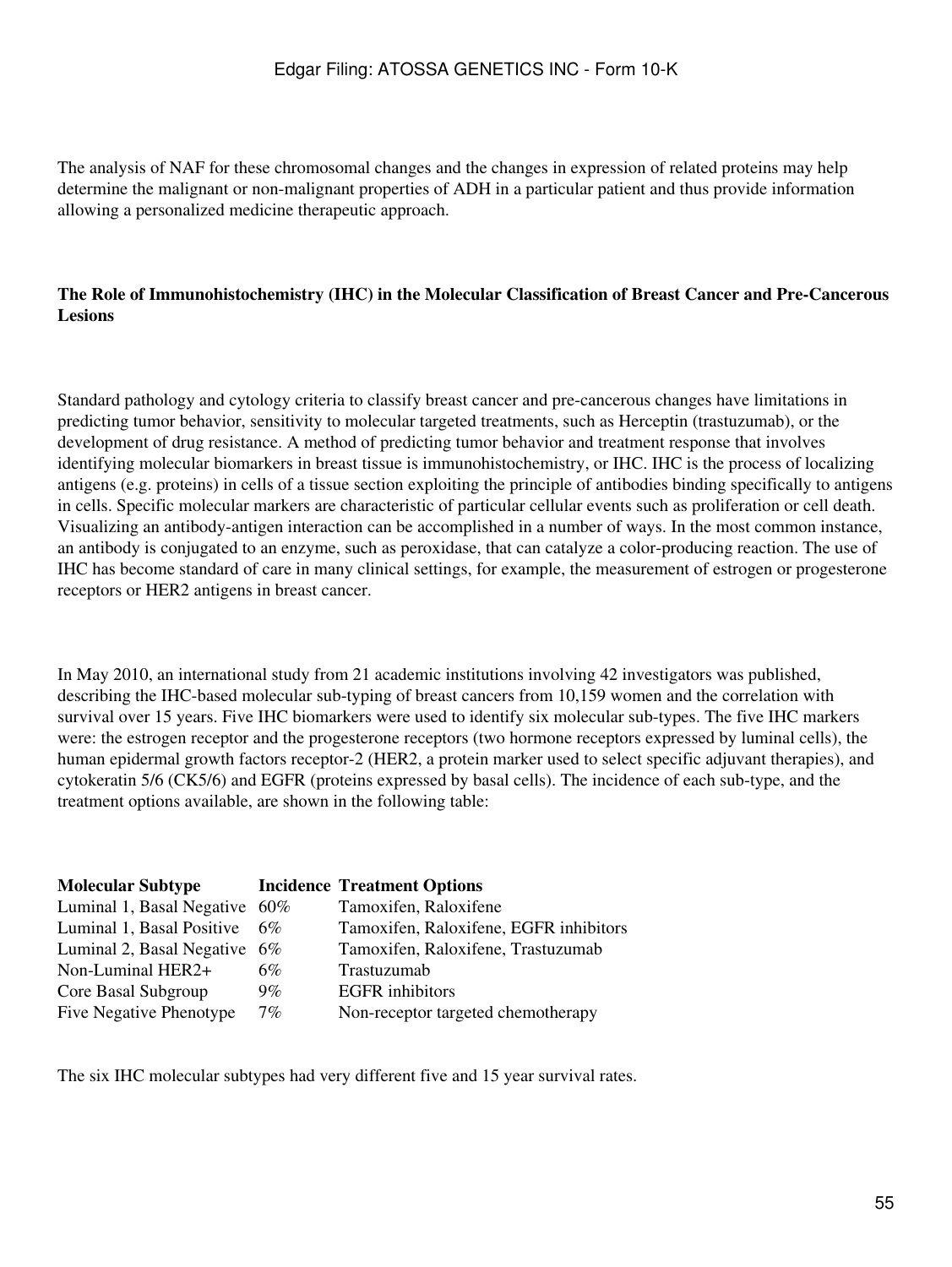The analysis of NAF for these chromosomal changes and the changes in expression of related proteins may help determine the malignant or non-malignant properties of ADH in a particular patient and thus provide information allowing a personalized medicine therapeutic approach.

**The Role of Immunohistochemistry (IHC) in the Molecular Classification of Breast Cancer and Pre-Cancerous Lesions**

Standard pathology and cytology criteria to classify breast cancer and pre-cancerous changes have limitations in predicting tumor behavior, sensitivity to molecular targeted treatments, such as Herceptin (trastuzumab), or the development of drug resistance. A method of predicting tumor behavior and treatment response that involves identifying molecular biomarkers in breast tissue is immunohistochemistry, or IHC. IHC is the process of localizing antigens (e.g. proteins) in cells of a tissue section exploiting the principle of antibodies binding specifically to antigens in cells. Specific molecular markers are characteristic of particular cellular events such as proliferation or cell death. Visualizing an antibody-antigen interaction can be accomplished in a number of ways. In the most common instance, an antibody is conjugated to an enzyme, such as peroxidase, that can catalyze a color-producing reaction. The use of IHC has become standard of care in many clinical settings, for example, the measurement of estrogen or progesterone receptors or HER2 antigens in breast cancer.

In May 2010, an international study from 21 academic institutions involving 42 investigators was published, describing the IHC-based molecular sub-typing of breast cancers from 10,159 women and the correlation with survival over 15 years. Five IHC biomarkers were used to identify six molecular sub-types. The five IHC markers were: the estrogen receptor and the progesterone receptors (two hormone receptors expressed by luminal cells), the human epidermal growth factors receptor-2 (HER2, a protein marker used to select specific adjuvant therapies), and cytokeratin 5/6 (CK5/6) and EGFR (proteins expressed by basal cells). The incidence of each sub-type, and the treatment options available, are shown in the following table:

| Molecular Subtype | Incidence | Treatment Options |
| --- | --- | --- |
| Luminal 1, Basal Negative | 60% | Tamoxifen, Raloxifene |
| Luminal 1, Basal Positive | 6% | Tamoxifen, Raloxifene, EGFR inhibitors |
| Luminal 2, Basal Negative | 6% | Tamoxifen, Raloxifene, Trastuzumab |
| Non-Luminal HER2+ | 6% | Trastuzumab |
| Core Basal Subgroup | 9% | EGFR inhibitors |
| Five Negative Phenotype | 7% | Non-receptor targeted chemotherapy |

The six IHC molecular subtypes had very different five and 15 year survival rates.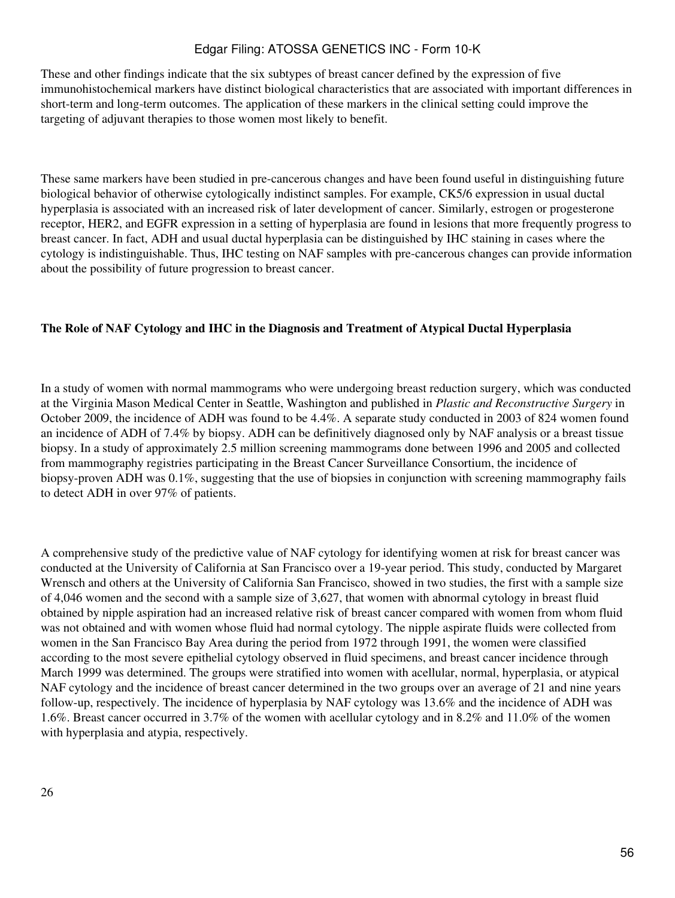These and other findings indicate that the six subtypes of breast cancer defined by the expression of five immunohistochemical markers have distinct biological characteristics that are associated with important differences in short-term and long-term outcomes. The application of these markers in the clinical setting could improve the targeting of adjuvant therapies to those women most likely to benefit.

These same markers have been studied in pre-cancerous changes and have been found useful in distinguishing future biological behavior of otherwise cytologically indistinct samples. For example, CK5/6 expression in usual ductal hyperplasia is associated with an increased risk of later development of cancer. Similarly, estrogen or progesterone receptor, HER2, and EGFR expression in a setting of hyperplasia are found in lesions that more frequently progress to breast cancer. In fact, ADH and usual ductal hyperplasia can be distinguished by IHC staining in cases where the cytology is indistinguishable. Thus, IHC testing on NAF samples with pre-cancerous changes can provide information about the possibility of future progression to breast cancer.

**The Role of NAF Cytology and IHC in the Diagnosis and Treatment of Atypical Ductal Hyperplasia**

In a study of women with normal mammograms who were undergoing breast reduction surgery, which was conducted at the Virginia Mason Medical Center in Seattle, Washington and published in *Plastic and Reconstructive Surgery* in October 2009, the incidence of ADH was found to be 4.4%. A separate study conducted in 2003 of 824 women found an incidence of ADH of 7.4% by biopsy. ADH can be definitively diagnosed only by NAF analysis or a breast tissue biopsy. In a study of approximately 2.5 million screening mammograms done between 1996 and 2005 and collected from mammography registries participating in the Breast Cancer Surveillance Consortium, the incidence of biopsy-proven ADH was 0.1%, suggesting that the use of biopsies in conjunction with screening mammography fails to detect ADH in over 97% of patients.

A comprehensive study of the predictive value of NAF cytology for identifying women at risk for breast cancer was conducted at the University of California at San Francisco over a 19-year period. This study, conducted by Margaret Wrensch and others at the University of California San Francisco, showed in two studies, the first with a sample size of 4,046 women and the second with a sample size of 3,627, that women with abnormal cytology in breast fluid obtained by nipple aspiration had an increased relative risk of breast cancer compared with women from whom fluid was not obtained and with women whose fluid had normal cytology. The nipple aspirate fluids were collected from women in the San Francisco Bay Area during the period from 1972 through 1991, the women were classified according to the most severe epithelial cytology observed in fluid specimens, and breast cancer incidence through March 1999 was determined. The groups were stratified into women with acellular, normal, hyperplasia, or atypical NAF cytology and the incidence of breast cancer determined in the two groups over an average of 21 and nine years follow-up, respectively. The incidence of hyperplasia by NAF cytology was 13.6% and the incidence of ADH was 1.6%. Breast cancer occurred in 3.7% of the women with acellular cytology and in 8.2% and 11.0% of the women with hyperplasia and atypia, respectively.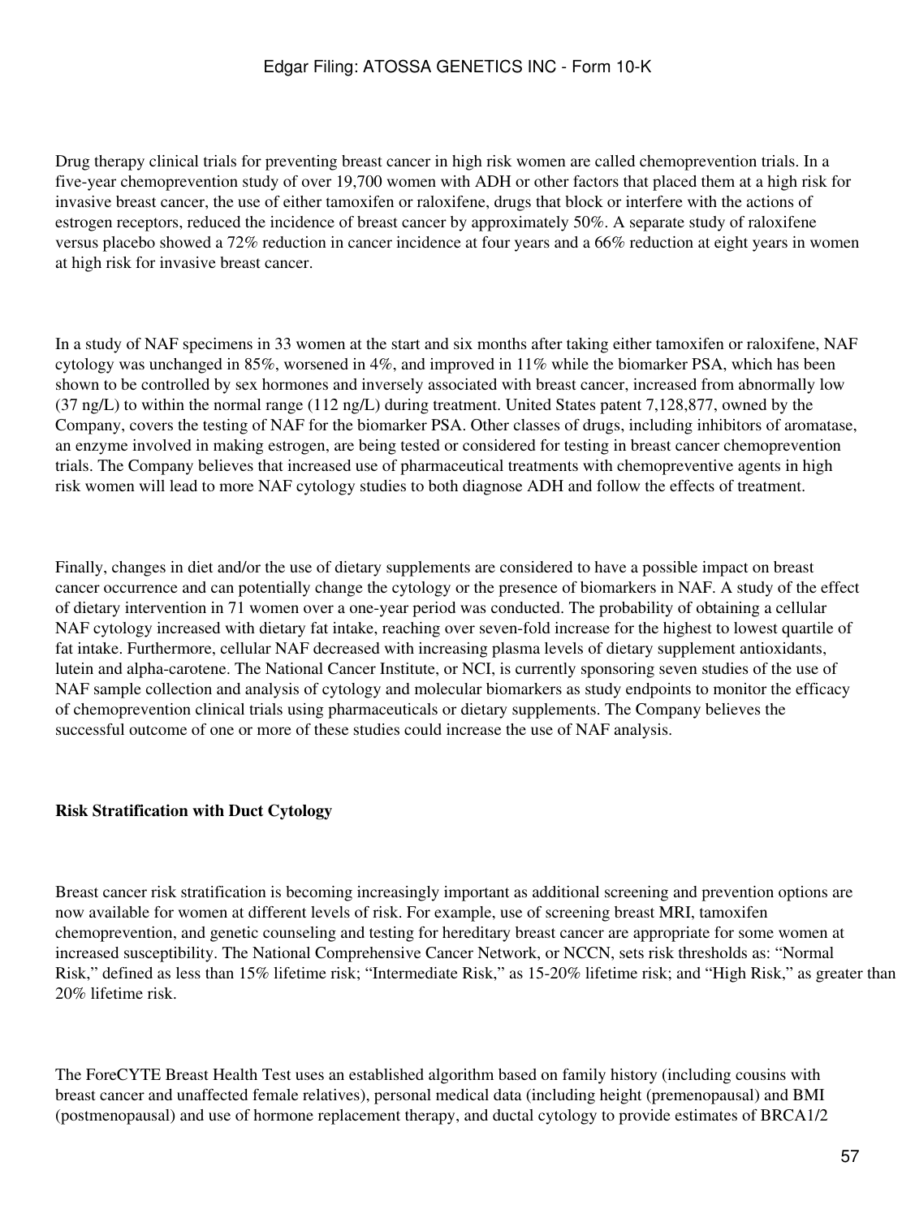Drug therapy clinical trials for preventing breast cancer in high risk women are called chemoprevention trials. In a five-year chemoprevention study of over 19,700 women with ADH or other factors that placed them at a high risk for invasive breast cancer, the use of either tamoxifen or raloxifene, drugs that block or interfere with the actions of estrogen receptors, reduced the incidence of breast cancer by approximately 50%. A separate study of raloxifene versus placebo showed a 72% reduction in cancer incidence at four years and a 66% reduction at eight years in women at high risk for invasive breast cancer.

In a study of NAF specimens in 33 women at the start and six months after taking either tamoxifen or raloxifene, NAF cytology was unchanged in 85%, worsened in 4%, and improved in 11% while the biomarker PSA, which has been shown to be controlled by sex hormones and inversely associated with breast cancer, increased from abnormally low (37 ng/L) to within the normal range (112 ng/L) during treatment. United States patent 7,128,877, owned by the Company, covers the testing of NAF for the biomarker PSA. Other classes of drugs, including inhibitors of aromatase, an enzyme involved in making estrogen, are being tested or considered for testing in breast cancer chemoprevention trials. The Company believes that increased use of pharmaceutical treatments with chemopreventive agents in high risk women will lead to more NAF cytology studies to both diagnose ADH and follow the effects of treatment.

Finally, changes in diet and/or the use of dietary supplements are considered to have a possible impact on breast cancer occurrence and can potentially change the cytology or the presence of biomarkers in NAF. A study of the effect of dietary intervention in 71 women over a one-year period was conducted. The probability of obtaining a cellular NAF cytology increased with dietary fat intake, reaching over seven-fold increase for the highest to lowest quartile of fat intake. Furthermore, cellular NAF decreased with increasing plasma levels of dietary supplement antioxidants, lutein and alpha-carotene. The National Cancer Institute, or NCI, is currently sponsoring seven studies of the use of NAF sample collection and analysis of cytology and molecular biomarkers as study endpoints to monitor the efficacy of chemoprevention clinical trials using pharmaceuticals or dietary supplements. The Company believes the successful outcome of one or more of these studies could increase the use of NAF analysis.

**Risk Stratification with Duct Cytology**

Breast cancer risk stratification is becoming increasingly important as additional screening and prevention options are now available for women at different levels of risk. For example, use of screening breast MRI, tamoxifen chemoprevention, and genetic counseling and testing for hereditary breast cancer are appropriate for some women at increased susceptibility. The National Comprehensive Cancer Network, or NCCN, sets risk thresholds as: "Normal Risk," defined as less than 15% lifetime risk; "Intermediate Risk," as 15-20% lifetime risk; and "High Risk," as greater than 20% lifetime risk.

The ForeCYTE Breast Health Test uses an established algorithm based on family history (including cousins with breast cancer and unaffected female relatives), personal medical data (including height (premenopausal) and BMI (postmenopausal) and use of hormone replacement therapy, and ductal cytology to provide estimates of BRCA1/2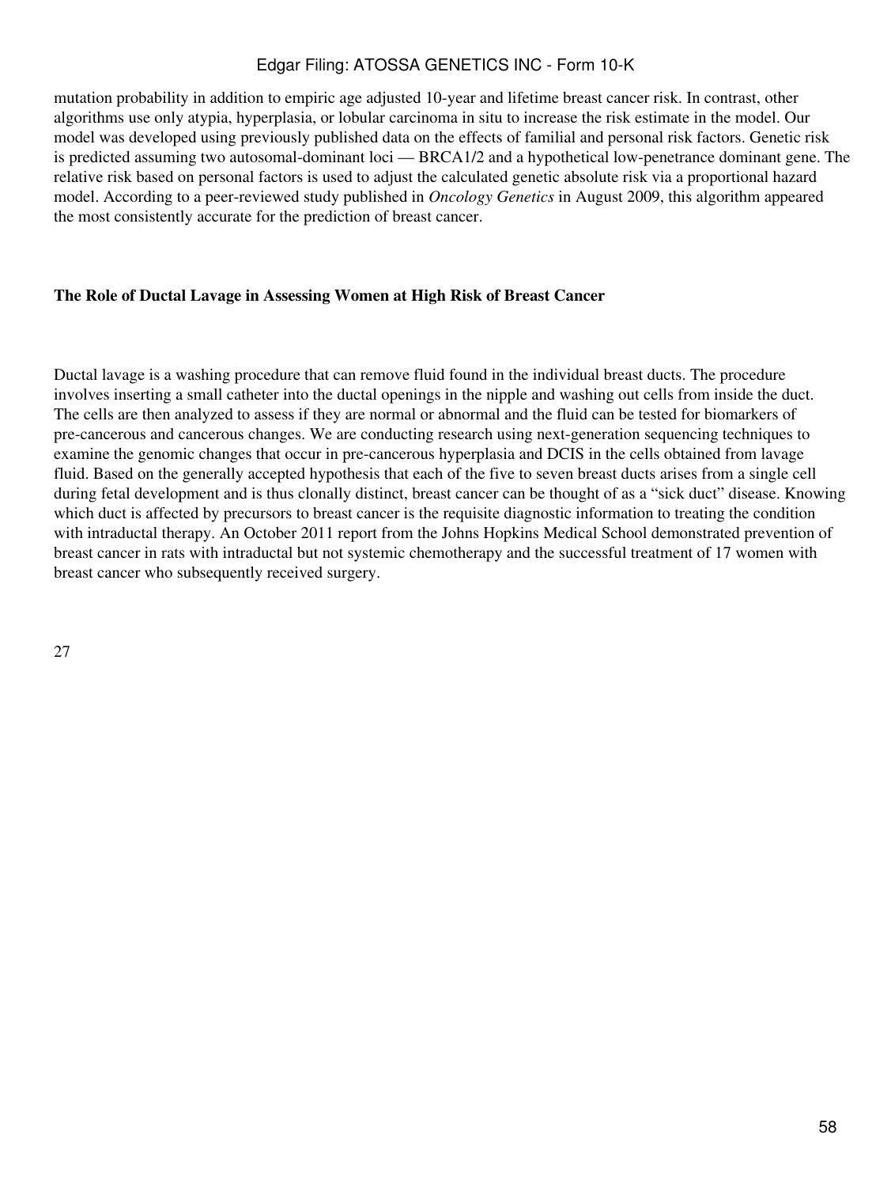mutation probability in addition to empiric age adjusted 10-year and lifetime breast cancer risk. In contrast, other algorithms use only atypia, hyperplasia, or lobular carcinoma in situ to increase the risk estimate in the model. Our model was developed using previously published data on the effects of familial and personal risk factors. Genetic risk is predicted assuming two autosomal-dominant loci — BRCA1/2 and a hypothetical low-penetrance dominant gene. The relative risk based on personal factors is used to adjust the calculated genetic absolute risk via a proportional hazard model. According to a peer-reviewed study published in *Oncology Genetics* in August 2009, this algorithm appeared the most consistently accurate for the prediction of breast cancer.

**The Role of Ductal Lavage in Assessing Women at High Risk of Breast Cancer**

Ductal lavage is a washing procedure that can remove fluid found in the individual breast ducts. The procedure involves inserting a small catheter into the ductal openings in the nipple and washing out cells from inside the duct. The cells are then analyzed to assess if they are normal or abnormal and the fluid can be tested for biomarkers of pre-cancerous and cancerous changes. We are conducting research using next-generation sequencing techniques to examine the genomic changes that occur in pre-cancerous hyperplasia and DCIS in the cells obtained from lavage fluid. Based on the generally accepted hypothesis that each of the five to seven breast ducts arises from a single cell during fetal development and is thus clonally distinct, breast cancer can be thought of as a "sick duct" disease. Knowing which duct is affected by precursors to breast cancer is the requisite diagnostic information to treating the condition with intraductal therapy. An October 2011 report from the Johns Hopkins Medical School demonstrated prevention of breast cancer in rats with intraductal but not systemic chemotherapy and the successful treatment of 17 women with breast cancer who subsequently received surgery.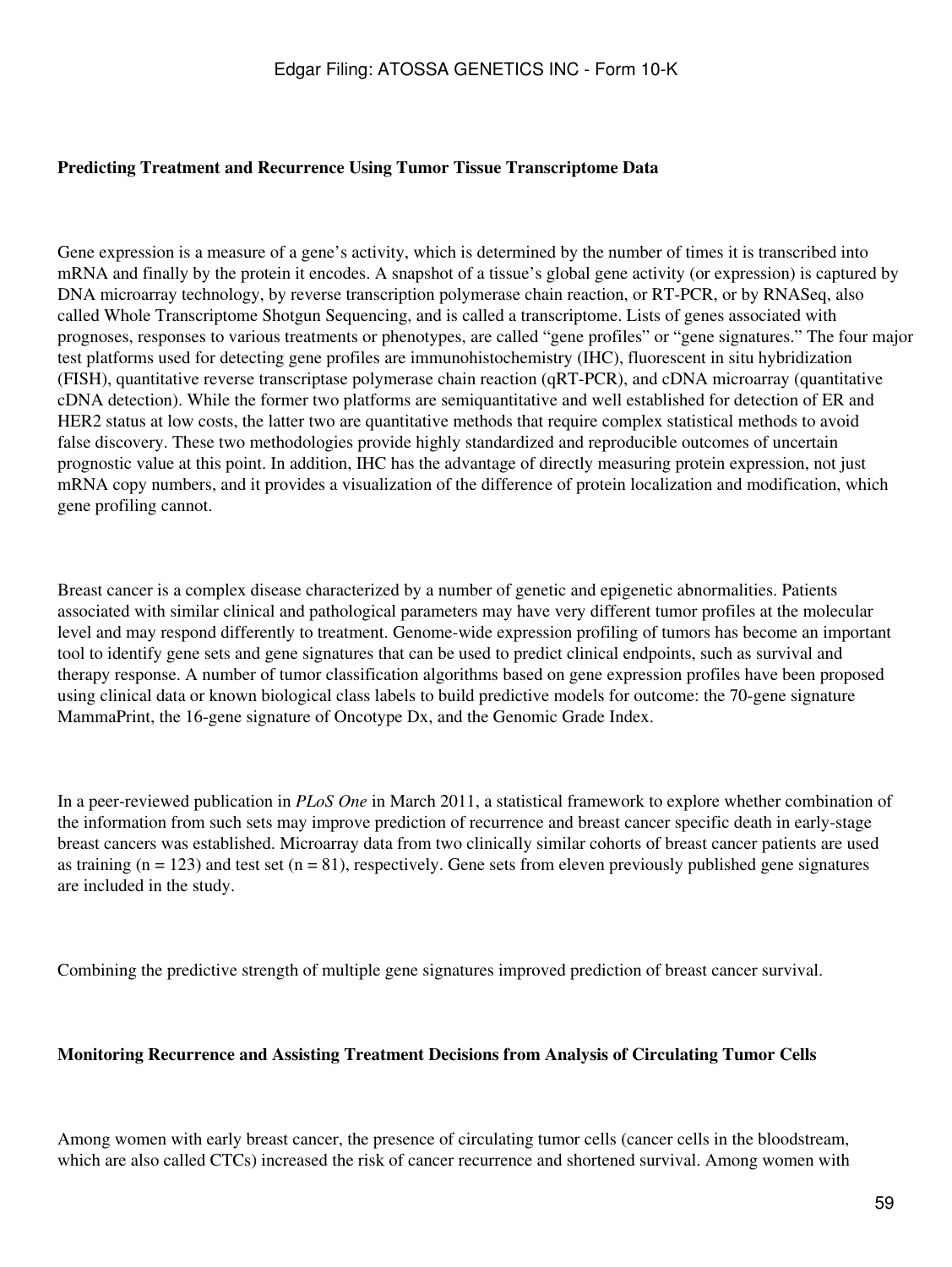**Predicting Treatment and Recurrence Using Tumor Tissue Transcriptome Data**

Gene expression is a measure of a gene's activity, which is determined by the number of times it is transcribed into mRNA and finally by the protein it encodes. A snapshot of a tissue's global gene activity (or expression) is captured by DNA microarray technology, by reverse transcription polymerase chain reaction, or RT-PCR, or by RNASeq, also called Whole Transcriptome Shotgun Sequencing, and is called a transcriptome. Lists of genes associated with prognoses, responses to various treatments or phenotypes, are called "gene profiles" or "gene signatures." The four major test platforms used for detecting gene profiles are immunohistochemistry (IHC), fluorescent in situ hybridization (FISH), quantitative reverse transcriptase polymerase chain reaction (qRT-PCR), and cDNA microarray (quantitative cDNA detection). While the former two platforms are semiquantitative and well established for detection of ER and HER2 status at low costs, the latter two are quantitative methods that require complex statistical methods to avoid false discovery. These two methodologies provide highly standardized and reproducible outcomes of uncertain prognostic value at this point. In addition, IHC has the advantage of directly measuring protein expression, not just mRNA copy numbers, and it provides a visualization of the difference of protein localization and modification, which gene profiling cannot.

Breast cancer is a complex disease characterized by a number of genetic and epigenetic abnormalities. Patients associated with similar clinical and pathological parameters may have very different tumor profiles at the molecular level and may respond differently to treatment. Genome-wide expression profiling of tumors has become an important tool to identify gene sets and gene signatures that can be used to predict clinical endpoints, such as survival and therapy response. A number of tumor classification algorithms based on gene expression profiles have been proposed using clinical data or known biological class labels to build predictive models for outcome: the 70-gene signature MammaPrint, the 16-gene signature of Oncotype Dx, and the Genomic Grade Index.

In a peer-reviewed publication in *PLoS One* in March 2011, a statistical framework to explore whether combination of the information from such sets may improve prediction of recurrence and breast cancer specific death in early-stage breast cancers was established. Microarray data from two clinically similar cohorts of breast cancer patients are used as training (n = 123) and test set (n = 81), respectively. Gene sets from eleven previously published gene signatures are included in the study.

Combining the predictive strength of multiple gene signatures improved prediction of breast cancer survival.

**Monitoring Recurrence and Assisting Treatment Decisions from Analysis of Circulating Tumor Cells**

Among women with early breast cancer, the presence of circulating tumor cells (cancer cells in the bloodstream, which are also called CTCs) increased the risk of cancer recurrence and shortened survival. Among women with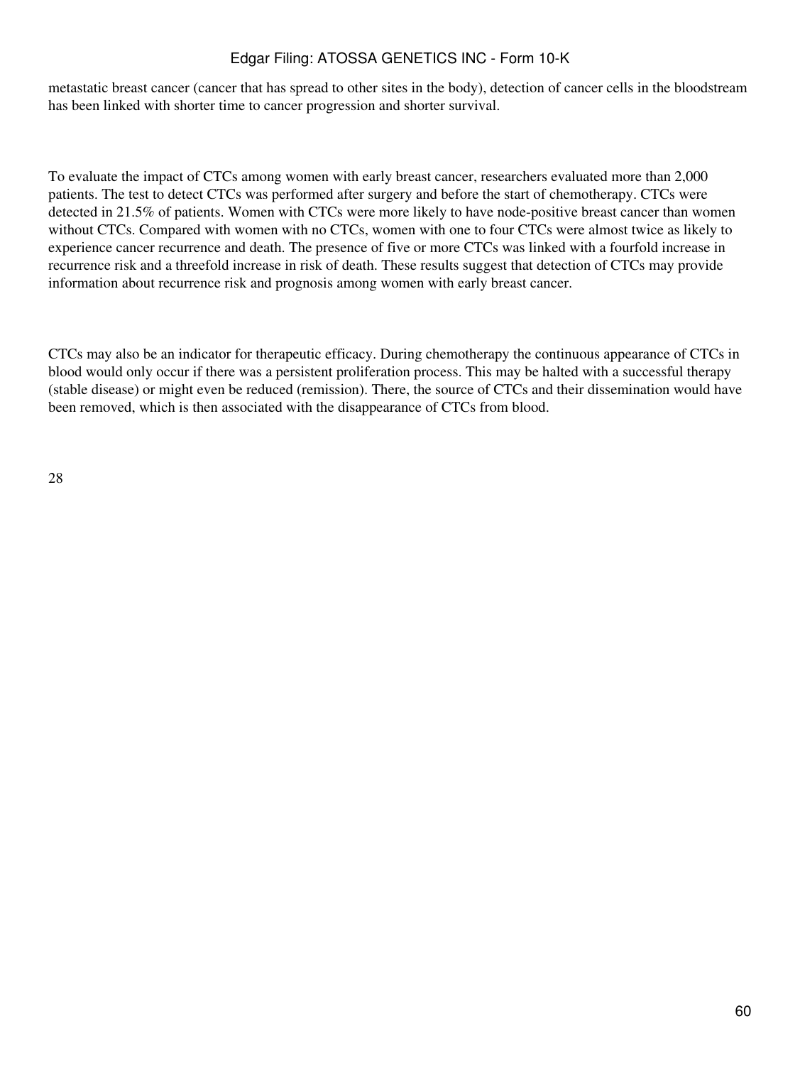metastatic breast cancer (cancer that has spread to other sites in the body), detection of cancer cells in the bloodstream has been linked with shorter time to cancer progression and shorter survival.

To evaluate the impact of CTCs among women with early breast cancer, researchers evaluated more than 2,000 patients. The test to detect CTCs was performed after surgery and before the start of chemotherapy. CTCs were detected in 21.5% of patients. Women with CTCs were more likely to have node-positive breast cancer than women without CTCs. Compared with women with no CTCs, women with one to four CTCs were almost twice as likely to experience cancer recurrence and death. The presence of five or more CTCs was linked with a fourfold increase in recurrence risk and a threefold increase in risk of death. These results suggest that detection of CTCs may provide information about recurrence risk and prognosis among women with early breast cancer.

CTCs may also be an indicator for therapeutic efficacy. During chemotherapy the continuous appearance of CTCs in blood would only occur if there was a persistent proliferation process. This may be halted with a successful therapy (stable disease) or might even be reduced (remission). There, the source of CTCs and their dissemination would have been removed, which is then associated with the disappearance of CTCs from blood.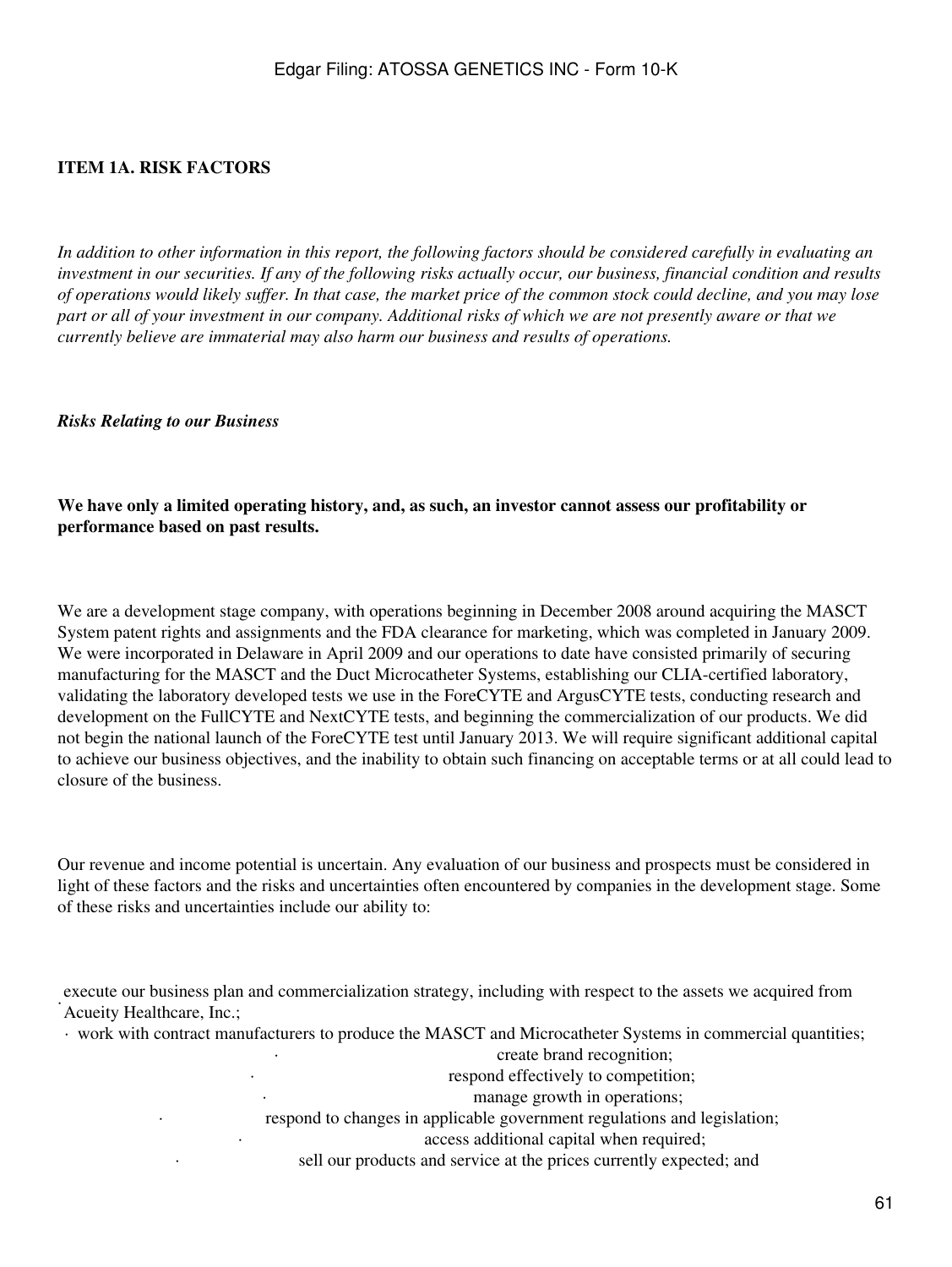## ITEM 1A. RISK FACTORS

*In addition to other information in this report, the following factors should be considered carefully in evaluating an investment in our securities. If any of the following risks actually occur, our business, financial condition and results of operations would likely suffer. In that case, the market price of the common stock could decline, and you may lose part or all of your investment in our company. Additional risks of which we are not presently aware or that we currently believe are immaterial may also harm our business and results of operations.*

***Risks Relating to our Business***

**We have only a limited operating history, and, as such, an investor cannot assess our profitability or performance based on past results.**

We are a development stage company, with operations beginning in December 2008 around acquiring the MASCT System patent rights and assignments and the FDA clearance for marketing, which was completed in January 2009. We were incorporated in Delaware in April 2009 and our operations to date have consisted primarily of securing manufacturing for the MASCT and the Duct Microcatheter Systems, establishing our CLIA-certified laboratory, validating the laboratory developed tests we use in the ForeCYTE and ArgusCYTE tests, conducting research and development on the FullCYTE and NextCYTE tests, and beginning the commercialization of our products. We did not begin the national launch of the ForeCYTE test until January 2013. We will require significant additional capital to achieve our business objectives, and the inability to obtain such financing on acceptable terms or at all could lead to closure of the business.

Our revenue and income potential is uncertain. Any evaluation of our business and prospects must be considered in light of these factors and the risks and uncertainties often encountered by companies in the development stage. Some of these risks and uncertainties include our ability to:

- execute our business plan and commercialization strategy, including with respect to the assets we acquired from Acueity Healthcare, Inc.;
- work with contract manufacturers to produce the MASCT and Microcatheter Systems in commercial quantities;
- create brand recognition;
- respond effectively to competition;
- manage growth in operations;
- respond to changes in applicable government regulations and legislation;
- access additional capital when required;
- sell our products and service at the prices currently expected; and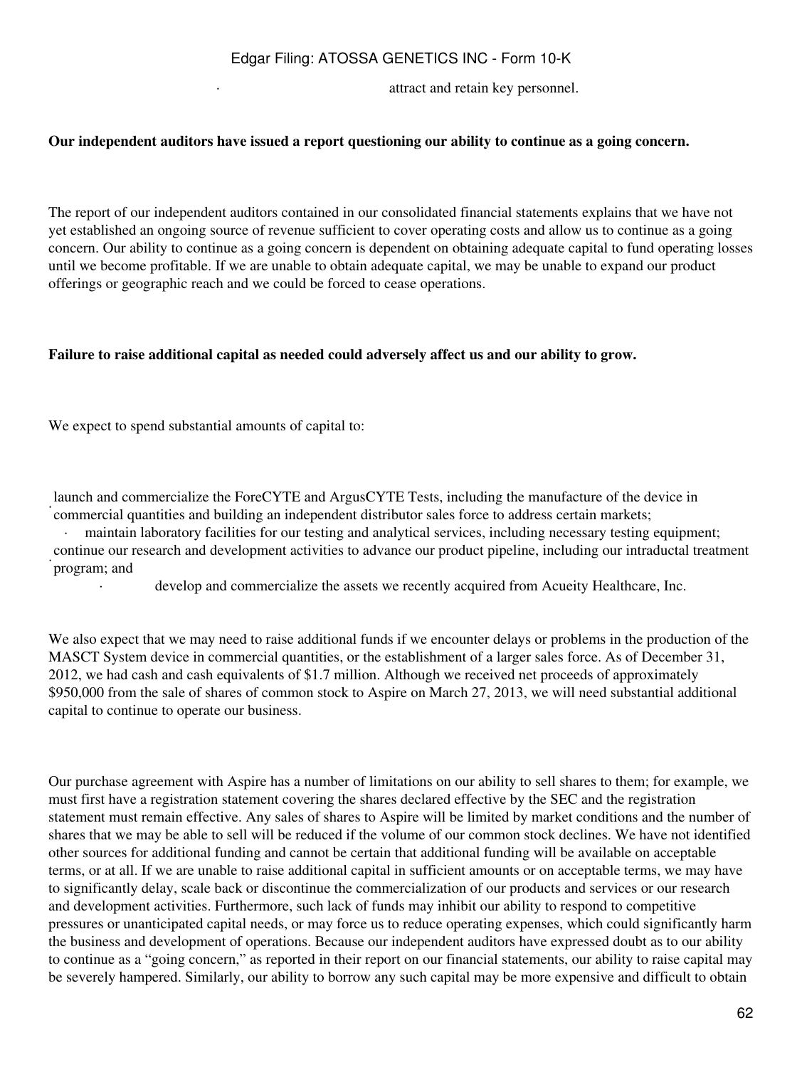- attract and retain key personnel.

**Our independent auditors have issued a report questioning our ability to continue as a going concern.**

The report of our independent auditors contained in our consolidated financial statements explains that we have not yet established an ongoing source of revenue sufficient to cover operating costs and allow us to continue as a going concern. Our ability to continue as a going concern is dependent on obtaining adequate capital to fund operating losses until we become profitable. If we are unable to obtain adequate capital, we may be unable to expand our product offerings or geographic reach and we could be forced to cease operations.

**Failure to raise additional capital as needed could adversely affect us and our ability to grow.**

We expect to spend substantial amounts of capital to:

- launch and commercialize the ForeCYTE and ArgusCYTE Tests, including the manufacture of the device in commercial quantities and building an independent distributor sales force to address certain markets;
- maintain laboratory facilities for our testing and analytical services, including necessary testing equipment;
- continue our research and development activities to advance our product pipeline, including our intraductal treatment program; and
- develop and commercialize the assets we recently acquired from Acueity Healthcare, Inc.

We also expect that we may need to raise additional funds if we encounter delays or problems in the production of the MASCT System device in commercial quantities, or the establishment of a larger sales force. As of December 31, 2012, we had cash and cash equivalents of $1.7 million. Although we received net proceeds of approximately $950,000 from the sale of shares of common stock to Aspire on March 27, 2013, we will need substantial additional capital to continue to operate our business.

Our purchase agreement with Aspire has a number of limitations on our ability to sell shares to them; for example, we must first have a registration statement covering the shares declared effective by the SEC and the registration statement must remain effective. Any sales of shares to Aspire will be limited by market conditions and the number of shares that we may be able to sell will be reduced if the volume of our common stock declines. We have not identified other sources for additional funding and cannot be certain that additional funding will be available on acceptable terms, or at all. If we are unable to raise additional capital in sufficient amounts or on acceptable terms, we may have to significantly delay, scale back or discontinue the commercialization of our products and services or our research and development activities. Furthermore, such lack of funds may inhibit our ability to respond to competitive pressures or unanticipated capital needs, or may force us to reduce operating expenses, which could significantly harm the business and development of operations. Because our independent auditors have expressed doubt as to our ability to continue as a "going concern," as reported in their report on our financial statements, our ability to raise capital may be severely hampered. Similarly, our ability to borrow any such capital may be more expensive and difficult to obtain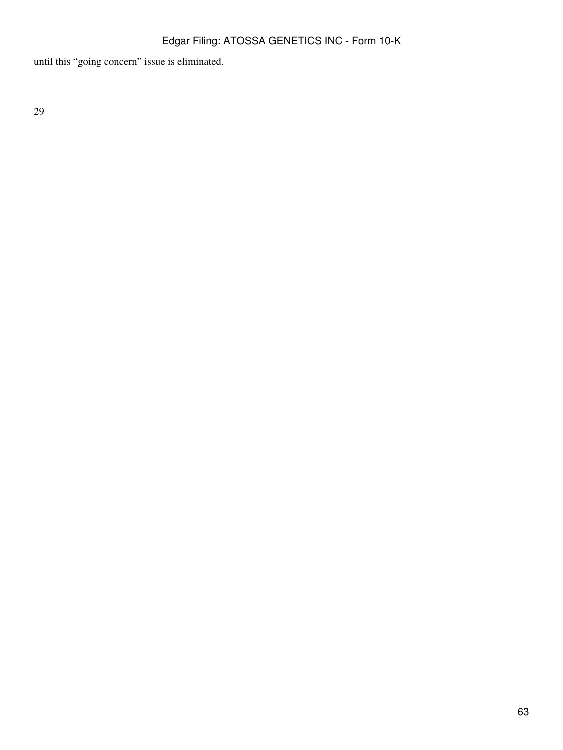until this “going concern” issue is eliminated.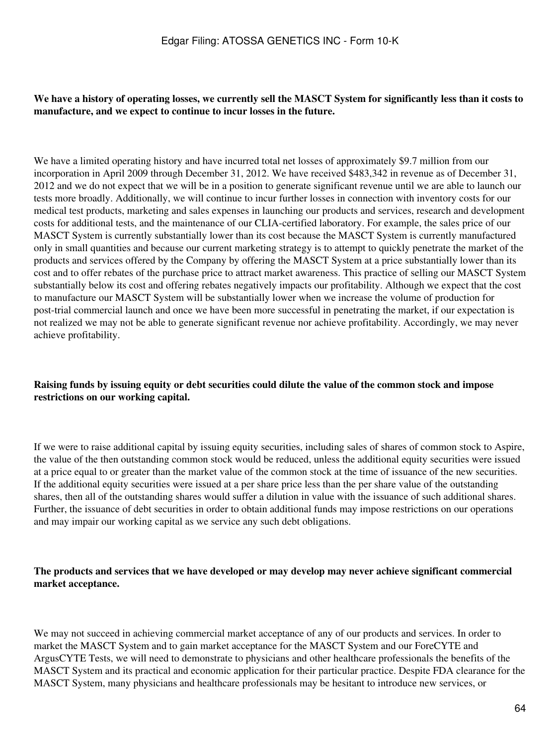**We have a history of operating losses, we currently sell the MASCT System for significantly less than it costs to manufacture, and we expect to continue to incur losses in the future.**

We have a limited operating history and have incurred total net losses of approximately $9.7 million from our incorporation in April 2009 through December 31, 2012. We have received $483,342 in revenue as of December 31, 2012 and we do not expect that we will be in a position to generate significant revenue until we are able to launch our tests more broadly. Additionally, we will continue to incur further losses in connection with inventory costs for our medical test products, marketing and sales expenses in launching our products and services, research and development costs for additional tests, and the maintenance of our CLIA-certified laboratory. For example, the sales price of our MASCT System is currently substantially lower than its cost because the MASCT System is currently manufactured only in small quantities and because our current marketing strategy is to attempt to quickly penetrate the market of the products and services offered by the Company by offering the MASCT System at a price substantially lower than its cost and to offer rebates of the purchase price to attract market awareness. This practice of selling our MASCT System substantially below its cost and offering rebates negatively impacts our profitability. Although we expect that the cost to manufacture our MASCT System will be substantially lower when we increase the volume of production for post-trial commercial launch and once we have been more successful in penetrating the market, if our expectation is not realized we may not be able to generate significant revenue nor achieve profitability. Accordingly, we may never achieve profitability.

**Raising funds by issuing equity or debt securities could dilute the value of the common stock and impose restrictions on our working capital.**

If we were to raise additional capital by issuing equity securities, including sales of shares of common stock to Aspire, the value of the then outstanding common stock would be reduced, unless the additional equity securities were issued at a price equal to or greater than the market value of the common stock at the time of issuance of the new securities. If the additional equity securities were issued at a per share price less than the per share value of the outstanding shares, then all of the outstanding shares would suffer a dilution in value with the issuance of such additional shares. Further, the issuance of debt securities in order to obtain additional funds may impose restrictions on our operations and may impair our working capital as we service any such debt obligations.

**The products and services that we have developed or may develop may never achieve significant commercial market acceptance.**

We may not succeed in achieving commercial market acceptance of any of our products and services. In order to market the MASCT System and to gain market acceptance for the MASCT System and our ForeCYTE and ArgusCYTE Tests, we will need to demonstrate to physicians and other healthcare professionals the benefits of the MASCT System and its practical and economic application for their particular practice. Despite FDA clearance for the MASCT System, many physicians and healthcare professionals may be hesitant to introduce new services, or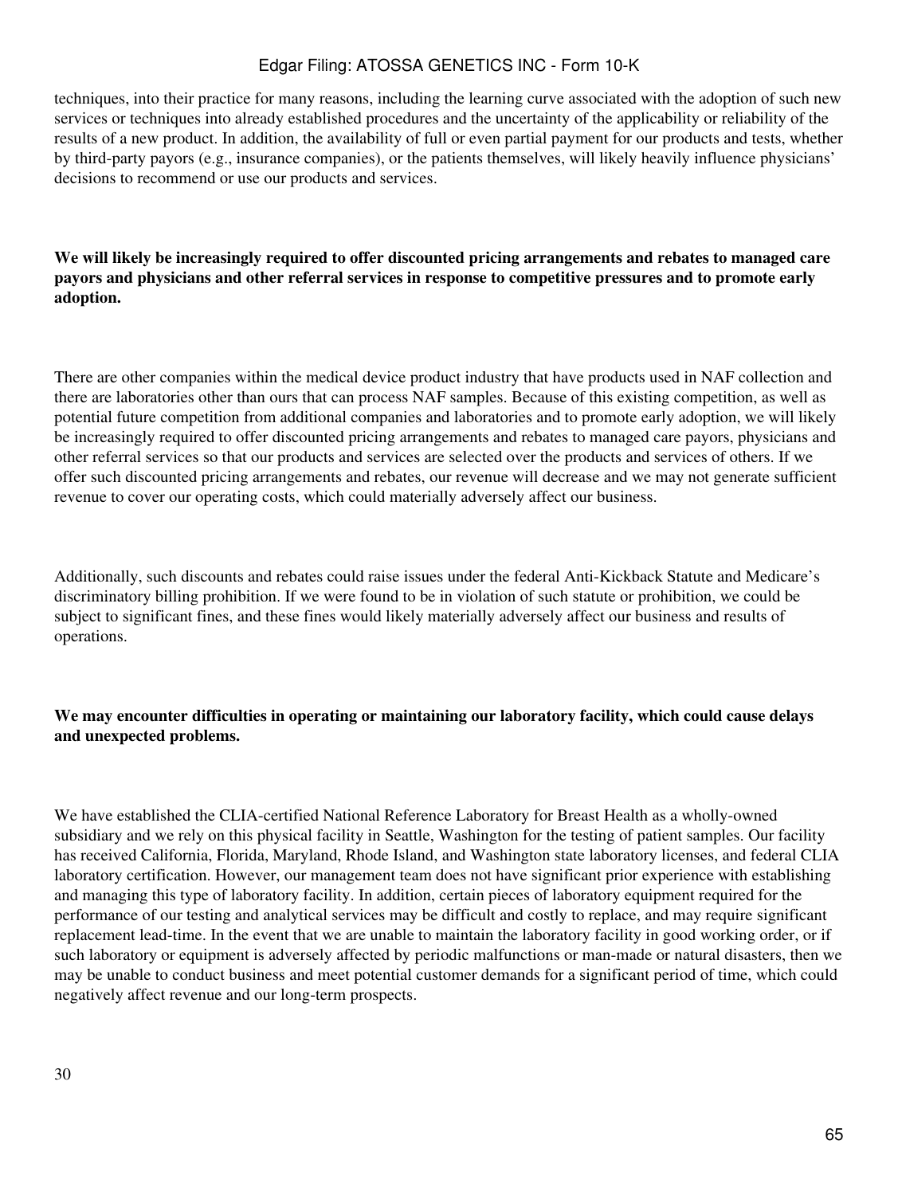techniques, into their practice for many reasons, including the learning curve associated with the adoption of such new services or techniques into already established procedures and the uncertainty of the applicability or reliability of the results of a new product. In addition, the availability of full or even partial payment for our products and tests, whether by third-party payors (e.g., insurance companies), or the patients themselves, will likely heavily influence physicians' decisions to recommend or use our products and services.

**We will likely be increasingly required to offer discounted pricing arrangements and rebates to managed care payors and physicians and other referral services in response to competitive pressures and to promote early adoption.**

There are other companies within the medical device product industry that have products used in NAF collection and there are laboratories other than ours that can process NAF samples. Because of this existing competition, as well as potential future competition from additional companies and laboratories and to promote early adoption, we will likely be increasingly required to offer discounted pricing arrangements and rebates to managed care payors, physicians and other referral services so that our products and services are selected over the products and services of others. If we offer such discounted pricing arrangements and rebates, our revenue will decrease and we may not generate sufficient revenue to cover our operating costs, which could materially adversely affect our business.

Additionally, such discounts and rebates could raise issues under the federal Anti-Kickback Statute and Medicare's discriminatory billing prohibition. If we were found to be in violation of such statute or prohibition, we could be subject to significant fines, and these fines would likely materially adversely affect our business and results of operations.

**We may encounter difficulties in operating or maintaining our laboratory facility, which could cause delays and unexpected problems.**

We have established the CLIA-certified National Reference Laboratory for Breast Health as a wholly-owned subsidiary and we rely on this physical facility in Seattle, Washington for the testing of patient samples. Our facility has received California, Florida, Maryland, Rhode Island, and Washington state laboratory licenses, and federal CLIA laboratory certification. However, our management team does not have significant prior experience with establishing and managing this type of laboratory facility. In addition, certain pieces of laboratory equipment required for the performance of our testing and analytical services may be difficult and costly to replace, and may require significant replacement lead-time. In the event that we are unable to maintain the laboratory facility in good working order, or if such laboratory or equipment is adversely affected by periodic malfunctions or man-made or natural disasters, then we may be unable to conduct business and meet potential customer demands for a significant period of time, which could negatively affect revenue and our long-term prospects.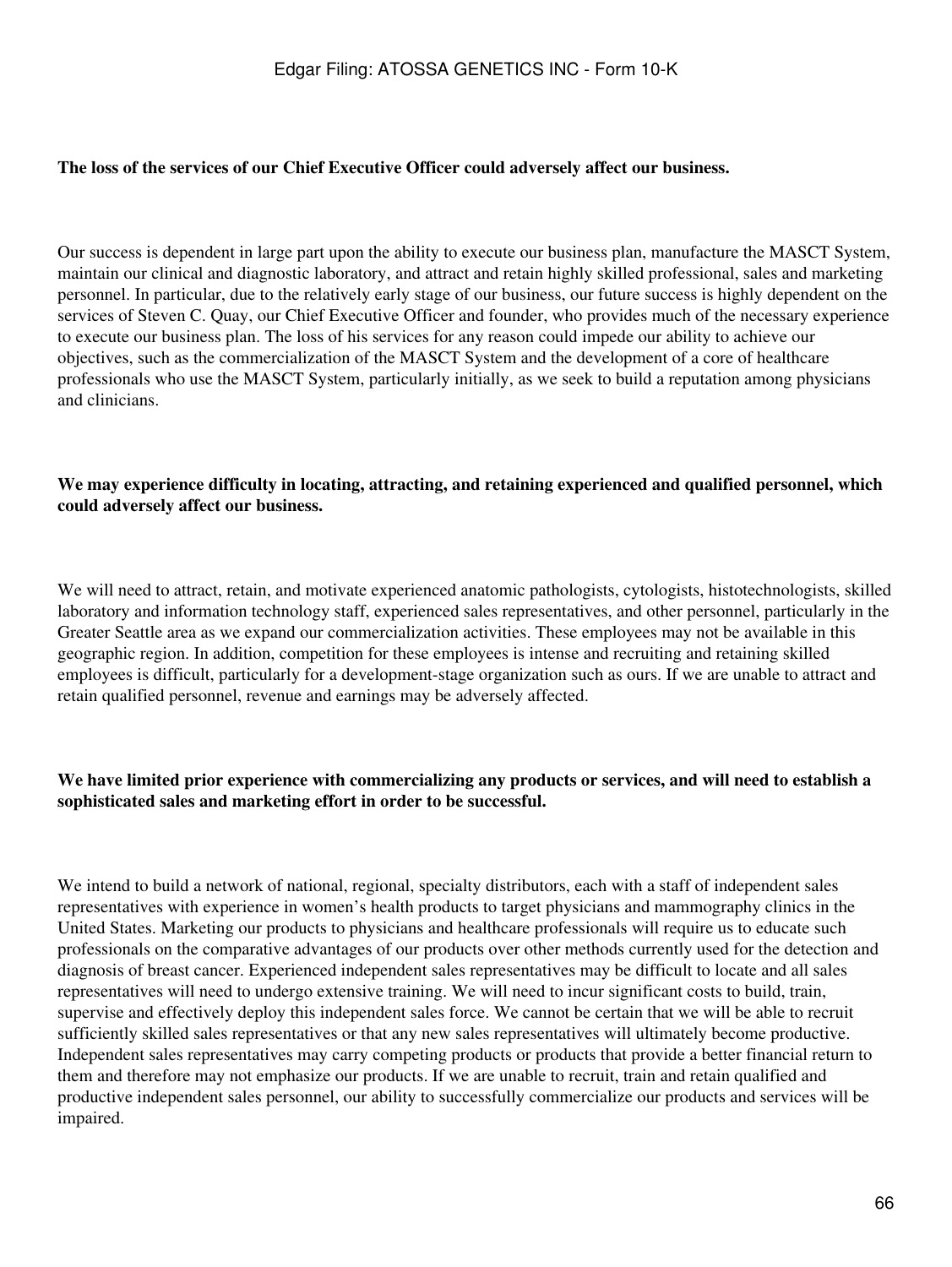**The loss of the services of our Chief Executive Officer could adversely affect our business.**

Our success is dependent in large part upon the ability to execute our business plan, manufacture the MASCT System, maintain our clinical and diagnostic laboratory, and attract and retain highly skilled professional, sales and marketing personnel. In particular, due to the relatively early stage of our business, our future success is highly dependent on the services of Steven C. Quay, our Chief Executive Officer and founder, who provides much of the necessary experience to execute our business plan. The loss of his services for any reason could impede our ability to achieve our objectives, such as the commercialization of the MASCT System and the development of a core of healthcare professionals who use the MASCT System, particularly initially, as we seek to build a reputation among physicians and clinicians.

**We may experience difficulty in locating, attracting, and retaining experienced and qualified personnel, which could adversely affect our business.**

We will need to attract, retain, and motivate experienced anatomic pathologists, cytologists, histotechnologists, skilled laboratory and information technology staff, experienced sales representatives, and other personnel, particularly in the Greater Seattle area as we expand our commercialization activities. These employees may not be available in this geographic region. In addition, competition for these employees is intense and recruiting and retaining skilled employees is difficult, particularly for a development-stage organization such as ours. If we are unable to attract and retain qualified personnel, revenue and earnings may be adversely affected.

**We have limited prior experience with commercializing any products or services, and will need to establish a sophisticated sales and marketing effort in order to be successful.**

We intend to build a network of national, regional, specialty distributors, each with a staff of independent sales representatives with experience in women's health products to target physicians and mammography clinics in the United States. Marketing our products to physicians and healthcare professionals will require us to educate such professionals on the comparative advantages of our products over other methods currently used for the detection and diagnosis of breast cancer. Experienced independent sales representatives may be difficult to locate and all sales representatives will need to undergo extensive training. We will need to incur significant costs to build, train, supervise and effectively deploy this independent sales force. We cannot be certain that we will be able to recruit sufficiently skilled sales representatives or that any new sales representatives will ultimately become productive. Independent sales representatives may carry competing products or products that provide a better financial return to them and therefore may not emphasize our products. If we are unable to recruit, train and retain qualified and productive independent sales personnel, our ability to successfully commercialize our products and services will be impaired.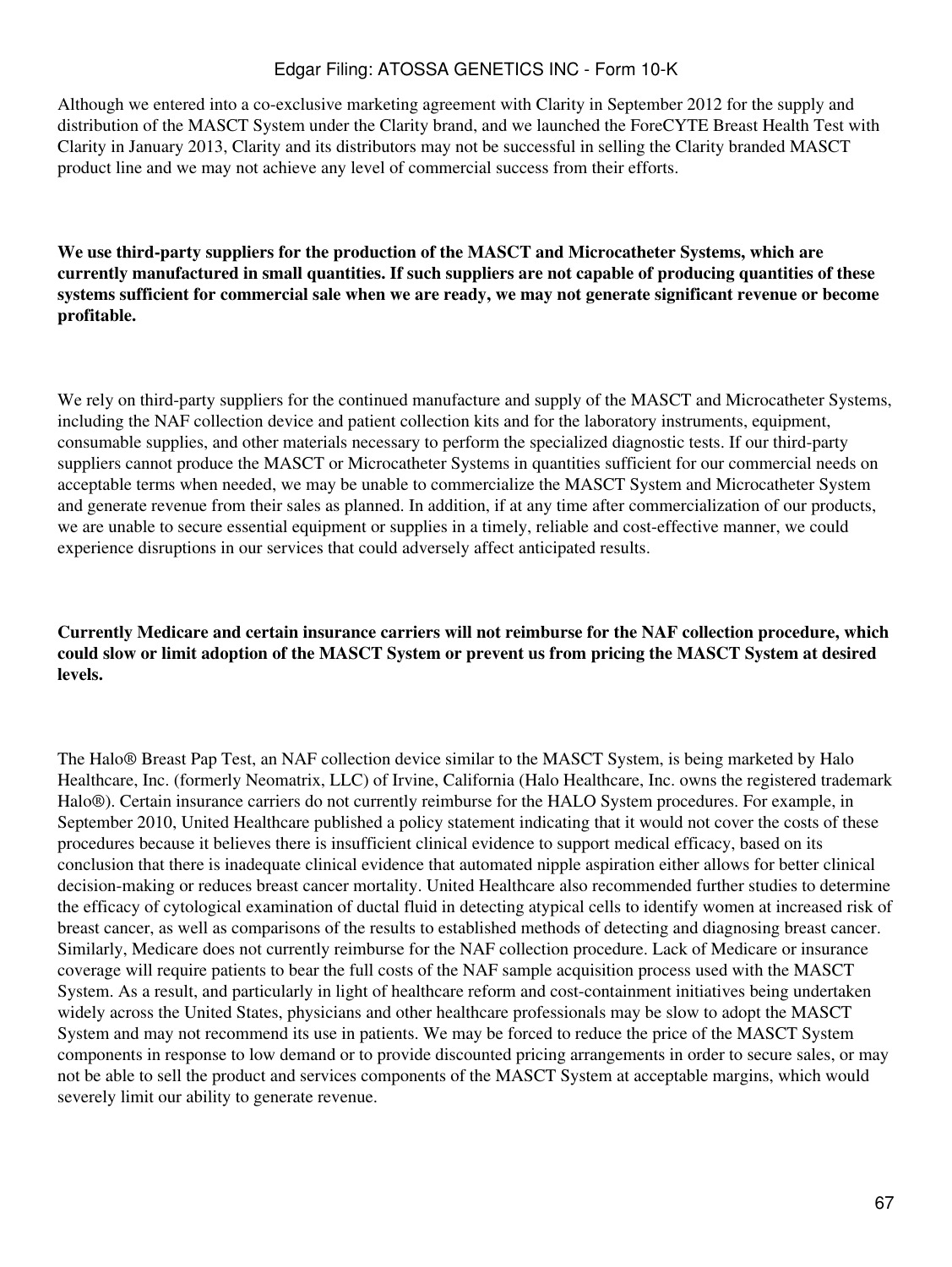Although we entered into a co-exclusive marketing agreement with Clarity in September 2012 for the supply and distribution of the MASCT System under the Clarity brand, and we launched the ForeCYTE Breast Health Test with Clarity in January 2013, Clarity and its distributors may not be successful in selling the Clarity branded MASCT product line and we may not achieve any level of commercial success from their efforts.

**We use third-party suppliers for the production of the MASCT and Microcatheter Systems, which are currently manufactured in small quantities. If such suppliers are not capable of producing quantities of these systems sufficient for commercial sale when we are ready, we may not generate significant revenue or become profitable.**

We rely on third-party suppliers for the continued manufacture and supply of the MASCT and Microcatheter Systems, including the NAF collection device and patient collection kits and for the laboratory instruments, equipment, consumable supplies, and other materials necessary to perform the specialized diagnostic tests. If our third-party suppliers cannot produce the MASCT or Microcatheter Systems in quantities sufficient for our commercial needs on acceptable terms when needed, we may be unable to commercialize the MASCT System and Microcatheter System and generate revenue from their sales as planned. In addition, if at any time after commercialization of our products, we are unable to secure essential equipment or supplies in a timely, reliable and cost-effective manner, we could experience disruptions in our services that could adversely affect anticipated results.

**Currently Medicare and certain insurance carriers will not reimburse for the NAF collection procedure, which could slow or limit adoption of the MASCT System or prevent us from pricing the MASCT System at desired levels.**

The Halo® Breast Pap Test, an NAF collection device similar to the MASCT System, is being marketed by Halo Healthcare, Inc. (formerly Neomatrix, LLC) of Irvine, California (Halo Healthcare, Inc. owns the registered trademark Halo®). Certain insurance carriers do not currently reimburse for the HALO System procedures. For example, in September 2010, United Healthcare published a policy statement indicating that it would not cover the costs of these procedures because it believes there is insufficient clinical evidence to support medical efficacy, based on its conclusion that there is inadequate clinical evidence that automated nipple aspiration either allows for better clinical decision-making or reduces breast cancer mortality. United Healthcare also recommended further studies to determine the efficacy of cytological examination of ductal fluid in detecting atypical cells to identify women at increased risk of breast cancer, as well as comparisons of the results to established methods of detecting and diagnosing breast cancer. Similarly, Medicare does not currently reimburse for the NAF collection procedure. Lack of Medicare or insurance coverage will require patients to bear the full costs of the NAF sample acquisition process used with the MASCT System. As a result, and particularly in light of healthcare reform and cost-containment initiatives being undertaken widely across the United States, physicians and other healthcare professionals may be slow to adopt the MASCT System and may not recommend its use in patients. We may be forced to reduce the price of the MASCT System components in response to low demand or to provide discounted pricing arrangements in order to secure sales, or may not be able to sell the product and services components of the MASCT System at acceptable margins, which would severely limit our ability to generate revenue.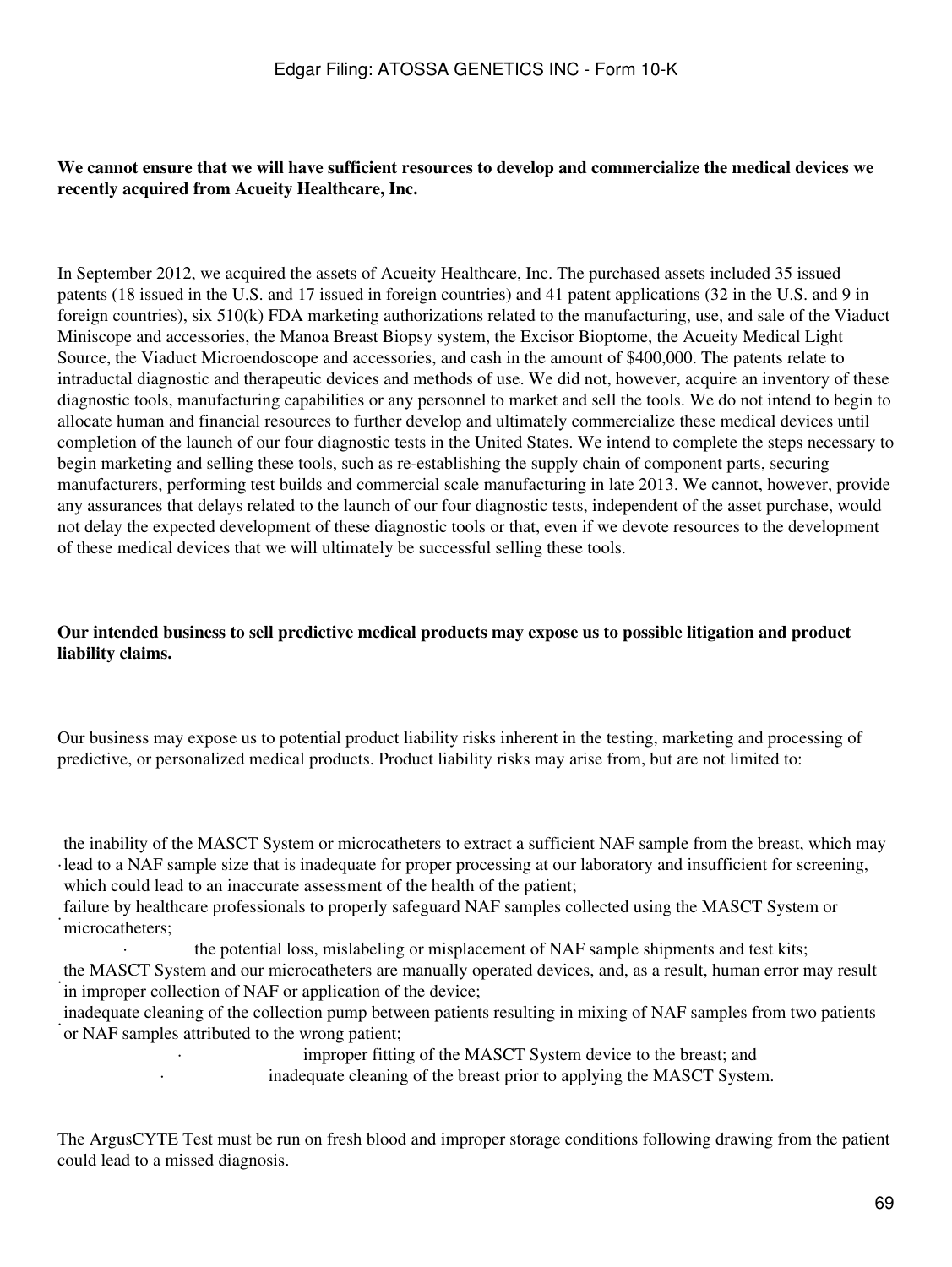**We cannot ensure that we will have sufficient resources to develop and commercialize the medical devices we recently acquired from Acueity Healthcare, Inc.**

In September 2012, we acquired the assets of Acueity Healthcare, Inc. The purchased assets included 35 issued patents (18 issued in the U.S. and 17 issued in foreign countries) and 41 patent applications (32 in the U.S. and 9 in foreign countries), six 510(k) FDA marketing authorizations related to the manufacturing, use, and sale of the Viaduct Miniscope and accessories, the Manoa Breast Biopsy system, the Excisor Bioptome, the Acueity Medical Light Source, the Viaduct Microendoscope and accessories, and cash in the amount of $400,000. The patents relate to intraductal diagnostic and therapeutic devices and methods of use. We did not, however, acquire an inventory of these diagnostic tools, manufacturing capabilities or any personnel to market and sell the tools. We do not intend to begin to allocate human and financial resources to further develop and ultimately commercialize these medical devices until completion of the launch of our four diagnostic tests in the United States. We intend to complete the steps necessary to begin marketing and selling these tools, such as re-establishing the supply chain of component parts, securing manufacturers, performing test builds and commercial scale manufacturing in late 2013. We cannot, however, provide any assurances that delays related to the launch of our four diagnostic tests, independent of the asset purchase, would not delay the expected development of these diagnostic tools or that, even if we devote resources to the development of these medical devices that we will ultimately be successful selling these tools.

**Our intended business to sell predictive medical products may expose us to possible litigation and product liability claims.**

Our business may expose us to potential product liability risks inherent in the testing, marketing and processing of predictive, or personalized medical products. Product liability risks may arise from, but are not limited to:

- the inability of the MASCT System or microcatheters to extract a sufficient NAF sample from the breast, which may lead to a NAF sample size that is inadequate for proper processing at our laboratory and insufficient for screening, which could lead to an inaccurate assessment of the health of the patient;
- failure by healthcare professionals to properly safeguard NAF samples collected using the MASCT System or microcatheters;
- the potential loss, mislabeling or misplacement of NAF sample shipments and test kits;
- the MASCT System and our microcatheters are manually operated devices, and, as a result, human error may result in improper collection of NAF or application of the device;
- inadequate cleaning of the collection pump between patients resulting in mixing of NAF samples from two patients or NAF samples attributed to the wrong patient;
- improper fitting of the MASCT System device to the breast; and
- inadequate cleaning of the breast prior to applying the MASCT System.

The ArgusCYTE Test must be run on fresh blood and improper storage conditions following drawing from the patient could lead to a missed diagnosis.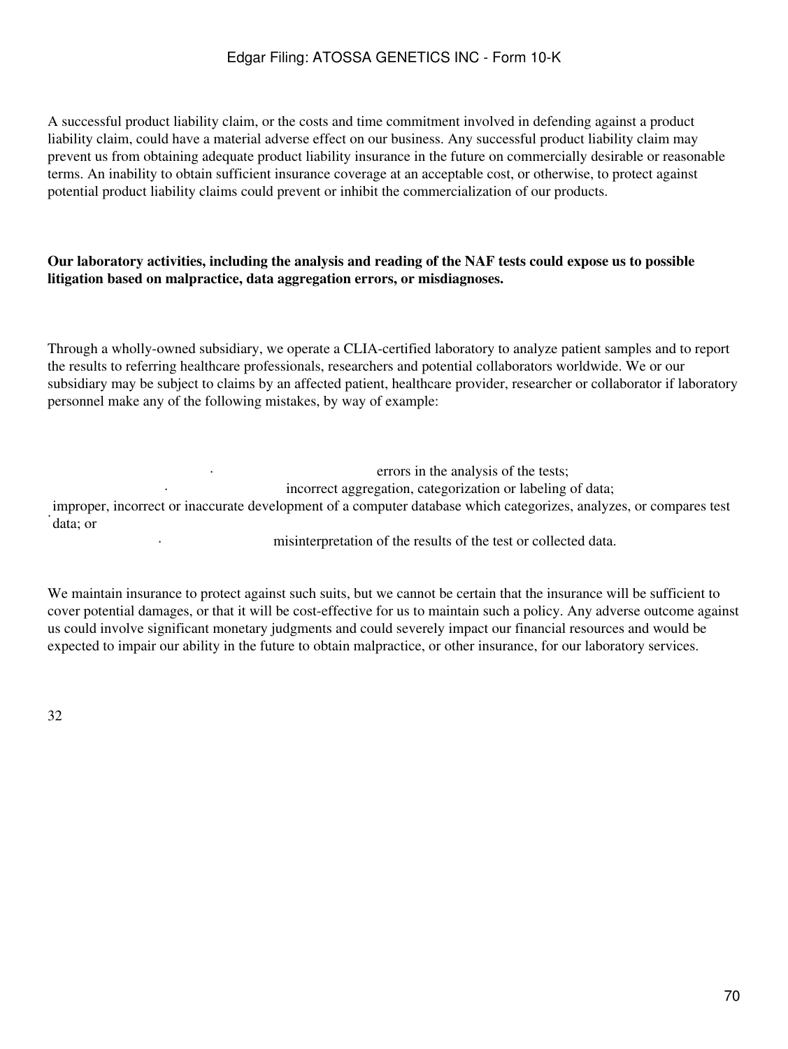A successful product liability claim, or the costs and time commitment involved in defending against a product liability claim, could have a material adverse effect on our business. Any successful product liability claim may prevent us from obtaining adequate product liability insurance in the future on commercially desirable or reasonable terms. An inability to obtain sufficient insurance coverage at an acceptable cost, or otherwise, to protect against potential product liability claims could prevent or inhibit the commercialization of our products.

**Our laboratory activities, including the analysis and reading of the NAF tests could expose us to possible litigation based on malpractice, data aggregation errors, or misdiagnoses.**

Through a wholly-owned subsidiary, we operate a CLIA-certified laboratory to analyze patient samples and to report the results to referring healthcare professionals, researchers and potential collaborators worldwide. We or our subsidiary may be subject to claims by an affected patient, healthcare provider, researcher or collaborator if laboratory personnel make any of the following mistakes, by way of example:

- errors in the analysis of the tests;
- incorrect aggregation, categorization or labeling of data;
- improper, incorrect or inaccurate development of a computer database which categorizes, analyzes, or compares test data; or
- misinterpretation of the results of the test or collected data.

We maintain insurance to protect against such suits, but we cannot be certain that the insurance will be sufficient to cover potential damages, or that it will be cost-effective for us to maintain such a policy. Any adverse outcome against us could involve significant monetary judgments and could severely impact our financial resources and would be expected to impair our ability in the future to obtain malpractice, or other insurance, for our laboratory services.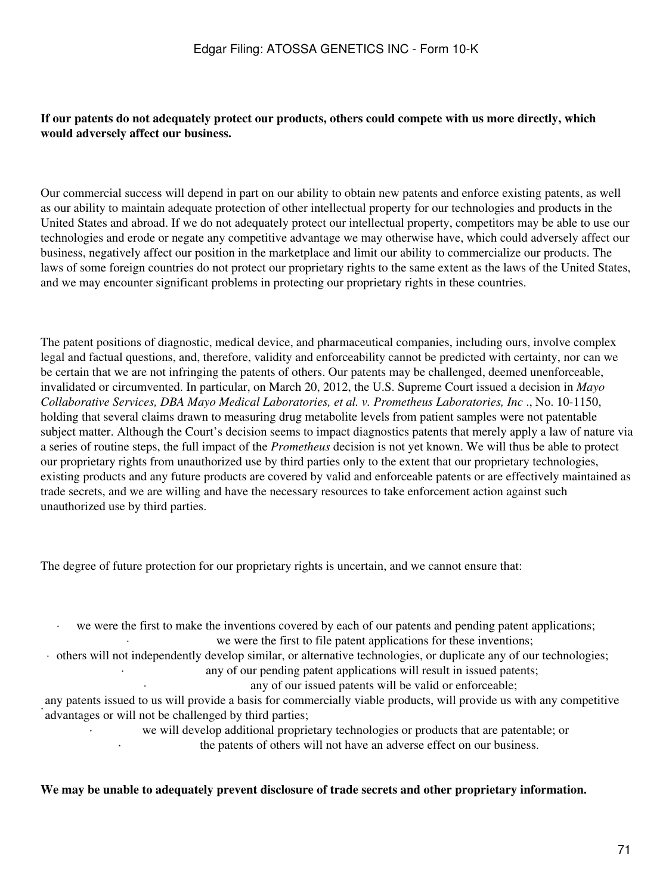**If our patents do not adequately protect our products, others could compete with us more directly, which would adversely affect our business.**

Our commercial success will depend in part on our ability to obtain new patents and enforce existing patents, as well as our ability to maintain adequate protection of other intellectual property for our technologies and products in the United States and abroad. If we do not adequately protect our intellectual property, competitors may be able to use our technologies and erode or negate any competitive advantage we may otherwise have, which could adversely affect our business, negatively affect our position in the marketplace and limit our ability to commercialize our products. The laws of some foreign countries do not protect our proprietary rights to the same extent as the laws of the United States, and we may encounter significant problems in protecting our proprietary rights in these countries.

The patent positions of diagnostic, medical device, and pharmaceutical companies, including ours, involve complex legal and factual questions, and, therefore, validity and enforceability cannot be predicted with certainty, nor can we be certain that we are not infringing the patents of others. Our patents may be challenged, deemed unenforceable, invalidated or circumvented. In particular, on March 20, 2012, the U.S. Supreme Court issued a decision in *Mayo Collaborative Services, DBA Mayo Medical Laboratories, et al. v. Prometheus Laboratories, Inc* ., No. 10-1150, holding that several claims drawn to measuring drug metabolite levels from patient samples were not patentable subject matter. Although the Court's decision seems to impact diagnostics patents that merely apply a law of nature via a series of routine steps, the full impact of the *Prometheus* decision is not yet known. We will thus be able to protect our proprietary rights from unauthorized use by third parties only to the extent that our proprietary technologies, existing products and any future products are covered by valid and enforceable patents or are effectively maintained as trade secrets, and we are willing and have the necessary resources to take enforcement action against such unauthorized use by third parties.

The degree of future protection for our proprietary rights is uncertain, and we cannot ensure that:

- we were the first to make the inventions covered by each of our patents and pending patent applications;
- we were the first to file patent applications for these inventions;
- others will not independently develop similar, or alternative technologies, or duplicate any of our technologies;
- any of our pending patent applications will result in issued patents;
- any of our issued patents will be valid or enforceable;
- any patents issued to us will provide a basis for commercially viable products, will provide us with any competitive advantages or will not be challenged by third parties;
- we will develop additional proprietary technologies or products that are patentable; or
- the patents of others will not have an adverse effect on our business.

**We may be unable to adequately prevent disclosure of trade secrets and other proprietary information.**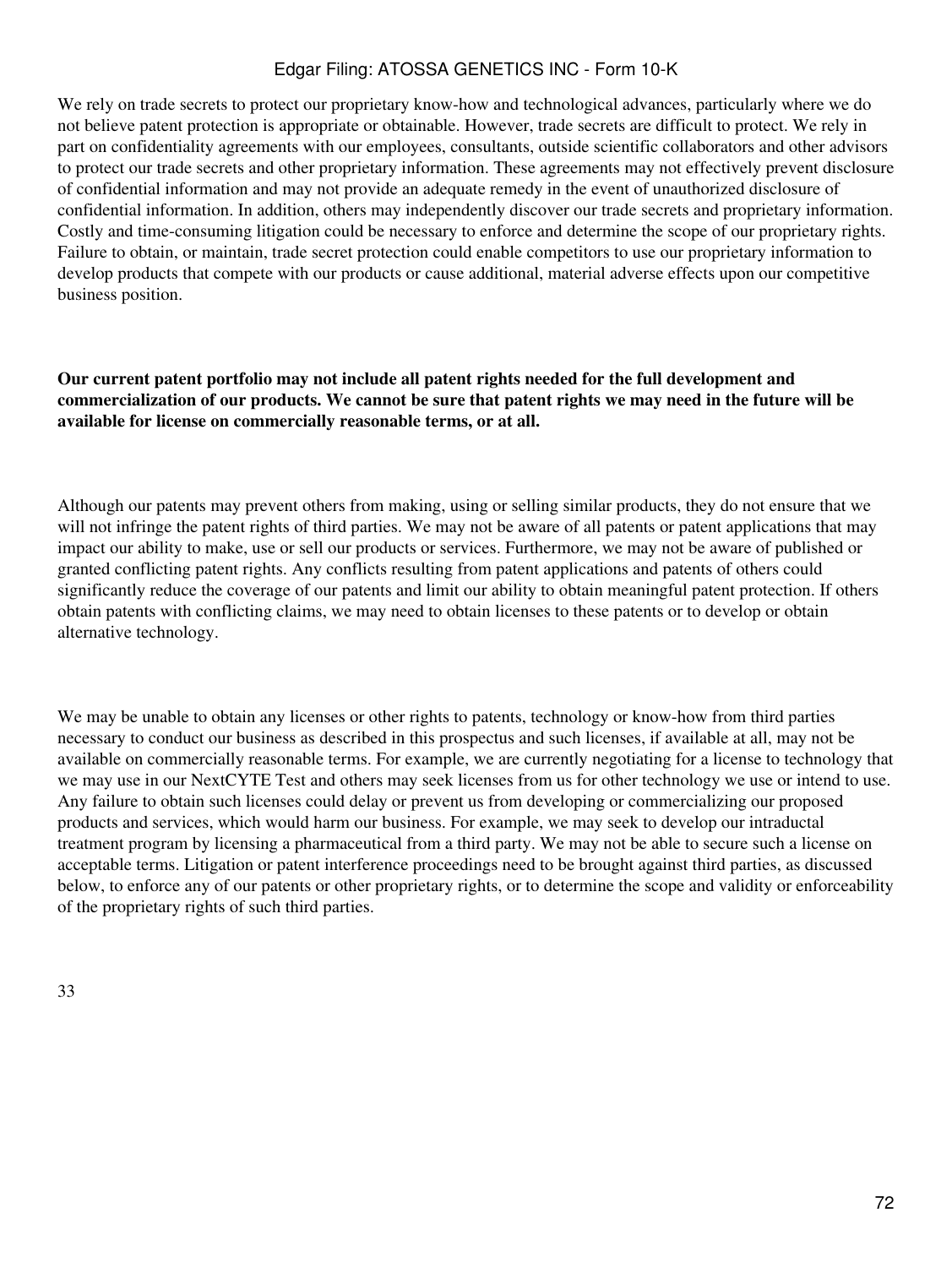We rely on trade secrets to protect our proprietary know-how and technological advances, particularly where we do not believe patent protection is appropriate or obtainable. However, trade secrets are difficult to protect. We rely in part on confidentiality agreements with our employees, consultants, outside scientific collaborators and other advisors to protect our trade secrets and other proprietary information. These agreements may not effectively prevent disclosure of confidential information and may not provide an adequate remedy in the event of unauthorized disclosure of confidential information. In addition, others may independently discover our trade secrets and proprietary information. Costly and time-consuming litigation could be necessary to enforce and determine the scope of our proprietary rights. Failure to obtain, or maintain, trade secret protection could enable competitors to use our proprietary information to develop products that compete with our products or cause additional, material adverse effects upon our competitive business position.

**Our current patent portfolio may not include all patent rights needed for the full development and commercialization of our products. We cannot be sure that patent rights we may need in the future will be available for license on commercially reasonable terms, or at all.**

Although our patents may prevent others from making, using or selling similar products, they do not ensure that we will not infringe the patent rights of third parties. We may not be aware of all patents or patent applications that may impact our ability to make, use or sell our products or services. Furthermore, we may not be aware of published or granted conflicting patent rights. Any conflicts resulting from patent applications and patents of others could significantly reduce the coverage of our patents and limit our ability to obtain meaningful patent protection. If others obtain patents with conflicting claims, we may need to obtain licenses to these patents or to develop or obtain alternative technology.

We may be unable to obtain any licenses or other rights to patents, technology or know-how from third parties necessary to conduct our business as described in this prospectus and such licenses, if available at all, may not be available on commercially reasonable terms. For example, we are currently negotiating for a license to technology that we may use in our NextCYTE Test and others may seek licenses from us for other technology we use or intend to use. Any failure to obtain such licenses could delay or prevent us from developing or commercializing our proposed products and services, which would harm our business. For example, we may seek to develop our intraductal treatment program by licensing a pharmaceutical from a third party. We may not be able to secure such a license on acceptable terms. Litigation or patent interference proceedings need to be brought against third parties, as discussed below, to enforce any of our patents or other proprietary rights, or to determine the scope and validity or enforceability of the proprietary rights of such third parties.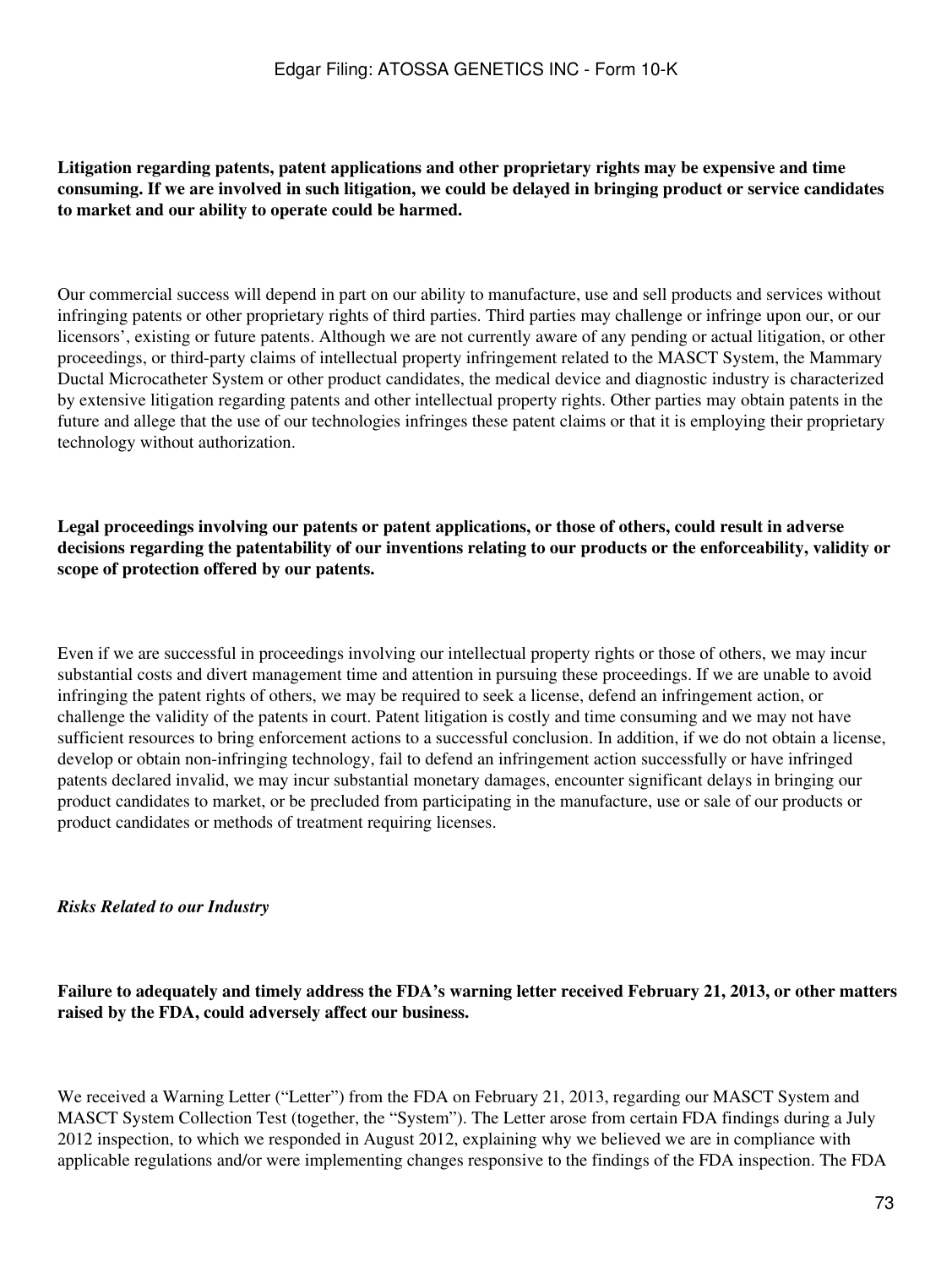**Litigation regarding patents, patent applications and other proprietary rights may be expensive and time consuming. If we are involved in such litigation, we could be delayed in bringing product or service candidates to market and our ability to operate could be harmed.**

Our commercial success will depend in part on our ability to manufacture, use and sell products and services without infringing patents or other proprietary rights of third parties. Third parties may challenge or infringe upon our, or our licensors', existing or future patents. Although we are not currently aware of any pending or actual litigation, or other proceedings, or third-party claims of intellectual property infringement related to the MASCT System, the Mammary Ductal Microcatheter System or other product candidates, the medical device and diagnostic industry is characterized by extensive litigation regarding patents and other intellectual property rights. Other parties may obtain patents in the future and allege that the use of our technologies infringes these patent claims or that it is employing their proprietary technology without authorization.

**Legal proceedings involving our patents or patent applications, or those of others, could result in adverse decisions regarding the patentability of our inventions relating to our products or the enforceability, validity or scope of protection offered by our patents.**

Even if we are successful in proceedings involving our intellectual property rights or those of others, we may incur substantial costs and divert management time and attention in pursuing these proceedings. If we are unable to avoid infringing the patent rights of others, we may be required to seek a license, defend an infringement action, or challenge the validity of the patents in court. Patent litigation is costly and time consuming and we may not have sufficient resources to bring enforcement actions to a successful conclusion. In addition, if we do not obtain a license, develop or obtain non-infringing technology, fail to defend an infringement action successfully or have infringed patents declared invalid, we may incur substantial monetary damages, encounter significant delays in bringing our product candidates to market, or be precluded from participating in the manufacture, use or sale of our products or product candidates or methods of treatment requiring licenses.

***Risks Related to our Industry***

**Failure to adequately and timely address the FDA's warning letter received February 21, 2013, or other matters raised by the FDA, could adversely affect our business.**

We received a Warning Letter ("Letter") from the FDA on February 21, 2013, regarding our MASCT System and MASCT System Collection Test (together, the "System"). The Letter arose from certain FDA findings during a July 2012 inspection, to which we responded in August 2012, explaining why we believed we are in compliance with applicable regulations and/or were implementing changes responsive to the findings of the FDA inspection. The FDA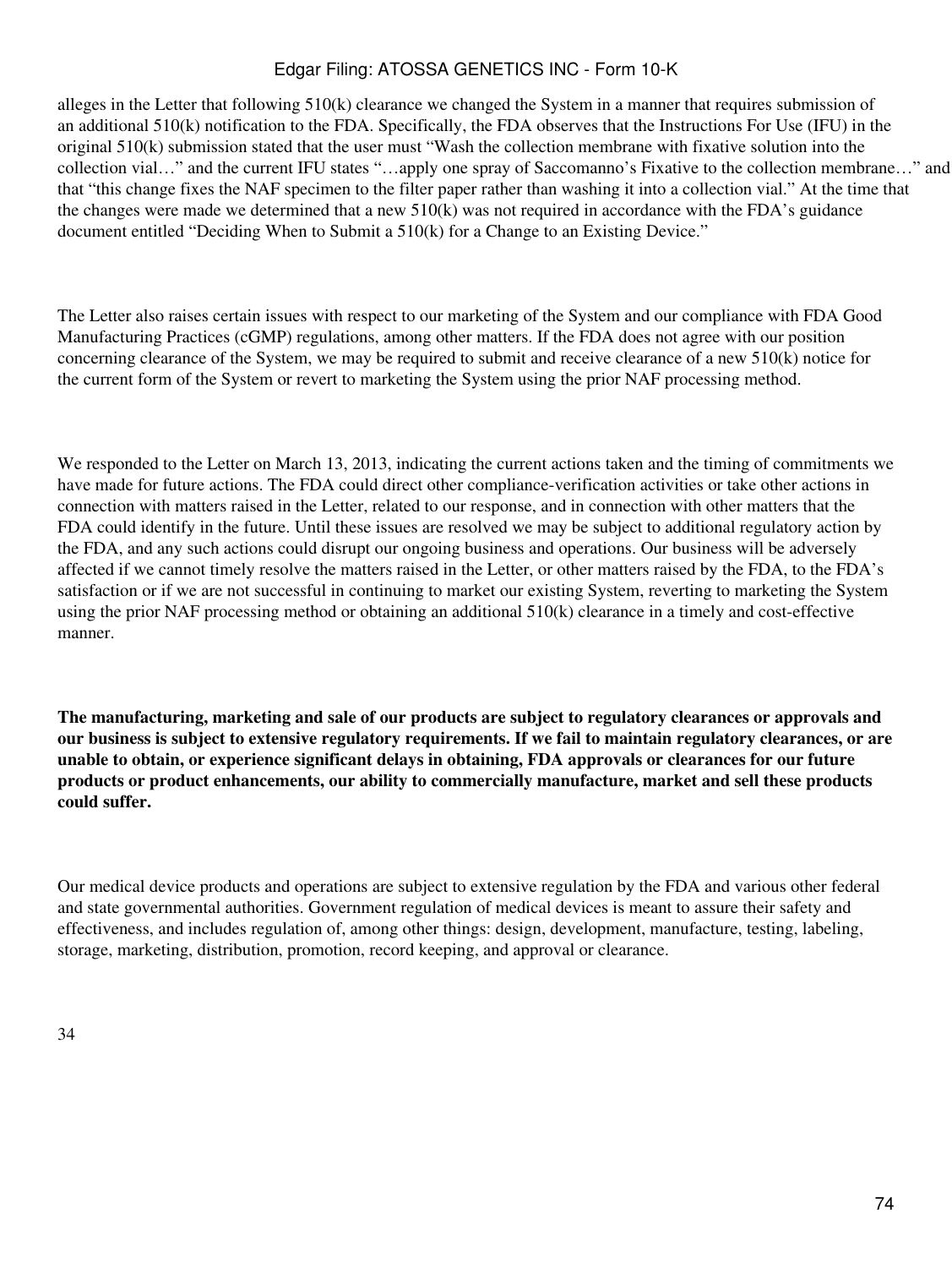alleges in the Letter that following 510(k) clearance we changed the System in a manner that requires submission of an additional 510(k) notification to the FDA. Specifically, the FDA observes that the Instructions For Use (IFU) in the original 510(k) submission stated that the user must “Wash the collection membrane with fixative solution into the collection vial…” and the current IFU states “…apply one spray of Saccomanno’s Fixative to the collection membrane…” and that “this change fixes the NAF specimen to the filter paper rather than washing it into a collection vial.” At the time that the changes were made we determined that a new 510(k) was not required in accordance with the FDA’s guidance document entitled “Deciding When to Submit a 510(k) for a Change to an Existing Device.”

The Letter also raises certain issues with respect to our marketing of the System and our compliance with FDA Good Manufacturing Practices (cGMP) regulations, among other matters. If the FDA does not agree with our position concerning clearance of the System, we may be required to submit and receive clearance of a new 510(k) notice for the current form of the System or revert to marketing the System using the prior NAF processing method.

We responded to the Letter on March 13, 2013, indicating the current actions taken and the timing of commitments we have made for future actions. The FDA could direct other compliance-verification activities or take other actions in connection with matters raised in the Letter, related to our response, and in connection with other matters that the FDA could identify in the future. Until these issues are resolved we may be subject to additional regulatory action by the FDA, and any such actions could disrupt our ongoing business and operations. Our business will be adversely affected if we cannot timely resolve the matters raised in the Letter, or other matters raised by the FDA, to the FDA’s satisfaction or if we are not successful in continuing to market our existing System, reverting to marketing the System using the prior NAF processing method or obtaining an additional 510(k) clearance in a timely and cost-effective manner.

**The manufacturing, marketing and sale of our products are subject to regulatory clearances or approvals and our business is subject to extensive regulatory requirements. If we fail to maintain regulatory clearances, or are unable to obtain, or experience significant delays in obtaining, FDA approvals or clearances for our future products or product enhancements, our ability to commercially manufacture, market and sell these products could suffer.**

Our medical device products and operations are subject to extensive regulation by the FDA and various other federal and state governmental authorities. Government regulation of medical devices is meant to assure their safety and effectiveness, and includes regulation of, among other things: design, development, manufacture, testing, labeling, storage, marketing, distribution, promotion, record keeping, and approval or clearance.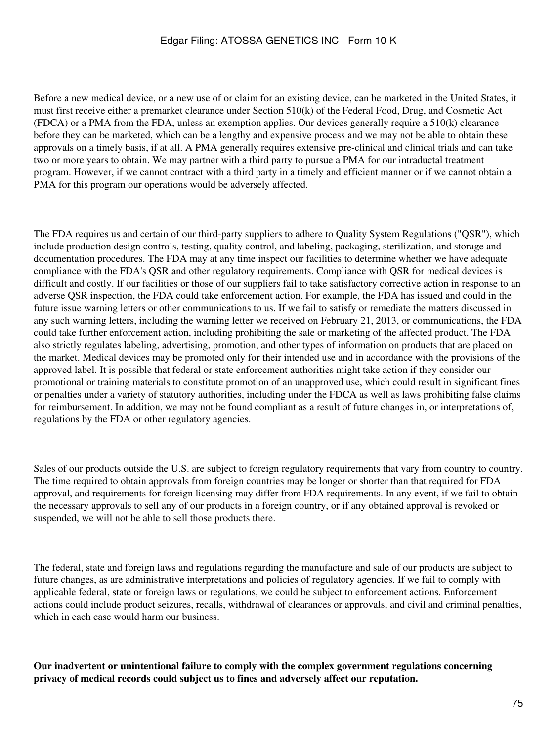Before a new medical device, or a new use of or claim for an existing device, can be marketed in the United States, it must first receive either a premarket clearance under Section 510(k) of the Federal Food, Drug, and Cosmetic Act (FDCA) or a PMA from the FDA, unless an exemption applies. Our devices generally require a 510(k) clearance before they can be marketed, which can be a lengthy and expensive process and we may not be able to obtain these approvals on a timely basis, if at all. A PMA generally requires extensive pre-clinical and clinical trials and can take two or more years to obtain. We may partner with a third party to pursue a PMA for our intraductal treatment program. However, if we cannot contract with a third party in a timely and efficient manner or if we cannot obtain a PMA for this program our operations would be adversely affected.

The FDA requires us and certain of our third-party suppliers to adhere to Quality System Regulations ("QSR"), which include production design controls, testing, quality control, and labeling, packaging, sterilization, and storage and documentation procedures. The FDA may at any time inspect our facilities to determine whether we have adequate compliance with the FDA's QSR and other regulatory requirements. Compliance with QSR for medical devices is difficult and costly. If our facilities or those of our suppliers fail to take satisfactory corrective action in response to an adverse QSR inspection, the FDA could take enforcement action. For example, the FDA has issued and could in the future issue warning letters or other communications to us. If we fail to satisfy or remediate the matters discussed in any such warning letters, including the warning letter we received on February 21, 2013, or communications, the FDA could take further enforcement action, including prohibiting the sale or marketing of the affected product. The FDA also strictly regulates labeling, advertising, promotion, and other types of information on products that are placed on the market. Medical devices may be promoted only for their intended use and in accordance with the provisions of the approved label. It is possible that federal or state enforcement authorities might take action if they consider our promotional or training materials to constitute promotion of an unapproved use, which could result in significant fines or penalties under a variety of statutory authorities, including under the FDCA as well as laws prohibiting false claims for reimbursement. In addition, we may not be found compliant as a result of future changes in, or interpretations of, regulations by the FDA or other regulatory agencies.

Sales of our products outside the U.S. are subject to foreign regulatory requirements that vary from country to country. The time required to obtain approvals from foreign countries may be longer or shorter than that required for FDA approval, and requirements for foreign licensing may differ from FDA requirements. In any event, if we fail to obtain the necessary approvals to sell any of our products in a foreign country, or if any obtained approval is revoked or suspended, we will not be able to sell those products there.

The federal, state and foreign laws and regulations regarding the manufacture and sale of our products are subject to future changes, as are administrative interpretations and policies of regulatory agencies. If we fail to comply with applicable federal, state or foreign laws or regulations, we could be subject to enforcement actions. Enforcement actions could include product seizures, recalls, withdrawal of clearances or approvals, and civil and criminal penalties, which in each case would harm our business.

**Our inadvertent or unintentional failure to comply with the complex government regulations concerning privacy of medical records could subject us to fines and adversely affect our reputation.**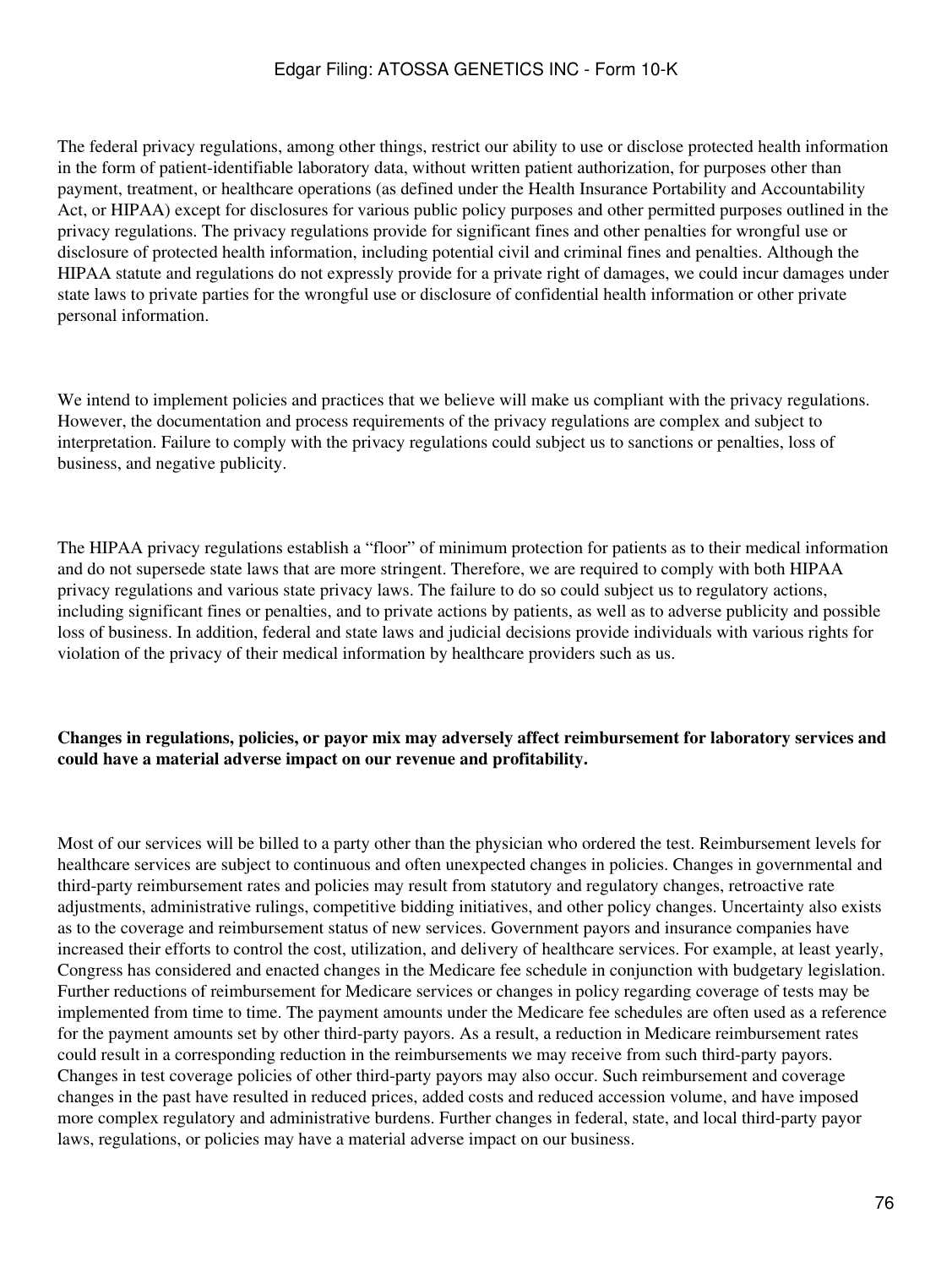The federal privacy regulations, among other things, restrict our ability to use or disclose protected health information in the form of patient-identifiable laboratory data, without written patient authorization, for purposes other than payment, treatment, or healthcare operations (as defined under the Health Insurance Portability and Accountability Act, or HIPAA) except for disclosures for various public policy purposes and other permitted purposes outlined in the privacy regulations. The privacy regulations provide for significant fines and other penalties for wrongful use or disclosure of protected health information, including potential civil and criminal fines and penalties. Although the HIPAA statute and regulations do not expressly provide for a private right of damages, we could incur damages under state laws to private parties for the wrongful use or disclosure of confidential health information or other private personal information.

We intend to implement policies and practices that we believe will make us compliant with the privacy regulations. However, the documentation and process requirements of the privacy regulations are complex and subject to interpretation. Failure to comply with the privacy regulations could subject us to sanctions or penalties, loss of business, and negative publicity.

The HIPAA privacy regulations establish a "floor" of minimum protection for patients as to their medical information and do not supersede state laws that are more stringent. Therefore, we are required to comply with both HIPAA privacy regulations and various state privacy laws. The failure to do so could subject us to regulatory actions, including significant fines or penalties, and to private actions by patients, as well as to adverse publicity and possible loss of business. In addition, federal and state laws and judicial decisions provide individuals with various rights for violation of the privacy of their medical information by healthcare providers such as us.

**Changes in regulations, policies, or payor mix may adversely affect reimbursement for laboratory services and could have a material adverse impact on our revenue and profitability.**

Most of our services will be billed to a party other than the physician who ordered the test. Reimbursement levels for healthcare services are subject to continuous and often unexpected changes in policies. Changes in governmental and third-party reimbursement rates and policies may result from statutory and regulatory changes, retroactive rate adjustments, administrative rulings, competitive bidding initiatives, and other policy changes. Uncertainty also exists as to the coverage and reimbursement status of new services. Government payors and insurance companies have increased their efforts to control the cost, utilization, and delivery of healthcare services. For example, at least yearly, Congress has considered and enacted changes in the Medicare fee schedule in conjunction with budgetary legislation. Further reductions of reimbursement for Medicare services or changes in policy regarding coverage of tests may be implemented from time to time. The payment amounts under the Medicare fee schedules are often used as a reference for the payment amounts set by other third-party payors. As a result, a reduction in Medicare reimbursement rates could result in a corresponding reduction in the reimbursements we may receive from such third-party payors. Changes in test coverage policies of other third-party payors may also occur. Such reimbursement and coverage changes in the past have resulted in reduced prices, added costs and reduced accession volume, and have imposed more complex regulatory and administrative burdens. Further changes in federal, state, and local third-party payor laws, regulations, or policies may have a material adverse impact on our business.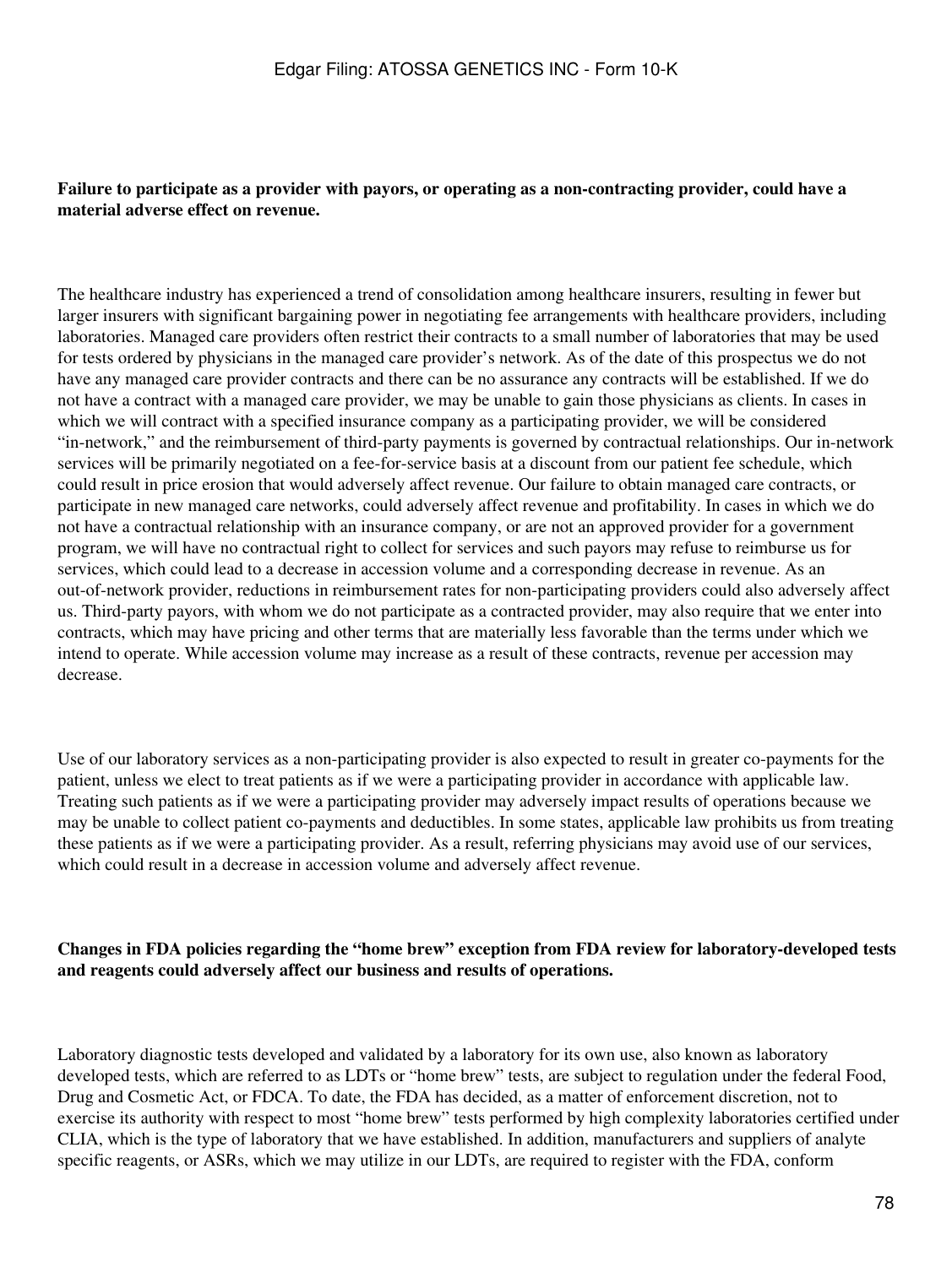**Failure to participate as a provider with payors, or operating as a non-contracting provider, could have a material adverse effect on revenue.**

The healthcare industry has experienced a trend of consolidation among healthcare insurers, resulting in fewer but larger insurers with significant bargaining power in negotiating fee arrangements with healthcare providers, including laboratories. Managed care providers often restrict their contracts to a small number of laboratories that may be used for tests ordered by physicians in the managed care provider's network. As of the date of this prospectus we do not have any managed care provider contracts and there can be no assurance any contracts will be established. If we do not have a contract with a managed care provider, we may be unable to gain those physicians as clients. In cases in which we will contract with a specified insurance company as a participating provider, we will be considered "in-network," and the reimbursement of third-party payments is governed by contractual relationships. Our in-network services will be primarily negotiated on a fee-for-service basis at a discount from our patient fee schedule, which could result in price erosion that would adversely affect revenue. Our failure to obtain managed care contracts, or participate in new managed care networks, could adversely affect revenue and profitability. In cases in which we do not have a contractual relationship with an insurance company, or are not an approved provider for a government program, we will have no contractual right to collect for services and such payors may refuse to reimburse us for services, which could lead to a decrease in accession volume and a corresponding decrease in revenue. As an out-of-network provider, reductions in reimbursement rates for non-participating providers could also adversely affect us. Third-party payors, with whom we do not participate as a contracted provider, may also require that we enter into contracts, which may have pricing and other terms that are materially less favorable than the terms under which we intend to operate. While accession volume may increase as a result of these contracts, revenue per accession may decrease.

Use of our laboratory services as a non-participating provider is also expected to result in greater co-payments for the patient, unless we elect to treat patients as if we were a participating provider in accordance with applicable law. Treating such patients as if we were a participating provider may adversely impact results of operations because we may be unable to collect patient co-payments and deductibles. In some states, applicable law prohibits us from treating these patients as if we were a participating provider. As a result, referring physicians may avoid use of our services, which could result in a decrease in accession volume and adversely affect revenue.

**Changes in FDA policies regarding the "home brew" exception from FDA review for laboratory-developed tests and reagents could adversely affect our business and results of operations.**

Laboratory diagnostic tests developed and validated by a laboratory for its own use, also known as laboratory developed tests, which are referred to as LDTs or "home brew" tests, are subject to regulation under the federal Food, Drug and Cosmetic Act, or FDCA. To date, the FDA has decided, as a matter of enforcement discretion, not to exercise its authority with respect to most "home brew" tests performed by high complexity laboratories certified under CLIA, which is the type of laboratory that we have established. In addition, manufacturers and suppliers of analyte specific reagents, or ASRs, which we may utilize in our LDTs, are required to register with the FDA, conform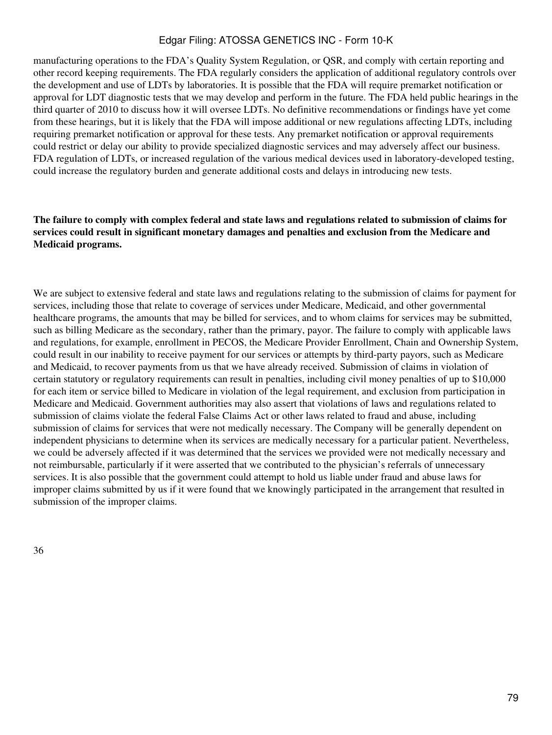manufacturing operations to the FDA's Quality System Regulation, or QSR, and comply with certain reporting and other record keeping requirements. The FDA regularly considers the application of additional regulatory controls over the development and use of LDTs by laboratories. It is possible that the FDA will require premarket notification or approval for LDT diagnostic tests that we may develop and perform in the future. The FDA held public hearings in the third quarter of 2010 to discuss how it will oversee LDTs. No definitive recommendations or findings have yet come from these hearings, but it is likely that the FDA will impose additional or new regulations affecting LDTs, including requiring premarket notification or approval for these tests. Any premarket notification or approval requirements could restrict or delay our ability to provide specialized diagnostic services and may adversely affect our business. FDA regulation of LDTs, or increased regulation of the various medical devices used in laboratory-developed testing, could increase the regulatory burden and generate additional costs and delays in introducing new tests.

**The failure to comply with complex federal and state laws and regulations related to submission of claims for services could result in significant monetary damages and penalties and exclusion from the Medicare and Medicaid programs.**

We are subject to extensive federal and state laws and regulations relating to the submission of claims for payment for services, including those that relate to coverage of services under Medicare, Medicaid, and other governmental healthcare programs, the amounts that may be billed for services, and to whom claims for services may be submitted, such as billing Medicare as the secondary, rather than the primary, payor. The failure to comply with applicable laws and regulations, for example, enrollment in PECOS, the Medicare Provider Enrollment, Chain and Ownership System, could result in our inability to receive payment for our services or attempts by third-party payors, such as Medicare and Medicaid, to recover payments from us that we have already received. Submission of claims in violation of certain statutory or regulatory requirements can result in penalties, including civil money penalties of up to $10,000 for each item or service billed to Medicare in violation of the legal requirement, and exclusion from participation in Medicare and Medicaid. Government authorities may also assert that violations of laws and regulations related to submission of claims violate the federal False Claims Act or other laws related to fraud and abuse, including submission of claims for services that were not medically necessary. The Company will be generally dependent on independent physicians to determine when its services are medically necessary for a particular patient. Nevertheless, we could be adversely affected if it was determined that the services we provided were not medically necessary and not reimbursable, particularly if it were asserted that we contributed to the physician's referrals of unnecessary services. It is also possible that the government could attempt to hold us liable under fraud and abuse laws for improper claims submitted by us if it were found that we knowingly participated in the arrangement that resulted in submission of the improper claims.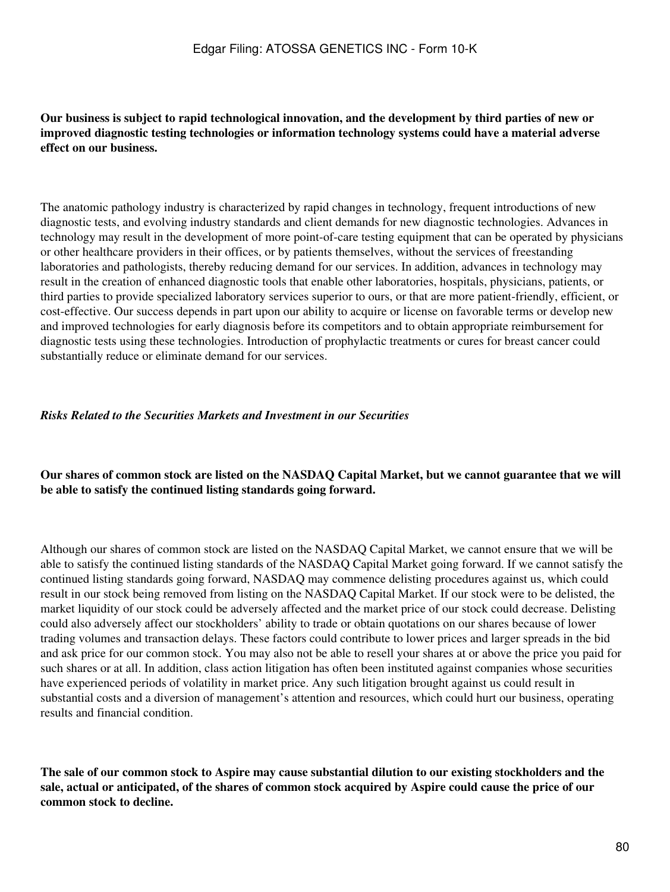**Our business is subject to rapid technological innovation, and the development by third parties of new or improved diagnostic testing technologies or information technology systems could have a material adverse effect on our business.**

The anatomic pathology industry is characterized by rapid changes in technology, frequent introductions of new diagnostic tests, and evolving industry standards and client demands for new diagnostic technologies. Advances in technology may result in the development of more point-of-care testing equipment that can be operated by physicians or other healthcare providers in their offices, or by patients themselves, without the services of freestanding laboratories and pathologists, thereby reducing demand for our services. In addition, advances in technology may result in the creation of enhanced diagnostic tools that enable other laboratories, hospitals, physicians, patients, or third parties to provide specialized laboratory services superior to ours, or that are more patient-friendly, efficient, or cost-effective. Our success depends in part upon our ability to acquire or license on favorable terms or develop new and improved technologies for early diagnosis before its competitors and to obtain appropriate reimbursement for diagnostic tests using these technologies. Introduction of prophylactic treatments or cures for breast cancer could substantially reduce or eliminate demand for our services.

*Risks Related to the Securities Markets and Investment in our Securities*

**Our shares of common stock are listed on the NASDAQ Capital Market, but we cannot guarantee that we will be able to satisfy the continued listing standards going forward.**

Although our shares of common stock are listed on the NASDAQ Capital Market, we cannot ensure that we will be able to satisfy the continued listing standards of the NASDAQ Capital Market going forward. If we cannot satisfy the continued listing standards going forward, NASDAQ may commence delisting procedures against us, which could result in our stock being removed from listing on the NASDAQ Capital Market. If our stock were to be delisted, the market liquidity of our stock could be adversely affected and the market price of our stock could decrease. Delisting could also adversely affect our stockholders' ability to trade or obtain quotations on our shares because of lower trading volumes and transaction delays. These factors could contribute to lower prices and larger spreads in the bid and ask price for our common stock. You may also not be able to resell your shares at or above the price you paid for such shares or at all. In addition, class action litigation has often been instituted against companies whose securities have experienced periods of volatility in market price. Any such litigation brought against us could result in substantial costs and a diversion of management's attention and resources, which could hurt our business, operating results and financial condition.

**The sale of our common stock to Aspire may cause substantial dilution to our existing stockholders and the sale, actual or anticipated, of the shares of common stock acquired by Aspire could cause the price of our common stock to decline.**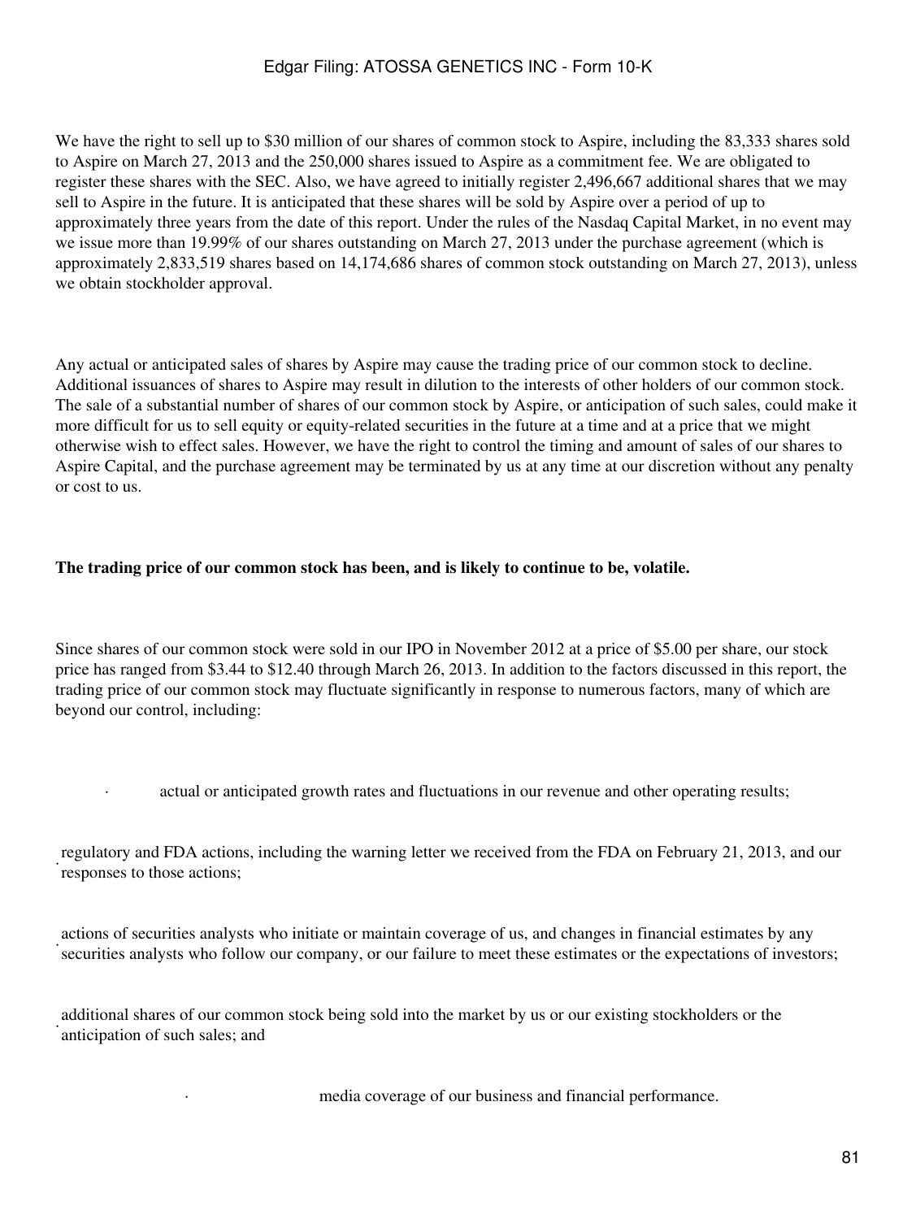We have the right to sell up to $30 million of our shares of common stock to Aspire, including the 83,333 shares sold to Aspire on March 27, 2013 and the 250,000 shares issued to Aspire as a commitment fee. We are obligated to register these shares with the SEC. Also, we have agreed to initially register 2,496,667 additional shares that we may sell to Aspire in the future. It is anticipated that these shares will be sold by Aspire over a period of up to approximately three years from the date of this report. Under the rules of the Nasdaq Capital Market, in no event may we issue more than 19.99% of our shares outstanding on March 27, 2013 under the purchase agreement (which is approximately 2,833,519 shares based on 14,174,686 shares of common stock outstanding on March 27, 2013), unless we obtain stockholder approval.

Any actual or anticipated sales of shares by Aspire may cause the trading price of our common stock to decline. Additional issuances of shares to Aspire may result in dilution to the interests of other holders of our common stock. The sale of a substantial number of shares of our common stock by Aspire, or anticipation of such sales, could make it more difficult for us to sell equity or equity-related securities in the future at a time and at a price that we might otherwise wish to effect sales. However, we have the right to control the timing and amount of sales of our shares to Aspire Capital, and the purchase agreement may be terminated by us at any time at our discretion without any penalty or cost to us.

**The trading price of our common stock has been, and is likely to continue to be, volatile.**

Since shares of our common stock were sold in our IPO in November 2012 at a price of $5.00 per share, our stock price has ranged from $3.44 to $12.40 through March 26, 2013. In addition to the factors discussed in this report, the trading price of our common stock may fluctuate significantly in response to numerous factors, many of which are beyond our control, including:

- actual or anticipated growth rates and fluctuations in our revenue and other operating results;
- regulatory and FDA actions, including the warning letter we received from the FDA on February 21, 2013, and our responses to those actions;
- actions of securities analysts who initiate or maintain coverage of us, and changes in financial estimates by any securities analysts who follow our company, or our failure to meet these estimates or the expectations of investors;
- additional shares of our common stock being sold into the market by us or our existing stockholders or the anticipation of such sales; and
- media coverage of our business and financial performance.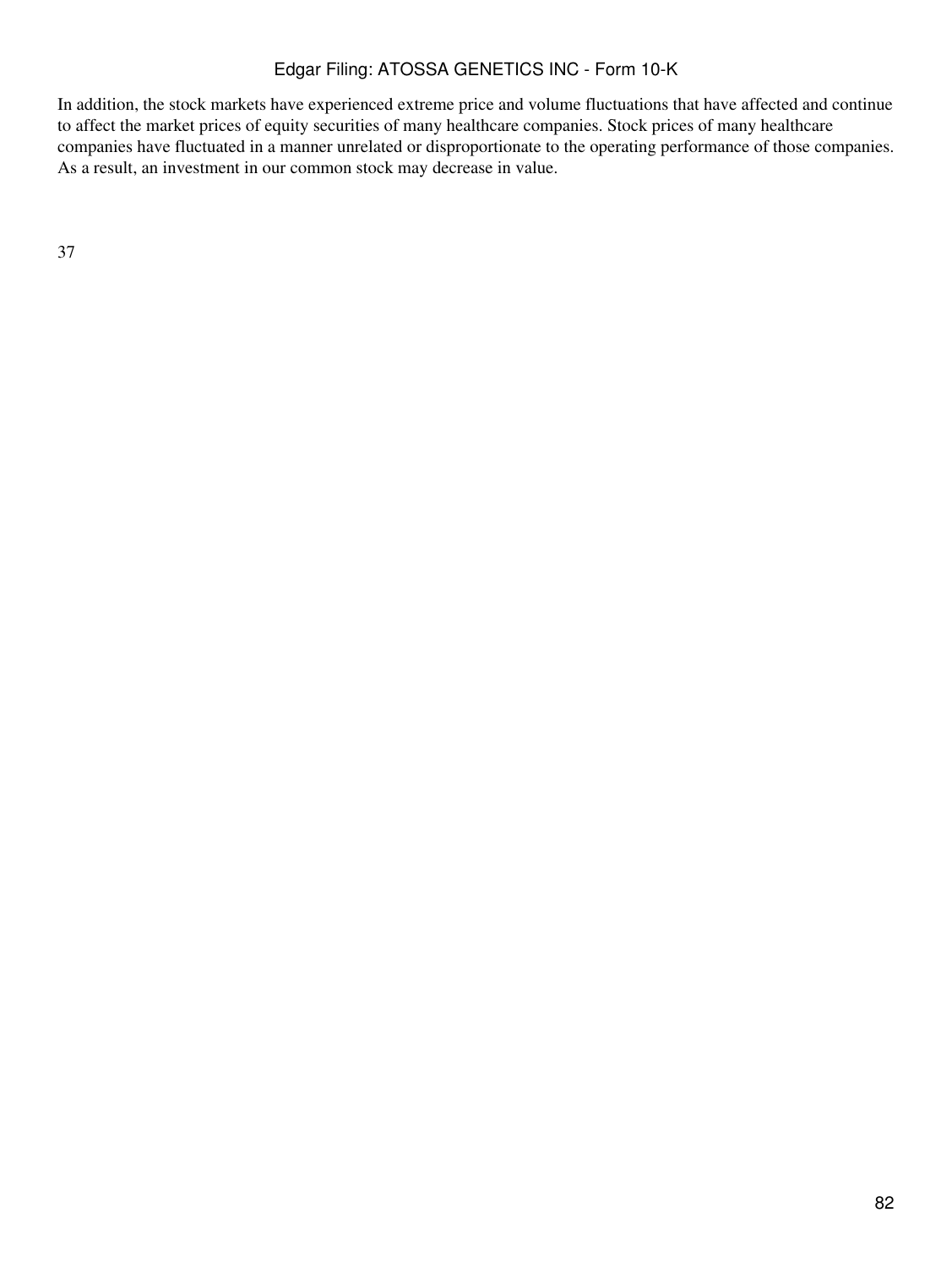In addition, the stock markets have experienced extreme price and volume fluctuations that have affected and continue to affect the market prices of equity securities of many healthcare companies. Stock prices of many healthcare companies have fluctuated in a manner unrelated or disproportionate to the operating performance of those companies. As a result, an investment in our common stock may decrease in value.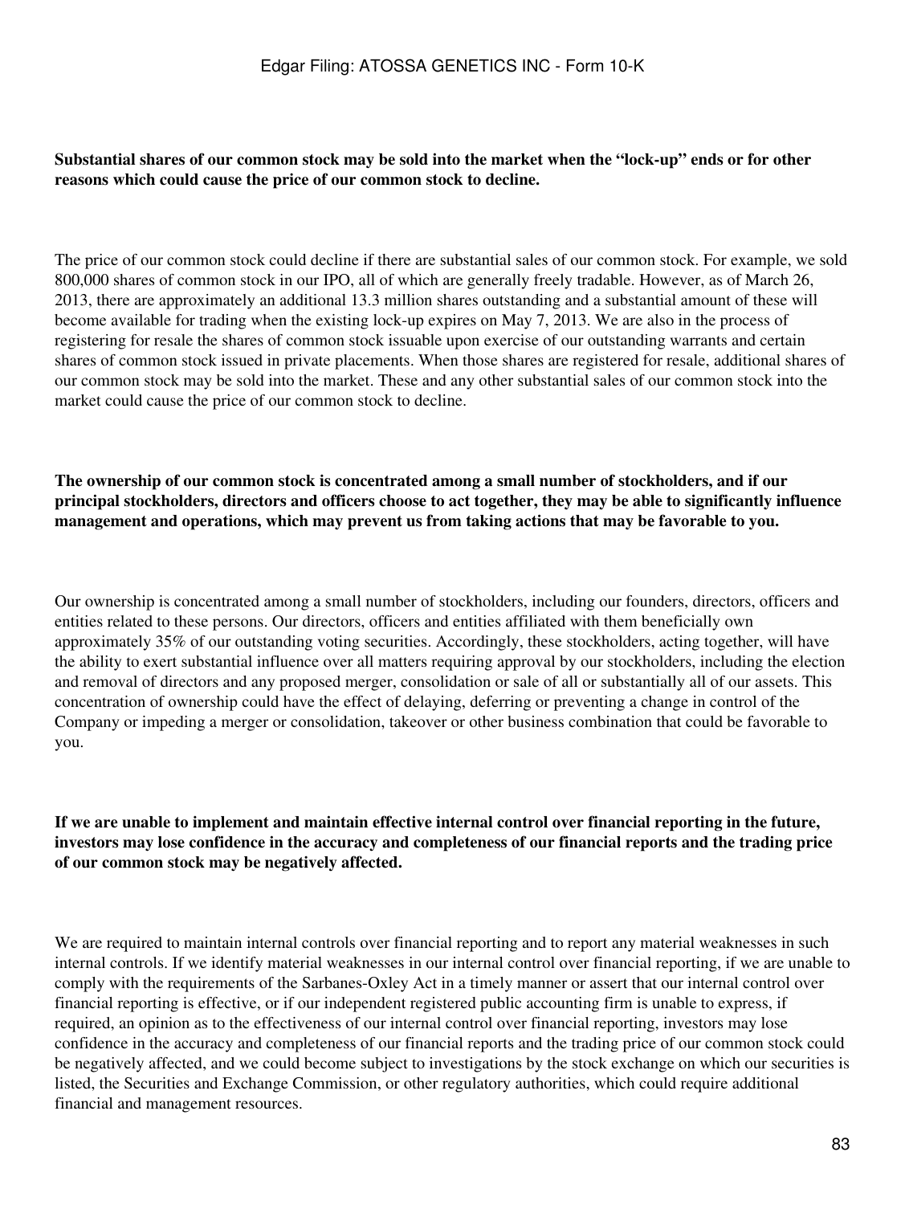**Substantial shares of our common stock may be sold into the market when the "lock-up" ends or for other reasons which could cause the price of our common stock to decline.**

The price of our common stock could decline if there are substantial sales of our common stock. For example, we sold 800,000 shares of common stock in our IPO, all of which are generally freely tradable. However, as of March 26, 2013, there are approximately an additional 13.3 million shares outstanding and a substantial amount of these will become available for trading when the existing lock-up expires on May 7, 2013. We are also in the process of registering for resale the shares of common stock issuable upon exercise of our outstanding warrants and certain shares of common stock issued in private placements. When those shares are registered for resale, additional shares of our common stock may be sold into the market. These and any other substantial sales of our common stock into the market could cause the price of our common stock to decline.

**The ownership of our common stock is concentrated among a small number of stockholders, and if our principal stockholders, directors and officers choose to act together, they may be able to significantly influence management and operations, which may prevent us from taking actions that may be favorable to you.**

Our ownership is concentrated among a small number of stockholders, including our founders, directors, officers and entities related to these persons. Our directors, officers and entities affiliated with them beneficially own approximately 35% of our outstanding voting securities. Accordingly, these stockholders, acting together, will have the ability to exert substantial influence over all matters requiring approval by our stockholders, including the election and removal of directors and any proposed merger, consolidation or sale of all or substantially all of our assets. This concentration of ownership could have the effect of delaying, deferring or preventing a change in control of the Company or impeding a merger or consolidation, takeover or other business combination that could be favorable to you.

**If we are unable to implement and maintain effective internal control over financial reporting in the future, investors may lose confidence in the accuracy and completeness of our financial reports and the trading price of our common stock may be negatively affected.**

We are required to maintain internal controls over financial reporting and to report any material weaknesses in such internal controls. If we identify material weaknesses in our internal control over financial reporting, if we are unable to comply with the requirements of the Sarbanes-Oxley Act in a timely manner or assert that our internal control over financial reporting is effective, or if our independent registered public accounting firm is unable to express, if required, an opinion as to the effectiveness of our internal control over financial reporting, investors may lose confidence in the accuracy and completeness of our financial reports and the trading price of our common stock could be negatively affected, and we could become subject to investigations by the stock exchange on which our securities is listed, the Securities and Exchange Commission, or other regulatory authorities, which could require additional financial and management resources.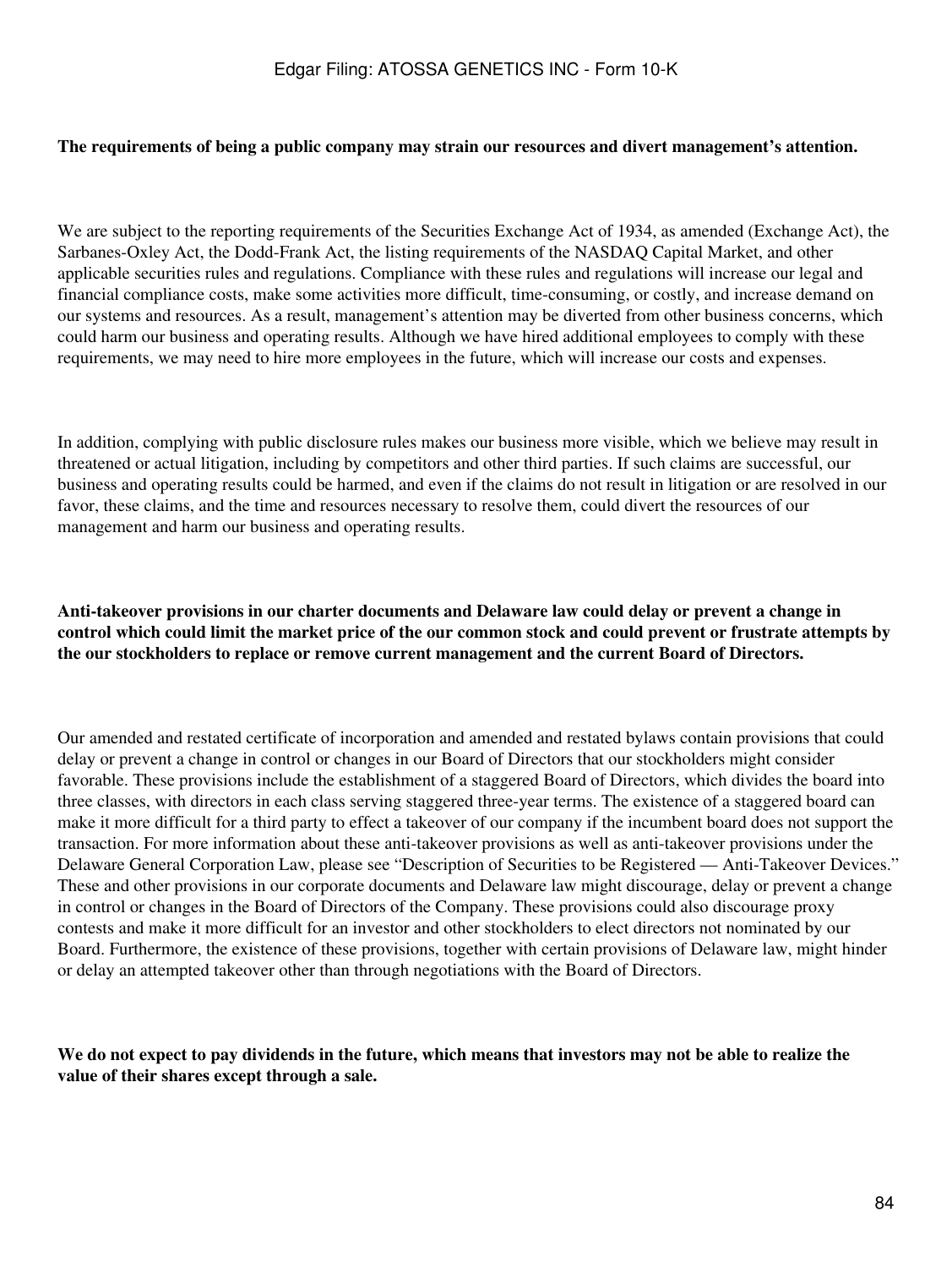**The requirements of being a public company may strain our resources and divert management's attention.**

We are subject to the reporting requirements of the Securities Exchange Act of 1934, as amended (Exchange Act), the Sarbanes-Oxley Act, the Dodd-Frank Act, the listing requirements of the NASDAQ Capital Market, and other applicable securities rules and regulations. Compliance with these rules and regulations will increase our legal and financial compliance costs, make some activities more difficult, time-consuming, or costly, and increase demand on our systems and resources. As a result, management's attention may be diverted from other business concerns, which could harm our business and operating results. Although we have hired additional employees to comply with these requirements, we may need to hire more employees in the future, which will increase our costs and expenses.

In addition, complying with public disclosure rules makes our business more visible, which we believe may result in threatened or actual litigation, including by competitors and other third parties. If such claims are successful, our business and operating results could be harmed, and even if the claims do not result in litigation or are resolved in our favor, these claims, and the time and resources necessary to resolve them, could divert the resources of our management and harm our business and operating results.

**Anti-takeover provisions in our charter documents and Delaware law could delay or prevent a change in control which could limit the market price of the our common stock and could prevent or frustrate attempts by the our stockholders to replace or remove current management and the current Board of Directors.**

Our amended and restated certificate of incorporation and amended and restated bylaws contain provisions that could delay or prevent a change in control or changes in our Board of Directors that our stockholders might consider favorable. These provisions include the establishment of a staggered Board of Directors, which divides the board into three classes, with directors in each class serving staggered three-year terms. The existence of a staggered board can make it more difficult for a third party to effect a takeover of our company if the incumbent board does not support the transaction. For more information about these anti-takeover provisions as well as anti-takeover provisions under the Delaware General Corporation Law, please see "Description of Securities to be Registered — Anti-Takeover Devices." These and other provisions in our corporate documents and Delaware law might discourage, delay or prevent a change in control or changes in the Board of Directors of the Company. These provisions could also discourage proxy contests and make it more difficult for an investor and other stockholders to elect directors not nominated by our Board. Furthermore, the existence of these provisions, together with certain provisions of Delaware law, might hinder or delay an attempted takeover other than through negotiations with the Board of Directors.

**We do not expect to pay dividends in the future, which means that investors may not be able to realize the value of their shares except through a sale.**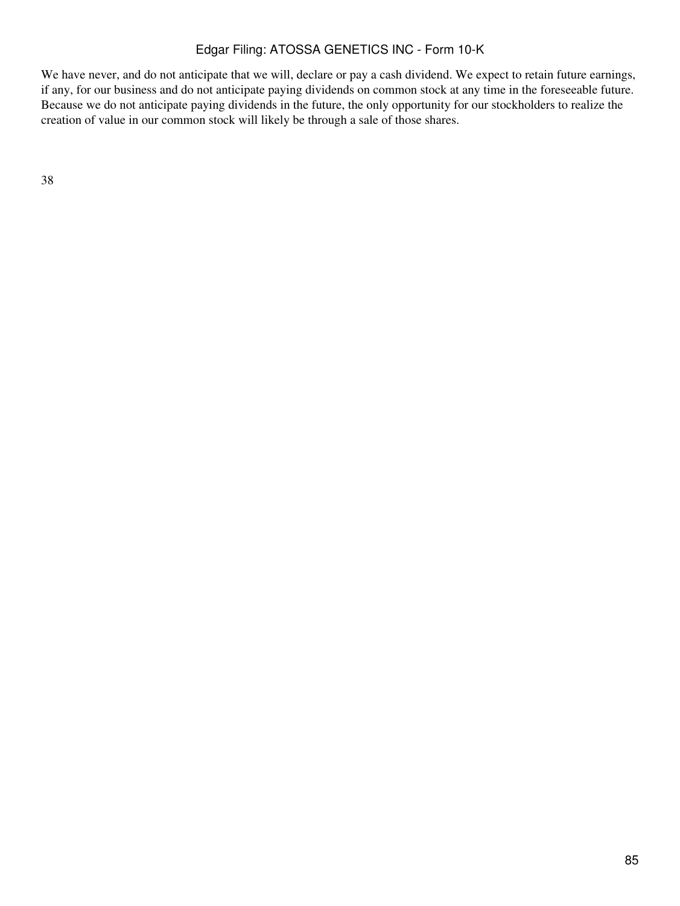We have never, and do not anticipate that we will, declare or pay a cash dividend. We expect to retain future earnings, if any, for our business and do not anticipate paying dividends on common stock at any time in the foreseeable future. Because we do not anticipate paying dividends in the future, the only opportunity for our stockholders to realize the creation of value in our common stock will likely be through a sale of those shares.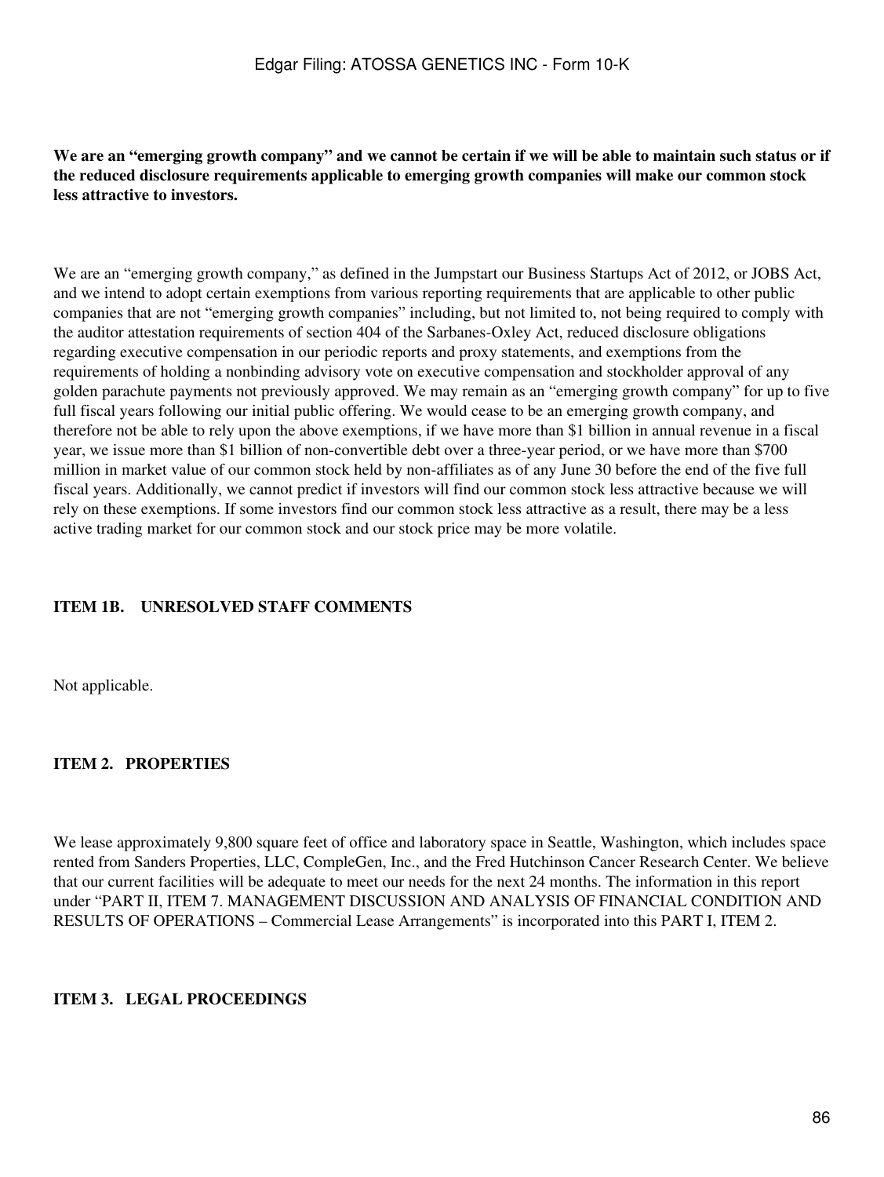**We are an "emerging growth company" and we cannot be certain if we will be able to maintain such status or if the reduced disclosure requirements applicable to emerging growth companies will make our common stock less attractive to investors.**

We are an "emerging growth company," as defined in the Jumpstart our Business Startups Act of 2012, or JOBS Act, and we intend to adopt certain exemptions from various reporting requirements that are applicable to other public companies that are not "emerging growth companies" including, but not limited to, not being required to comply with the auditor attestation requirements of section 404 of the Sarbanes-Oxley Act, reduced disclosure obligations regarding executive compensation in our periodic reports and proxy statements, and exemptions from the requirements of holding a nonbinding advisory vote on executive compensation and stockholder approval of any golden parachute payments not previously approved. We may remain as an "emerging growth company" for up to five full fiscal years following our initial public offering. We would cease to be an emerging growth company, and therefore not be able to rely upon the above exemptions, if we have more than $1 billion in annual revenue in a fiscal year, we issue more than $1 billion of non-convertible debt over a three-year period, or we have more than $700 million in market value of our common stock held by non-affiliates as of any June 30 before the end of the five full fiscal years. Additionally, we cannot predict if investors will find our common stock less attractive because we will rely on these exemptions. If some investors find our common stock less attractive as a result, there may be a less active trading market for our common stock and our stock price may be more volatile.

## ITEM 1B. UNRESOLVED STAFF COMMENTS

Not applicable.

## ITEM 2. PROPERTIES

We lease approximately 9,800 square feet of office and laboratory space in Seattle, Washington, which includes space rented from Sanders Properties, LLC, CompleGen, Inc., and the Fred Hutchinson Cancer Research Center. We believe that our current facilities will be adequate to meet our needs for the next 24 months. The information in this report under "PART II, ITEM 7. MANAGEMENT DISCUSSION AND ANALYSIS OF FINANCIAL CONDITION AND RESULTS OF OPERATIONS – Commercial Lease Arrangements" is incorporated into this PART I, ITEM 2.

## ITEM 3. LEGAL PROCEEDINGS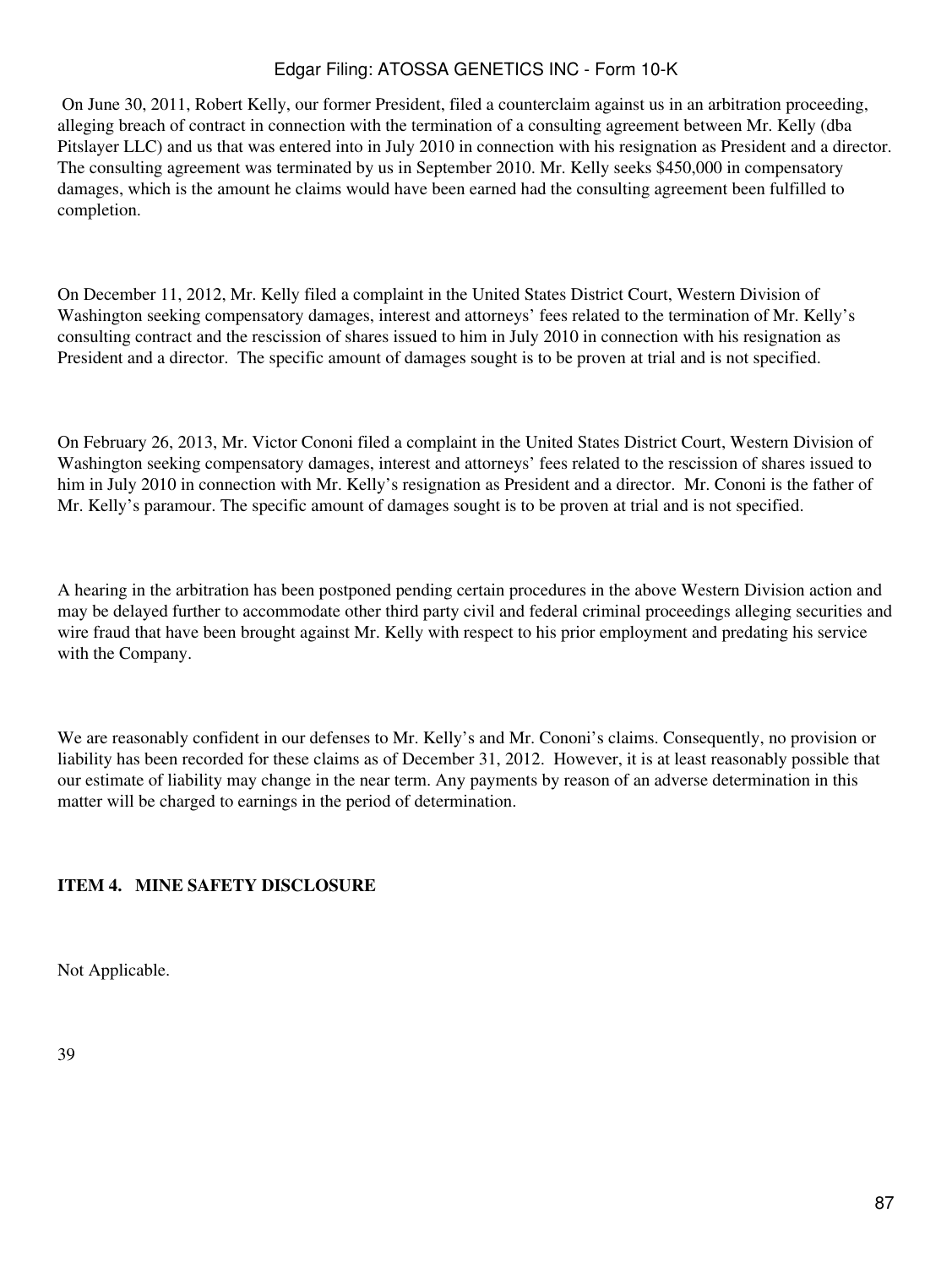On June 30, 2011, Robert Kelly, our former President, filed a counterclaim against us in an arbitration proceeding, alleging breach of contract in connection with the termination of a consulting agreement between Mr. Kelly (dba Pitslayer LLC) and us that was entered into in July 2010 in connection with his resignation as President and a director. The consulting agreement was terminated by us in September 2010. Mr. Kelly seeks $450,000 in compensatory damages, which is the amount he claims would have been earned had the consulting agreement been fulfilled to completion.

On December 11, 2012, Mr. Kelly filed a complaint in the United States District Court, Western Division of Washington seeking compensatory damages, interest and attorneys' fees related to the termination of Mr. Kelly's consulting contract and the rescission of shares issued to him in July 2010 in connection with his resignation as President and a director. The specific amount of damages sought is to be proven at trial and is not specified.

On February 26, 2013, Mr. Victor Cononi filed a complaint in the United States District Court, Western Division of Washington seeking compensatory damages, interest and attorneys' fees related to the rescission of shares issued to him in July 2010 in connection with Mr. Kelly's resignation as President and a director. Mr. Cononi is the father of Mr. Kelly's paramour. The specific amount of damages sought is to be proven at trial and is not specified.

A hearing in the arbitration has been postponed pending certain procedures in the above Western Division action and may be delayed further to accommodate other third party civil and federal criminal proceedings alleging securities and wire fraud that have been brought against Mr. Kelly with respect to his prior employment and predating his service with the Company.

We are reasonably confident in our defenses to Mr. Kelly's and Mr. Cononi's claims. Consequently, no provision or liability has been recorded for these claims as of December 31, 2012. However, it is at least reasonably possible that our estimate of liability may change in the near term. Any payments by reason of an adverse determination in this matter will be charged to earnings in the period of determination.

**ITEM 4. MINE SAFETY DISCLOSURE**

Not Applicable.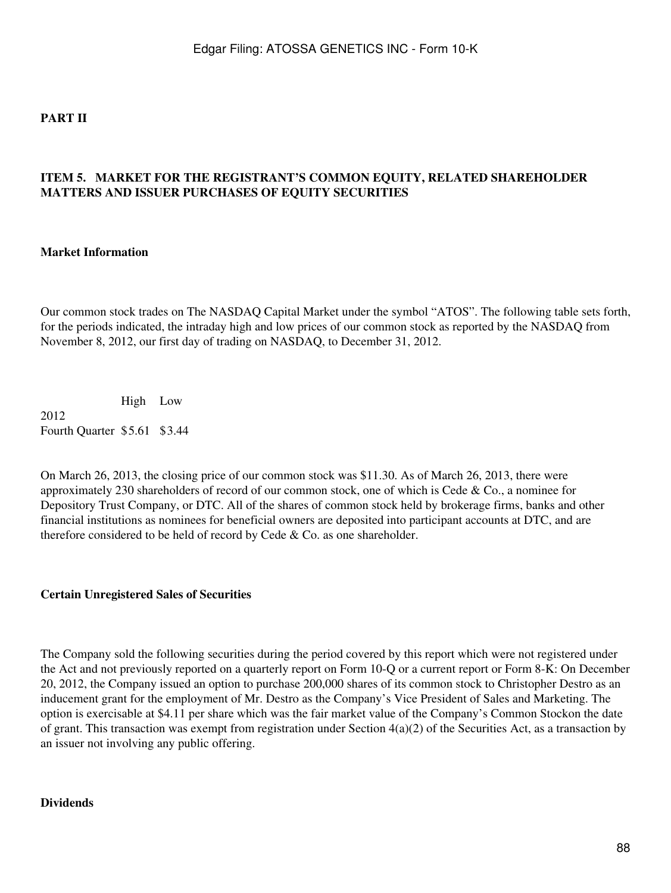## PART II

## ITEM 5. MARKET FOR THE REGISTRANT'S COMMON EQUITY, RELATED SHAREHOLDER MATTERS AND ISSUER PURCHASES OF EQUITY SECURITIES

### Market Information

Our common stock trades on The NASDAQ Capital Market under the symbol "ATOS". The following table sets forth, for the periods indicated, the intraday high and low prices of our common stock as reported by the NASDAQ from November 8, 2012, our first day of trading on NASDAQ, to December 31, 2012.

| | High | Low |
|---|---|---|
| 2012 | | |
| Fourth Quarter | $5.61 | $3.44 |

On March 26, 2013, the closing price of our common stock was $11.30. As of March 26, 2013, there were approximately 230 shareholders of record of our common stock, one of which is Cede & Co., a nominee for Depository Trust Company, or DTC. All of the shares of common stock held by brokerage firms, banks and other financial institutions as nominees for beneficial owners are deposited into participant accounts at DTC, and are therefore considered to be held of record by Cede & Co. as one shareholder.

### Certain Unregistered Sales of Securities

The Company sold the following securities during the period covered by this report which were not registered under the Act and not previously reported on a quarterly report on Form 10-Q or a current report or Form 8-K: On December 20, 2012, the Company issued an option to purchase 200,000 shares of its common stock to Christopher Destro as an inducement grant for the employment of Mr. Destro as the Company's Vice President of Sales and Marketing. The option is exercisable at $4.11 per share which was the fair market value of the Company's Common Stockon the date of grant. This transaction was exempt from registration under Section 4(a)(2) of the Securities Act, as a transaction by an issuer not involving any public offering.

### Dividends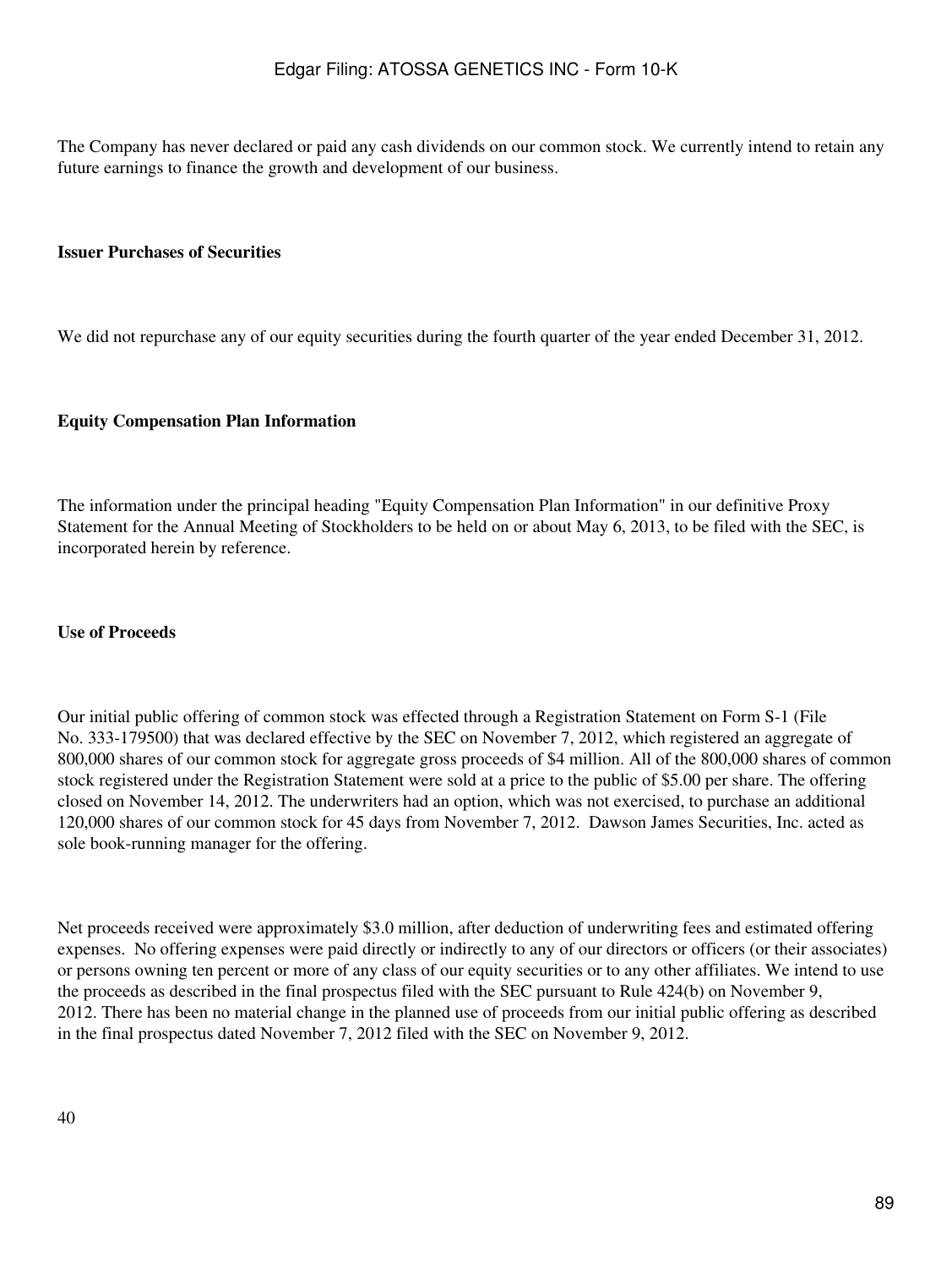The Company has never declared or paid any cash dividends on our common stock. We currently intend to retain any future earnings to finance the growth and development of our business.

**Issuer Purchases of Securities**

We did not repurchase any of our equity securities during the fourth quarter of the year ended December 31, 2012.

**Equity Compensation Plan Information**

The information under the principal heading "Equity Compensation Plan Information" in our definitive Proxy Statement for the Annual Meeting of Stockholders to be held on or about May 6, 2013, to be filed with the SEC, is incorporated herein by reference.

**Use of Proceeds**

Our initial public offering of common stock was effected through a Registration Statement on Form S-1 (File No. 333-179500) that was declared effective by the SEC on November 7, 2012, which registered an aggregate of 800,000 shares of our common stock for aggregate gross proceeds of $4 million. All of the 800,000 shares of common stock registered under the Registration Statement were sold at a price to the public of $5.00 per share. The offering closed on November 14, 2012. The underwriters had an option, which was not exercised, to purchase an additional 120,000 shares of our common stock for 45 days from November 7, 2012. Dawson James Securities, Inc. acted as sole book-running manager for the offering.

Net proceeds received were approximately $3.0 million, after deduction of underwriting fees and estimated offering expenses. No offering expenses were paid directly or indirectly to any of our directors or officers (or their associates) or persons owning ten percent or more of any class of our equity securities or to any other affiliates. We intend to use the proceeds as described in the final prospectus filed with the SEC pursuant to Rule 424(b) on November 9, 2012. There has been no material change in the planned use of proceeds from our initial public offering as described in the final prospectus dated November 7, 2012 filed with the SEC on November 9, 2012.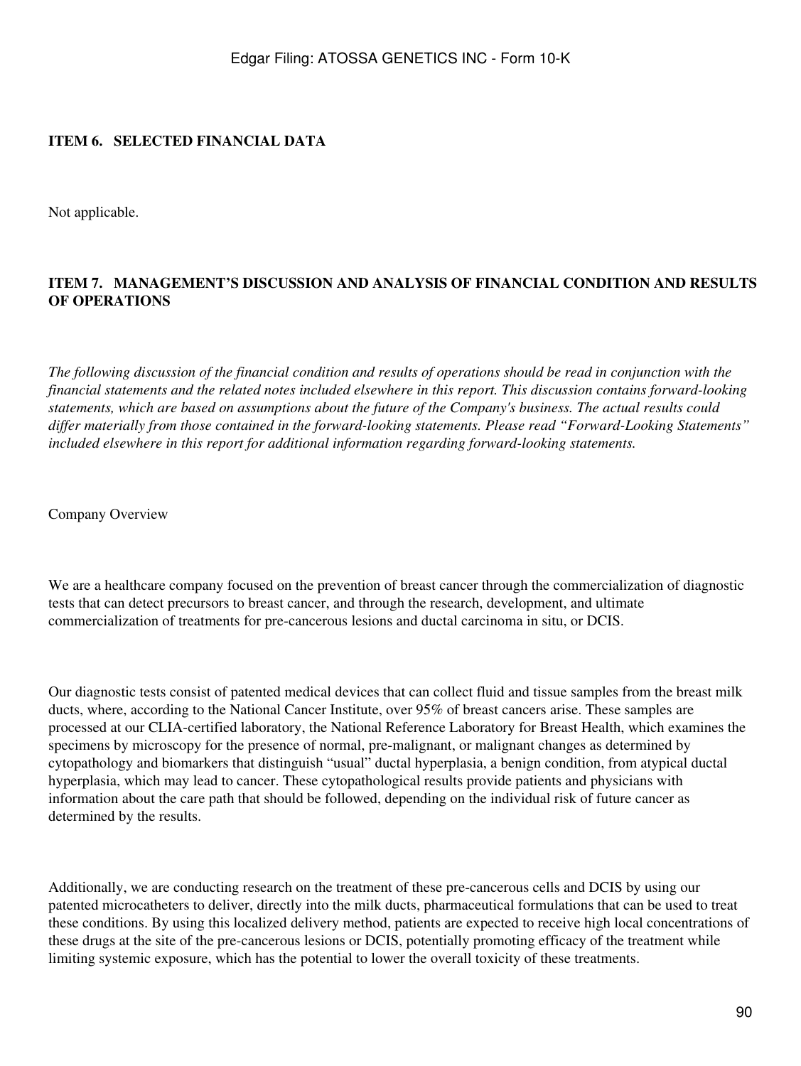## ITEM 6. SELECTED FINANCIAL DATA

Not applicable.

## ITEM 7. MANAGEMENT'S DISCUSSION AND ANALYSIS OF FINANCIAL CONDITION AND RESULTS OF OPERATIONS

*The following discussion of the financial condition and results of operations should be read in conjunction with the financial statements and the related notes included elsewhere in this report. This discussion contains forward-looking statements, which are based on assumptions about the future of the Company's business. The actual results could differ materially from those contained in the forward-looking statements. Please read "Forward-Looking Statements" included elsewhere in this report for additional information regarding forward-looking statements.*

Company Overview

We are a healthcare company focused on the prevention of breast cancer through the commercialization of diagnostic tests that can detect precursors to breast cancer, and through the research, development, and ultimate commercialization of treatments for pre-cancerous lesions and ductal carcinoma in situ, or DCIS.

Our diagnostic tests consist of patented medical devices that can collect fluid and tissue samples from the breast milk ducts, where, according to the National Cancer Institute, over 95% of breast cancers arise. These samples are processed at our CLIA-certified laboratory, the National Reference Laboratory for Breast Health, which examines the specimens by microscopy for the presence of normal, pre-malignant, or malignant changes as determined by cytopathology and biomarkers that distinguish "usual" ductal hyperplasia, a benign condition, from atypical ductal hyperplasia, which may lead to cancer. These cytopathological results provide patients and physicians with information about the care path that should be followed, depending on the individual risk of future cancer as determined by the results.

Additionally, we are conducting research on the treatment of these pre-cancerous cells and DCIS by using our patented microcatheters to deliver, directly into the milk ducts, pharmaceutical formulations that can be used to treat these conditions. By using this localized delivery method, patients are expected to receive high local concentrations of these drugs at the site of the pre-cancerous lesions or DCIS, potentially promoting efficacy of the treatment while limiting systemic exposure, which has the potential to lower the overall toxicity of these treatments.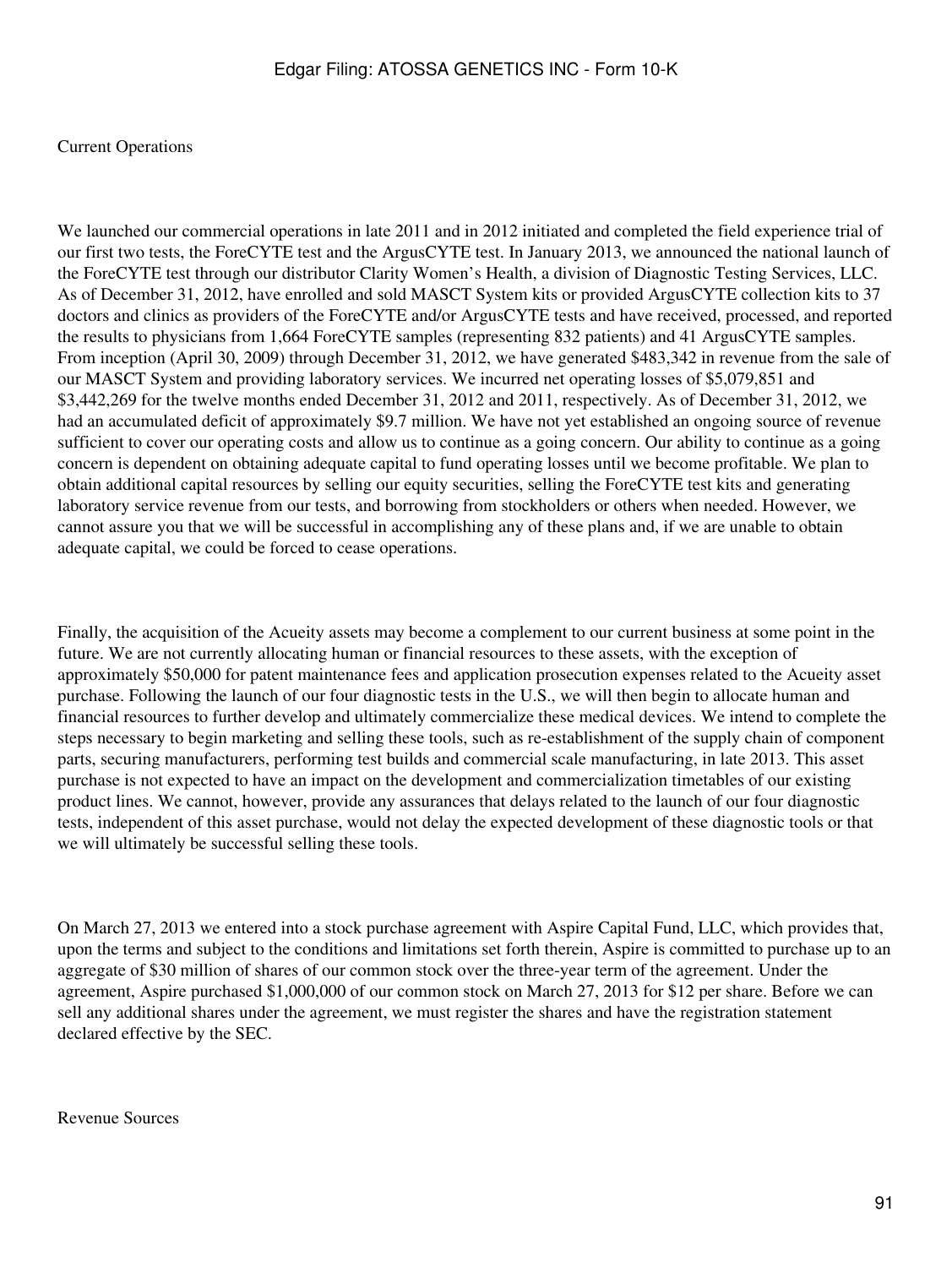Current Operations

We launched our commercial operations in late 2011 and in 2012 initiated and completed the field experience trial of our first two tests, the ForeCYTE test and the ArgusCYTE test. In January 2013, we announced the national launch of the ForeCYTE test through our distributor Clarity Women's Health, a division of Diagnostic Testing Services, LLC. As of December 31, 2012, have enrolled and sold MASCT System kits or provided ArgusCYTE collection kits to 37 doctors and clinics as providers of the ForeCYTE and/or ArgusCYTE tests and have received, processed, and reported the results to physicians from 1,664 ForeCYTE samples (representing 832 patients) and 41 ArgusCYTE samples. From inception (April 30, 2009) through December 31, 2012, we have generated $483,342 in revenue from the sale of our MASCT System and providing laboratory services. We incurred net operating losses of $5,079,851 and $3,442,269 for the twelve months ended December 31, 2012 and 2011, respectively. As of December 31, 2012, we had an accumulated deficit of approximately $9.7 million. We have not yet established an ongoing source of revenue sufficient to cover our operating costs and allow us to continue as a going concern. Our ability to continue as a going concern is dependent on obtaining adequate capital to fund operating losses until we become profitable. We plan to obtain additional capital resources by selling our equity securities, selling the ForeCYTE test kits and generating laboratory service revenue from our tests, and borrowing from stockholders or others when needed. However, we cannot assure you that we will be successful in accomplishing any of these plans and, if we are unable to obtain adequate capital, we could be forced to cease operations.

Finally, the acquisition of the Acueity assets may become a complement to our current business at some point in the future. We are not currently allocating human or financial resources to these assets, with the exception of approximately $50,000 for patent maintenance fees and application prosecution expenses related to the Acueity asset purchase. Following the launch of our four diagnostic tests in the U.S., we will then begin to allocate human and financial resources to further develop and ultimately commercialize these medical devices. We intend to complete the steps necessary to begin marketing and selling these tools, such as re-establishment of the supply chain of component parts, securing manufacturers, performing test builds and commercial scale manufacturing, in late 2013. This asset purchase is not expected to have an impact on the development and commercialization timetables of our existing product lines. We cannot, however, provide any assurances that delays related to the launch of our four diagnostic tests, independent of this asset purchase, would not delay the expected development of these diagnostic tools or that we will ultimately be successful selling these tools.

On March 27, 2013 we entered into a stock purchase agreement with Aspire Capital Fund, LLC, which provides that, upon the terms and subject to the conditions and limitations set forth therein, Aspire is committed to purchase up to an aggregate of $30 million of shares of our common stock over the three-year term of the agreement. Under the agreement, Aspire purchased $1,000,000 of our common stock on March 27, 2013 for $12 per share. Before we can sell any additional shares under the agreement, we must register the shares and have the registration statement declared effective by the SEC.

Revenue Sources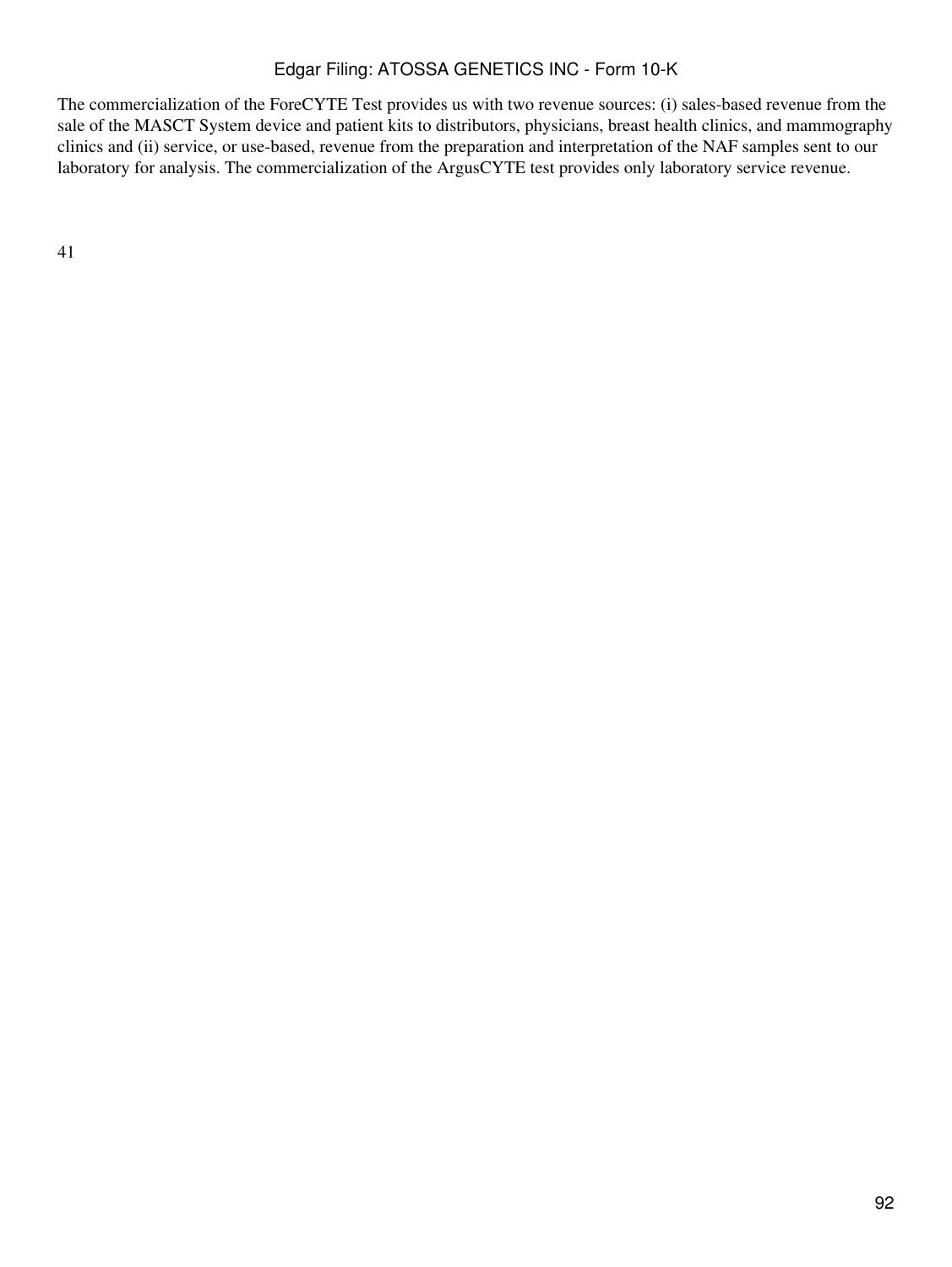The commercialization of the ForeCYTE Test provides us with two revenue sources: (i) sales-based revenue from the sale of the MASCT System device and patient kits to distributors, physicians, breast health clinics, and mammography clinics and (ii) service, or use-based, revenue from the preparation and interpretation of the NAF samples sent to our laboratory for analysis. The commercialization of the ArgusCYTE test provides only laboratory service revenue.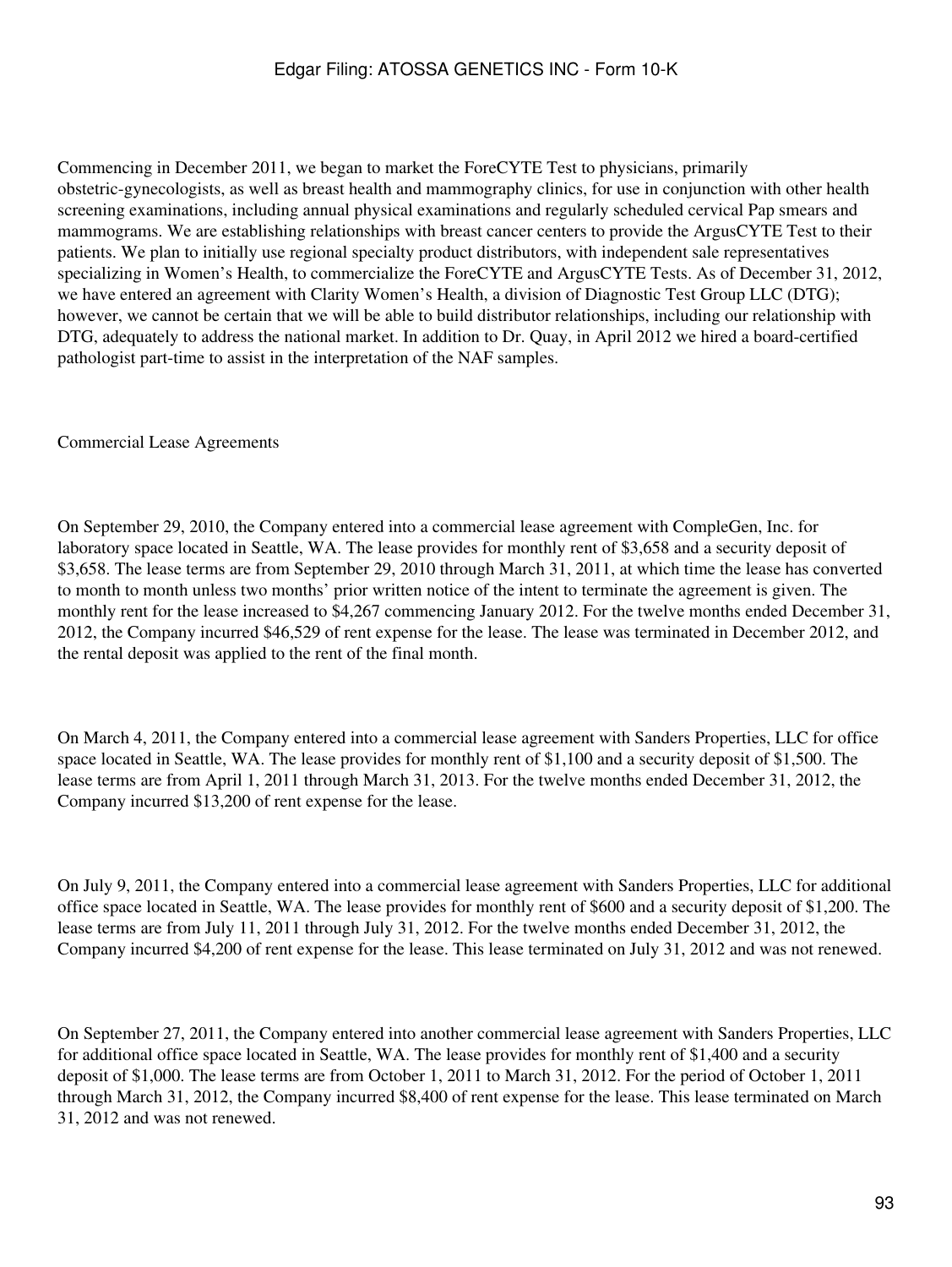Commencing in December 2011, we began to market the ForeCYTE Test to physicians, primarily obstetric-gynecologists, as well as breast health and mammography clinics, for use in conjunction with other health screening examinations, including annual physical examinations and regularly scheduled cervical Pap smears and mammograms. We are establishing relationships with breast cancer centers to provide the ArgusCYTE Test to their patients. We plan to initially use regional specialty product distributors, with independent sale representatives specializing in Women's Health, to commercialize the ForeCYTE and ArgusCYTE Tests. As of December 31, 2012, we have entered an agreement with Clarity Women's Health, a division of Diagnostic Test Group LLC (DTG); however, we cannot be certain that we will be able to build distributor relationships, including our relationship with DTG, adequately to address the national market. In addition to Dr. Quay, in April 2012 we hired a board-certified pathologist part-time to assist in the interpretation of the NAF samples.

Commercial Lease Agreements

On September 29, 2010, the Company entered into a commercial lease agreement with CompleGen, Inc. for laboratory space located in Seattle, WA. The lease provides for monthly rent of $3,658 and a security deposit of $3,658. The lease terms are from September 29, 2010 through March 31, 2011, at which time the lease has converted to month to month unless two months' prior written notice of the intent to terminate the agreement is given. The monthly rent for the lease increased to $4,267 commencing January 2012. For the twelve months ended December 31, 2012, the Company incurred $46,529 of rent expense for the lease. The lease was terminated in December 2012, and the rental deposit was applied to the rent of the final month.

On March 4, 2011, the Company entered into a commercial lease agreement with Sanders Properties, LLC for office space located in Seattle, WA. The lease provides for monthly rent of $1,100 and a security deposit of $1,500. The lease terms are from April 1, 2011 through March 31, 2013. For the twelve months ended December 31, 2012, the Company incurred $13,200 of rent expense for the lease.

On July 9, 2011, the Company entered into a commercial lease agreement with Sanders Properties, LLC for additional office space located in Seattle, WA. The lease provides for monthly rent of $600 and a security deposit of $1,200. The lease terms are from July 11, 2011 through July 31, 2012. For the twelve months ended December 31, 2012, the Company incurred $4,200 of rent expense for the lease. This lease terminated on July 31, 2012 and was not renewed.

On September 27, 2011, the Company entered into another commercial lease agreement with Sanders Properties, LLC for additional office space located in Seattle, WA. The lease provides for monthly rent of $1,400 and a security deposit of $1,000. The lease terms are from October 1, 2011 to March 31, 2012. For the period of October 1, 2011 through March 31, 2012, the Company incurred $8,400 of rent expense for the lease. This lease terminated on March 31, 2012 and was not renewed.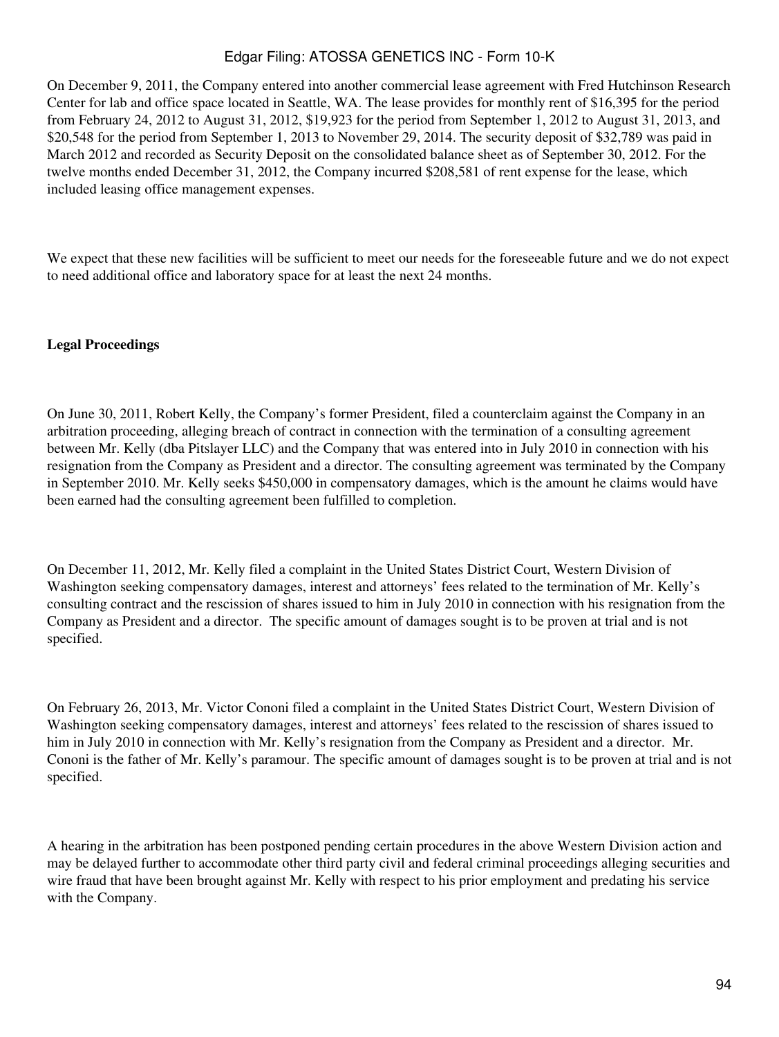On December 9, 2011, the Company entered into another commercial lease agreement with Fred Hutchinson Research Center for lab and office space located in Seattle, WA. The lease provides for monthly rent of $16,395 for the period from February 24, 2012 to August 31, 2012, $19,923 for the period from September 1, 2012 to August 31, 2013, and $20,548 for the period from September 1, 2013 to November 29, 2014. The security deposit of $32,789 was paid in March 2012 and recorded as Security Deposit on the consolidated balance sheet as of September 30, 2012. For the twelve months ended December 31, 2012, the Company incurred $208,581 of rent expense for the lease, which included leasing office management expenses.

We expect that these new facilities will be sufficient to meet our needs for the foreseeable future and we do not expect to need additional office and laboratory space for at least the next 24 months.

**Legal Proceedings**

On June 30, 2011, Robert Kelly, the Company's former President, filed a counterclaim against the Company in an arbitration proceeding, alleging breach of contract in connection with the termination of a consulting agreement between Mr. Kelly (dba Pitslayer LLC) and the Company that was entered into in July 2010 in connection with his resignation from the Company as President and a director. The consulting agreement was terminated by the Company in September 2010. Mr. Kelly seeks $450,000 in compensatory damages, which is the amount he claims would have been earned had the consulting agreement been fulfilled to completion.

On December 11, 2012, Mr. Kelly filed a complaint in the United States District Court, Western Division of Washington seeking compensatory damages, interest and attorneys' fees related to the termination of Mr. Kelly's consulting contract and the rescission of shares issued to him in July 2010 in connection with his resignation from the Company as President and a director. The specific amount of damages sought is to be proven at trial and is not specified.

On February 26, 2013, Mr. Victor Cononi filed a complaint in the United States District Court, Western Division of Washington seeking compensatory damages, interest and attorneys' fees related to the rescission of shares issued to him in July 2010 in connection with Mr. Kelly's resignation from the Company as President and a director. Mr. Cononi is the father of Mr. Kelly's paramour. The specific amount of damages sought is to be proven at trial and is not specified.

A hearing in the arbitration has been postponed pending certain procedures in the above Western Division action and may be delayed further to accommodate other third party civil and federal criminal proceedings alleging securities and wire fraud that have been brought against Mr. Kelly with respect to his prior employment and predating his service with the Company.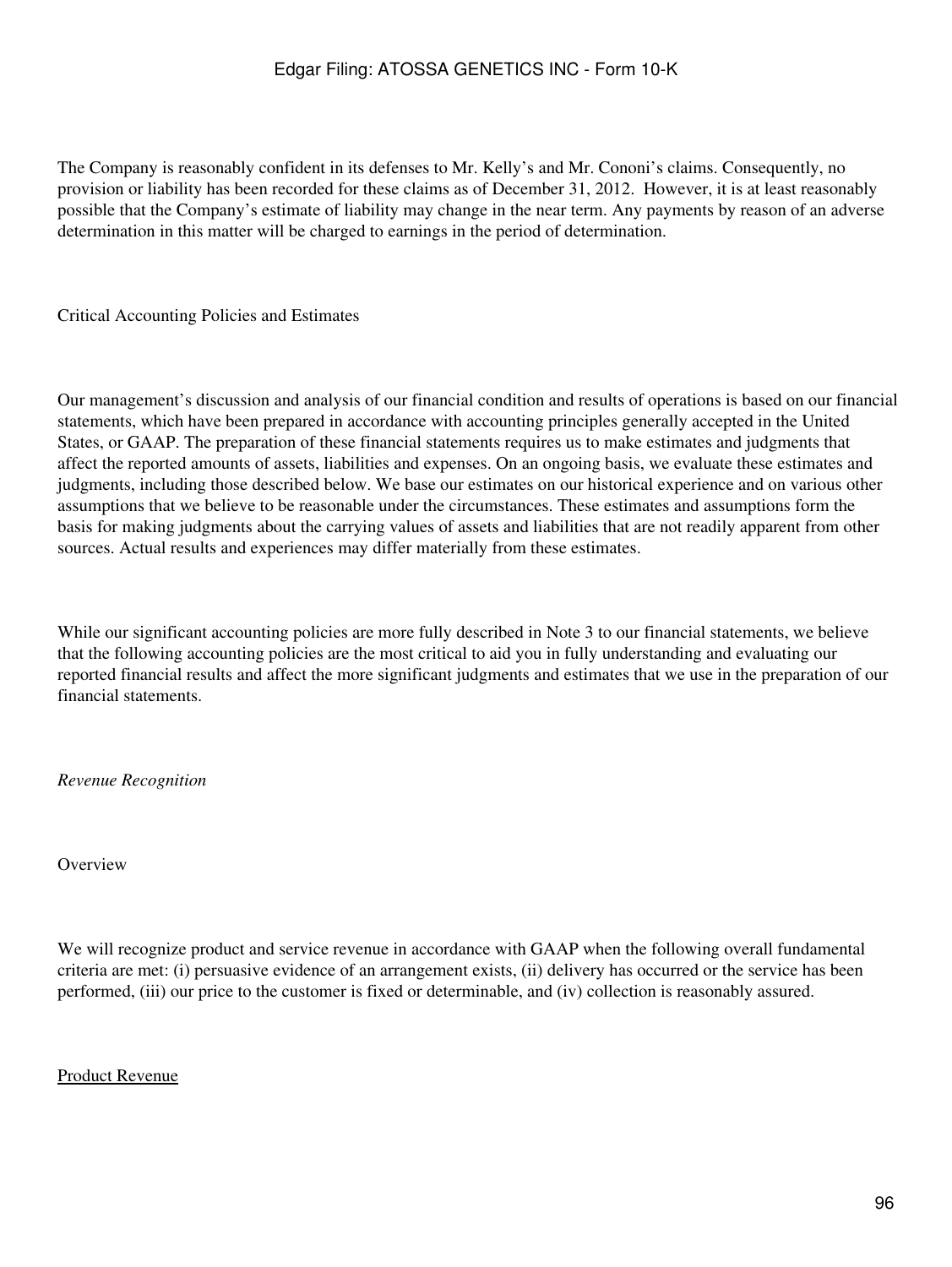The Company is reasonably confident in its defenses to Mr. Kelly's and Mr. Cononi's claims. Consequently, no provision or liability has been recorded for these claims as of December 31, 2012. However, it is at least reasonably possible that the Company's estimate of liability may change in the near term. Any payments by reason of an adverse determination in this matter will be charged to earnings in the period of determination.

## Critical Accounting Policies and Estimates

Our management's discussion and analysis of our financial condition and results of operations is based on our financial statements, which have been prepared in accordance with accounting principles generally accepted in the United States, or GAAP. The preparation of these financial statements requires us to make estimates and judgments that affect the reported amounts of assets, liabilities and expenses. On an ongoing basis, we evaluate these estimates and judgments, including those described below. We base our estimates on our historical experience and on various other assumptions that we believe to be reasonable under the circumstances. These estimates and assumptions form the basis for making judgments about the carrying values of assets and liabilities that are not readily apparent from other sources. Actual results and experiences may differ materially from these estimates.

While our significant accounting policies are more fully described in Note 3 to our financial statements, we believe that the following accounting policies are the most critical to aid you in fully understanding and evaluating our reported financial results and affect the more significant judgments and estimates that we use in the preparation of our financial statements.

### *Revenue Recognition*

Overview

We will recognize product and service revenue in accordance with GAAP when the following overall fundamental criteria are met: (i) persuasive evidence of an arrangement exists, (ii) delivery has occurred or the service has been performed, (iii) our price to the customer is fixed or determinable, and (iv) collection is reasonably assured.

<u>Product Revenue</u>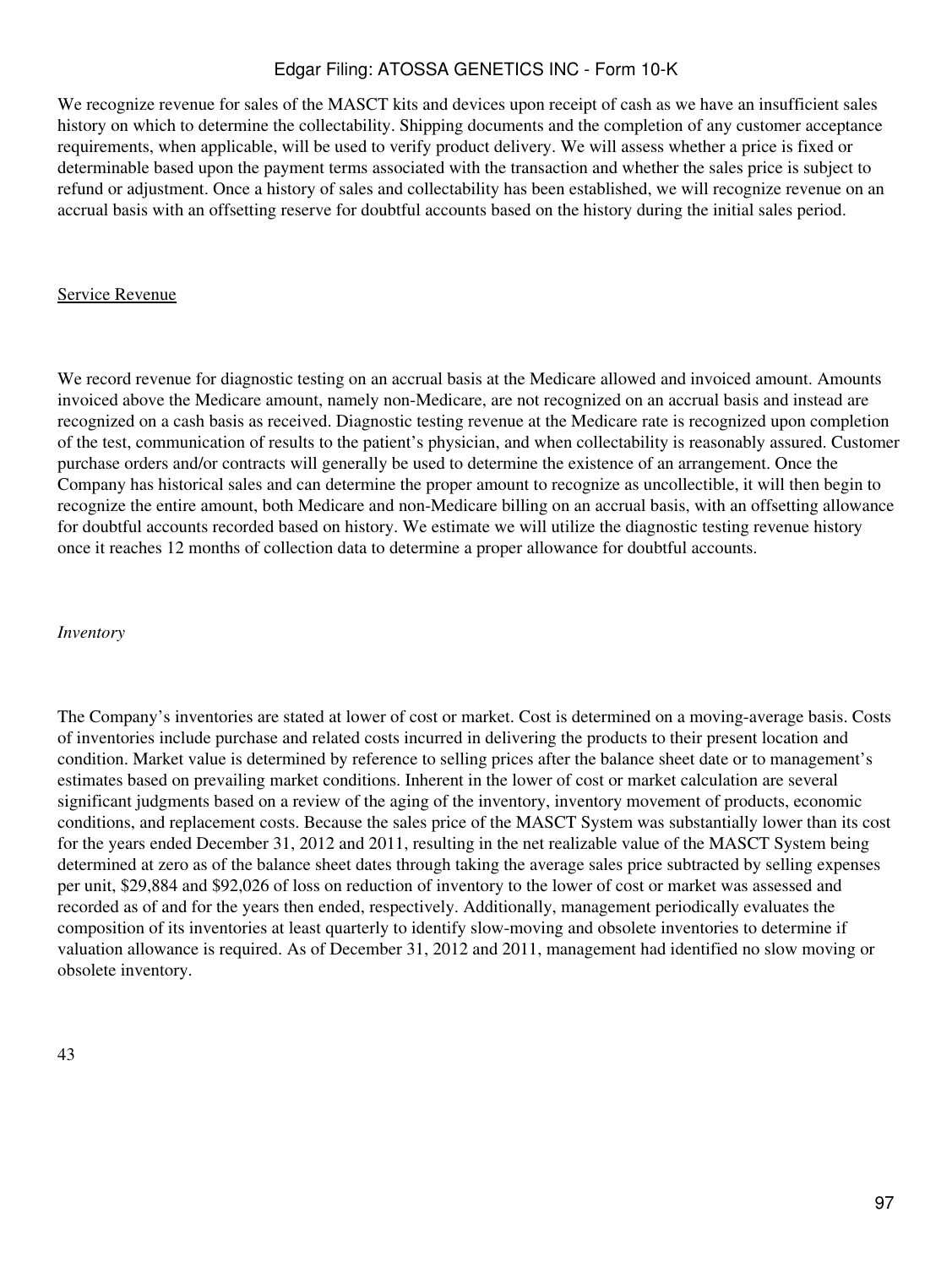We recognize revenue for sales of the MASCT kits and devices upon receipt of cash as we have an insufficient sales history on which to determine the collectability. Shipping documents and the completion of any customer acceptance requirements, when applicable, will be used to verify product delivery. We will assess whether a price is fixed or determinable based upon the payment terms associated with the transaction and whether the sales price is subject to refund or adjustment. Once a history of sales and collectability has been established, we will recognize revenue on an accrual basis with an offsetting reserve for doubtful accounts based on the history during the initial sales period.

Service Revenue

We record revenue for diagnostic testing on an accrual basis at the Medicare allowed and invoiced amount. Amounts invoiced above the Medicare amount, namely non-Medicare, are not recognized on an accrual basis and instead are recognized on a cash basis as received. Diagnostic testing revenue at the Medicare rate is recognized upon completion of the test, communication of results to the patient's physician, and when collectability is reasonably assured. Customer purchase orders and/or contracts will generally be used to determine the existence of an arrangement. Once the Company has historical sales and can determine the proper amount to recognize as uncollectible, it will then begin to recognize the entire amount, both Medicare and non-Medicare billing on an accrual basis, with an offsetting allowance for doubtful accounts recorded based on history. We estimate we will utilize the diagnostic testing revenue history once it reaches 12 months of collection data to determine a proper allowance for doubtful accounts.

*Inventory*

The Company's inventories are stated at lower of cost or market. Cost is determined on a moving-average basis. Costs of inventories include purchase and related costs incurred in delivering the products to their present location and condition. Market value is determined by reference to selling prices after the balance sheet date or to management's estimates based on prevailing market conditions. Inherent in the lower of cost or market calculation are several significant judgments based on a review of the aging of the inventory, inventory movement of products, economic conditions, and replacement costs. Because the sales price of the MASCT System was substantially lower than its cost for the years ended December 31, 2012 and 2011, resulting in the net realizable value of the MASCT System being determined at zero as of the balance sheet dates through taking the average sales price subtracted by selling expenses per unit, $29,884 and $92,026 of loss on reduction of inventory to the lower of cost or market was assessed and recorded as of and for the years then ended, respectively. Additionally, management periodically evaluates the composition of its inventories at least quarterly to identify slow-moving and obsolete inventories to determine if valuation allowance is required. As of December 31, 2012 and 2011, management had identified no slow moving or obsolete inventory.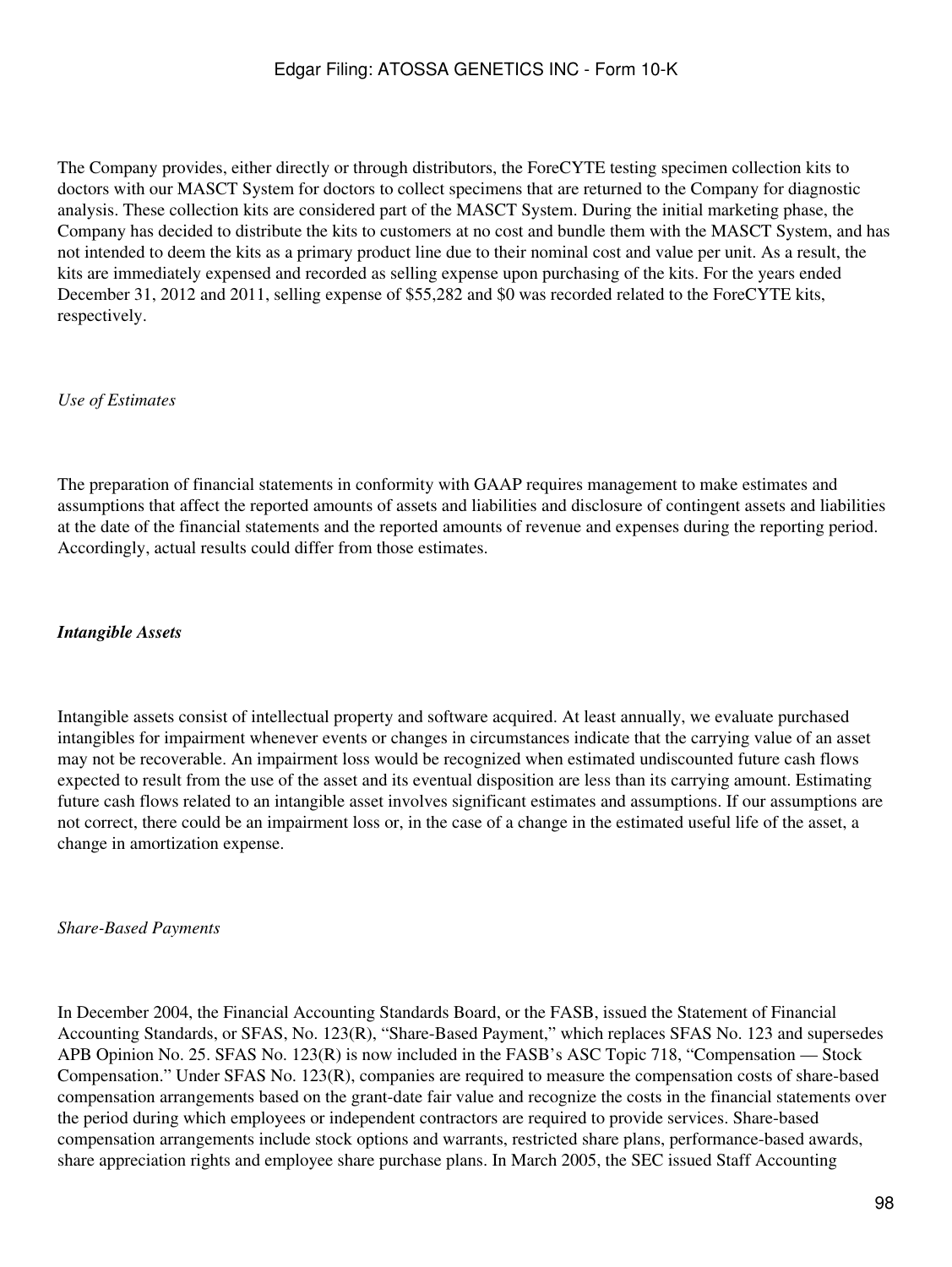The Company provides, either directly or through distributors, the ForeCYTE testing specimen collection kits to doctors with our MASCT System for doctors to collect specimens that are returned to the Company for diagnostic analysis. These collection kits are considered part of the MASCT System. During the initial marketing phase, the Company has decided to distribute the kits to customers at no cost and bundle them with the MASCT System, and has not intended to deem the kits as a primary product line due to their nominal cost and value per unit. As a result, the kits are immediately expensed and recorded as selling expense upon purchasing of the kits. For the years ended December 31, 2012 and 2011, selling expense of $55,282 and $0 was recorded related to the ForeCYTE kits, respectively.

*Use of Estimates*

The preparation of financial statements in conformity with GAAP requires management to make estimates and assumptions that affect the reported amounts of assets and liabilities and disclosure of contingent assets and liabilities at the date of the financial statements and the reported amounts of revenue and expenses during the reporting period. Accordingly, actual results could differ from those estimates.

***Intangible Assets***

Intangible assets consist of intellectual property and software acquired. At least annually, we evaluate purchased intangibles for impairment whenever events or changes in circumstances indicate that the carrying value of an asset may not be recoverable. An impairment loss would be recognized when estimated undiscounted future cash flows expected to result from the use of the asset and its eventual disposition are less than its carrying amount. Estimating future cash flows related to an intangible asset involves significant estimates and assumptions. If our assumptions are not correct, there could be an impairment loss or, in the case of a change in the estimated useful life of the asset, a change in amortization expense.

*Share-Based Payments*

In December 2004, the Financial Accounting Standards Board, or the FASB, issued the Statement of Financial Accounting Standards, or SFAS, No. 123(R), "Share-Based Payment," which replaces SFAS No. 123 and supersedes APB Opinion No. 25. SFAS No. 123(R) is now included in the FASB's ASC Topic 718, "Compensation — Stock Compensation." Under SFAS No. 123(R), companies are required to measure the compensation costs of share-based compensation arrangements based on the grant-date fair value and recognize the costs in the financial statements over the period during which employees or independent contractors are required to provide services. Share-based compensation arrangements include stock options and warrants, restricted share plans, performance-based awards, share appreciation rights and employee share purchase plans. In March 2005, the SEC issued Staff Accounting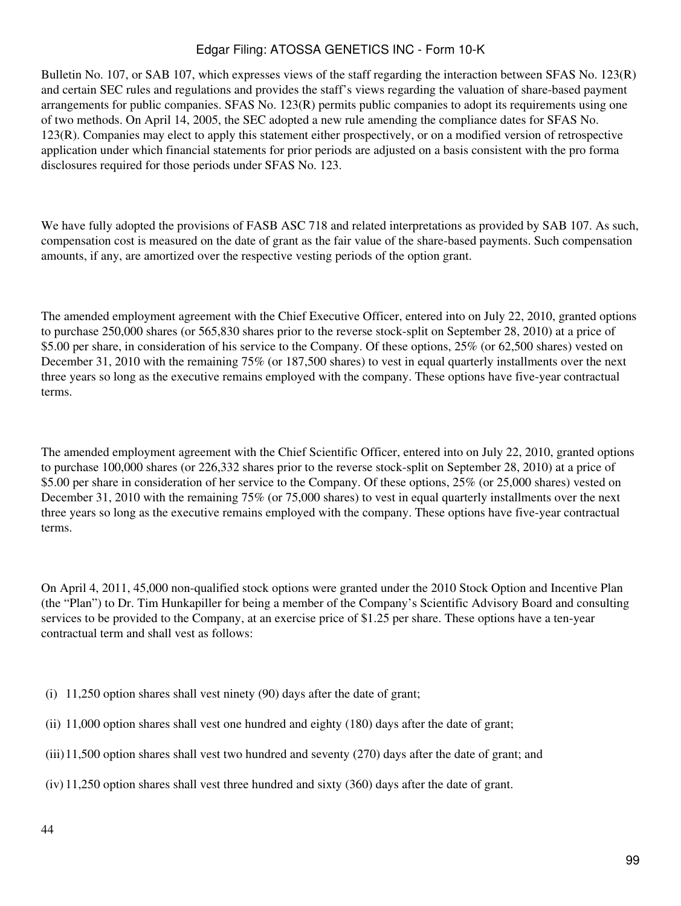Bulletin No. 107, or SAB 107, which expresses views of the staff regarding the interaction between SFAS No. 123(R) and certain SEC rules and regulations and provides the staff's views regarding the valuation of share-based payment arrangements for public companies. SFAS No. 123(R) permits public companies to adopt its requirements using one of two methods. On April 14, 2005, the SEC adopted a new rule amending the compliance dates for SFAS No. 123(R). Companies may elect to apply this statement either prospectively, or on a modified version of retrospective application under which financial statements for prior periods are adjusted on a basis consistent with the pro forma disclosures required for those periods under SFAS No. 123.

We have fully adopted the provisions of FASB ASC 718 and related interpretations as provided by SAB 107. As such, compensation cost is measured on the date of grant as the fair value of the share-based payments. Such compensation amounts, if any, are amortized over the respective vesting periods of the option grant.

The amended employment agreement with the Chief Executive Officer, entered into on July 22, 2010, granted options to purchase 250,000 shares (or 565,830 shares prior to the reverse stock-split on September 28, 2010) at a price of $5.00 per share, in consideration of his service to the Company. Of these options, 25% (or 62,500 shares) vested on December 31, 2010 with the remaining 75% (or 187,500 shares) to vest in equal quarterly installments over the next three years so long as the executive remains employed with the company. These options have five-year contractual terms.

The amended employment agreement with the Chief Scientific Officer, entered into on July 22, 2010, granted options to purchase 100,000 shares (or 226,332 shares prior to the reverse stock-split on September 28, 2010) at a price of $5.00 per share in consideration of her service to the Company. Of these options, 25% (or 25,000 shares) vested on December 31, 2010 with the remaining 75% (or 75,000 shares) to vest in equal quarterly installments over the next three years so long as the executive remains employed with the company. These options have five-year contractual terms.

On April 4, 2011, 45,000 non-qualified stock options were granted under the 2010 Stock Option and Incentive Plan (the "Plan") to Dr. Tim Hunkapiller for being a member of the Company's Scientific Advisory Board and consulting services to be provided to the Company, at an exercise price of $1.25 per share. These options have a ten-year contractual term and shall vest as follows:

(i) 11,250 option shares shall vest ninety (90) days after the date of grant;

(ii) 11,000 option shares shall vest one hundred and eighty (180) days after the date of grant;

(iii) 11,500 option shares shall vest two hundred and seventy (270) days after the date of grant; and

(iv) 11,250 option shares shall vest three hundred and sixty (360) days after the date of grant.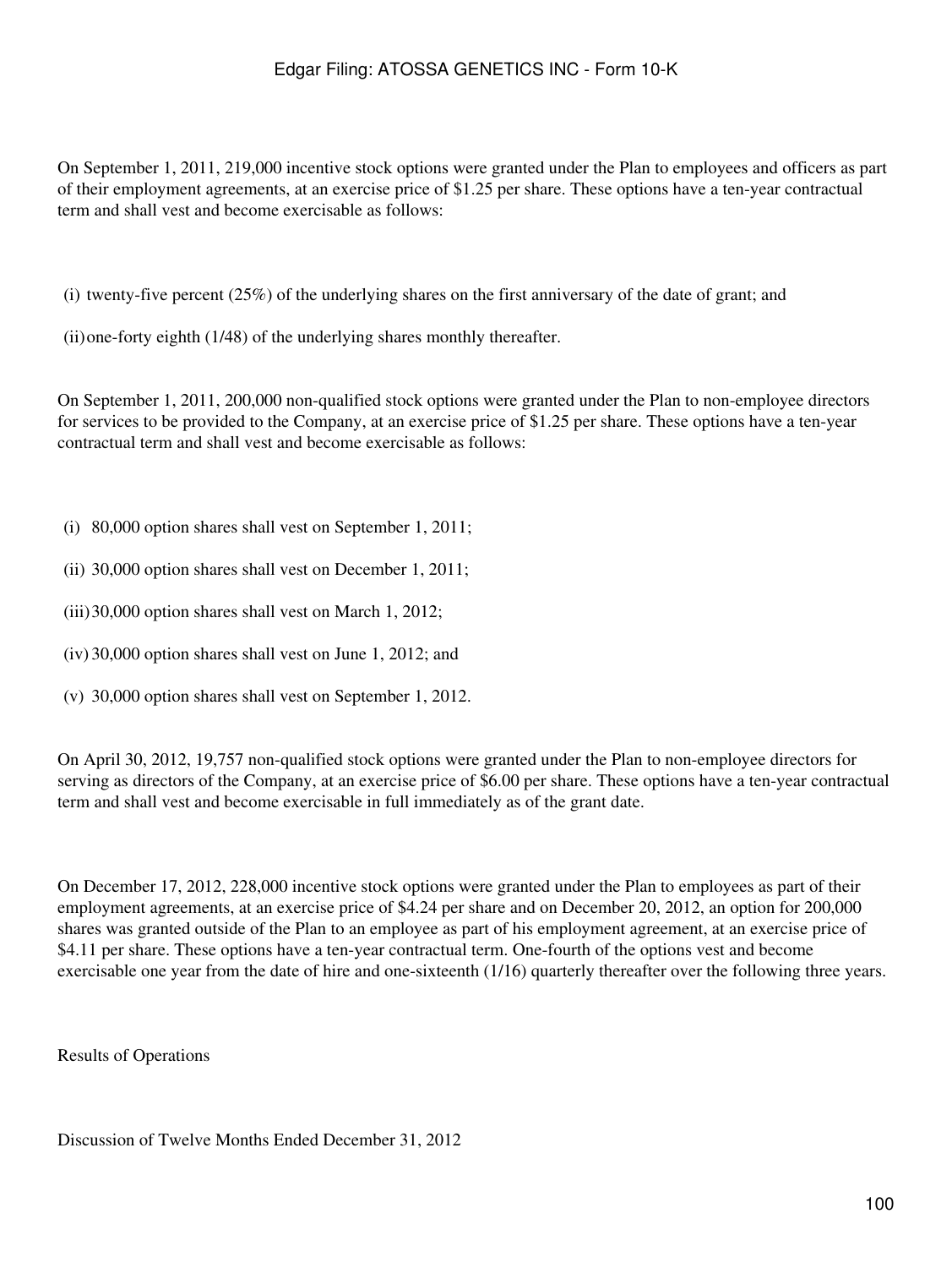On September 1, 2011, 219,000 incentive stock options were granted under the Plan to employees and officers as part of their employment agreements, at an exercise price of $1.25 per share. These options have a ten-year contractual term and shall vest and become exercisable as follows:

(i) twenty-five percent (25%) of the underlying shares on the first anniversary of the date of grant; and

(ii) one-forty eighth (1/48) of the underlying shares monthly thereafter.

On September 1, 2011, 200,000 non-qualified stock options were granted under the Plan to non-employee directors for services to be provided to the Company, at an exercise price of $1.25 per share. These options have a ten-year contractual term and shall vest and become exercisable as follows:

(i) 80,000 option shares shall vest on September 1, 2011;

(ii) 30,000 option shares shall vest on December 1, 2011;

(iii) 30,000 option shares shall vest on March 1, 2012;

(iv) 30,000 option shares shall vest on June 1, 2012; and

(v) 30,000 option shares shall vest on September 1, 2012.

On April 30, 2012, 19,757 non-qualified stock options were granted under the Plan to non-employee directors for serving as directors of the Company, at an exercise price of $6.00 per share. These options have a ten-year contractual term and shall vest and become exercisable in full immediately as of the grant date.

On December 17, 2012, 228,000 incentive stock options were granted under the Plan to employees as part of their employment agreements, at an exercise price of $4.24 per share and on December 20, 2012, an option for 200,000 shares was granted outside of the Plan to an employee as part of his employment agreement, at an exercise price of $4.11 per share. These options have a ten-year contractual term. One-fourth of the options vest and become exercisable one year from the date of hire and one-sixteenth (1/16) quarterly thereafter over the following three years.

Results of Operations

Discussion of Twelve Months Ended December 31, 2012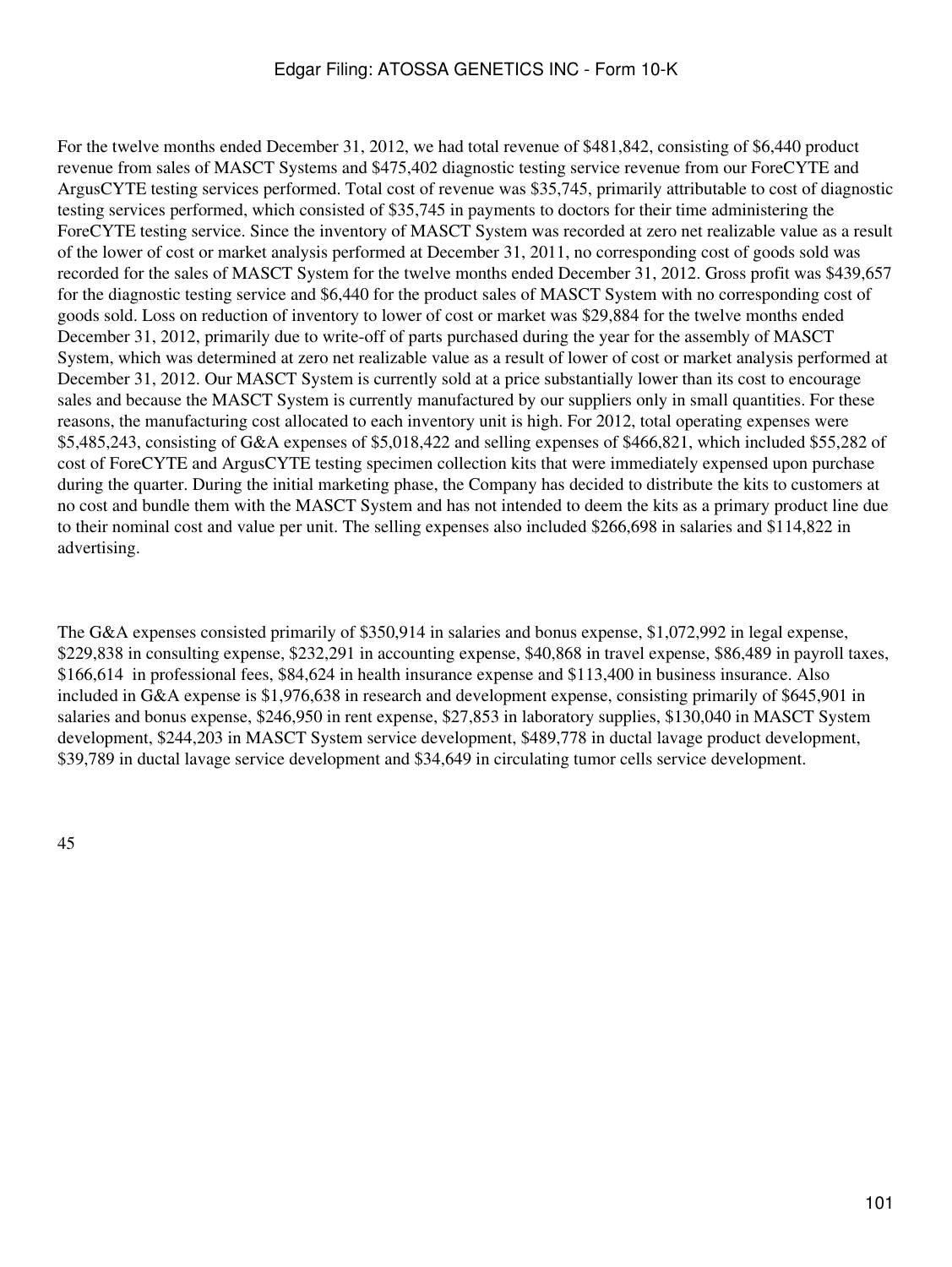For the twelve months ended December 31, 2012, we had total revenue of $481,842, consisting of $6,440 product revenue from sales of MASCT Systems and $475,402 diagnostic testing service revenue from our ForeCYTE and ArgusCYTE testing services performed. Total cost of revenue was $35,745, primarily attributable to cost of diagnostic testing services performed, which consisted of $35,745 in payments to doctors for their time administering the ForeCYTE testing service. Since the inventory of MASCT System was recorded at zero net realizable value as a result of the lower of cost or market analysis performed at December 31, 2011, no corresponding cost of goods sold was recorded for the sales of MASCT System for the twelve months ended December 31, 2012. Gross profit was $439,657 for the diagnostic testing service and $6,440 for the product sales of MASCT System with no corresponding cost of goods sold. Loss on reduction of inventory to lower of cost or market was $29,884 for the twelve months ended December 31, 2012, primarily due to write-off of parts purchased during the year for the assembly of MASCT System, which was determined at zero net realizable value as a result of lower of cost or market analysis performed at December 31, 2012. Our MASCT System is currently sold at a price substantially lower than its cost to encourage sales and because the MASCT System is currently manufactured by our suppliers only in small quantities. For these reasons, the manufacturing cost allocated to each inventory unit is high. For 2012, total operating expenses were $5,485,243, consisting of G&A expenses of $5,018,422 and selling expenses of $466,821, which included $55,282 of cost of ForeCYTE and ArgusCYTE testing specimen collection kits that were immediately expensed upon purchase during the quarter. During the initial marketing phase, the Company has decided to distribute the kits to customers at no cost and bundle them with the MASCT System and has not intended to deem the kits as a primary product line due to their nominal cost and value per unit. The selling expenses also included $266,698 in salaries and $114,822 in advertising.

The G&A expenses consisted primarily of $350,914 in salaries and bonus expense, $1,072,992 in legal expense, $229,838 in consulting expense, $232,291 in accounting expense, $40,868 in travel expense, $86,489 in payroll taxes, $166,614 in professional fees, $84,624 in health insurance expense and $113,400 in business insurance. Also included in G&A expense is $1,976,638 in research and development expense, consisting primarily of $645,901 in salaries and bonus expense, $246,950 in rent expense, $27,853 in laboratory supplies, $130,040 in MASCT System development, $244,203 in MASCT System service development, $489,778 in ductal lavage product development, $39,789 in ductal lavage service development and $34,649 in circulating tumor cells service development.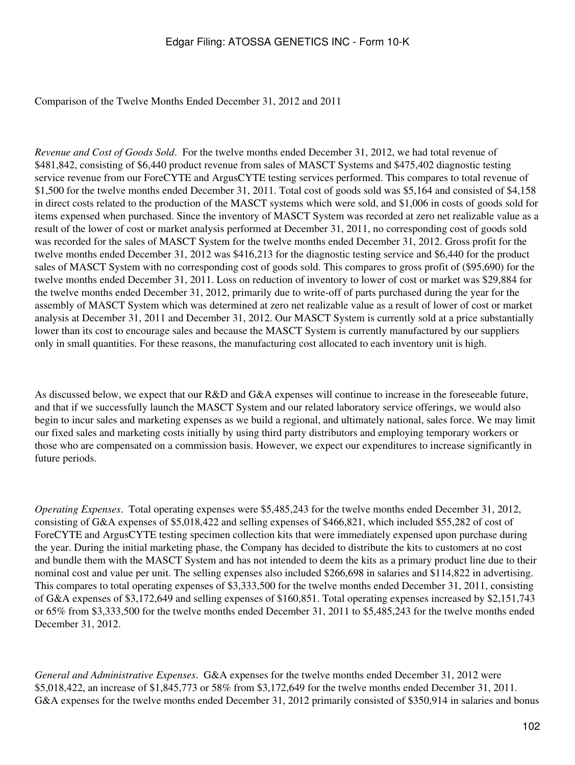Comparison of the Twelve Months Ended December 31, 2012 and 2011

*Revenue and Cost of Goods Sold*. For the twelve months ended December 31, 2012, we had total revenue of $481,842, consisting of $6,440 product revenue from sales of MASCT Systems and $475,402 diagnostic testing service revenue from our ForeCYTE and ArgusCYTE testing services performed. This compares to total revenue of $1,500 for the twelve months ended December 31, 2011. Total cost of goods sold was $5,164 and consisted of $4,158 in direct costs related to the production of the MASCT systems which were sold, and $1,006 in costs of goods sold for items expensed when purchased. Since the inventory of MASCT System was recorded at zero net realizable value as a result of the lower of cost or market analysis performed at December 31, 2011, no corresponding cost of goods sold was recorded for the sales of MASCT System for the twelve months ended December 31, 2012. Gross profit for the twelve months ended December 31, 2012 was $416,213 for the diagnostic testing service and $6,440 for the product sales of MASCT System with no corresponding cost of goods sold. This compares to gross profit of ($95,690) for the twelve months ended December 31, 2011. Loss on reduction of inventory to lower of cost or market was $29,884 for the twelve months ended December 31, 2012, primarily due to write-off of parts purchased during the year for the assembly of MASCT System which was determined at zero net realizable value as a result of lower of cost or market analysis at December 31, 2011 and December 31, 2012. Our MASCT System is currently sold at a price substantially lower than its cost to encourage sales and because the MASCT System is currently manufactured by our suppliers only in small quantities. For these reasons, the manufacturing cost allocated to each inventory unit is high.

As discussed below, we expect that our R&D and G&A expenses will continue to increase in the foreseeable future, and that if we successfully launch the MASCT System and our related laboratory service offerings, we would also begin to incur sales and marketing expenses as we build a regional, and ultimately national, sales force. We may limit our fixed sales and marketing costs initially by using third party distributors and employing temporary workers or those who are compensated on a commission basis. However, we expect our expenditures to increase significantly in future periods.

*Operating Expenses*. Total operating expenses were $5,485,243 for the twelve months ended December 31, 2012, consisting of G&A expenses of $5,018,422 and selling expenses of $466,821, which included $55,282 of cost of ForeCYTE and ArgusCYTE testing specimen collection kits that were immediately expensed upon purchase during the year. During the initial marketing phase, the Company has decided to distribute the kits to customers at no cost and bundle them with the MASCT System and has not intended to deem the kits as a primary product line due to their nominal cost and value per unit. The selling expenses also included $266,698 in salaries and $114,822 in advertising. This compares to total operating expenses of $3,333,500 for the twelve months ended December 31, 2011, consisting of G&A expenses of $3,172,649 and selling expenses of $160,851. Total operating expenses increased by $2,151,743 or 65% from $3,333,500 for the twelve months ended December 31, 2011 to $5,485,243 for the twelve months ended December 31, 2012.

*General and Administrative Expenses*. G&A expenses for the twelve months ended December 31, 2012 were $5,018,422, an increase of $1,845,773 or 58% from $3,172,649 for the twelve months ended December 31, 2011. G&A expenses for the twelve months ended December 31, 2012 primarily consisted of $350,914 in salaries and bonus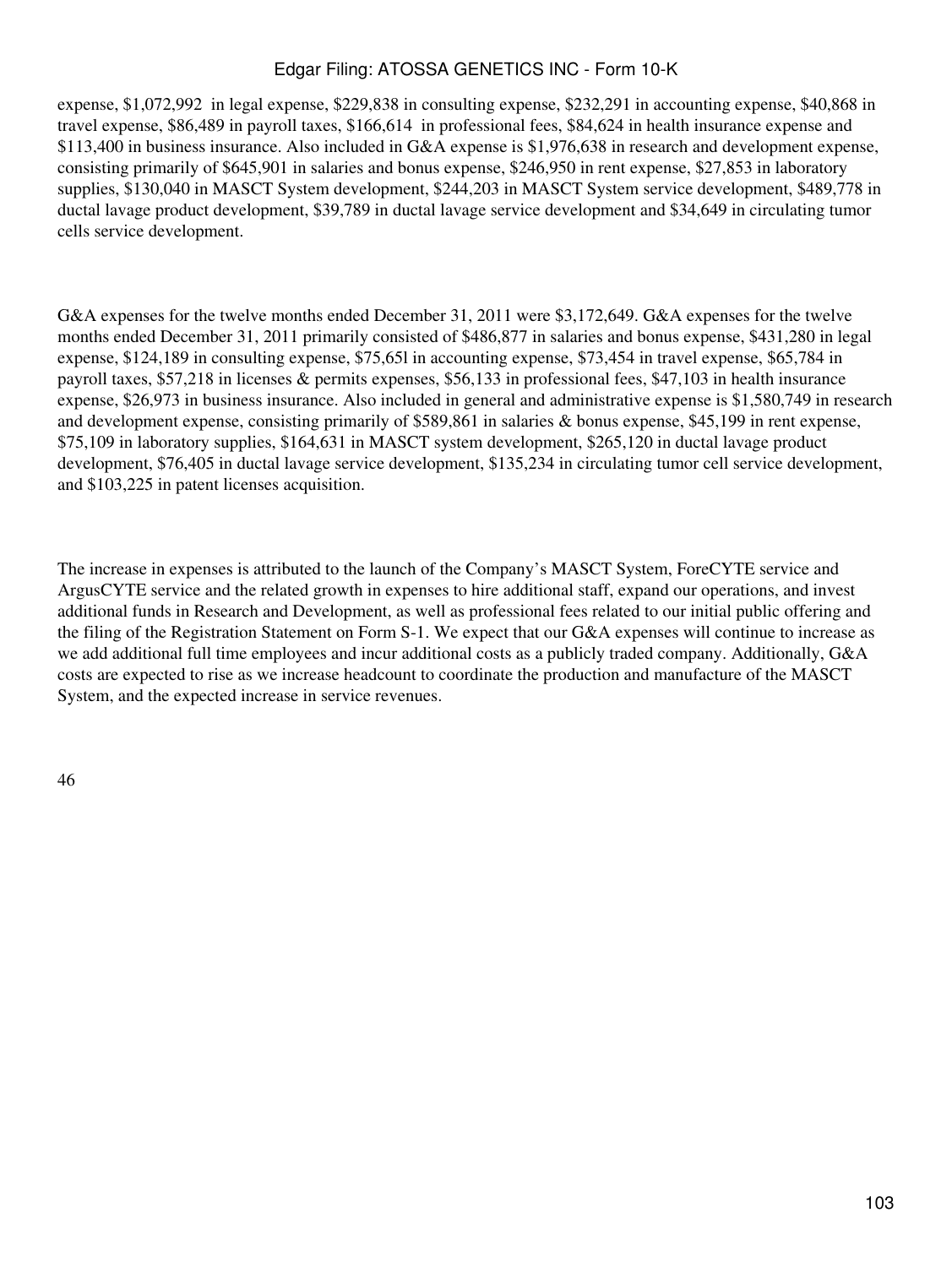expense, $1,072,992  in legal expense, $229,838 in consulting expense, $232,291 in accounting expense, $40,868 in travel expense, $86,489 in payroll taxes, $166,614  in professional fees, $84,624 in health insurance expense and $113,400 in business insurance. Also included in G&A expense is $1,976,638 in research and development expense, consisting primarily of $645,901 in salaries and bonus expense, $246,950 in rent expense, $27,853 in laboratory supplies, $130,040 in MASCT System development, $244,203 in MASCT System service development, $489,778 in ductal lavage product development, $39,789 in ductal lavage service development and $34,649 in circulating tumor cells service development.

G&A expenses for the twelve months ended December 31, 2011 were $3,172,649. G&A expenses for the twelve months ended December 31, 2011 primarily consisted of $486,877 in salaries and bonus expense, $431,280 in legal expense, $124,189 in consulting expense, $75,65l in accounting expense, $73,454 in travel expense, $65,784 in payroll taxes, $57,218 in licenses & permits expenses, $56,133 in professional fees, $47,103 in health insurance expense, $26,973 in business insurance. Also included in general and administrative expense is $1,580,749 in research and development expense, consisting primarily of $589,861 in salaries & bonus expense, $45,199 in rent expense, $75,109 in laboratory supplies, $164,631 in MASCT system development, $265,120 in ductal lavage product development, $76,405 in ductal lavage service development, $135,234 in circulating tumor cell service development, and $103,225 in patent licenses acquisition.

The increase in expenses is attributed to the launch of the Company's MASCT System, ForeCYTE service and ArgusCYTE service and the related growth in expenses to hire additional staff, expand our operations, and invest additional funds in Research and Development, as well as professional fees related to our initial public offering and the filing of the Registration Statement on Form S-1. We expect that our G&A expenses will continue to increase as we add additional full time employees and incur additional costs as a publicly traded company. Additionally, G&A costs are expected to rise as we increase headcount to coordinate the production and manufacture of the MASCT System, and the expected increase in service revenues.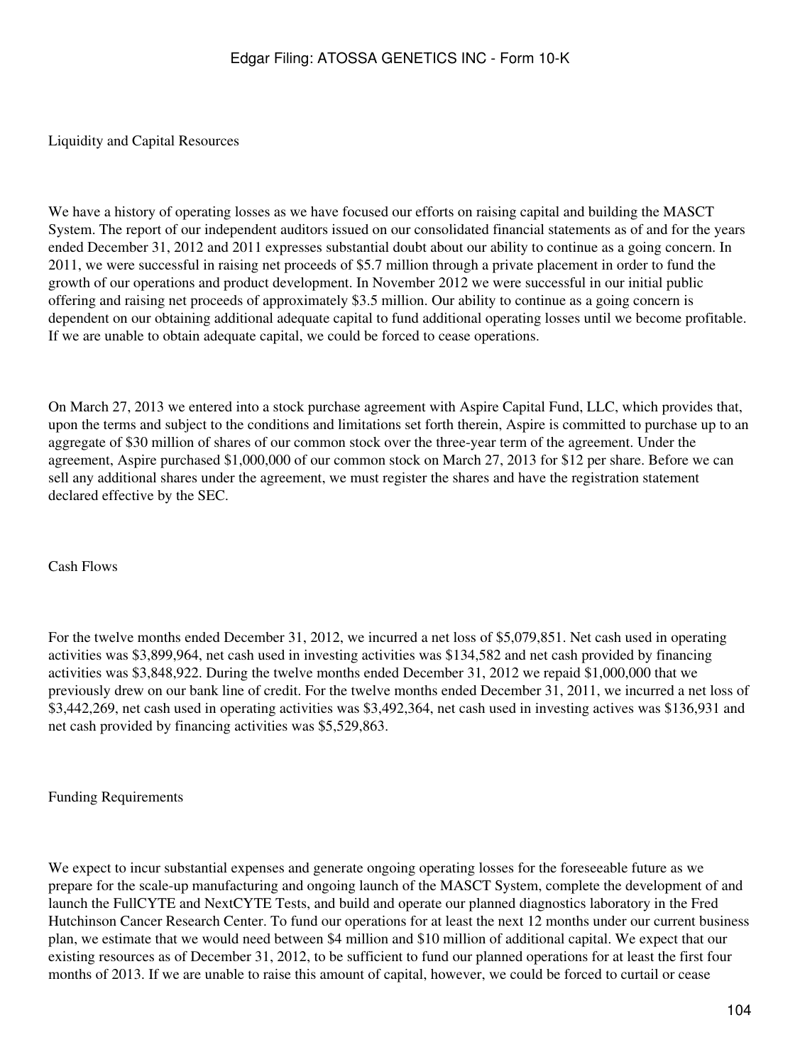## Liquidity and Capital Resources

We have a history of operating losses as we have focused our efforts on raising capital and building the MASCT System. The report of our independent auditors issued on our consolidated financial statements as of and for the years ended December 31, 2012 and 2011 expresses substantial doubt about our ability to continue as a going concern. In 2011, we were successful in raising net proceeds of $5.7 million through a private placement in order to fund the growth of our operations and product development. In November 2012 we were successful in our initial public offering and raising net proceeds of approximately $3.5 million. Our ability to continue as a going concern is dependent on our obtaining additional adequate capital to fund additional operating losses until we become profitable. If we are unable to obtain adequate capital, we could be forced to cease operations.

On March 27, 2013 we entered into a stock purchase agreement with Aspire Capital Fund, LLC, which provides that, upon the terms and subject to the conditions and limitations set forth therein, Aspire is committed to purchase up to an aggregate of $30 million of shares of our common stock over the three-year term of the agreement. Under the agreement, Aspire purchased $1,000,000 of our common stock on March 27, 2013 for $12 per share. Before we can sell any additional shares under the agreement, we must register the shares and have the registration statement declared effective by the SEC.

## Cash Flows

For the twelve months ended December 31, 2012, we incurred a net loss of $5,079,851. Net cash used in operating activities was $3,899,964, net cash used in investing activities was $134,582 and net cash provided by financing activities was $3,848,922. During the twelve months ended December 31, 2012 we repaid $1,000,000 that we previously drew on our bank line of credit. For the twelve months ended December 31, 2011, we incurred a net loss of $3,442,269, net cash used in operating activities was $3,492,364, net cash used in investing actives was $136,931 and net cash provided by financing activities was $5,529,863.

## Funding Requirements

We expect to incur substantial expenses and generate ongoing operating losses for the foreseeable future as we prepare for the scale-up manufacturing and ongoing launch of the MASCT System, complete the development of and launch the FullCYTE and NextCYTE Tests, and build and operate our planned diagnostics laboratory in the Fred Hutchinson Cancer Research Center. To fund our operations for at least the next 12 months under our current business plan, we estimate that we would need between $4 million and $10 million of additional capital. We expect that our existing resources as of December 31, 2012, to be sufficient to fund our planned operations for at least the first four months of 2013. If we are unable to raise this amount of capital, however, we could be forced to curtail or cease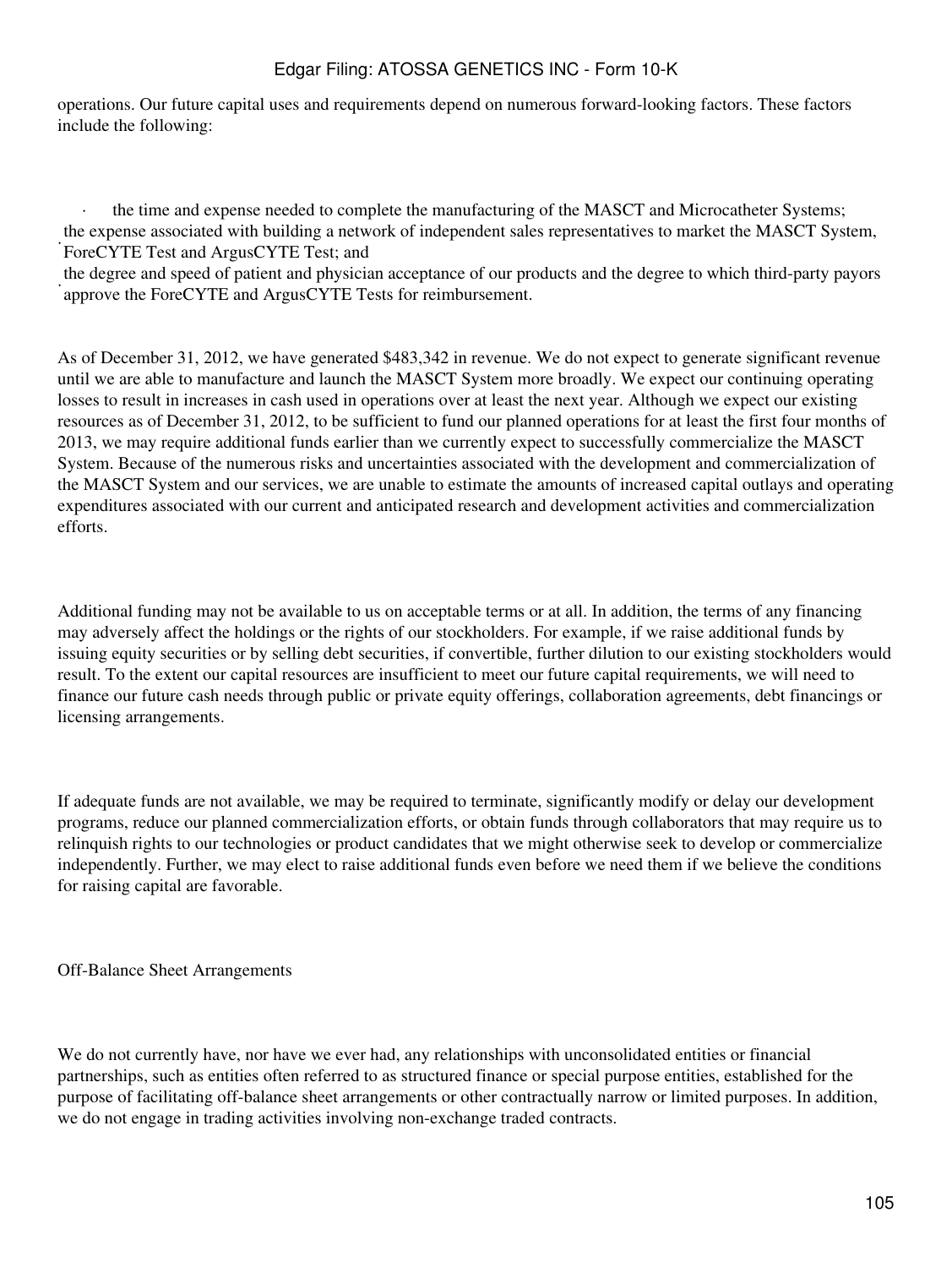operations. Our future capital uses and requirements depend on numerous forward-looking factors. These factors include the following:

- the time and expense needed to complete the manufacturing of the MASCT and Microcatheter Systems;
- the expense associated with building a network of independent sales representatives to market the MASCT System, ForeCYTE Test and ArgusCYTE Test; and
- the degree and speed of patient and physician acceptance of our products and the degree to which third-party payors approve the ForeCYTE and ArgusCYTE Tests for reimbursement.

As of December 31, 2012, we have generated $483,342 in revenue. We do not expect to generate significant revenue until we are able to manufacture and launch the MASCT System more broadly. We expect our continuing operating losses to result in increases in cash used in operations over at least the next year. Although we expect our existing resources as of December 31, 2012, to be sufficient to fund our planned operations for at least the first four months of 2013, we may require additional funds earlier than we currently expect to successfully commercialize the MASCT System. Because of the numerous risks and uncertainties associated with the development and commercialization of the MASCT System and our services, we are unable to estimate the amounts of increased capital outlays and operating expenditures associated with our current and anticipated research and development activities and commercialization efforts.

Additional funding may not be available to us on acceptable terms or at all. In addition, the terms of any financing may adversely affect the holdings or the rights of our stockholders. For example, if we raise additional funds by issuing equity securities or by selling debt securities, if convertible, further dilution to our existing stockholders would result. To the extent our capital resources are insufficient to meet our future capital requirements, we will need to finance our future cash needs through public or private equity offerings, collaboration agreements, debt financings or licensing arrangements.

If adequate funds are not available, we may be required to terminate, significantly modify or delay our development programs, reduce our planned commercialization efforts, or obtain funds through collaborators that may require us to relinquish rights to our technologies or product candidates that we might otherwise seek to develop or commercialize independently. Further, we may elect to raise additional funds even before we need them if we believe the conditions for raising capital are favorable.

Off-Balance Sheet Arrangements

We do not currently have, nor have we ever had, any relationships with unconsolidated entities or financial partnerships, such as entities often referred to as structured finance or special purpose entities, established for the purpose of facilitating off-balance sheet arrangements or other contractually narrow or limited purposes. In addition, we do not engage in trading activities involving non-exchange traded contracts.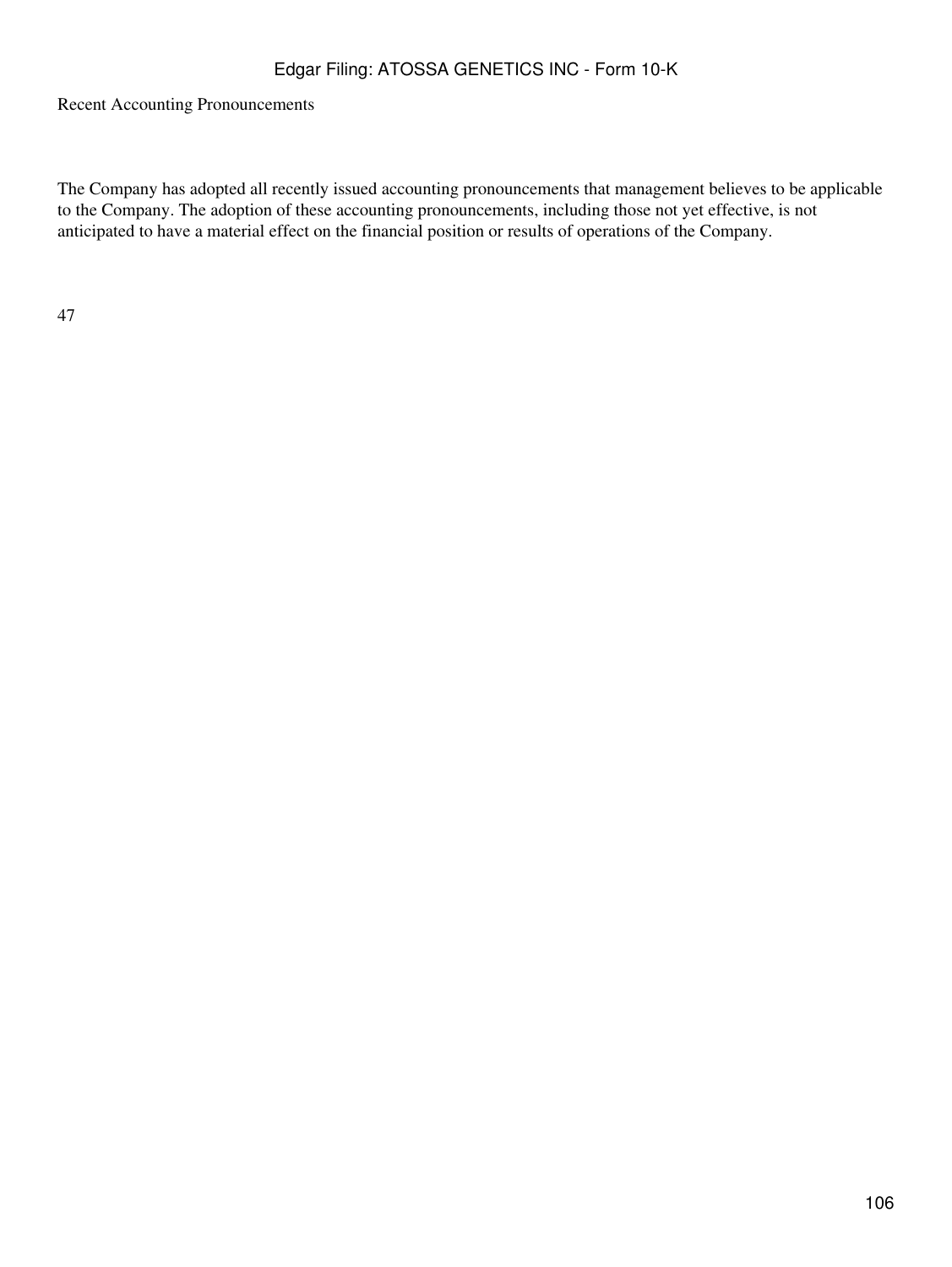Recent Accounting Pronouncements

The Company has adopted all recently issued accounting pronouncements that management believes to be applicable to the Company. The adoption of these accounting pronouncements, including those not yet effective, is not anticipated to have a material effect on the financial position or results of operations of the Company.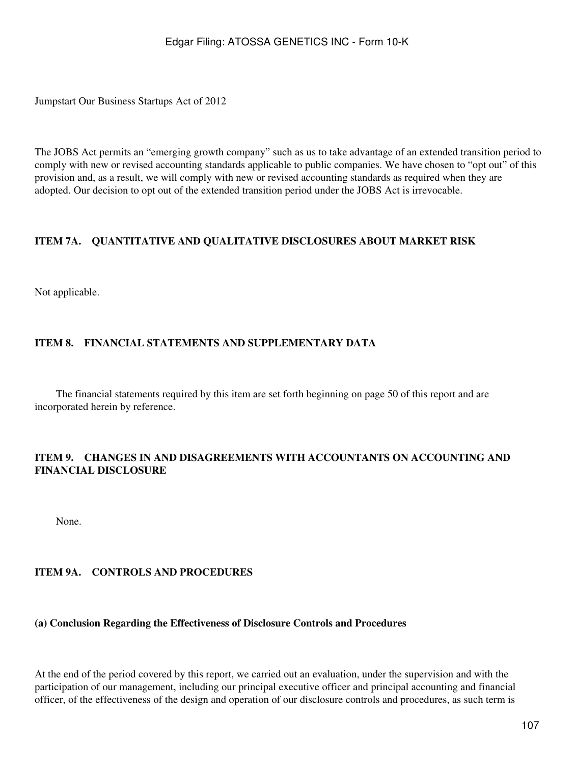Jumpstart Our Business Startups Act of 2012

The JOBS Act permits an "emerging growth company" such as us to take advantage of an extended transition period to comply with new or revised accounting standards applicable to public companies. We have chosen to "opt out" of this provision and, as a result, we will comply with new or revised accounting standards as required when they are adopted. Our decision to opt out of the extended transition period under the JOBS Act is irrevocable.

## ITEM 7A. QUANTITATIVE AND QUALITATIVE DISCLOSURES ABOUT MARKET RISK

Not applicable.

## ITEM 8. FINANCIAL STATEMENTS AND SUPPLEMENTARY DATA

The financial statements required by this item are set forth beginning on page 50 of this report and are incorporated herein by reference.

## ITEM 9. CHANGES IN AND DISAGREEMENTS WITH ACCOUNTANTS ON ACCOUNTING AND FINANCIAL DISCLOSURE

None.

## ITEM 9A. CONTROLS AND PROCEDURES

### (a) Conclusion Regarding the Effectiveness of Disclosure Controls and Procedures

At the end of the period covered by this report, we carried out an evaluation, under the supervision and with the participation of our management, including our principal executive officer and principal accounting and financial officer, of the effectiveness of the design and operation of our disclosure controls and procedures, as such term is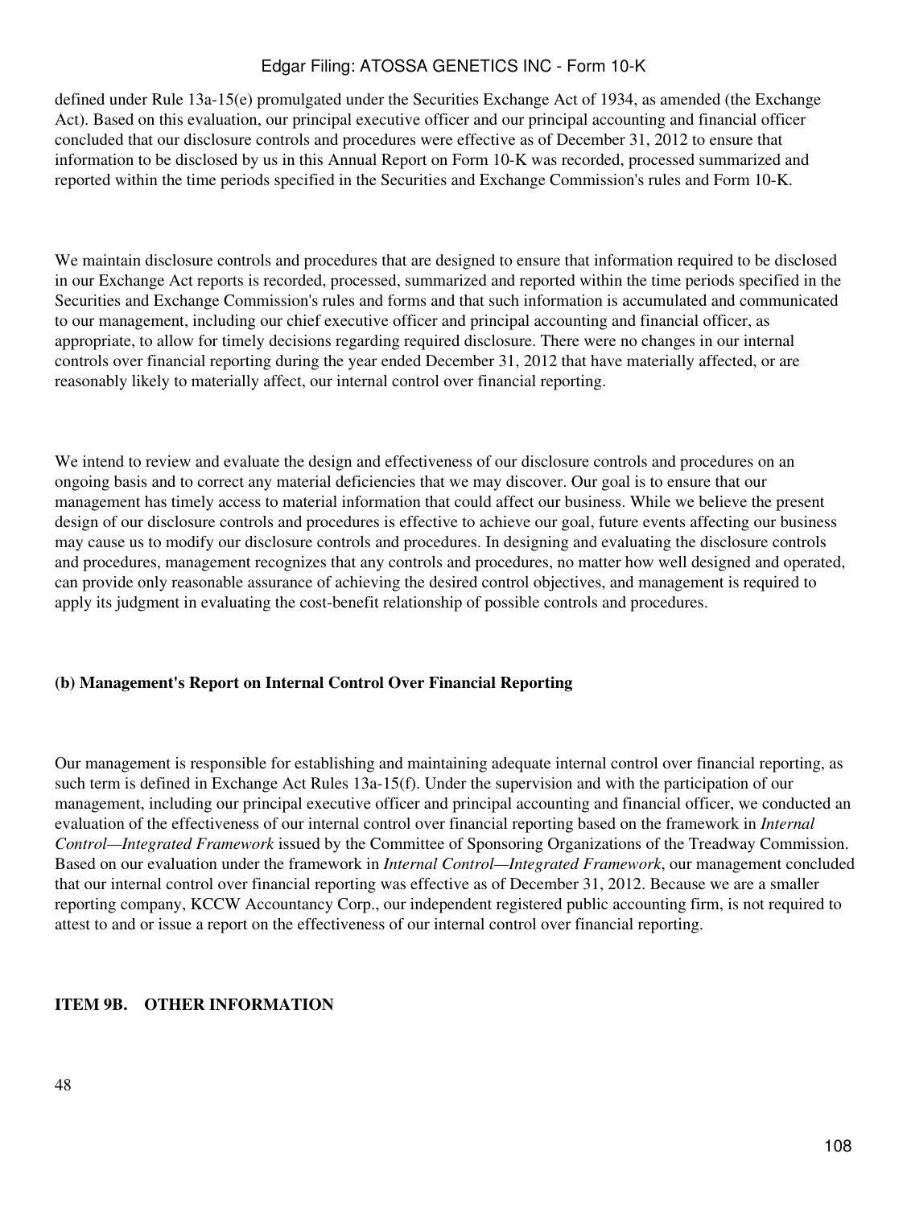defined under Rule 13a-15(e) promulgated under the Securities Exchange Act of 1934, as amended (the Exchange Act). Based on this evaluation, our principal executive officer and our principal accounting and financial officer concluded that our disclosure controls and procedures were effective as of December 31, 2012 to ensure that information to be disclosed by us in this Annual Report on Form 10-K was recorded, processed summarized and reported within the time periods specified in the Securities and Exchange Commission's rules and Form 10-K.

We maintain disclosure controls and procedures that are designed to ensure that information required to be disclosed in our Exchange Act reports is recorded, processed, summarized and reported within the time periods specified in the Securities and Exchange Commission's rules and forms and that such information is accumulated and communicated to our management, including our chief executive officer and principal accounting and financial officer, as appropriate, to allow for timely decisions regarding required disclosure. There were no changes in our internal controls over financial reporting during the year ended December 31, 2012 that have materially affected, or are reasonably likely to materially affect, our internal control over financial reporting.

We intend to review and evaluate the design and effectiveness of our disclosure controls and procedures on an ongoing basis and to correct any material deficiencies that we may discover. Our goal is to ensure that our management has timely access to material information that could affect our business. While we believe the present design of our disclosure controls and procedures is effective to achieve our goal, future events affecting our business may cause us to modify our disclosure controls and procedures. In designing and evaluating the disclosure controls and procedures, management recognizes that any controls and procedures, no matter how well designed and operated, can provide only reasonable assurance of achieving the desired control objectives, and management is required to apply its judgment in evaluating the cost-benefit relationship of possible controls and procedures.

**(b) Management's Report on Internal Control Over Financial Reporting**

Our management is responsible for establishing and maintaining adequate internal control over financial reporting, as such term is defined in Exchange Act Rules 13a-15(f). Under the supervision and with the participation of our management, including our principal executive officer and principal accounting and financial officer, we conducted an evaluation of the effectiveness of our internal control over financial reporting based on the framework in *Internal Control—Integrated Framework* issued by the Committee of Sponsoring Organizations of the Treadway Commission. Based on our evaluation under the framework in *Internal Control—Integrated Framework*, our management concluded that our internal control over financial reporting was effective as of December 31, 2012. Because we are a smaller reporting company, KCCW Accountancy Corp., our independent registered public accounting firm, is not required to attest to and or issue a report on the effectiveness of our internal control over financial reporting.

**ITEM 9B. OTHER INFORMATION**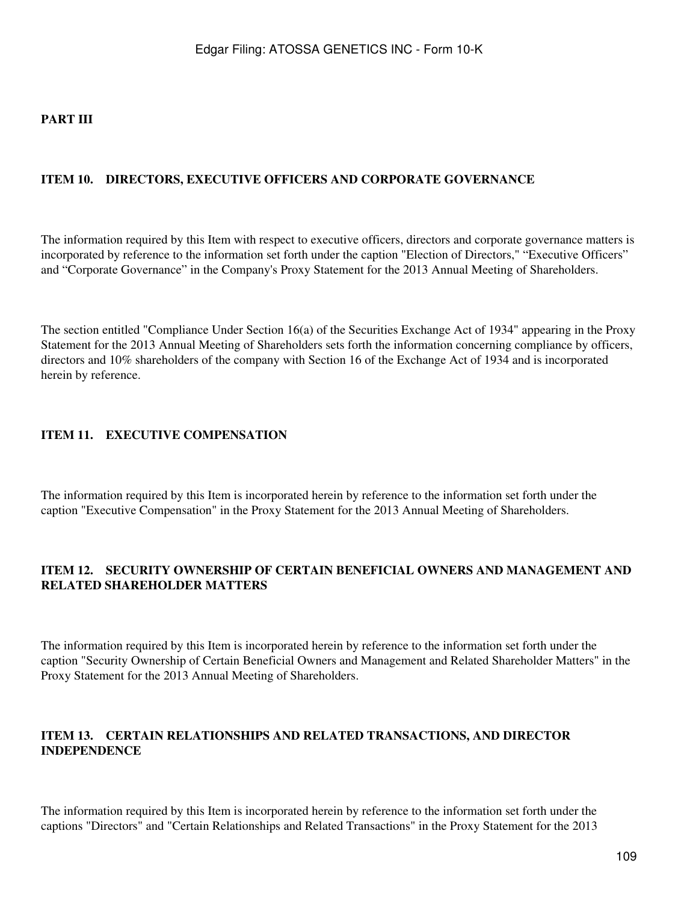## PART III

### ITEM 10. DIRECTORS, EXECUTIVE OFFICERS AND CORPORATE GOVERNANCE

The information required by this Item with respect to executive officers, directors and corporate governance matters is incorporated by reference to the information set forth under the caption "Election of Directors," “Executive Officers” and “Corporate Governance” in the Company's Proxy Statement for the 2013 Annual Meeting of Shareholders.

The section entitled "Compliance Under Section 16(a) of the Securities Exchange Act of 1934" appearing in the Proxy Statement for the 2013 Annual Meeting of Shareholders sets forth the information concerning compliance by officers, directors and 10% shareholders of the company with Section 16 of the Exchange Act of 1934 and is incorporated herein by reference.

### ITEM 11. EXECUTIVE COMPENSATION

The information required by this Item is incorporated herein by reference to the information set forth under the caption "Executive Compensation" in the Proxy Statement for the 2013 Annual Meeting of Shareholders.

### ITEM 12. SECURITY OWNERSHIP OF CERTAIN BENEFICIAL OWNERS AND MANAGEMENT AND RELATED SHAREHOLDER MATTERS

The information required by this Item is incorporated herein by reference to the information set forth under the caption "Security Ownership of Certain Beneficial Owners and Management and Related Shareholder Matters" in the Proxy Statement for the 2013 Annual Meeting of Shareholders.

### ITEM 13. CERTAIN RELATIONSHIPS AND RELATED TRANSACTIONS, AND DIRECTOR INDEPENDENCE

The information required by this Item is incorporated herein by reference to the information set forth under the captions "Directors" and "Certain Relationships and Related Transactions" in the Proxy Statement for the 2013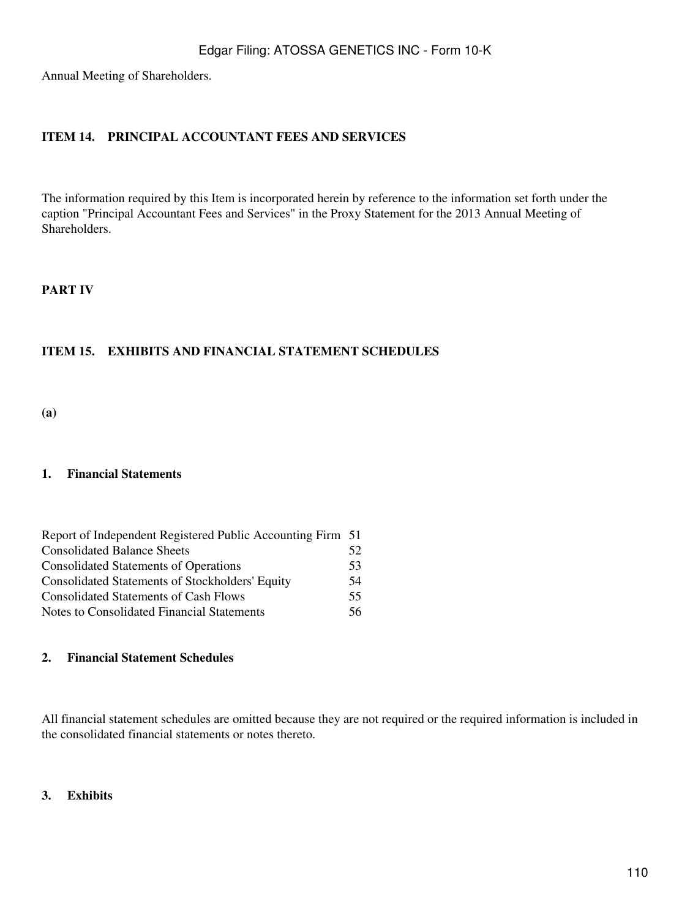Annual Meeting of Shareholders.

## ITEM 14. PRINCIPAL ACCOUNTANT FEES AND SERVICES

The information required by this Item is incorporated herein by reference to the information set forth under the caption "Principal Accountant Fees and Services" in the Proxy Statement for the 2013 Annual Meeting of Shareholders.

# PART IV

## ITEM 15. EXHIBITS AND FINANCIAL STATEMENT SCHEDULES

**(a)**

### 1. Financial Statements

| | |
|---|---|
| Report of Independent Registered Public Accounting Firm | 51 |
| Consolidated Balance Sheets | 52 |
| Consolidated Statements of Operations | 53 |
| Consolidated Statements of Stockholders' Equity | 54 |
| Consolidated Statements of Cash Flows | 55 |
| Notes to Consolidated Financial Statements | 56 |

### 2. Financial Statement Schedules

All financial statement schedules are omitted because they are not required or the required information is included in the consolidated financial statements or notes thereto.

### 3. Exhibits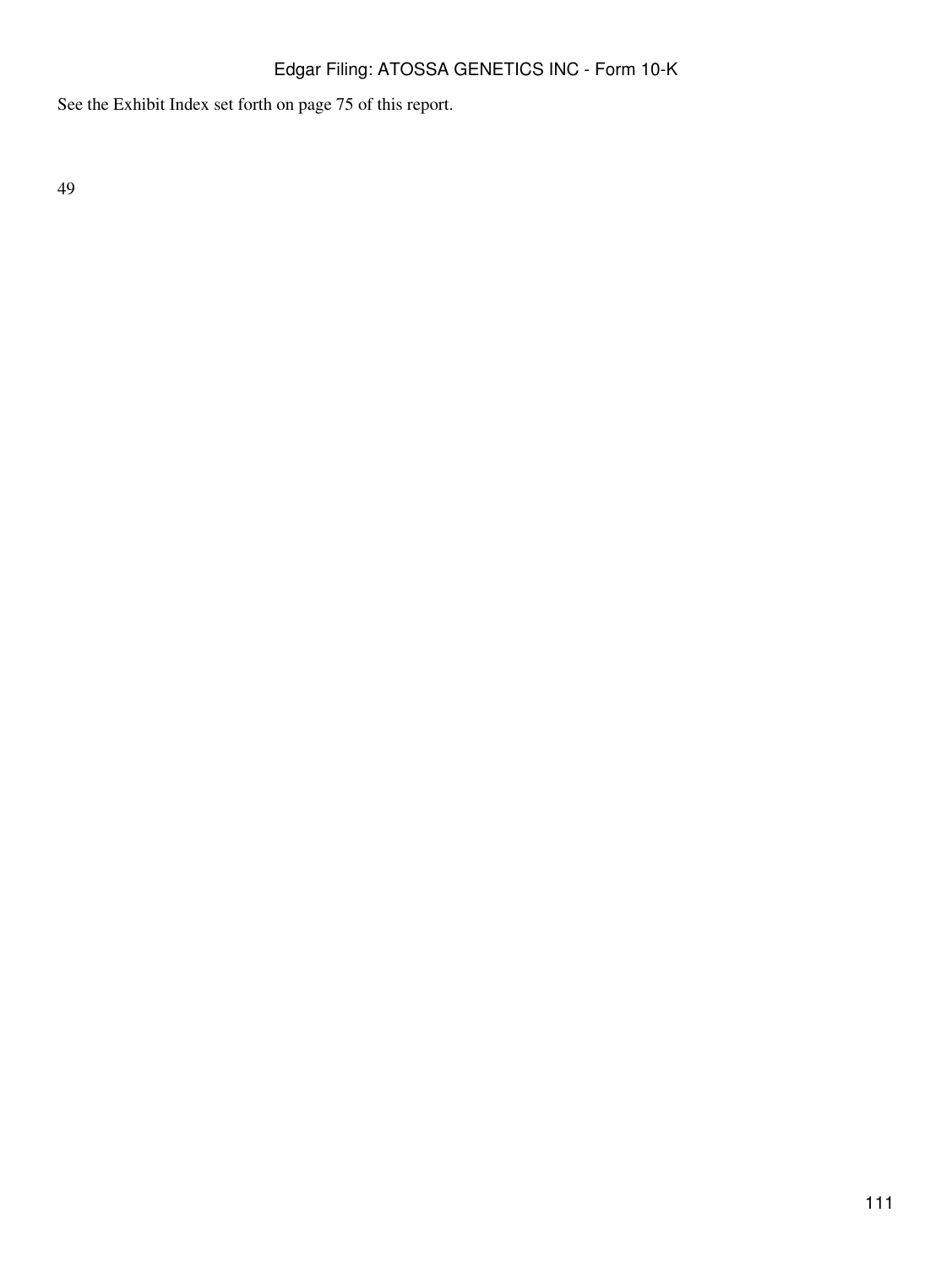See the Exhibit Index set forth on page 75 of this report.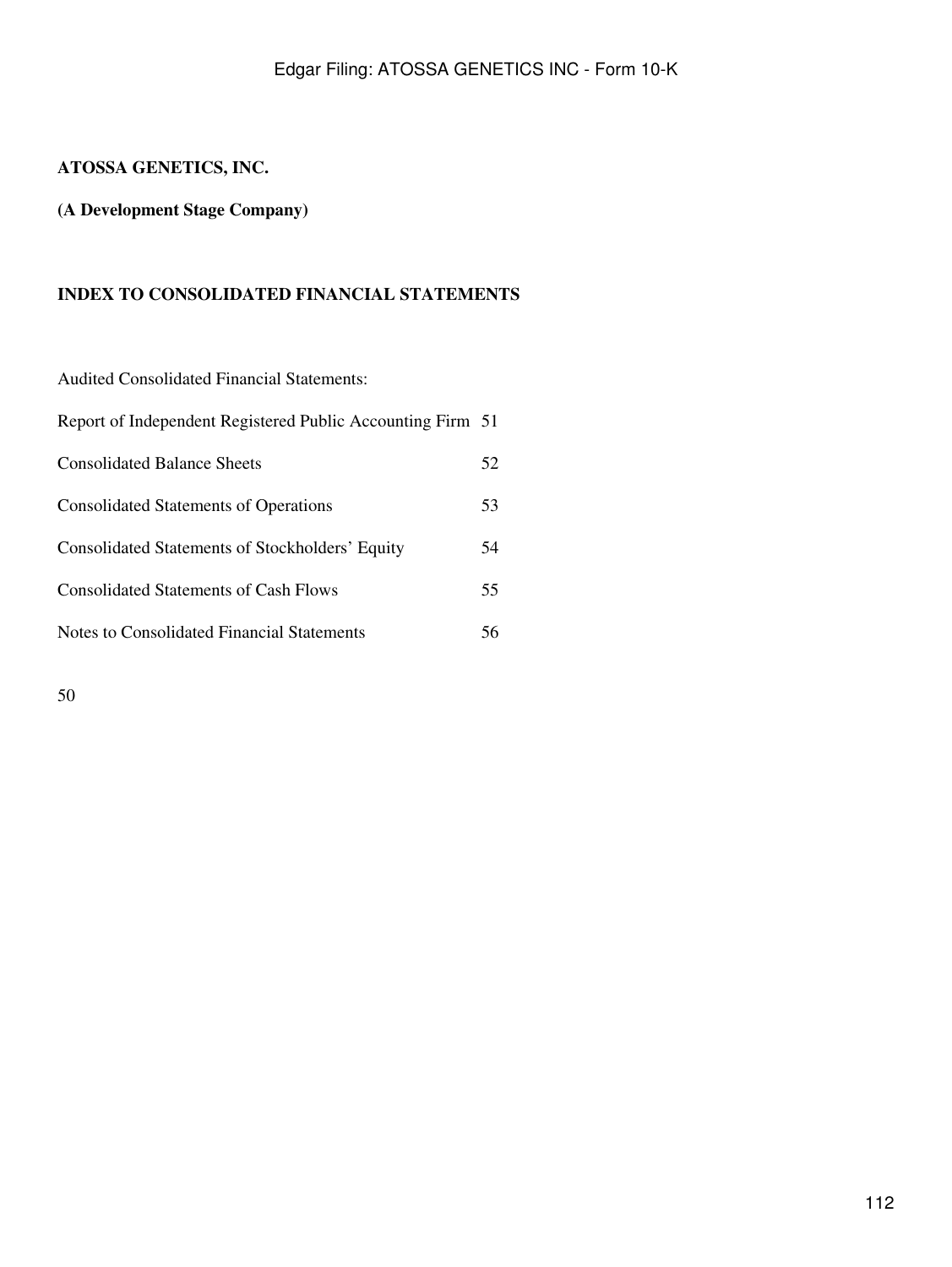**ATOSSA GENETICS, INC.**

**(A Development Stage Company)**

**INDEX TO CONSOLIDATED FINANCIAL STATEMENTS**

Audited Consolidated Financial Statements:

| | |
|---|---|
| Report of Independent Registered Public Accounting Firm | 51 |
| Consolidated Balance Sheets | 52 |
| Consolidated Statements of Operations | 53 |
| Consolidated Statements of Stockholders' Equity | 54 |
| Consolidated Statements of Cash Flows | 55 |
| Notes to Consolidated Financial Statements | 56 |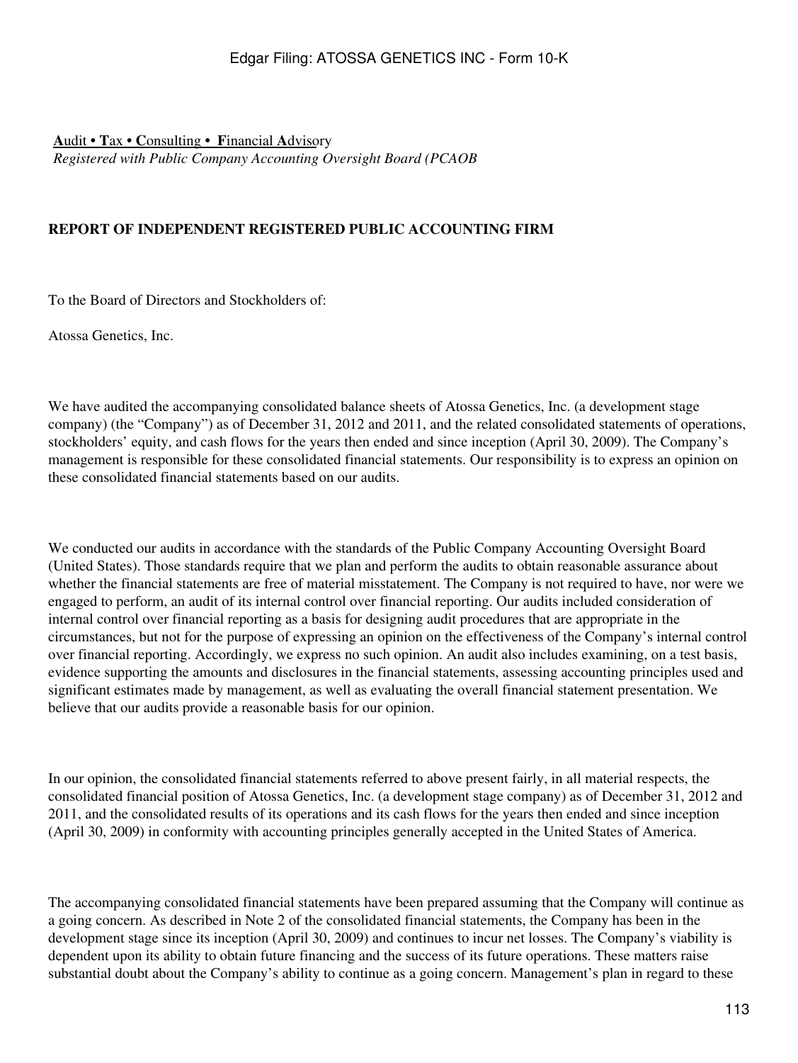**A**udit • **T**ax • **C**onsulting • **F**inancial **A**dvisory
*Registered with Public Company Accounting Oversight Board (PCAOB*

**REPORT OF INDEPENDENT REGISTERED PUBLIC ACCOUNTING FIRM**

To the Board of Directors and Stockholders of:

Atossa Genetics, Inc.

We have audited the accompanying consolidated balance sheets of Atossa Genetics, Inc. (a development stage company) (the "Company") as of December 31, 2012 and 2011, and the related consolidated statements of operations, stockholders' equity, and cash flows for the years then ended and since inception (April 30, 2009). The Company's management is responsible for these consolidated financial statements. Our responsibility is to express an opinion on these consolidated financial statements based on our audits.

We conducted our audits in accordance with the standards of the Public Company Accounting Oversight Board (United States). Those standards require that we plan and perform the audits to obtain reasonable assurance about whether the financial statements are free of material misstatement. The Company is not required to have, nor were we engaged to perform, an audit of its internal control over financial reporting. Our audits included consideration of internal control over financial reporting as a basis for designing audit procedures that are appropriate in the circumstances, but not for the purpose of expressing an opinion on the effectiveness of the Company's internal control over financial reporting. Accordingly, we express no such opinion. An audit also includes examining, on a test basis, evidence supporting the amounts and disclosures in the financial statements, assessing accounting principles used and significant estimates made by management, as well as evaluating the overall financial statement presentation. We believe that our audits provide a reasonable basis for our opinion.

In our opinion, the consolidated financial statements referred to above present fairly, in all material respects, the consolidated financial position of Atossa Genetics, Inc. (a development stage company) as of December 31, 2012 and 2011, and the consolidated results of its operations and its cash flows for the years then ended and since inception (April 30, 2009) in conformity with accounting principles generally accepted in the United States of America.

The accompanying consolidated financial statements have been prepared assuming that the Company will continue as a going concern. As described in Note 2 of the consolidated financial statements, the Company has been in the development stage since its inception (April 30, 2009) and continues to incur net losses. The Company's viability is dependent upon its ability to obtain future financing and the success of its future operations. These matters raise substantial doubt about the Company's ability to continue as a going concern. Management's plan in regard to these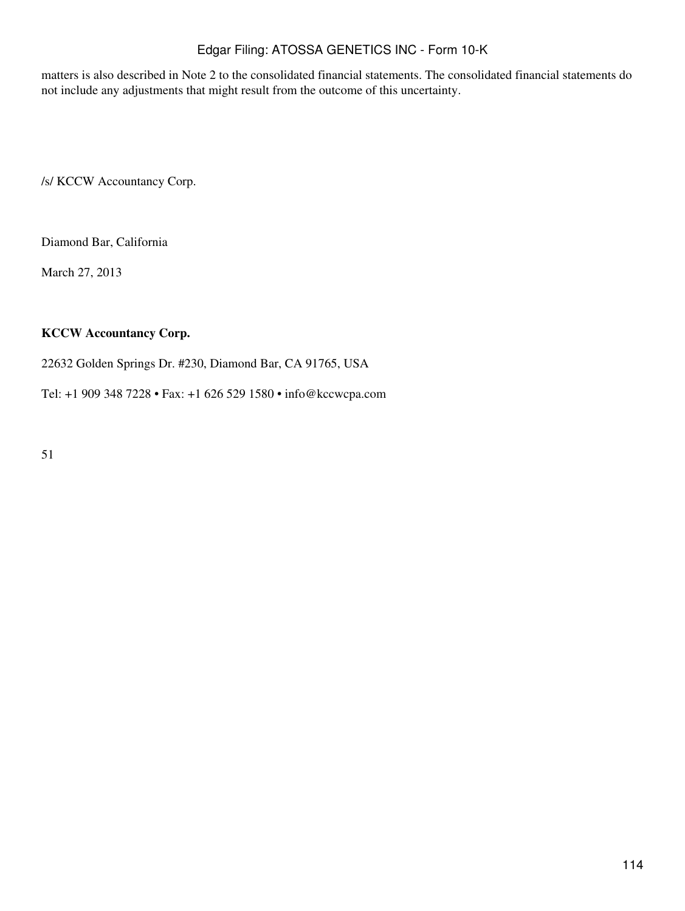matters is also described in Note 2 to the consolidated financial statements. The consolidated financial statements do not include any adjustments that might result from the outcome of this uncertainty.

/s/ KCCW Accountancy Corp.

Diamond Bar, California

March 27, 2013

**KCCW Accountancy Corp.**

22632 Golden Springs Dr. #230, Diamond Bar, CA 91765, USA

Tel: +1 909 348 7228 • Fax: +1 626 529 1580 • info@kccwcpa.com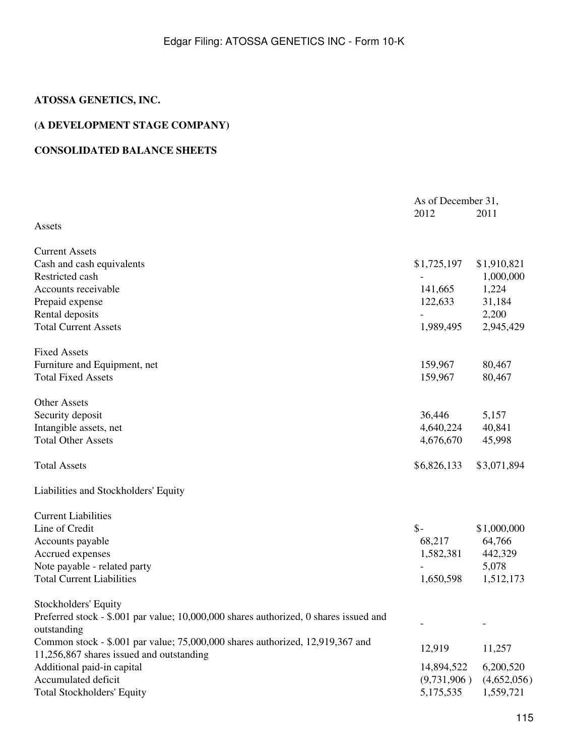**ATOSSA GENETICS, INC.**

**(A DEVELOPMENT STAGE COMPANY)**

**CONSOLIDATED BALANCE SHEETS**

| | As of December 31, 2012 | 2011 |
|---|---|---|
| Assets | | |
| | | |
| Current Assets | | |
| Cash and cash equivalents | $1,725,197 | $1,910,821 |
| Restricted cash | - | 1,000,000 |
| Accounts receivable | 141,665 | 1,224 |
| Prepaid expense | 122,633 | 31,184 |
| Rental deposits | - | 2,200 |
| Total Current Assets | 1,989,495 | 2,945,429 |
| | | |
| Fixed Assets | | |
| Furniture and Equipment, net | 159,967 | 80,467 |
| Total Fixed Assets | 159,967 | 80,467 |
| | | |
| Other Assets | | |
| Security deposit | 36,446 | 5,157 |
| Intangible assets, net | 4,640,224 | 40,841 |
| Total Other Assets | 4,676,670 | 45,998 |
| | | |
| Total Assets | $6,826,133 | $3,071,894 |
| | | |
| Liabilities and Stockholders' Equity | | |
| | | |
| Current Liabilities | | |
| Line of Credit | $- | $1,000,000 |
| Accounts payable | 68,217 | 64,766 |
| Accrued expenses | 1,582,381 | 442,329 |
| Note payable - related party | - | 5,078 |
| Total Current Liabilities | 1,650,598 | 1,512,173 |
| | | |
| Stockholders' Equity | | |
| Preferred stock - $.001 par value; 10,000,000 shares authorized, 0 shares issued and outstanding | - | - |
| Common stock - $.001 par value; 75,000,000 shares authorized, 12,919,367 and 11,256,867 shares issued and outstanding | 12,919 | 11,257 |
| Additional paid-in capital | 14,894,522 | 6,200,520 |
| Accumulated deficit | (9,731,906 ) | (4,652,056) |
| Total Stockholders' Equity | 5,175,535 | 1,559,721 |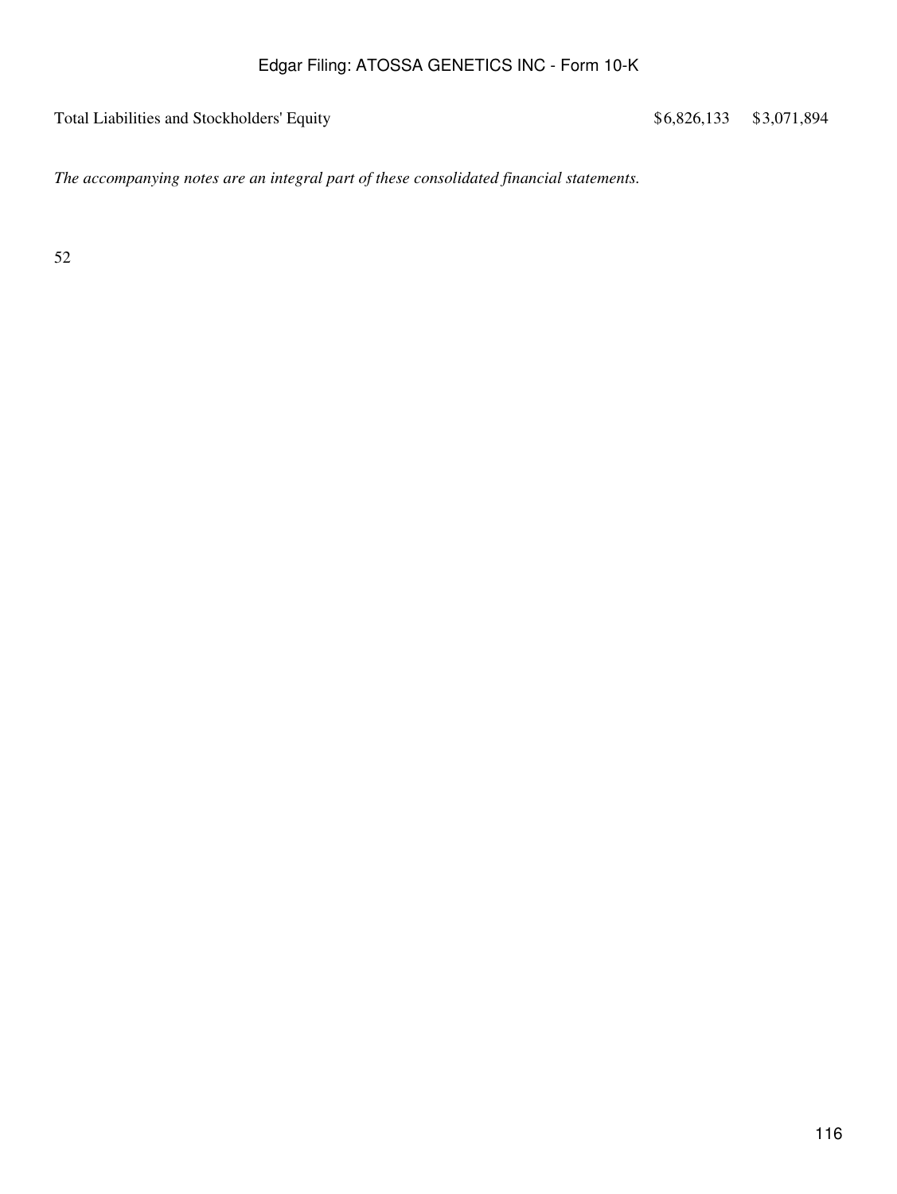| | | |
|---|---|---|
| Total Liabilities and Stockholders' Equity | $6,826,133 | $3,071,894 |

*The accompanying notes are an integral part of these consolidated financial statements.*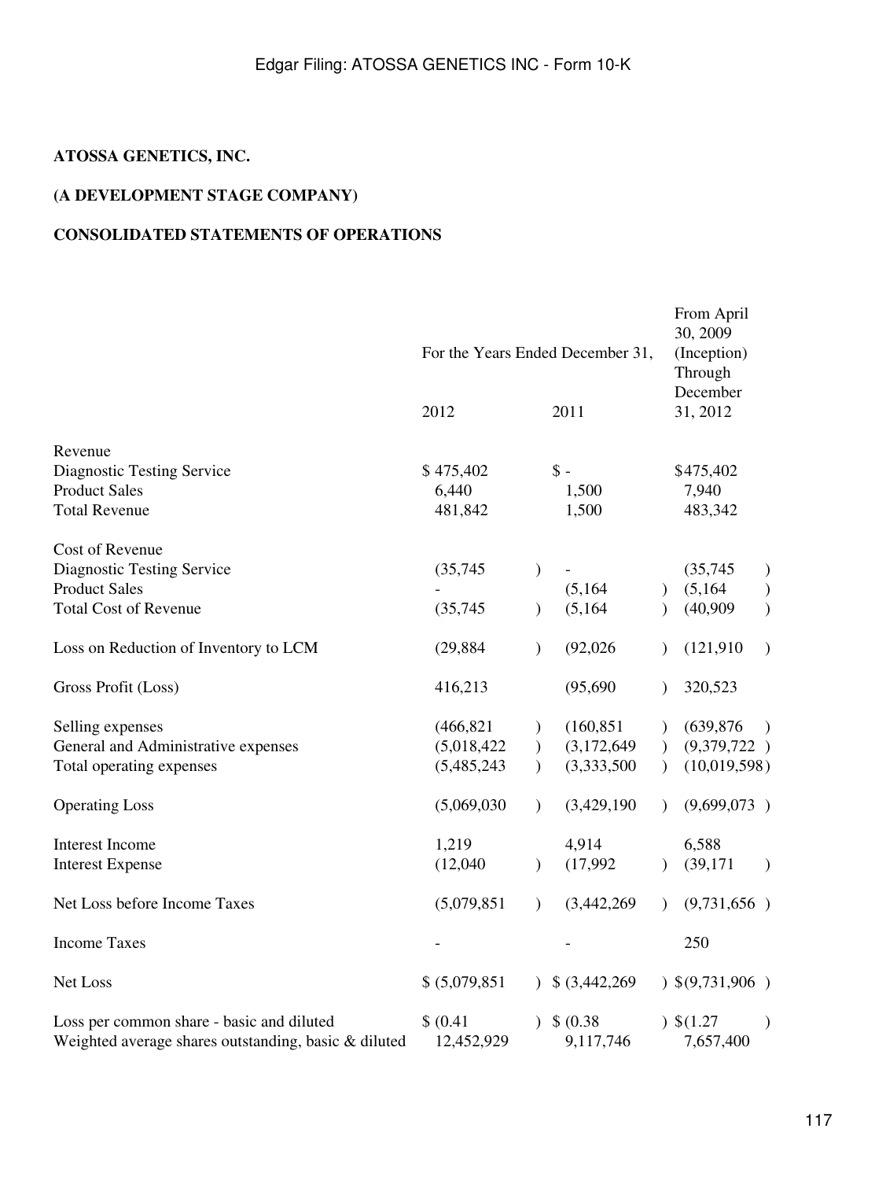**ATOSSA GENETICS, INC.**

**(A DEVELOPMENT STAGE COMPANY)**

**CONSOLIDATED STATEMENTS OF OPERATIONS**

| | For the Years Ended December 31, | | From April 30, 2009 (Inception) Through December 31, 2012 |
|---|---|---|---|
| | 2012 | 2011 | |
| Revenue | | | |
| Diagnostic Testing Service | $ 475,402 | $ - | $475,402 |
| Product Sales | 6,440 | 1,500 | 7,940 |
| Total Revenue | 481,842 | 1,500 | 483,342 |
| Cost of Revenue | | | |
| Diagnostic Testing Service | (35,745) | - | (35,745) |
| Product Sales | - | (5,164) | (5,164) |
| Total Cost of Revenue | (35,745) | (5,164) | (40,909) |
| Loss on Reduction of Inventory to LCM | (29,884) | (92,026) | (121,910) |
| Gross Profit (Loss) | 416,213 | (95,690) | 320,523 |
| Selling expenses | (466,821) | (160,851) | (639,876) |
| General and Administrative expenses | (5,018,422) | (3,172,649) | (9,379,722) |
| Total operating expenses | (5,485,243) | (3,333,500) | (10,019,598) |
| Operating Loss | (5,069,030) | (3,429,190) | (9,699,073) |
| Interest Income | 1,219 | 4,914 | 6,588 |
| Interest Expense | (12,040) | (17,992) | (39,171) |
| Net Loss before Income Taxes | (5,079,851) | (3,442,269) | (9,731,656) |
| Income Taxes | - | - | 250 |
| Net Loss | $ (5,079,851) | $ (3,442,269) | $(9,731,906) |
| Loss per common share - basic and diluted | $ (0.41) | $ (0.38) | $(1.27) |
| Weighted average shares outstanding, basic & diluted | 12,452,929 | 9,117,746 | 7,657,400 |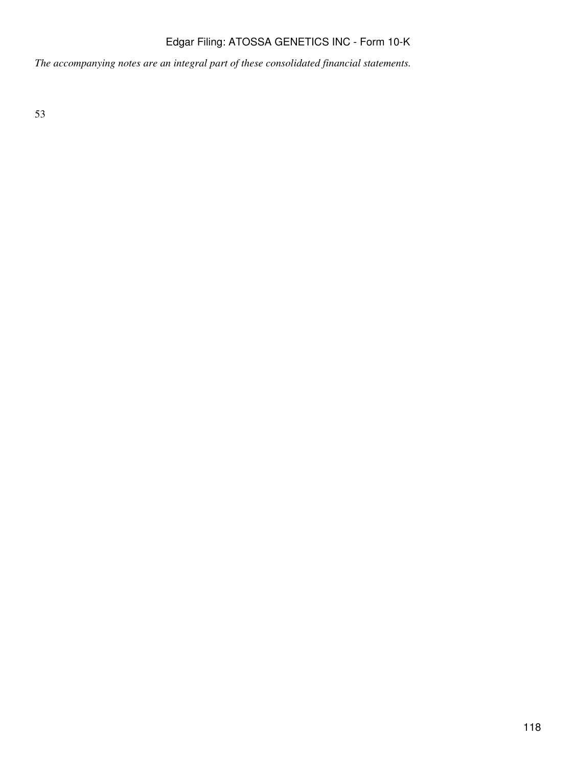*The accompanying notes are an integral part of these consolidated financial statements.*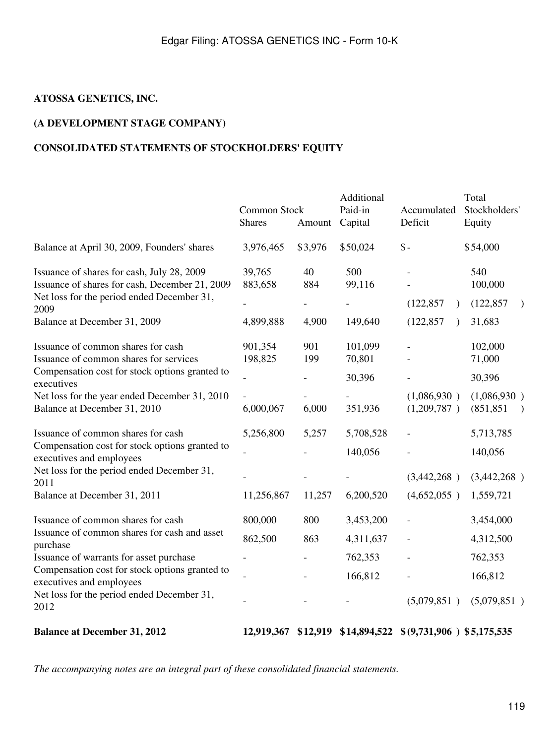**ATOSSA GENETICS, INC.**

**(A DEVELOPMENT STAGE COMPANY)**

**CONSOLIDATED STATEMENTS OF STOCKHOLDERS' EQUITY**

| | Common Stock Shares | Amount | Additional Paid-in Capital | Accumulated Deficit | Total Stockholders' Equity |
|---|---|---|---|---|---|
| Balance at April 30, 2009, Founders' shares | 3,976,465 | $3,976 | $50,024 | $ - | $54,000 |
| Issuance of shares for cash, July 28, 2009 | 39,765 | 40 | 500 | - | 540 |
| Issuance of shares for cash, December 21, 2009 | 883,658 | 884 | 99,116 | - | 100,000 |
| Net loss for the period ended December 31, 2009 | - | - | - | (122,857 ) | (122,857 ) |
| Balance at December 31, 2009 | 4,899,888 | 4,900 | 149,640 | (122,857 ) | 31,683 |
| Issuance of common shares for cash | 901,354 | 901 | 101,099 | - | 102,000 |
| Issuance of common shares for services | 198,825 | 199 | 70,801 | - | 71,000 |
| Compensation cost for stock options granted to executives | - | - | 30,396 | - | 30,396 |
| Net loss for the year ended December 31, 2010 | - | - | - | (1,086,930 ) | (1,086,930 ) |
| Balance at December 31, 2010 | 6,000,067 | 6,000 | 351,936 | (1,209,787 ) | (851,851 ) |
| Issuance of common shares for cash | 5,256,800 | 5,257 | 5,708,528 | - | 5,713,785 |
| Compensation cost for stock options granted to executives and employees | - | - | 140,056 | - | 140,056 |
| Net loss for the period ended December 31, 2011 | - | - | - | (3,442,268 ) | (3,442,268 ) |
| Balance at December 31, 2011 | 11,256,867 | 11,257 | 6,200,520 | (4,652,055 ) | 1,559,721 |
| Issuance of common shares for cash | 800,000 | 800 | 3,453,200 | - | 3,454,000 |
| Issuance of common shares for cash and asset purchase | 862,500 | 863 | 4,311,637 | - | 4,312,500 |
| Issuance of warrants for asset purchase | - | - | 762,353 | - | 762,353 |
| Compensation cost for stock options granted to executives and employees | - | - | 166,812 | - | 166,812 |
| Net loss for the period ended December 31, 2012 | - | - | - | (5,079,851 ) | (5,079,851 ) |
| **Balance at December 31, 2012** | **12,919,367** | **$12,919** | **$14,894,522** | **$(9,731,906 )** | **$5,175,535** |

*The accompanying notes are an integral part of these consolidated financial statements.*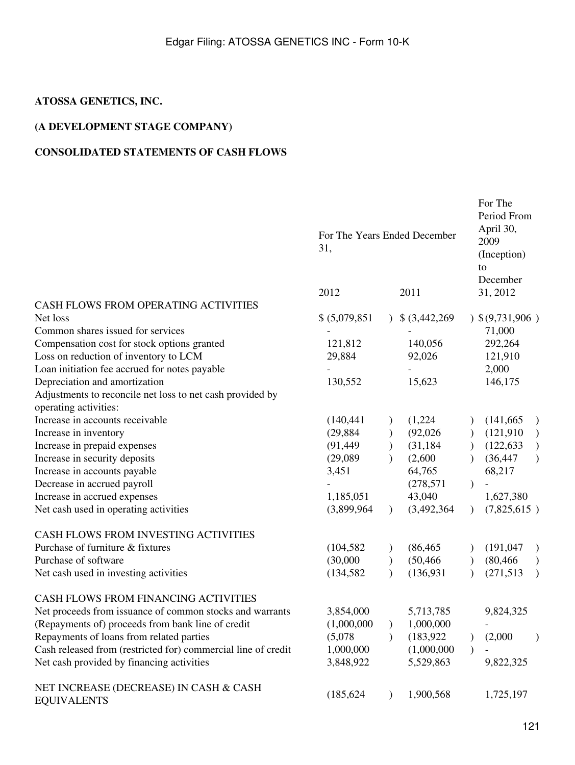**ATOSSA GENETICS, INC.**

**(A DEVELOPMENT STAGE COMPANY)**

**CONSOLIDATED STATEMENTS OF CASH FLOWS**

| | For The Years Ended December 31, | | For The Period From April 30, 2009 (Inception) to December 31, 2012 |
|---|---|---|---|
| | 2012 | 2011 | |
| CASH FLOWS FROM OPERATING ACTIVITIES | | | |
| Net loss | $ (5,079,851) | $ (3,442,269) | $ (9,731,906) |
| Common shares issued for services | - | - | 71,000 |
| Compensation cost for stock options granted | 121,812 | 140,056 | 292,264 |
| Loss on reduction of inventory to LCM | 29,884 | 92,026 | 121,910 |
| Loan initiation fee accrued for notes payable | - | - | 2,000 |
| Depreciation and amortization | 130,552 | 15,623 | 146,175 |
| Adjustments to reconcile net loss to net cash provided by operating activities: | | | |
| Increase in accounts receivable | (140,441) | (1,224) | (141,665) |
| Increase in inventory | (29,884) | (92,026) | (121,910) |
| Increase in prepaid expenses | (91,449) | (31,184) | (122,633) |
| Increase in security deposits | (29,089) | (2,600) | (36,447) |
| Increase in accounts payable | 3,451 | 64,765 | 68,217 |
| Decrease in accrued payroll | - | (278,571) | - |
| Increase in accrued expenses | 1,185,051 | 43,040 | 1,627,380 |
| Net cash used in operating activities | (3,899,964) | (3,492,364) | (7,825,615) |
| | | | |
| CASH FLOWS FROM INVESTING ACTIVITIES | | | |
| Purchase of furniture & fixtures | (104,582) | (86,465) | (191,047) |
| Purchase of software | (30,000) | (50,466) | (80,466) |
| Net cash used in investing activities | (134,582) | (136,931) | (271,513) |
| | | | |
| CASH FLOWS FROM FINANCING ACTIVITIES | | | |
| Net proceeds from issuance of common stocks and warrants | 3,854,000 | 5,713,785 | 9,824,325 |
| (Repayments of) proceeds from bank line of credit | (1,000,000) | 1,000,000 | - |
| Repayments of loans from related parties | (5,078) | (183,922) | (2,000) |
| Cash released from (restricted for) commercial line of credit | 1,000,000 | (1,000,000) | - |
| Net cash provided by financing activities | 3,848,922 | 5,529,863 | 9,822,325 |
| | | | |
| NET INCREASE (DECREASE) IN CASH & CASH EQUIVALENTS | (185,624) | 1,900,568 | 1,725,197 |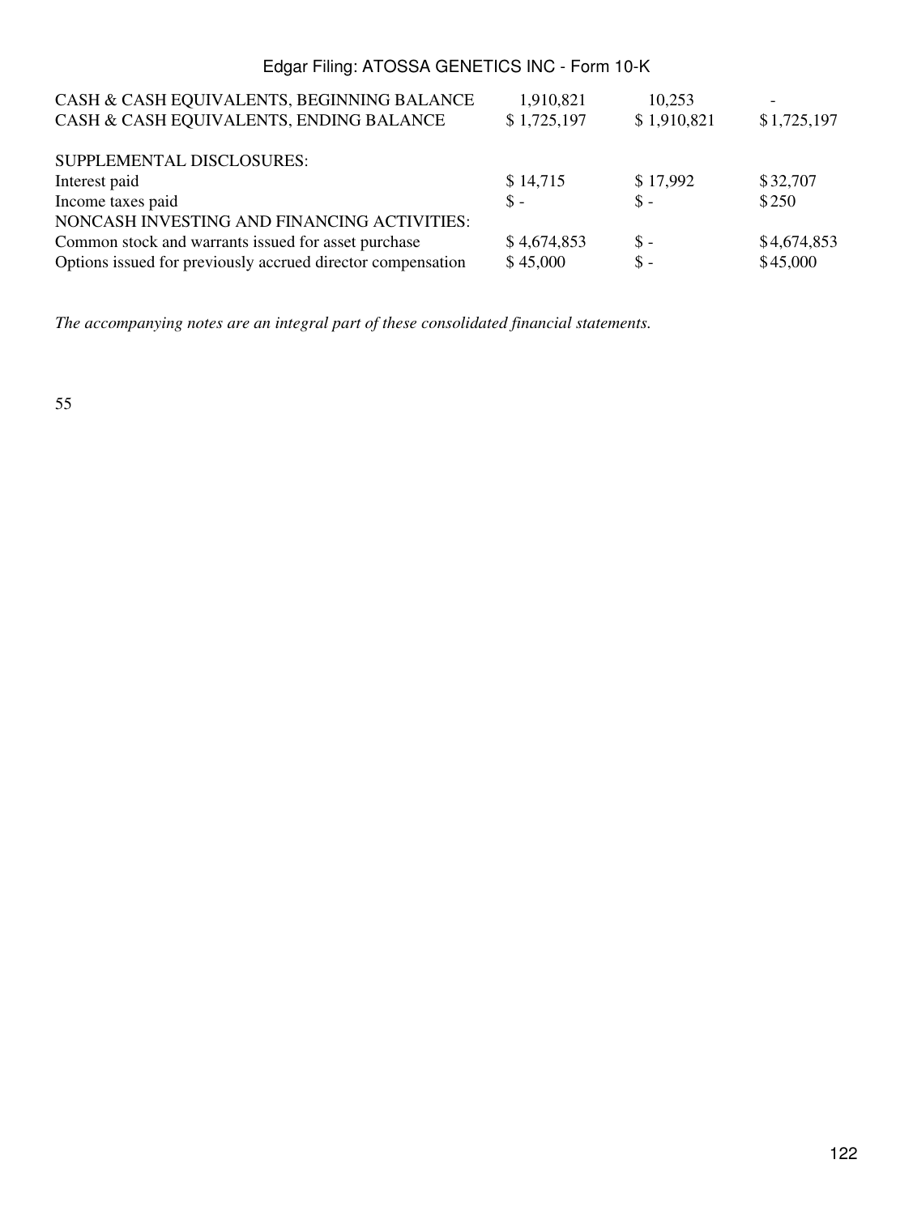| | | | |
|---|---|---|---|
| CASH & CASH EQUIVALENTS, BEGINNING BALANCE | 1,910,821 | 10,253 | - |
| CASH & CASH EQUIVALENTS, ENDING BALANCE | $ 1,725,197 | $ 1,910,821 | $ 1,725,197 |
| | | | |
| SUPPLEMENTAL DISCLOSURES: | | | |
| Interest paid | $ 14,715 | $ 17,992 | $ 32,707 |
| Income taxes paid | $ - | $ - | $ 250 |
| NONCASH INVESTING AND FINANCING ACTIVITIES: | | | |
| Common stock and warrants issued for asset purchase | $ 4,674,853 | $ - | $ 4,674,853 |
| Options issued for previously accrued director compensation | $ 45,000 | $ - | $ 45,000 |

*The accompanying notes are an integral part of these consolidated financial statements.*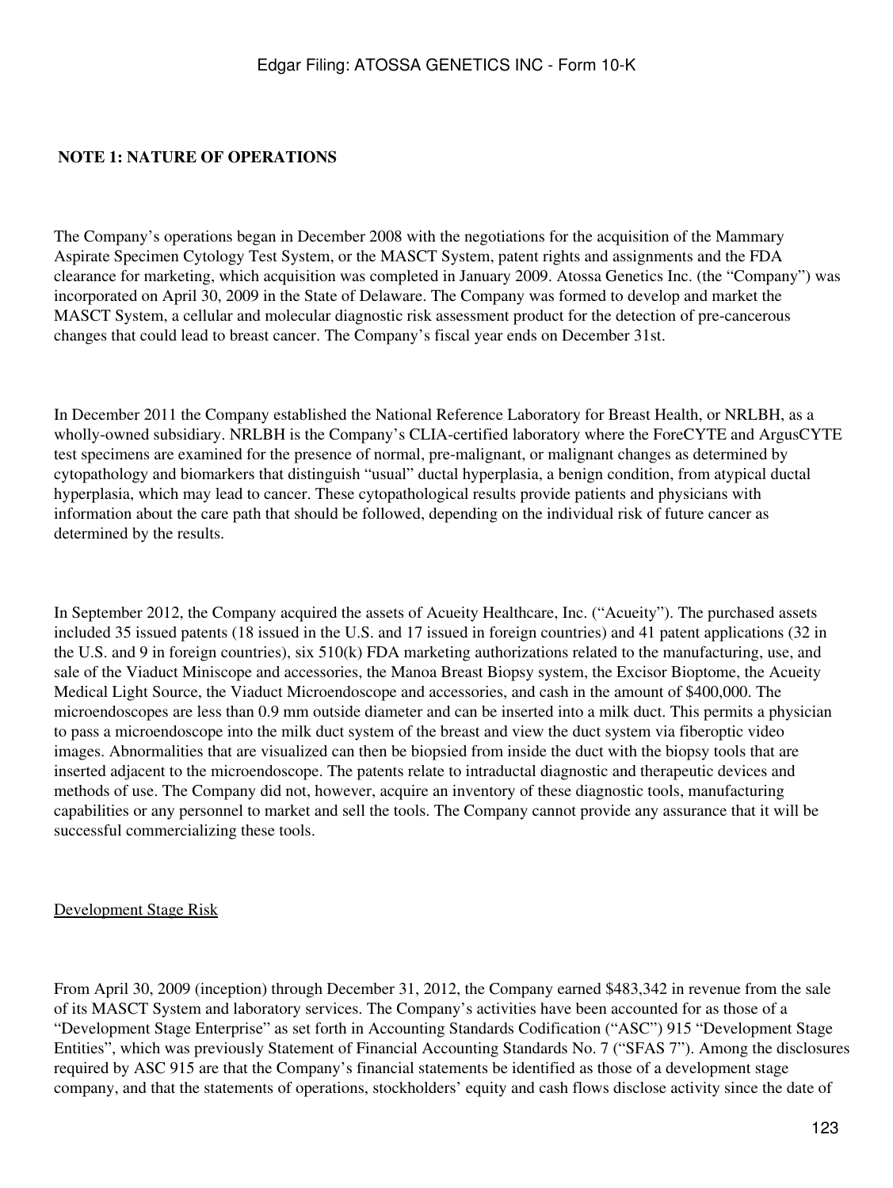## NOTE 1: NATURE OF OPERATIONS

The Company's operations began in December 2008 with the negotiations for the acquisition of the Mammary Aspirate Specimen Cytology Test System, or the MASCT System, patent rights and assignments and the FDA clearance for marketing, which acquisition was completed in January 2009. Atossa Genetics Inc. (the "Company") was incorporated on April 30, 2009 in the State of Delaware. The Company was formed to develop and market the MASCT System, a cellular and molecular diagnostic risk assessment product for the detection of pre-cancerous changes that could lead to breast cancer. The Company's fiscal year ends on December 31st.

In December 2011 the Company established the National Reference Laboratory for Breast Health, or NRLBH, as a wholly-owned subsidiary. NRLBH is the Company's CLIA-certified laboratory where the ForeCYTE and ArgusCYTE test specimens are examined for the presence of normal, pre-malignant, or malignant changes as determined by cytopathology and biomarkers that distinguish "usual" ductal hyperplasia, a benign condition, from atypical ductal hyperplasia, which may lead to cancer. These cytopathological results provide patients and physicians with information about the care path that should be followed, depending on the individual risk of future cancer as determined by the results.

In September 2012, the Company acquired the assets of Acueity Healthcare, Inc. ("Acueity"). The purchased assets included 35 issued patents (18 issued in the U.S. and 17 issued in foreign countries) and 41 patent applications (32 in the U.S. and 9 in foreign countries), six 510(k) FDA marketing authorizations related to the manufacturing, use, and sale of the Viaduct Miniscope and accessories, the Manoa Breast Biopsy system, the Excisor Bioptome, the Acueity Medical Light Source, the Viaduct Microendoscope and accessories, and cash in the amount of $400,000. The microendoscopes are less than 0.9 mm outside diameter and can be inserted into a milk duct. This permits a physician to pass a microendoscope into the milk duct system of the breast and view the duct system via fiberoptic video images. Abnormalities that are visualized can then be biopsied from inside the duct with the biopsy tools that are inserted adjacent to the microendoscope. The patents relate to intraductal diagnostic and therapeutic devices and methods of use. The Company did not, however, acquire an inventory of these diagnostic tools, manufacturing capabilities or any personnel to market and sell the tools. The Company cannot provide any assurance that it will be successful commercializing these tools.

Development Stage Risk

From April 30, 2009 (inception) through December 31, 2012, the Company earned $483,342 in revenue from the sale of its MASCT System and laboratory services. The Company's activities have been accounted for as those of a "Development Stage Enterprise" as set forth in Accounting Standards Codification ("ASC") 915 "Development Stage Entities", which was previously Statement of Financial Accounting Standards No. 7 ("SFAS 7"). Among the disclosures required by ASC 915 are that the Company's financial statements be identified as those of a development stage company, and that the statements of operations, stockholders' equity and cash flows disclose activity since the date of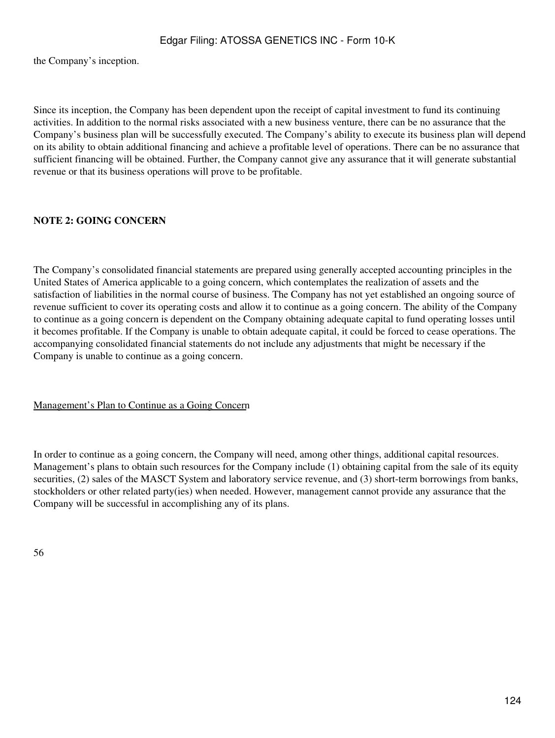the Company's inception.

Since its inception, the Company has been dependent upon the receipt of capital investment to fund its continuing activities. In addition to the normal risks associated with a new business venture, there can be no assurance that the Company's business plan will be successfully executed. The Company's ability to execute its business plan will depend on its ability to obtain additional financing and achieve a profitable level of operations. There can be no assurance that sufficient financing will be obtained. Further, the Company cannot give any assurance that it will generate substantial revenue or that its business operations will prove to be profitable.

**NOTE 2: GOING CONCERN**

The Company's consolidated financial statements are prepared using generally accepted accounting principles in the United States of America applicable to a going concern, which contemplates the realization of assets and the satisfaction of liabilities in the normal course of business. The Company has not yet established an ongoing source of revenue sufficient to cover its operating costs and allow it to continue as a going concern. The ability of the Company to continue as a going concern is dependent on the Company obtaining adequate capital to fund operating losses until it becomes profitable. If the Company is unable to obtain adequate capital, it could be forced to cease operations. The accompanying consolidated financial statements do not include any adjustments that might be necessary if the Company is unable to continue as a going concern.

Management's Plan to Continue as a Going Concern

In order to continue as a going concern, the Company will need, among other things, additional capital resources. Management's plans to obtain such resources for the Company include (1) obtaining capital from the sale of its equity securities, (2) sales of the MASCT System and laboratory service revenue, and (3) short-term borrowings from banks, stockholders or other related party(ies) when needed. However, management cannot provide any assurance that the Company will be successful in accomplishing any of its plans.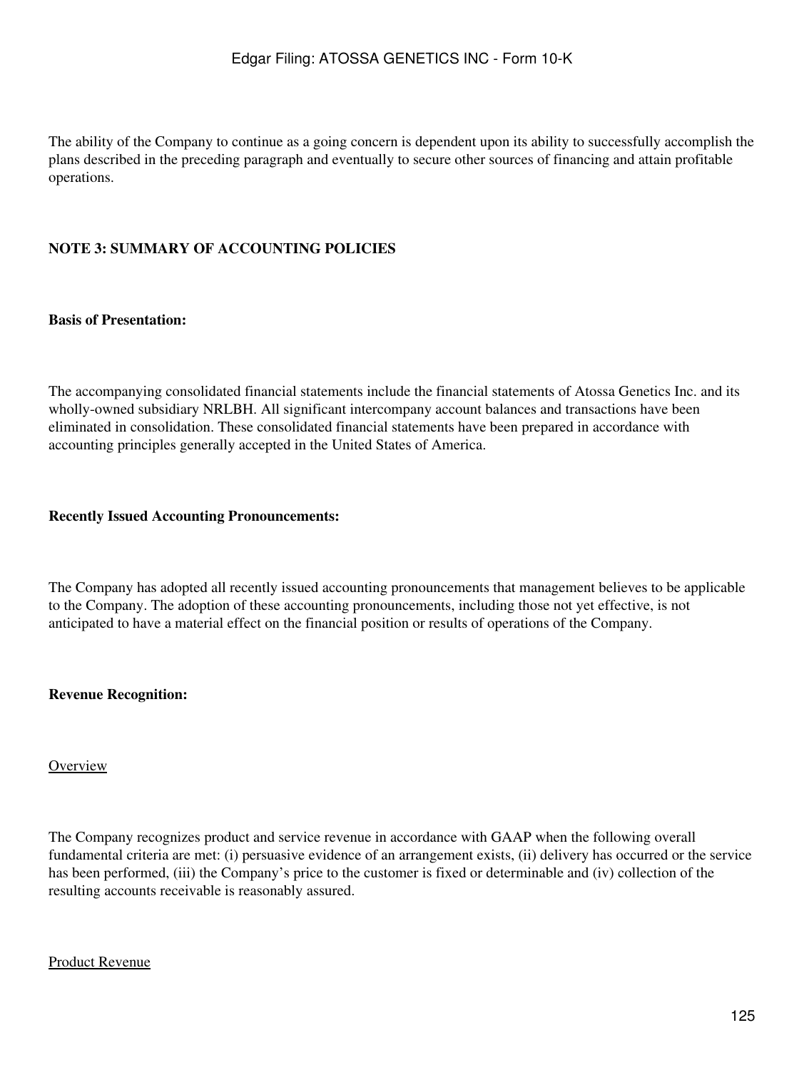The ability of the Company to continue as a going concern is dependent upon its ability to successfully accomplish the plans described in the preceding paragraph and eventually to secure other sources of financing and attain profitable operations.

**NOTE 3: SUMMARY OF ACCOUNTING POLICIES**

**Basis of Presentation:**

The accompanying consolidated financial statements include the financial statements of Atossa Genetics Inc. and its wholly-owned subsidiary NRLBH. All significant intercompany account balances and transactions have been eliminated in consolidation. These consolidated financial statements have been prepared in accordance with accounting principles generally accepted in the United States of America.

**Recently Issued Accounting Pronouncements:**

The Company has adopted all recently issued accounting pronouncements that management believes to be applicable to the Company. The adoption of these accounting pronouncements, including those not yet effective, is not anticipated to have a material effect on the financial position or results of operations of the Company.

**Revenue Recognition:**

Overview

The Company recognizes product and service revenue in accordance with GAAP when the following overall fundamental criteria are met: (i) persuasive evidence of an arrangement exists, (ii) delivery has occurred or the service has been performed, (iii) the Company's price to the customer is fixed or determinable and (iv) collection of the resulting accounts receivable is reasonably assured.

Product Revenue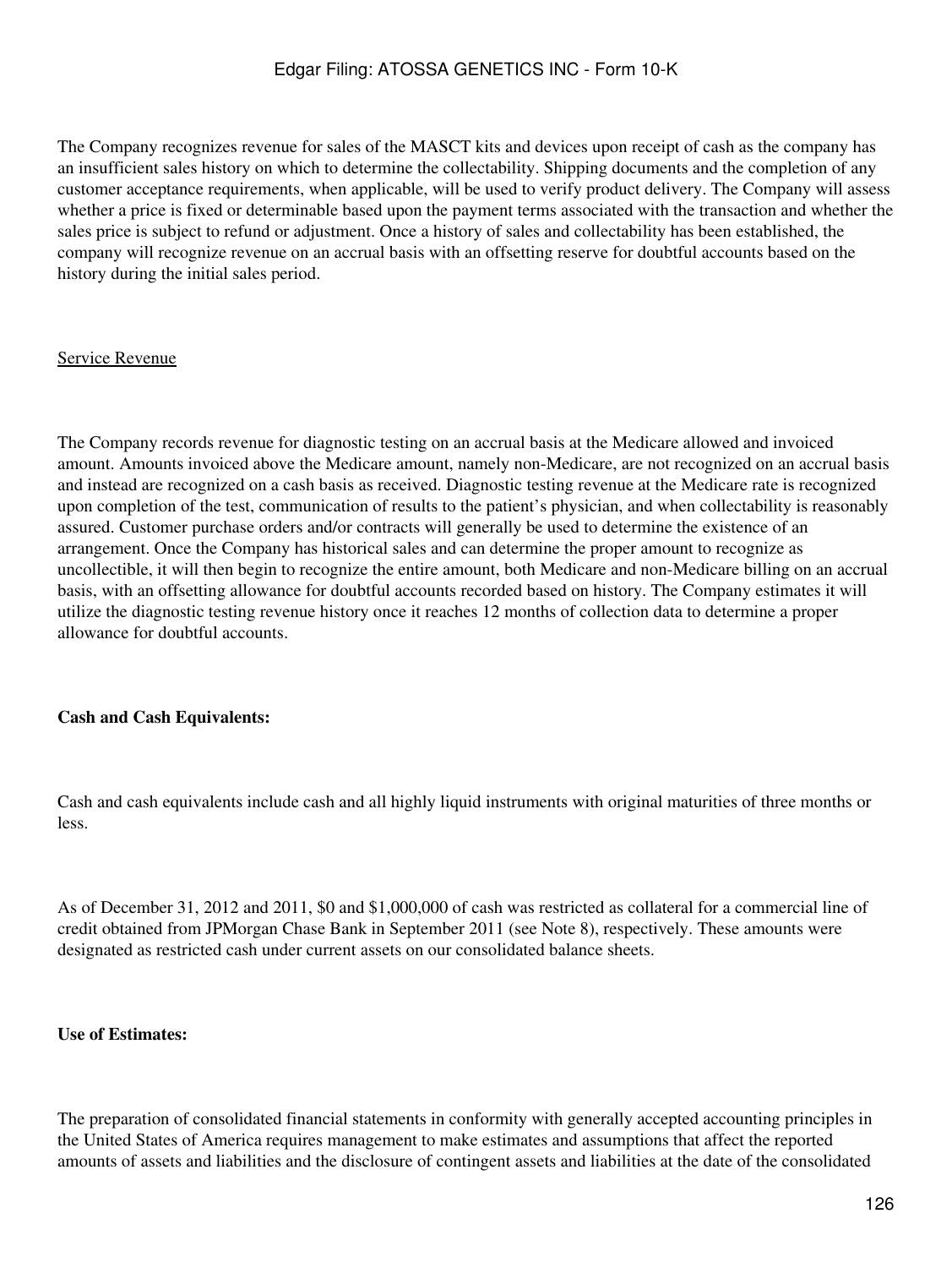The Company recognizes revenue for sales of the MASCT kits and devices upon receipt of cash as the company has an insufficient sales history on which to determine the collectability. Shipping documents and the completion of any customer acceptance requirements, when applicable, will be used to verify product delivery. The Company will assess whether a price is fixed or determinable based upon the payment terms associated with the transaction and whether the sales price is subject to refund or adjustment. Once a history of sales and collectability has been established, the company will recognize revenue on an accrual basis with an offsetting reserve for doubtful accounts based on the history during the initial sales period.

Service Revenue

The Company records revenue for diagnostic testing on an accrual basis at the Medicare allowed and invoiced amount. Amounts invoiced above the Medicare amount, namely non-Medicare, are not recognized on an accrual basis and instead are recognized on a cash basis as received. Diagnostic testing revenue at the Medicare rate is recognized upon completion of the test, communication of results to the patient's physician, and when collectability is reasonably assured. Customer purchase orders and/or contracts will generally be used to determine the existence of an arrangement. Once the Company has historical sales and can determine the proper amount to recognize as uncollectible, it will then begin to recognize the entire amount, both Medicare and non-Medicare billing on an accrual basis, with an offsetting allowance for doubtful accounts recorded based on history. The Company estimates it will utilize the diagnostic testing revenue history once it reaches 12 months of collection data to determine a proper allowance for doubtful accounts.

**Cash and Cash Equivalents:**

Cash and cash equivalents include cash and all highly liquid instruments with original maturities of three months or less.

As of December 31, 2012 and 2011, $0 and $1,000,000 of cash was restricted as collateral for a commercial line of credit obtained from JPMorgan Chase Bank in September 2011 (see Note 8), respectively. These amounts were designated as restricted cash under current assets on our consolidated balance sheets.

**Use of Estimates:**

The preparation of consolidated financial statements in conformity with generally accepted accounting principles in the United States of America requires management to make estimates and assumptions that affect the reported amounts of assets and liabilities and the disclosure of contingent assets and liabilities at the date of the consolidated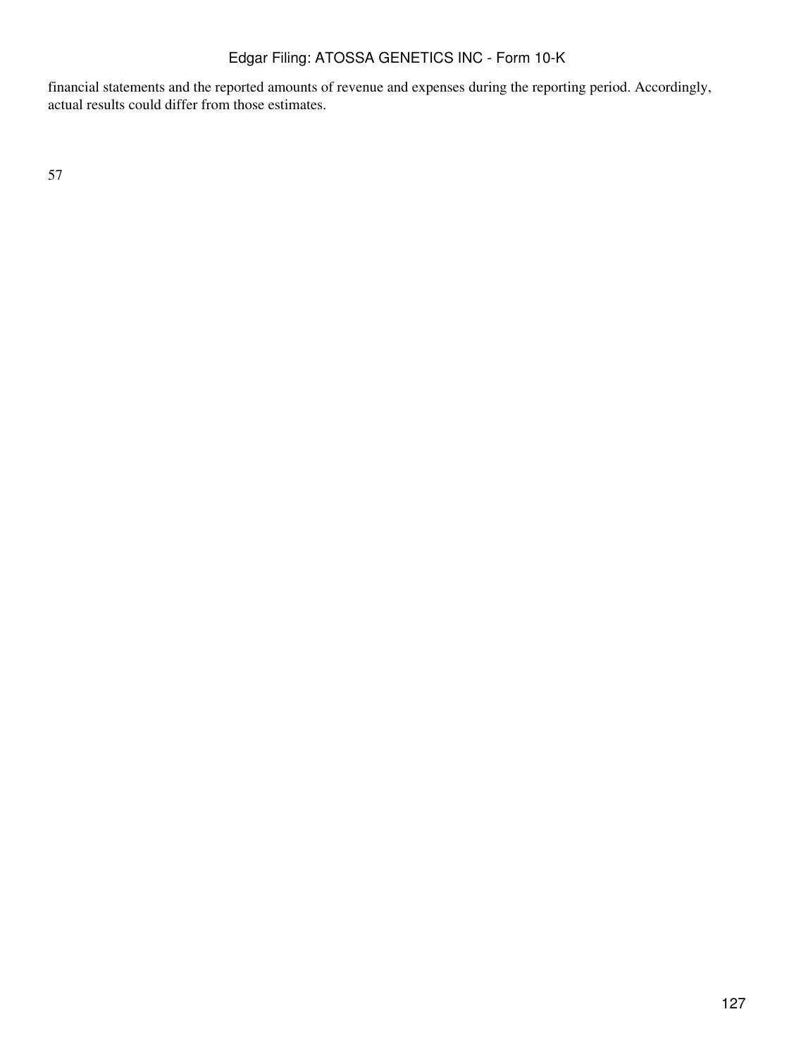financial statements and the reported amounts of revenue and expenses during the reporting period. Accordingly, actual results could differ from those estimates.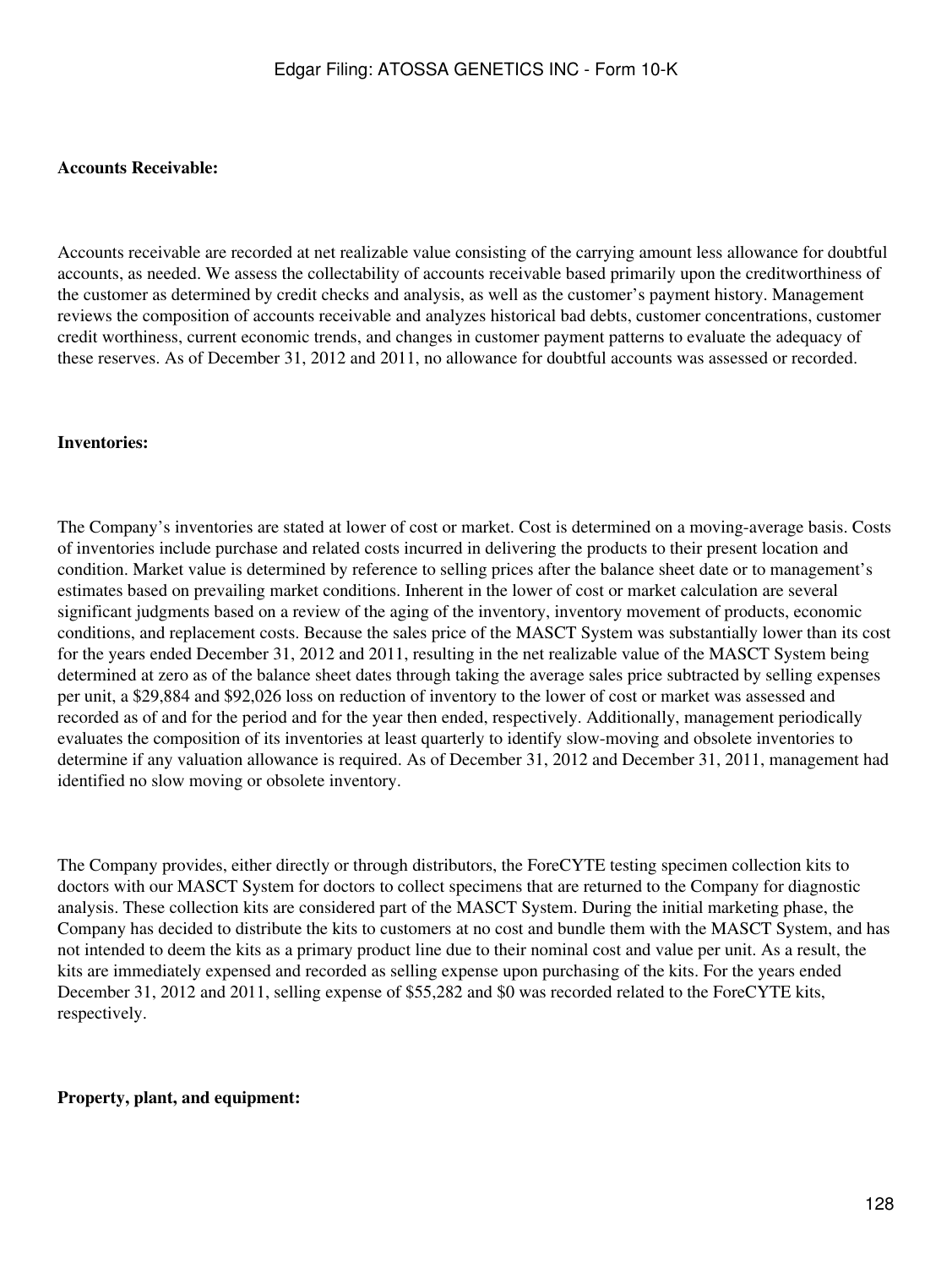**Accounts Receivable:**

Accounts receivable are recorded at net realizable value consisting of the carrying amount less allowance for doubtful accounts, as needed. We assess the collectability of accounts receivable based primarily upon the creditworthiness of the customer as determined by credit checks and analysis, as well as the customer's payment history. Management reviews the composition of accounts receivable and analyzes historical bad debts, customer concentrations, customer credit worthiness, current economic trends, and changes in customer payment patterns to evaluate the adequacy of these reserves. As of December 31, 2012 and 2011, no allowance for doubtful accounts was assessed or recorded.

**Inventories:**

The Company's inventories are stated at lower of cost or market. Cost is determined on a moving-average basis. Costs of inventories include purchase and related costs incurred in delivering the products to their present location and condition. Market value is determined by reference to selling prices after the balance sheet date or to management's estimates based on prevailing market conditions. Inherent in the lower of cost or market calculation are several significant judgments based on a review of the aging of the inventory, inventory movement of products, economic conditions, and replacement costs. Because the sales price of the MASCT System was substantially lower than its cost for the years ended December 31, 2012 and 2011, resulting in the net realizable value of the MASCT System being determined at zero as of the balance sheet dates through taking the average sales price subtracted by selling expenses per unit, a $29,884 and $92,026 loss on reduction of inventory to the lower of cost or market was assessed and recorded as of and for the period and for the year then ended, respectively. Additionally, management periodically evaluates the composition of its inventories at least quarterly to identify slow-moving and obsolete inventories to determine if any valuation allowance is required. As of December 31, 2012 and December 31, 2011, management had identified no slow moving or obsolete inventory.

The Company provides, either directly or through distributors, the ForeCYTE testing specimen collection kits to doctors with our MASCT System for doctors to collect specimens that are returned to the Company for diagnostic analysis. These collection kits are considered part of the MASCT System. During the initial marketing phase, the Company has decided to distribute the kits to customers at no cost and bundle them with the MASCT System, and has not intended to deem the kits as a primary product line due to their nominal cost and value per unit. As a result, the kits are immediately expensed and recorded as selling expense upon purchasing of the kits. For the years ended December 31, 2012 and 2011, selling expense of $55,282 and $0 was recorded related to the ForeCYTE kits, respectively.

**Property, plant, and equipment:**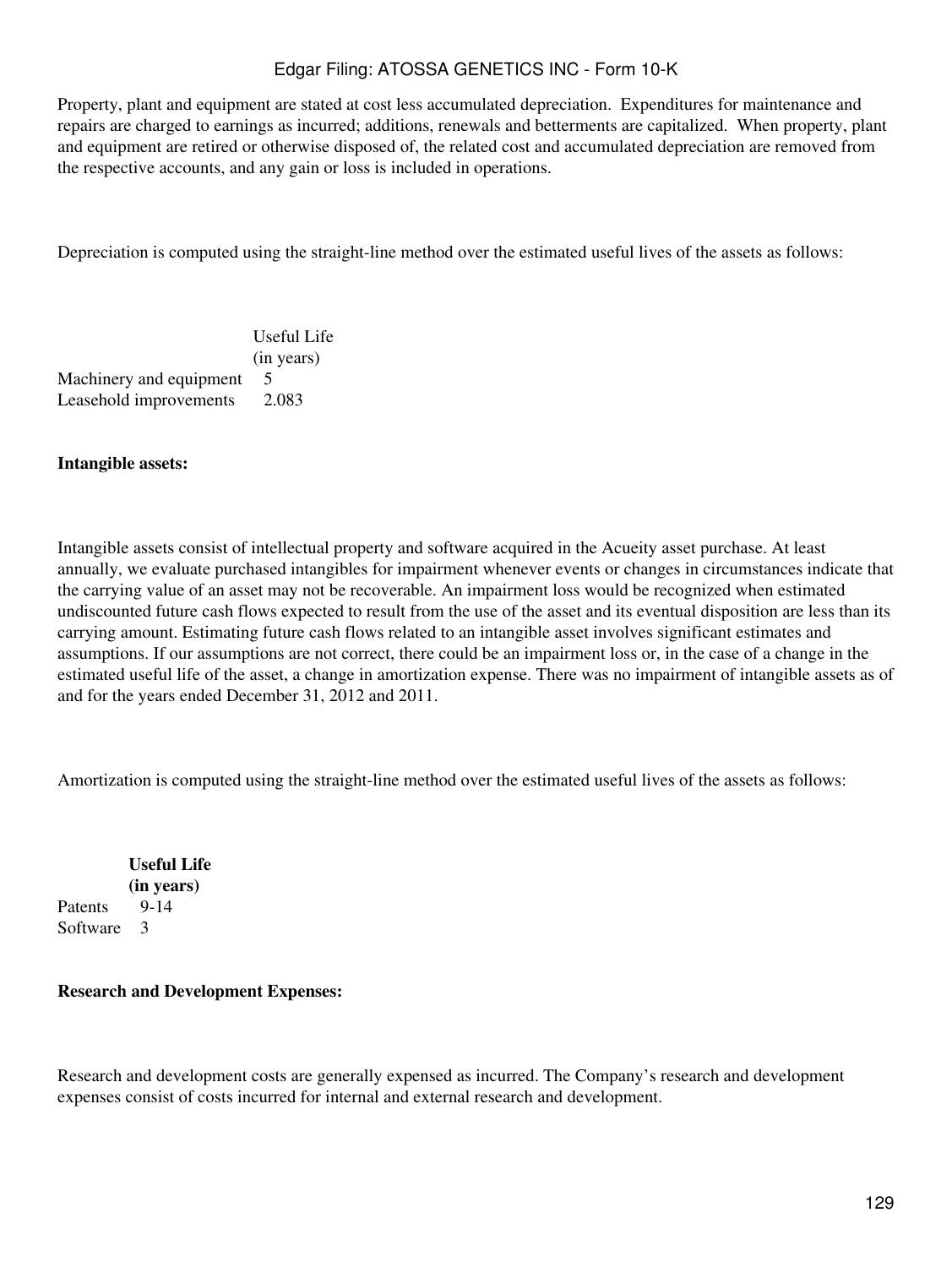Property, plant and equipment are stated at cost less accumulated depreciation. Expenditures for maintenance and repairs are charged to earnings as incurred; additions, renewals and betterments are capitalized. When property, plant and equipment are retired or otherwise disposed of, the related cost and accumulated depreciation are removed from the respective accounts, and any gain or loss is included in operations.

Depreciation is computed using the straight-line method over the estimated useful lives of the assets as follows:

| | Useful Life (in years) |
|---|---|
| Machinery and equipment | 5 |
| Leasehold improvements | 2.083 |

**Intangible assets:**

Intangible assets consist of intellectual property and software acquired in the Acueity asset purchase. At least annually, we evaluate purchased intangibles for impairment whenever events or changes in circumstances indicate that the carrying value of an asset may not be recoverable. An impairment loss would be recognized when estimated undiscounted future cash flows expected to result from the use of the asset and its eventual disposition are less than its carrying amount. Estimating future cash flows related to an intangible asset involves significant estimates and assumptions. If our assumptions are not correct, there could be an impairment loss or, in the case of a change in the estimated useful life of the asset, a change in amortization expense. There was no impairment of intangible assets as of and for the years ended December 31, 2012 and 2011.

Amortization is computed using the straight-line method over the estimated useful lives of the assets as follows:

| | **Useful Life (in years)** |
|---|---|
| Patents | 9-14 |
| Software | 3 |

**Research and Development Expenses:**

Research and development costs are generally expensed as incurred. The Company's research and development expenses consist of costs incurred for internal and external research and development.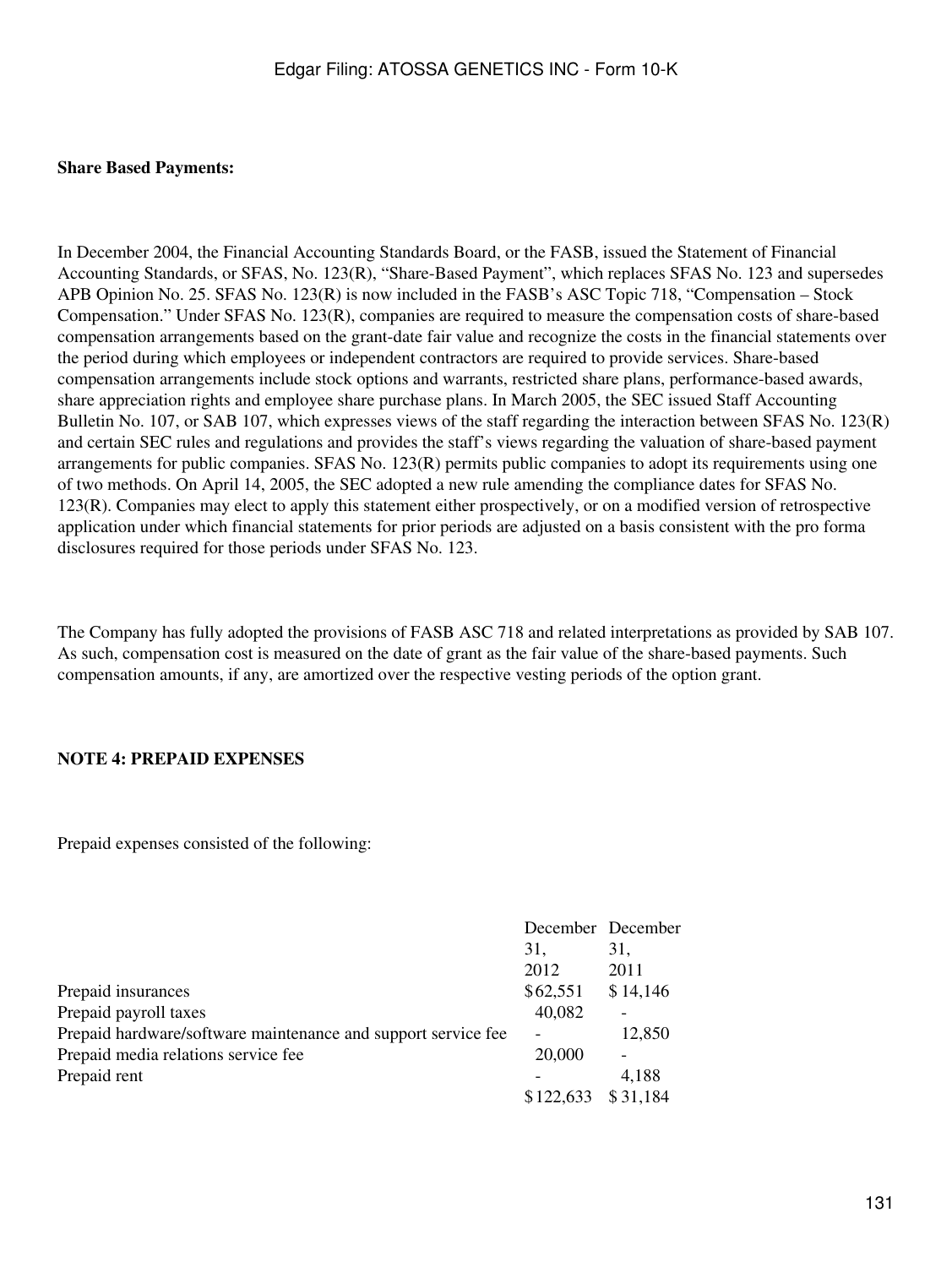**Share Based Payments:**

In December 2004, the Financial Accounting Standards Board, or the FASB, issued the Statement of Financial Accounting Standards, or SFAS, No. 123(R), "Share-Based Payment", which replaces SFAS No. 123 and supersedes APB Opinion No. 25. SFAS No. 123(R) is now included in the FASB's ASC Topic 718, "Compensation – Stock Compensation." Under SFAS No. 123(R), companies are required to measure the compensation costs of share-based compensation arrangements based on the grant-date fair value and recognize the costs in the financial statements over the period during which employees or independent contractors are required to provide services. Share-based compensation arrangements include stock options and warrants, restricted share plans, performance-based awards, share appreciation rights and employee share purchase plans. In March 2005, the SEC issued Staff Accounting Bulletin No. 107, or SAB 107, which expresses views of the staff regarding the interaction between SFAS No. 123(R) and certain SEC rules and regulations and provides the staff's views regarding the valuation of share-based payment arrangements for public companies. SFAS No. 123(R) permits public companies to adopt its requirements using one of two methods. On April 14, 2005, the SEC adopted a new rule amending the compliance dates for SFAS No. 123(R). Companies may elect to apply this statement either prospectively, or on a modified version of retrospective application under which financial statements for prior periods are adjusted on a basis consistent with the pro forma disclosures required for those periods under SFAS No. 123.

The Company has fully adopted the provisions of FASB ASC 718 and related interpretations as provided by SAB 107. As such, compensation cost is measured on the date of grant as the fair value of the share-based payments. Such compensation amounts, if any, are amortized over the respective vesting periods of the option grant.

**NOTE 4: PREPAID EXPENSES**

Prepaid expenses consisted of the following:

| | December 31, 2012 | December 31, 2011 |
|---|---|---|
| Prepaid insurances | $62,551 | $14,146 |
| Prepaid payroll taxes | 40,082 | - |
| Prepaid hardware/software maintenance and support service fee | - | 12,850 |
| Prepaid media relations service fee | 20,000 | - |
| Prepaid rent | - | 4,188 |
| | $122,633 | $31,184 |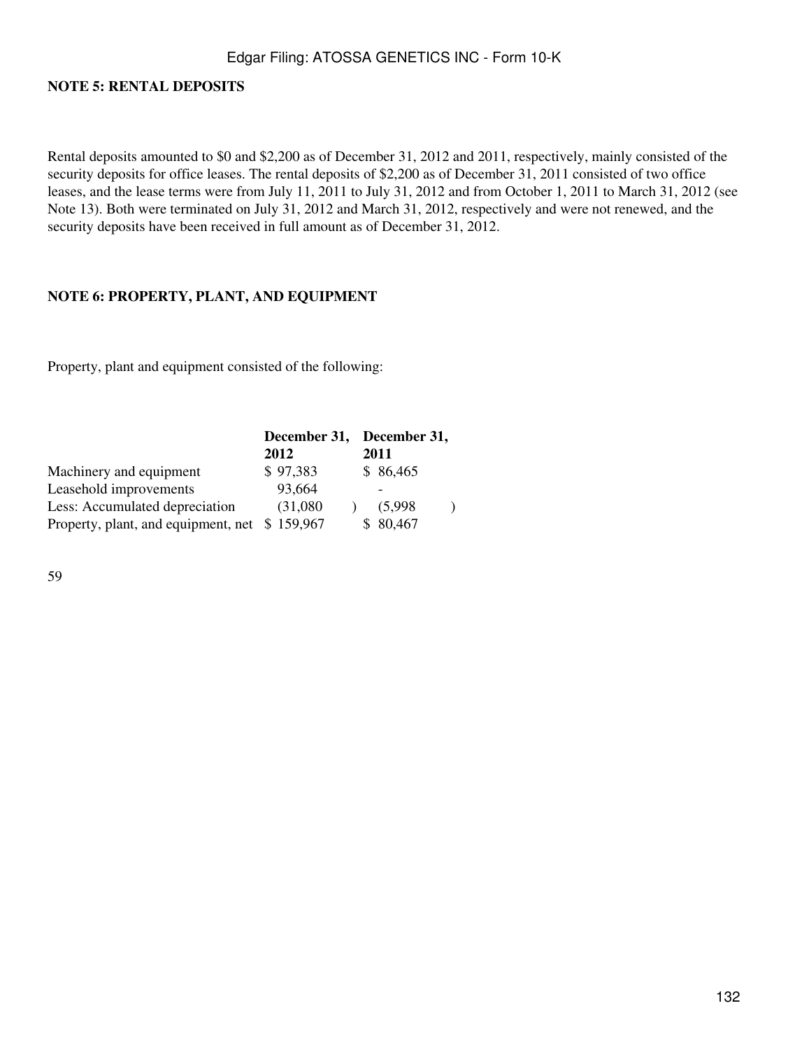**NOTE 5: RENTAL DEPOSITS**

Rental deposits amounted to $0 and $2,200 as of December 31, 2012 and 2011, respectively, mainly consisted of the security deposits for office leases. The rental deposits of $2,200 as of December 31, 2011 consisted of two office leases, and the lease terms were from July 11, 2011 to July 31, 2012 and from October 1, 2011 to March 31, 2012 (see Note 13). Both were terminated on July 31, 2012 and March 31, 2012, respectively and were not renewed, and the security deposits have been received in full amount as of December 31, 2012.

**NOTE 6: PROPERTY, PLANT, AND EQUIPMENT**

Property, plant and equipment consisted of the following:

| | December 31, 2012 | December 31, 2011 |
|---|---|---|
| Machinery and equipment | $ 97,383 | $ 86,465 |
| Leasehold improvements | 93,664 | - |
| Less: Accumulated depreciation | (31,080) | (5,998) |
| Property, plant, and equipment, net | $ 159,967 | $ 80,467 |

59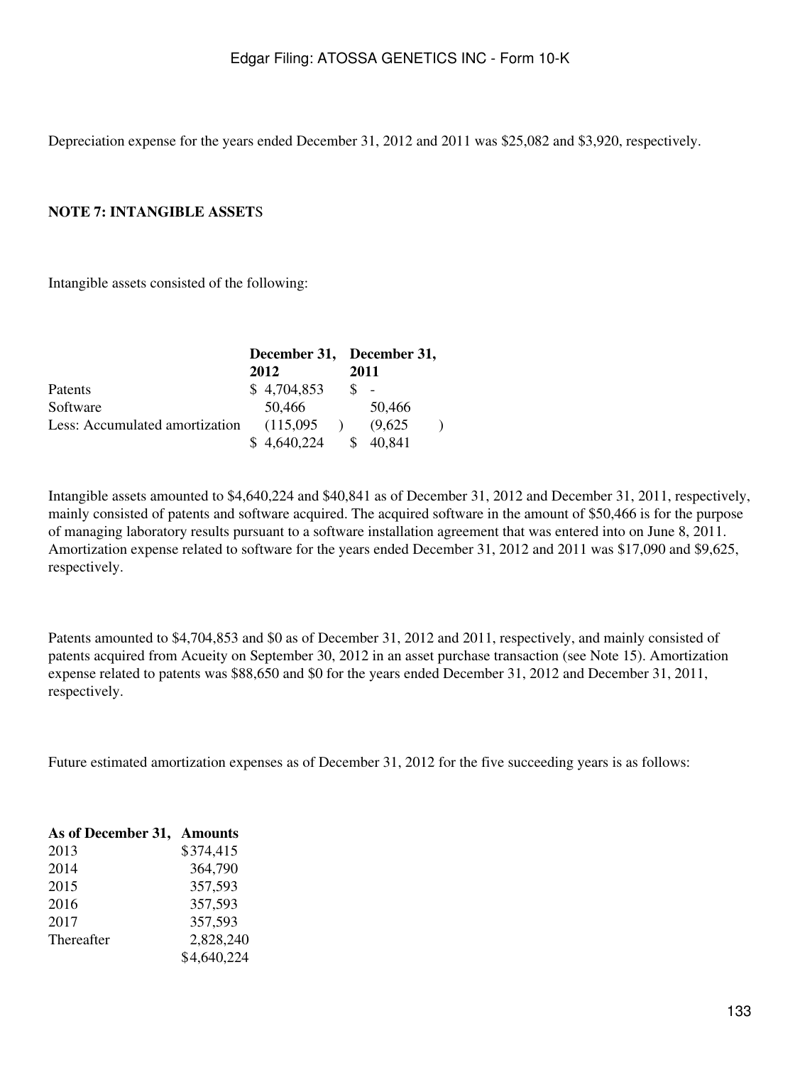Depreciation expense for the years ended December 31, 2012 and 2011 was $25,082 and $3,920, respectively.

**NOTE 7: INTANGIBLE ASSETS**

Intangible assets consisted of the following:

| | December 31, 2012 | December 31, 2011 |
|---|---|---|
| Patents | $ 4,704,853 | $ - |
| Software | 50,466 | 50,466 |
| Less: Accumulated amortization | (115,095 ) | (9,625 ) |
| | $ 4,640,224 | $ 40,841 |

Intangible assets amounted to $4,640,224 and $40,841 as of December 31, 2012 and December 31, 2011, respectively, mainly consisted of patents and software acquired. The acquired software in the amount of $50,466 is for the purpose of managing laboratory results pursuant to a software installation agreement that was entered into on June 8, 2011. Amortization expense related to software for the years ended December 31, 2012 and 2011 was $17,090 and $9,625, respectively.

Patents amounted to $4,704,853 and $0 as of December 31, 2012 and 2011, respectively, and mainly consisted of patents acquired from Acueity on September 30, 2012 in an asset purchase transaction (see Note 15). Amortization expense related to patents was $88,650 and $0 for the years ended December 31, 2012 and December 31, 2011, respectively.

Future estimated amortization expenses as of December 31, 2012 for the five succeeding years is as follows:

| As of December 31, | Amounts |
|---|---|
| 2013 | $374,415 |
| 2014 | 364,790 |
| 2015 | 357,593 |
| 2016 | 357,593 |
| 2017 | 357,593 |
| Thereafter | 2,828,240 |
| | $4,640,224 |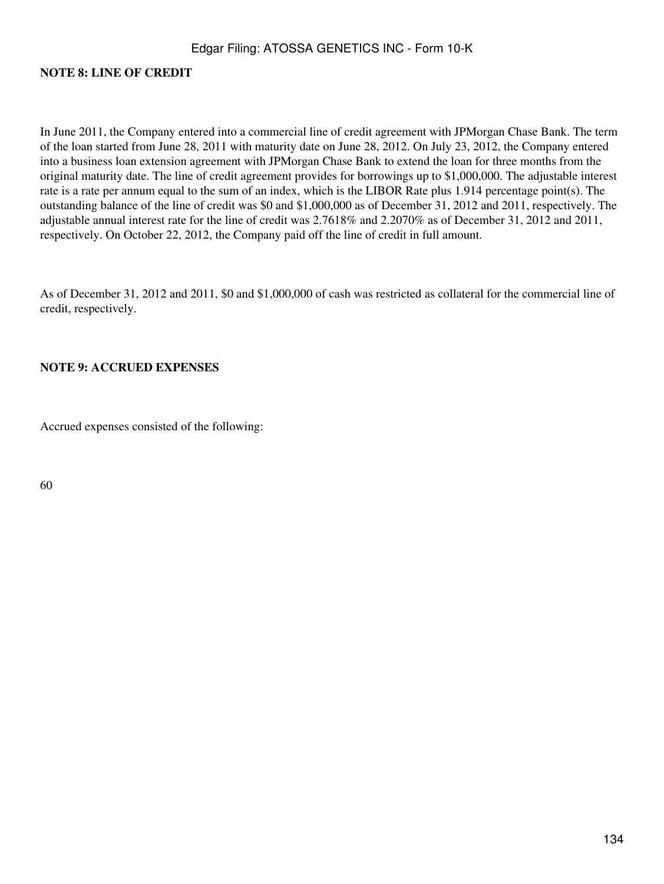**NOTE 8: LINE OF CREDIT**

In June 2011, the Company entered into a commercial line of credit agreement with JPMorgan Chase Bank. The term of the loan started from June 28, 2011 with maturity date on June 28, 2012. On July 23, 2012, the Company entered into a business loan extension agreement with JPMorgan Chase Bank to extend the loan for three months from the original maturity date. The line of credit agreement provides for borrowings up to $1,000,000. The adjustable interest rate is a rate per annum equal to the sum of an index, which is the LIBOR Rate plus 1.914 percentage point(s). The outstanding balance of the line of credit was $0 and $1,000,000 as of December 31, 2012 and 2011, respectively. The adjustable annual interest rate for the line of credit was 2.7618% and 2.2070% as of December 31, 2012 and 2011, respectively. On October 22, 2012, the Company paid off the line of credit in full amount.

As of December 31, 2012 and 2011, $0 and $1,000,000 of cash was restricted as collateral for the commercial line of credit, respectively.

**NOTE 9: ACCRUED EXPENSES**

Accrued expenses consisted of the following: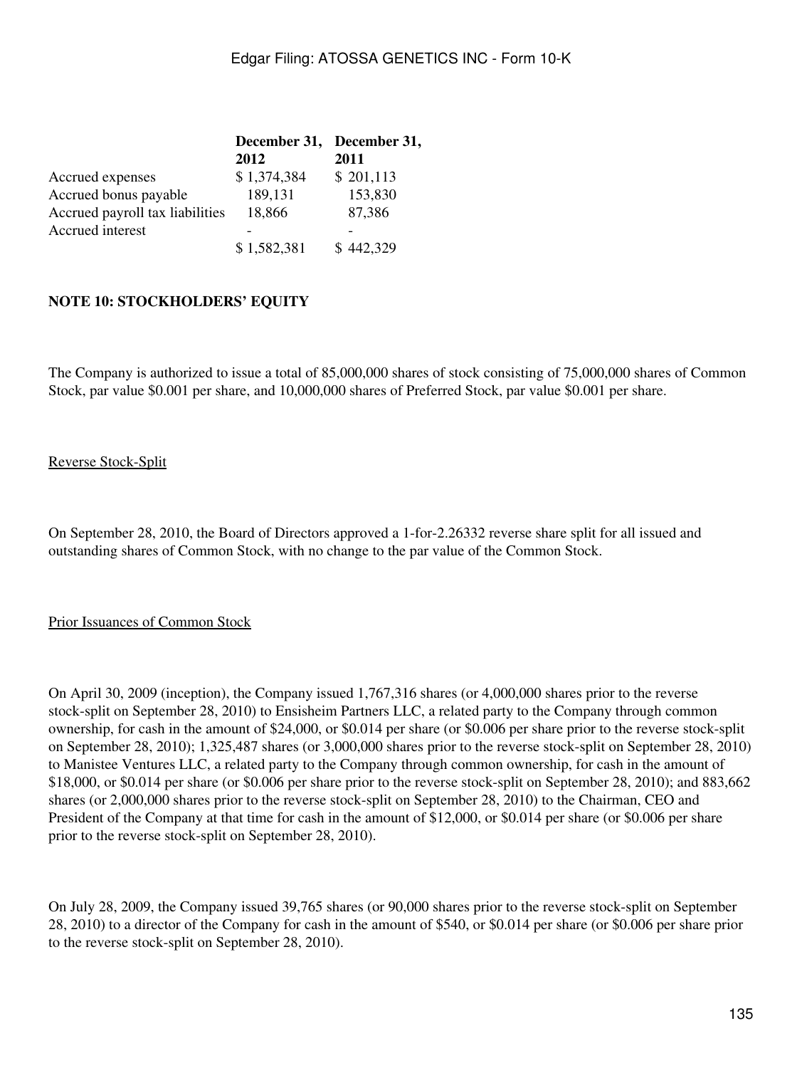| | December 31, 2012 | December 31, 2011 |
|---|---|---|
| Accrued expenses | $ 1,374,384 | $ 201,113 |
| Accrued bonus payable | 189,131 | 153,830 |
| Accrued payroll tax liabilities | 18,866 | 87,386 |
| Accrued interest | - | - |
| | $ 1,582,381 | $ 442,329 |

**NOTE 10: STOCKHOLDERS' EQUITY**

The Company is authorized to issue a total of 85,000,000 shares of stock consisting of 75,000,000 shares of Common Stock, par value $0.001 per share, and 10,000,000 shares of Preferred Stock, par value $0.001 per share.

Reverse Stock-Split

On September 28, 2010, the Board of Directors approved a 1-for-2.26332 reverse share split for all issued and outstanding shares of Common Stock, with no change to the par value of the Common Stock.

Prior Issuances of Common Stock

On April 30, 2009 (inception), the Company issued 1,767,316 shares (or 4,000,000 shares prior to the reverse stock-split on September 28, 2010) to Ensisheim Partners LLC, a related party to the Company through common ownership, for cash in the amount of $24,000, or $0.014 per share (or $0.006 per share prior to the reverse stock-split on September 28, 2010); 1,325,487 shares (or 3,000,000 shares prior to the reverse stock-split on September 28, 2010) to Manistee Ventures LLC, a related party to the Company through common ownership, for cash in the amount of $18,000, or $0.014 per share (or $0.006 per share prior to the reverse stock-split on September 28, 2010); and 883,662 shares (or 2,000,000 shares prior to the reverse stock-split on September 28, 2010) to the Chairman, CEO and President of the Company at that time for cash in the amount of $12,000, or $0.014 per share (or $0.006 per share prior to the reverse stock-split on September 28, 2010).

On July 28, 2009, the Company issued 39,765 shares (or 90,000 shares prior to the reverse stock-split on September 28, 2010) to a director of the Company for cash in the amount of $540, or $0.014 per share (or $0.006 per share prior to the reverse stock-split on September 28, 2010).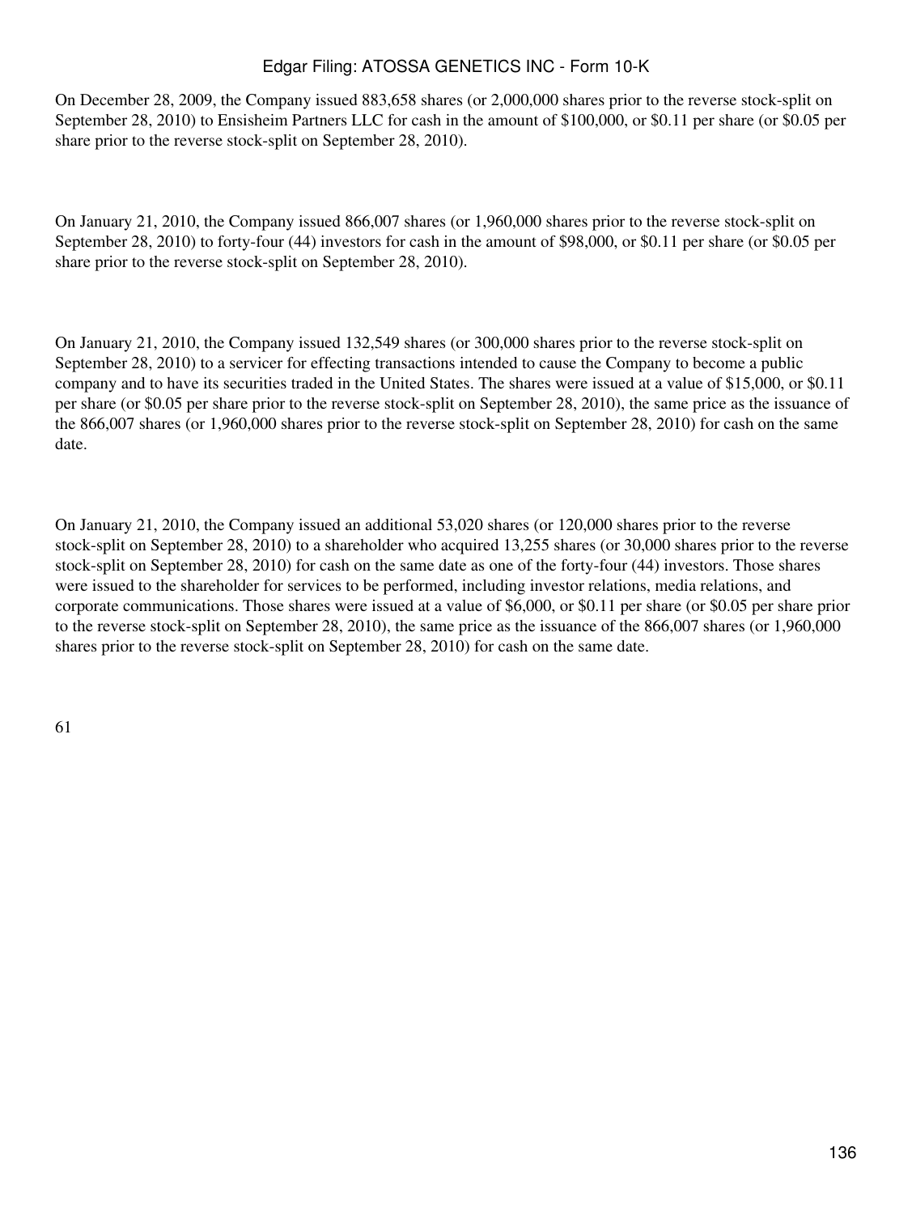On December 28, 2009, the Company issued 883,658 shares (or 2,000,000 shares prior to the reverse stock-split on September 28, 2010) to Ensisheim Partners LLC for cash in the amount of $100,000, or $0.11 per share (or $0.05 per share prior to the reverse stock-split on September 28, 2010).

On January 21, 2010, the Company issued 866,007 shares (or 1,960,000 shares prior to the reverse stock-split on September 28, 2010) to forty-four (44) investors for cash in the amount of $98,000, or $0.11 per share (or $0.05 per share prior to the reverse stock-split on September 28, 2010).

On January 21, 2010, the Company issued 132,549 shares (or 300,000 shares prior to the reverse stock-split on September 28, 2010) to a servicer for effecting transactions intended to cause the Company to become a public company and to have its securities traded in the United States. The shares were issued at a value of $15,000, or $0.11 per share (or $0.05 per share prior to the reverse stock-split on September 28, 2010), the same price as the issuance of the 866,007 shares (or 1,960,000 shares prior to the reverse stock-split on September 28, 2010) for cash on the same date.

On January 21, 2010, the Company issued an additional 53,020 shares (or 120,000 shares prior to the reverse stock-split on September 28, 2010) to a shareholder who acquired 13,255 shares (or 30,000 shares prior to the reverse stock-split on September 28, 2010) for cash on the same date as one of the forty-four (44) investors. Those shares were issued to the shareholder for services to be performed, including investor relations, media relations, and corporate communications. Those shares were issued at a value of $6,000, or $0.11 per share (or $0.05 per share prior to the reverse stock-split on September 28, 2010), the same price as the issuance of the 866,007 shares (or 1,960,000 shares prior to the reverse stock-split on September 28, 2010) for cash on the same date.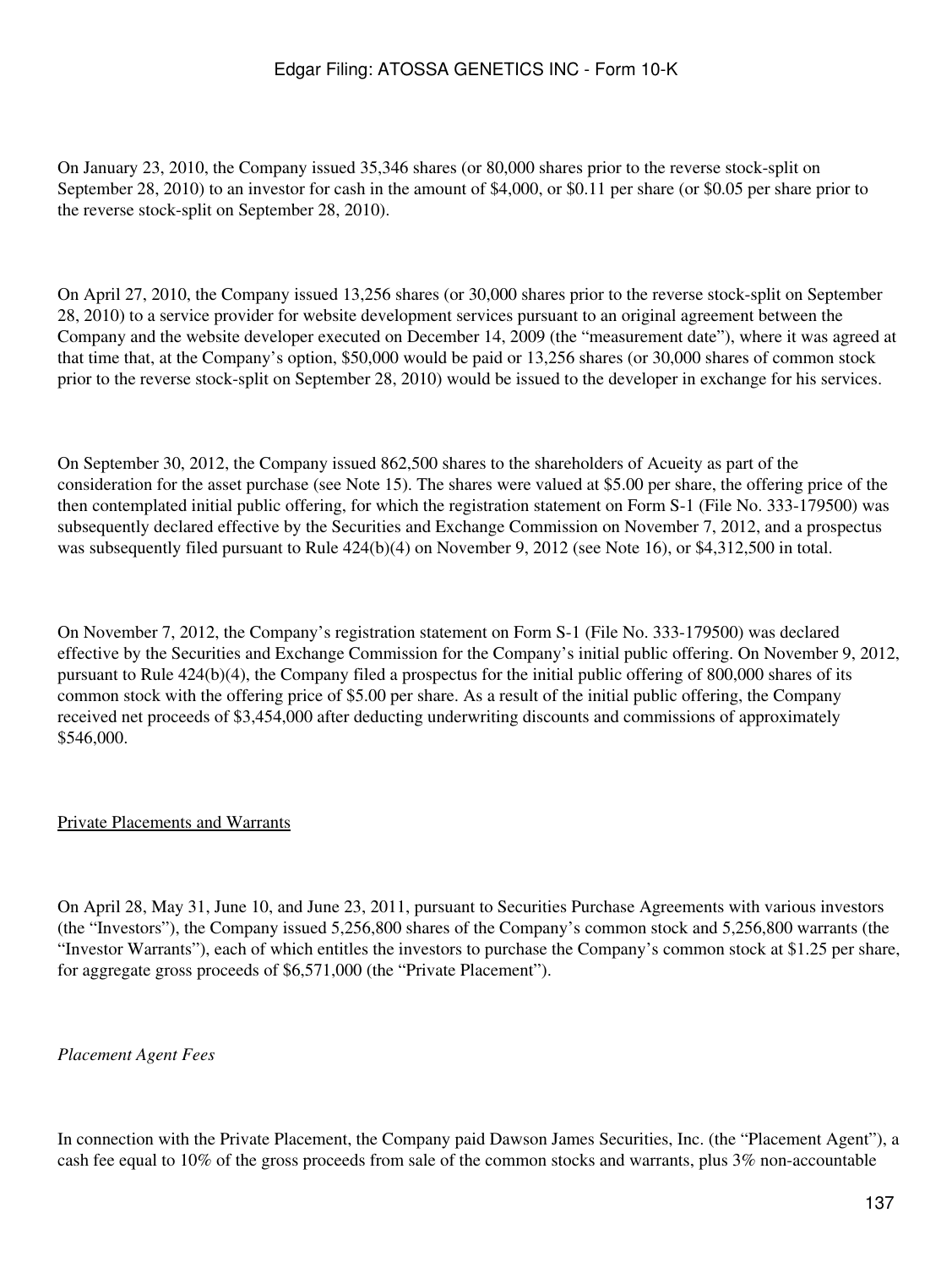On January 23, 2010, the Company issued 35,346 shares (or 80,000 shares prior to the reverse stock-split on September 28, 2010) to an investor for cash in the amount of $4,000, or $0.11 per share (or $0.05 per share prior to the reverse stock-split on September 28, 2010).

On April 27, 2010, the Company issued 13,256 shares (or 30,000 shares prior to the reverse stock-split on September 28, 2010) to a service provider for website development services pursuant to an original agreement between the Company and the website developer executed on December 14, 2009 (the "measurement date"), where it was agreed at that time that, at the Company's option, $50,000 would be paid or 13,256 shares (or 30,000 shares of common stock prior to the reverse stock-split on September 28, 2010) would be issued to the developer in exchange for his services.

On September 30, 2012, the Company issued 862,500 shares to the shareholders of Acueity as part of the consideration for the asset purchase (see Note 15). The shares were valued at $5.00 per share, the offering price of the then contemplated initial public offering, for which the registration statement on Form S-1 (File No. 333-179500) was subsequently declared effective by the Securities and Exchange Commission on November 7, 2012, and a prospectus was subsequently filed pursuant to Rule 424(b)(4) on November 9, 2012 (see Note 16), or $4,312,500 in total.

On November 7, 2012, the Company's registration statement on Form S-1 (File No. 333-179500) was declared effective by the Securities and Exchange Commission for the Company's initial public offering. On November 9, 2012, pursuant to Rule 424(b)(4), the Company filed a prospectus for the initial public offering of 800,000 shares of its common stock with the offering price of $5.00 per share. As a result of the initial public offering, the Company received net proceeds of $3,454,000 after deducting underwriting discounts and commissions of approximately $546,000.

Private Placements and Warrants

On April 28, May 31, June 10, and June 23, 2011, pursuant to Securities Purchase Agreements with various investors (the "Investors"), the Company issued 5,256,800 shares of the Company's common stock and 5,256,800 warrants (the "Investor Warrants"), each of which entitles the investors to purchase the Company's common stock at $1.25 per share, for aggregate gross proceeds of $6,571,000 (the "Private Placement").

*Placement Agent Fees*

In connection with the Private Placement, the Company paid Dawson James Securities, Inc. (the "Placement Agent"), a cash fee equal to 10% of the gross proceeds from sale of the common stocks and warrants, plus 3% non-accountable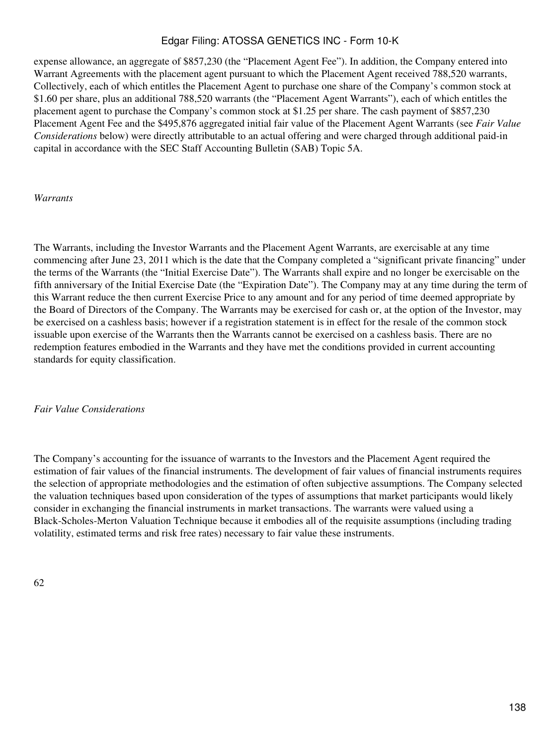expense allowance, an aggregate of $857,230 (the "Placement Agent Fee"). In addition, the Company entered into Warrant Agreements with the placement agent pursuant to which the Placement Agent received 788,520 warrants, Collectively, each of which entitles the Placement Agent to purchase one share of the Company's common stock at $1.60 per share, plus an additional 788,520 warrants (the "Placement Agent Warrants"), each of which entitles the placement agent to purchase the Company's common stock at $1.25 per share. The cash payment of $857,230 Placement Agent Fee and the $495,876 aggregated initial fair value of the Placement Agent Warrants (see *Fair Value Considerations* below) were directly attributable to an actual offering and were charged through additional paid-in capital in accordance with the SEC Staff Accounting Bulletin (SAB) Topic 5A.

*Warrants*

The Warrants, including the Investor Warrants and the Placement Agent Warrants, are exercisable at any time commencing after June 23, 2011 which is the date that the Company completed a "significant private financing" under the terms of the Warrants (the "Initial Exercise Date"). The Warrants shall expire and no longer be exercisable on the fifth anniversary of the Initial Exercise Date (the "Expiration Date"). The Company may at any time during the term of this Warrant reduce the then current Exercise Price to any amount and for any period of time deemed appropriate by the Board of Directors of the Company. The Warrants may be exercised for cash or, at the option of the Investor, may be exercised on a cashless basis; however if a registration statement is in effect for the resale of the common stock issuable upon exercise of the Warrants then the Warrants cannot be exercised on a cashless basis. There are no redemption features embodied in the Warrants and they have met the conditions provided in current accounting standards for equity classification.

*Fair Value Considerations*

The Company's accounting for the issuance of warrants to the Investors and the Placement Agent required the estimation of fair values of the financial instruments. The development of fair values of financial instruments requires the selection of appropriate methodologies and the estimation of often subjective assumptions. The Company selected the valuation techniques based upon consideration of the types of assumptions that market participants would likely consider in exchanging the financial instruments in market transactions. The warrants were valued using a Black-Scholes-Merton Valuation Technique because it embodies all of the requisite assumptions (including trading volatility, estimated terms and risk free rates) necessary to fair value these instruments.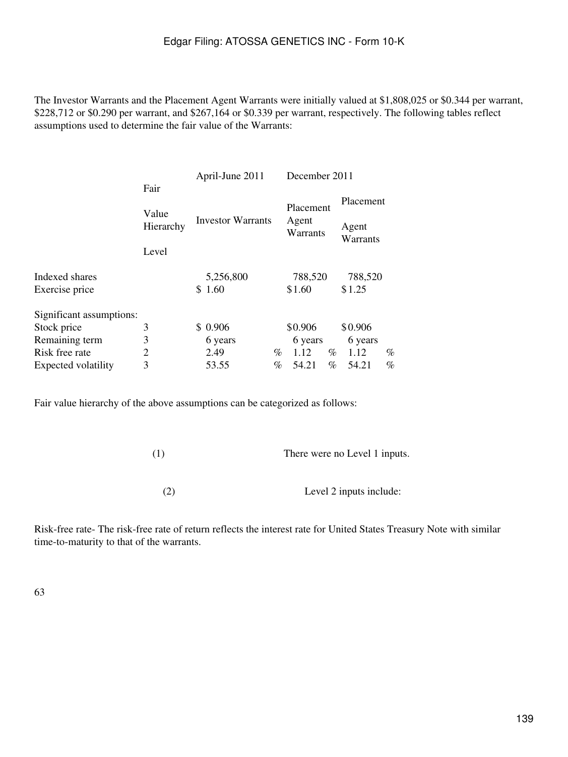The Investor Warrants and the Placement Agent Warrants were initially valued at $1,808,025 or $0.344 per warrant, $228,712 or $0.290 per warrant, and $267,164 or $0.339 per warrant, respectively. The following tables reflect assumptions used to determine the fair value of the Warrants:

| | Fair Value Hierarchy Level | April-June 2011 | December 2011 | |
|---|---|---|---|---|
| | | Investor Warrants | Placement Agent Warrants | Placement Agent Warrants |
| Indexed shares | | 5,256,800 | 788,520 | 788,520 |
| Exercise price | | $ 1.60 | $1.60 | $1.25 |
| Significant assumptions: | | | | |
| Stock price | 3 | $ 0.906 | $0.906 | $0.906 |
| Remaining term | 3 | 6 years | 6 years | 6 years |
| Risk free rate | 2 | 2.49 % | 1.12 % | 1.12 % |
| Expected volatility | 3 | 53.55 % | 54.21 % | 54.21 % |

Fair value hierarchy of the above assumptions can be categorized as follows:

(1) There were no Level 1 inputs.

(2) Level 2 inputs include:

Risk-free rate- The risk-free rate of return reflects the interest rate for United States Treasury Note with similar time-to-maturity to that of the warrants.

63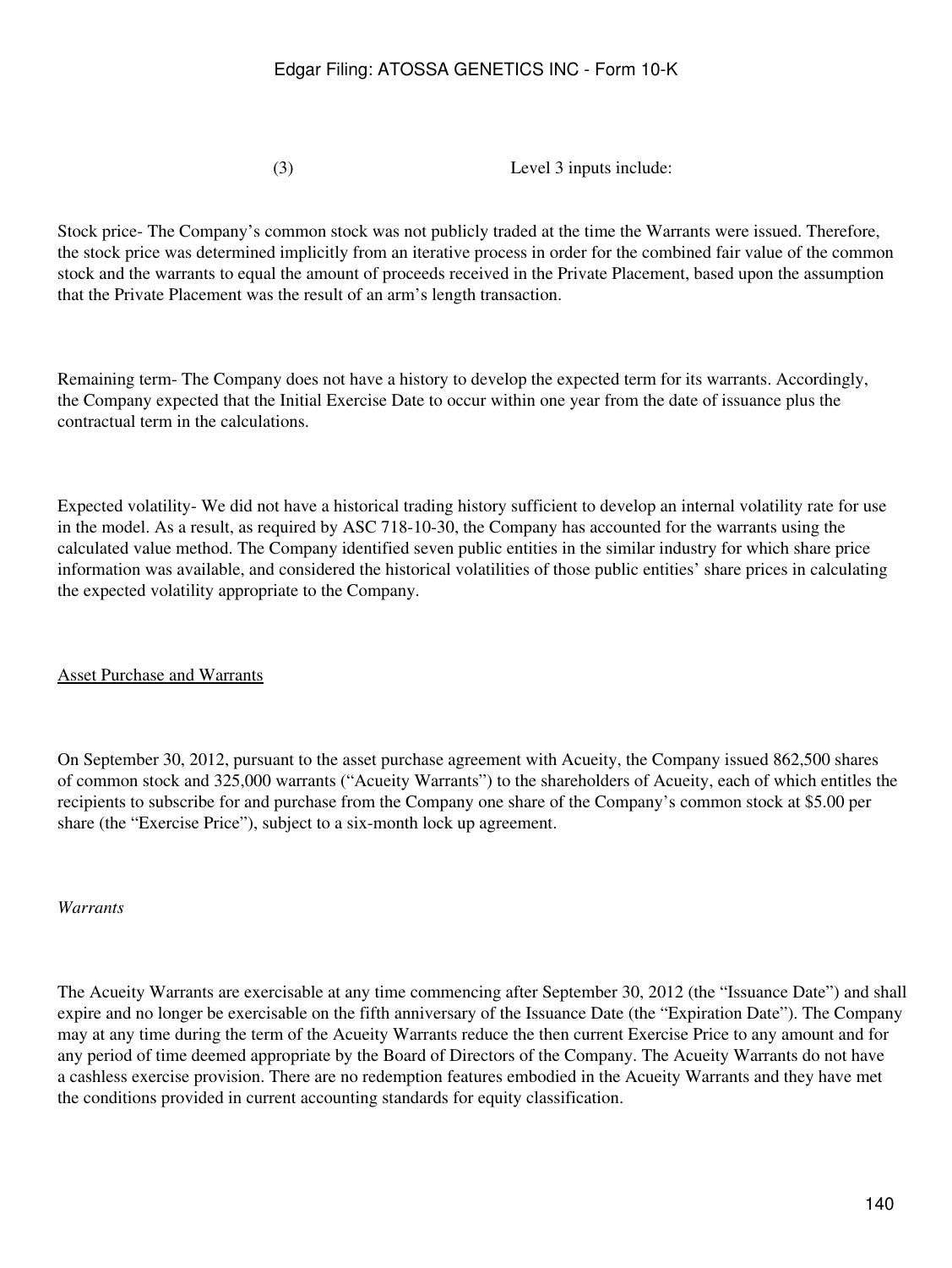(3) Level 3 inputs include:

Stock price- The Company's common stock was not publicly traded at the time the Warrants were issued. Therefore, the stock price was determined implicitly from an iterative process in order for the combined fair value of the common stock and the warrants to equal the amount of proceeds received in the Private Placement, based upon the assumption that the Private Placement was the result of an arm's length transaction.

Remaining term- The Company does not have a history to develop the expected term for its warrants. Accordingly, the Company expected that the Initial Exercise Date to occur within one year from the date of issuance plus the contractual term in the calculations.

Expected volatility- We did not have a historical trading history sufficient to develop an internal volatility rate for use in the model. As a result, as required by ASC 718-10-30, the Company has accounted for the warrants using the calculated value method. The Company identified seven public entities in the similar industry for which share price information was available, and considered the historical volatilities of those public entities' share prices in calculating the expected volatility appropriate to the Company.

Asset Purchase and Warrants

On September 30, 2012, pursuant to the asset purchase agreement with Acueity, the Company issued 862,500 shares of common stock and 325,000 warrants ("Acueity Warrants") to the shareholders of Acueity, each of which entitles the recipients to subscribe for and purchase from the Company one share of the Company's common stock at $5.00 per share (the "Exercise Price"), subject to a six-month lock up agreement.

*Warrants*

The Acueity Warrants are exercisable at any time commencing after September 30, 2012 (the "Issuance Date") and shall expire and no longer be exercisable on the fifth anniversary of the Issuance Date (the "Expiration Date"). The Company may at any time during the term of the Acueity Warrants reduce the then current Exercise Price to any amount and for any period of time deemed appropriate by the Board of Directors of the Company. The Acueity Warrants do not have a cashless exercise provision. There are no redemption features embodied in the Acueity Warrants and they have met the conditions provided in current accounting standards for equity classification.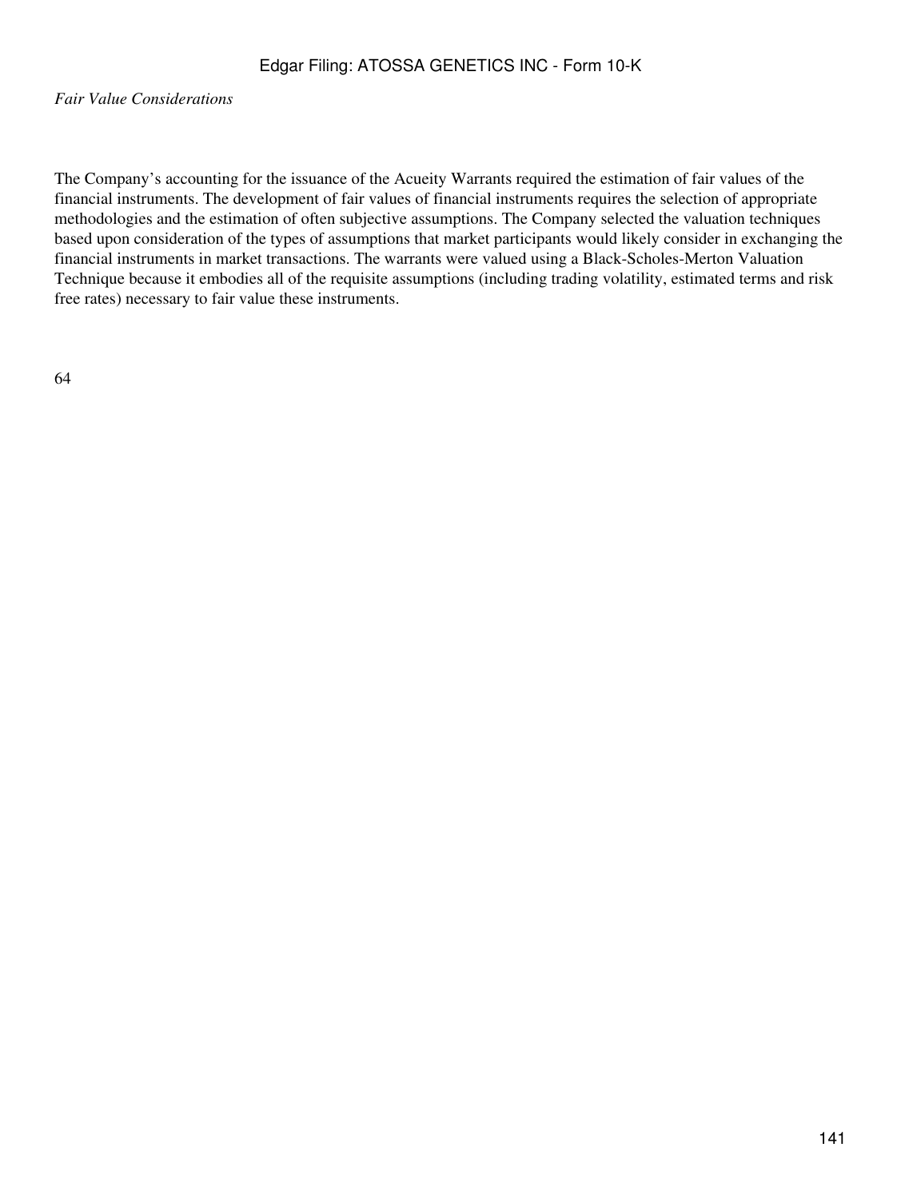*Fair Value Considerations*

The Company’s accounting for the issuance of the Acueity Warrants required the estimation of fair values of the financial instruments. The development of fair values of financial instruments requires the selection of appropriate methodologies and the estimation of often subjective assumptions. The Company selected the valuation techniques based upon consideration of the types of assumptions that market participants would likely consider in exchanging the financial instruments in market transactions. The warrants were valued using a Black-Scholes-Merton Valuation Technique because it embodies all of the requisite assumptions (including trading volatility, estimated terms and risk free rates) necessary to fair value these instruments.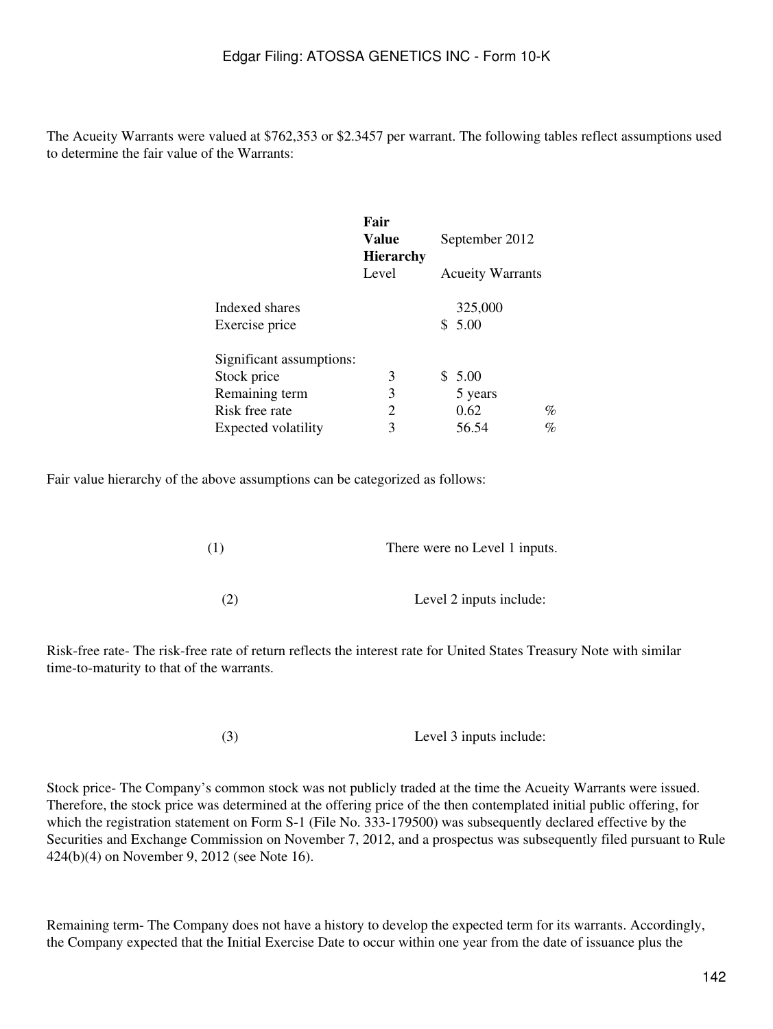The Acueity Warrants were valued at $762,353 or $2.3457 per warrant. The following tables reflect assumptions used to determine the fair value of the Warrants:

| | **Fair Value Hierarchy** Level | September 2012 Acueity Warrants | |
|---|---|---|---|
| Indexed shares | | 325,000 | |
| Exercise price | | $ 5.00 | |
| Significant assumptions: | | | |
| Stock price | 3 | $ 5.00 | |
| Remaining term | 3 | 5 years | |
| Risk free rate | 2 | 0.62 | % |
| Expected volatility | 3 | 56.54 | % |

Fair value hierarchy of the above assumptions can be categorized as follows:

(1) There were no Level 1 inputs.

(2) Level 2 inputs include:

Risk-free rate- The risk-free rate of return reflects the interest rate for United States Treasury Note with similar time-to-maturity to that of the warrants.

(3) Level 3 inputs include:

Stock price- The Company's common stock was not publicly traded at the time the Acueity Warrants were issued. Therefore, the stock price was determined at the offering price of the then contemplated initial public offering, for which the registration statement on Form S-1 (File No. 333-179500) was subsequently declared effective by the Securities and Exchange Commission on November 7, 2012, and a prospectus was subsequently filed pursuant to Rule 424(b)(4) on November 9, 2012 (see Note 16).

Remaining term- The Company does not have a history to develop the expected term for its warrants. Accordingly, the Company expected that the Initial Exercise Date to occur within one year from the date of issuance plus the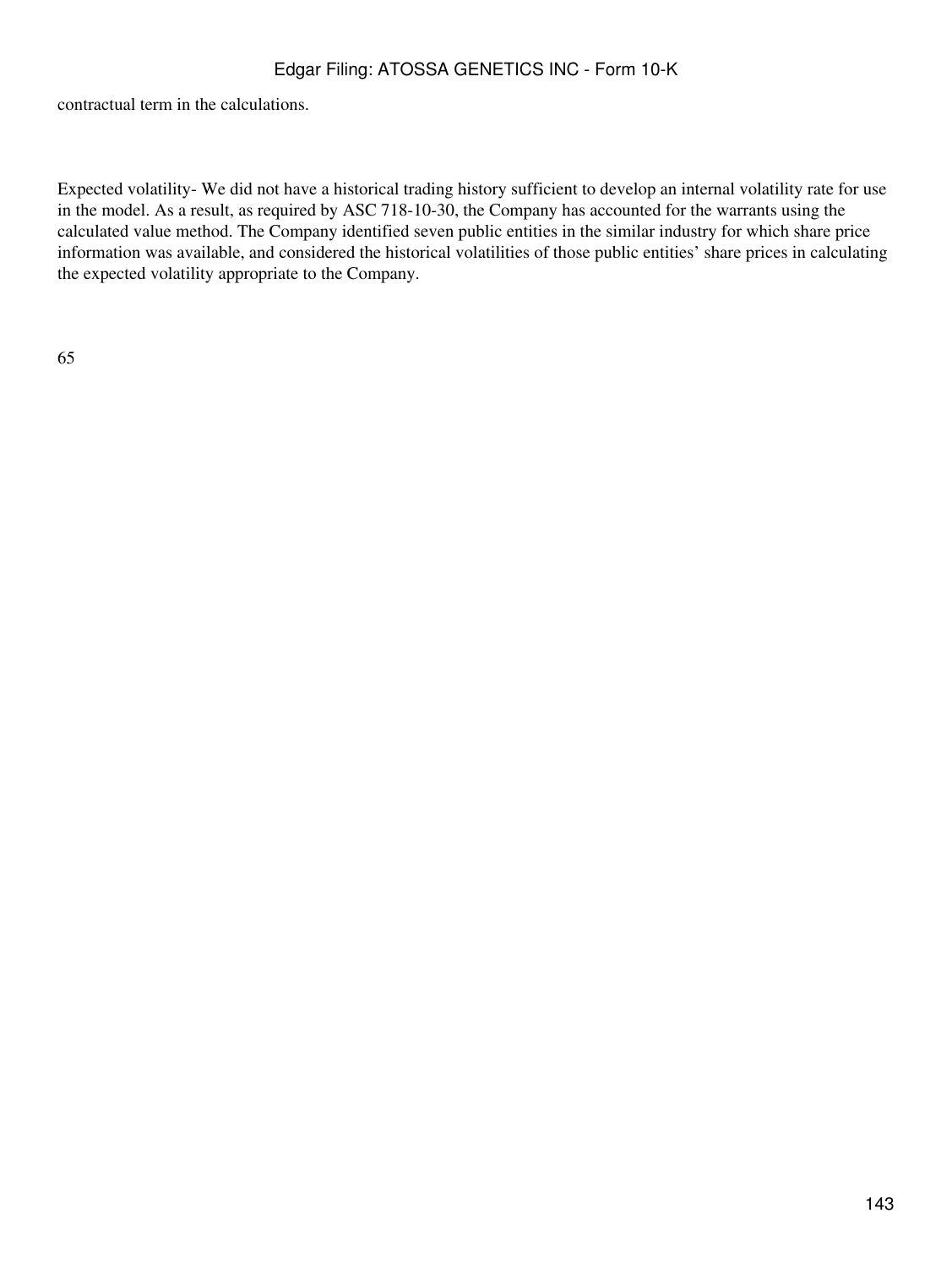contractual term in the calculations.

Expected volatility- We did not have a historical trading history sufficient to develop an internal volatility rate for use in the model. As a result, as required by ASC 718-10-30, the Company has accounted for the warrants using the calculated value method. The Company identified seven public entities in the similar industry for which share price information was available, and considered the historical volatilities of those public entities' share prices in calculating the expected volatility appropriate to the Company.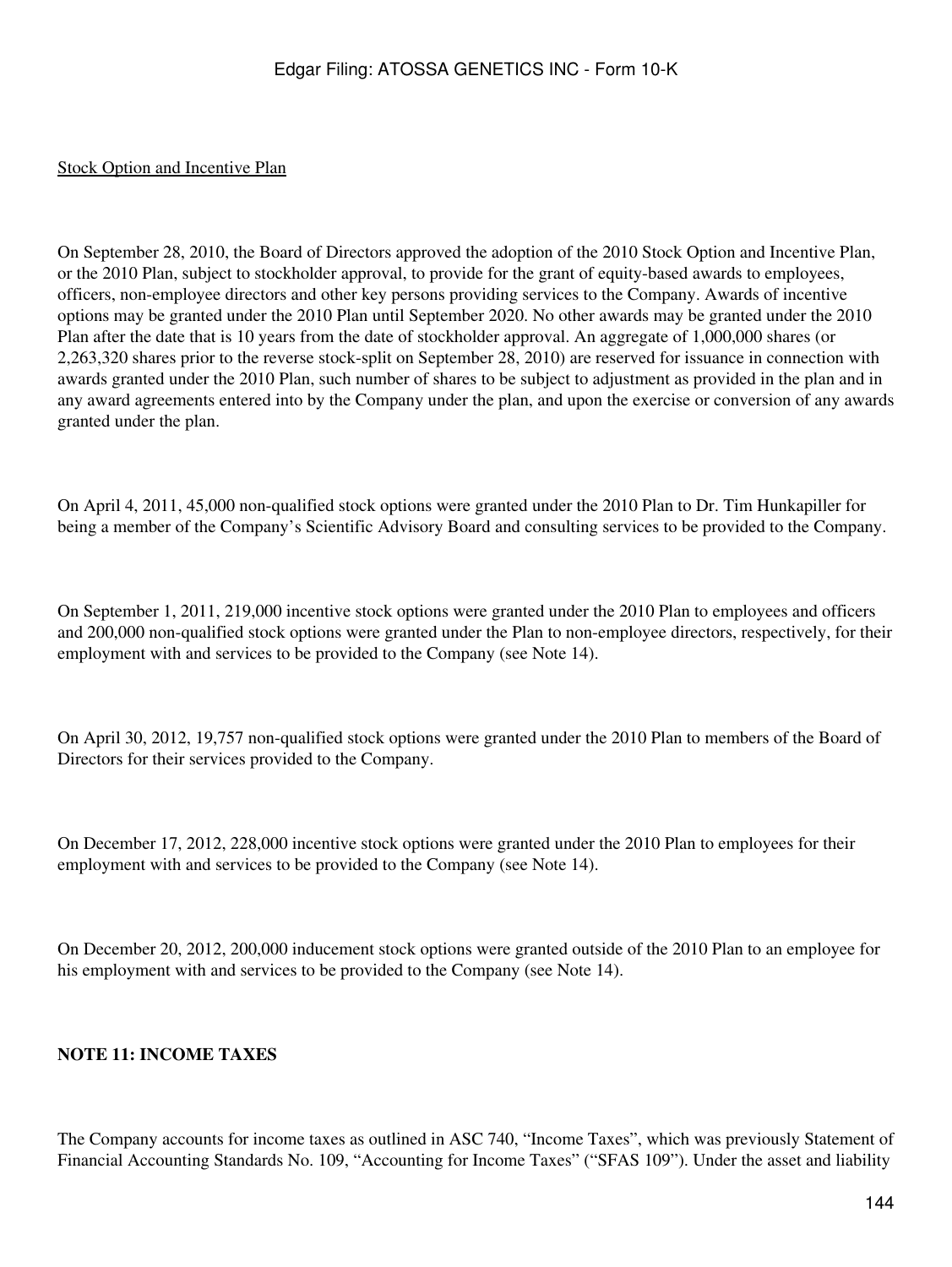Stock Option and Incentive Plan

On September 28, 2010, the Board of Directors approved the adoption of the 2010 Stock Option and Incentive Plan, or the 2010 Plan, subject to stockholder approval, to provide for the grant of equity-based awards to employees, officers, non-employee directors and other key persons providing services to the Company. Awards of incentive options may be granted under the 2010 Plan until September 2020. No other awards may be granted under the 2010 Plan after the date that is 10 years from the date of stockholder approval. An aggregate of 1,000,000 shares (or 2,263,320 shares prior to the reverse stock-split on September 28, 2010) are reserved for issuance in connection with awards granted under the 2010 Plan, such number of shares to be subject to adjustment as provided in the plan and in any award agreements entered into by the Company under the plan, and upon the exercise or conversion of any awards granted under the plan.

On April 4, 2011, 45,000 non-qualified stock options were granted under the 2010 Plan to Dr. Tim Hunkapiller for being a member of the Company's Scientific Advisory Board and consulting services to be provided to the Company.

On September 1, 2011, 219,000 incentive stock options were granted under the 2010 Plan to employees and officers and 200,000 non-qualified stock options were granted under the Plan to non-employee directors, respectively, for their employment with and services to be provided to the Company (see Note 14).

On April 30, 2012, 19,757 non-qualified stock options were granted under the 2010 Plan to members of the Board of Directors for their services provided to the Company.

On December 17, 2012, 228,000 incentive stock options were granted under the 2010 Plan to employees for their employment with and services to be provided to the Company (see Note 14).

On December 20, 2012, 200,000 inducement stock options were granted outside of the 2010 Plan to an employee for his employment with and services to be provided to the Company (see Note 14).

**NOTE 11: INCOME TAXES**

The Company accounts for income taxes as outlined in ASC 740, "Income Taxes", which was previously Statement of Financial Accounting Standards No. 109, "Accounting for Income Taxes" ("SFAS 109"). Under the asset and liability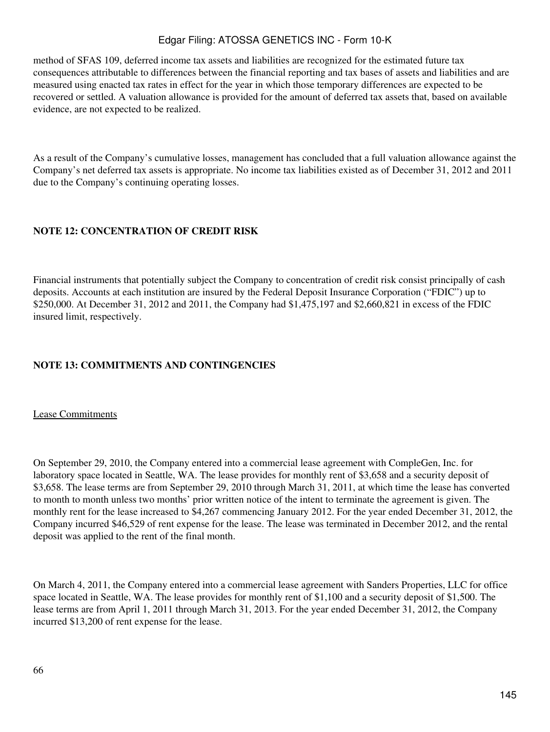method of SFAS 109, deferred income tax assets and liabilities are recognized for the estimated future tax consequences attributable to differences between the financial reporting and tax bases of assets and liabilities and are measured using enacted tax rates in effect for the year in which those temporary differences are expected to be recovered or settled. A valuation allowance is provided for the amount of deferred tax assets that, based on available evidence, are not expected to be realized.

As a result of the Company's cumulative losses, management has concluded that a full valuation allowance against the Company's net deferred tax assets is appropriate. No income tax liabilities existed as of December 31, 2012 and 2011 due to the Company's continuing operating losses.

## NOTE 12: CONCENTRATION OF CREDIT RISK

Financial instruments that potentially subject the Company to concentration of credit risk consist principally of cash deposits. Accounts at each institution are insured by the Federal Deposit Insurance Corporation ("FDIC") up to $250,000. At December 31, 2012 and 2011, the Company had $1,475,197 and $2,660,821 in excess of the FDIC insured limit, respectively.

## NOTE 13: COMMITMENTS AND CONTINGENCIES

Lease Commitments

On September 29, 2010, the Company entered into a commercial lease agreement with CompleGen, Inc. for laboratory space located in Seattle, WA. The lease provides for monthly rent of $3,658 and a security deposit of $3,658. The lease terms are from September 29, 2010 through March 31, 2011, at which time the lease has converted to month to month unless two months' prior written notice of the intent to terminate the agreement is given. The monthly rent for the lease increased to $4,267 commencing January 2012. For the year ended December 31, 2012, the Company incurred $46,529 of rent expense for the lease. The lease was terminated in December 2012, and the rental deposit was applied to the rent of the final month.

On March 4, 2011, the Company entered into a commercial lease agreement with Sanders Properties, LLC for office space located in Seattle, WA. The lease provides for monthly rent of $1,100 and a security deposit of $1,500. The lease terms are from April 1, 2011 through March 31, 2013. For the year ended December 31, 2012, the Company incurred $13,200 of rent expense for the lease.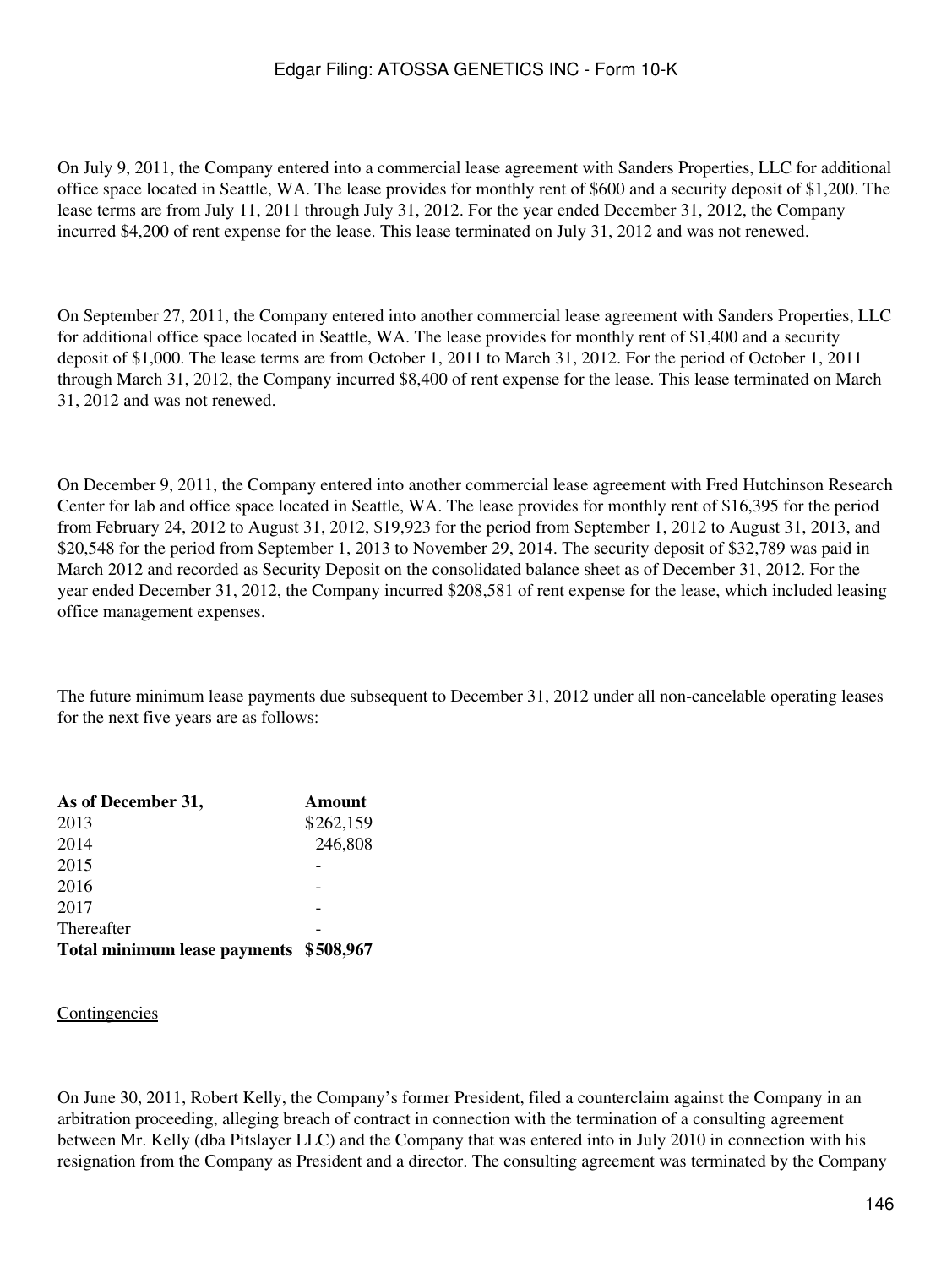On July 9, 2011, the Company entered into a commercial lease agreement with Sanders Properties, LLC for additional office space located in Seattle, WA. The lease provides for monthly rent of $600 and a security deposit of $1,200. The lease terms are from July 11, 2011 through July 31, 2012. For the year ended December 31, 2012, the Company incurred $4,200 of rent expense for the lease. This lease terminated on July 31, 2012 and was not renewed.

On September 27, 2011, the Company entered into another commercial lease agreement with Sanders Properties, LLC for additional office space located in Seattle, WA. The lease provides for monthly rent of $1,400 and a security deposit of $1,000. The lease terms are from October 1, 2011 to March 31, 2012. For the period of October 1, 2011 through March 31, 2012, the Company incurred $8,400 of rent expense for the lease. This lease terminated on March 31, 2012 and was not renewed.

On December 9, 2011, the Company entered into another commercial lease agreement with Fred Hutchinson Research Center for lab and office space located in Seattle, WA. The lease provides for monthly rent of $16,395 for the period from February 24, 2012 to August 31, 2012, $19,923 for the period from September 1, 2012 to August 31, 2013, and $20,548 for the period from September 1, 2013 to November 29, 2014. The security deposit of $32,789 was paid in March 2012 and recorded as Security Deposit on the consolidated balance sheet as of December 31, 2012. For the year ended December 31, 2012, the Company incurred $208,581 of rent expense for the lease, which included leasing office management expenses.

The future minimum lease payments due subsequent to December 31, 2012 under all non-cancelable operating leases for the next five years are as follows:

| As of December 31, | Amount |
|---|---|
| 2013 | $262,159 |
| 2014 | 246,808 |
| 2015 | - |
| 2016 | - |
| 2017 | - |
| Thereafter | - |
| **Total minimum lease payments** | **$508,967** |

Contingencies

On June 30, 2011, Robert Kelly, the Company's former President, filed a counterclaim against the Company in an arbitration proceeding, alleging breach of contract in connection with the termination of a consulting agreement between Mr. Kelly (dba Pitslayer LLC) and the Company that was entered into in July 2010 in connection with his resignation from the Company as President and a director. The consulting agreement was terminated by the Company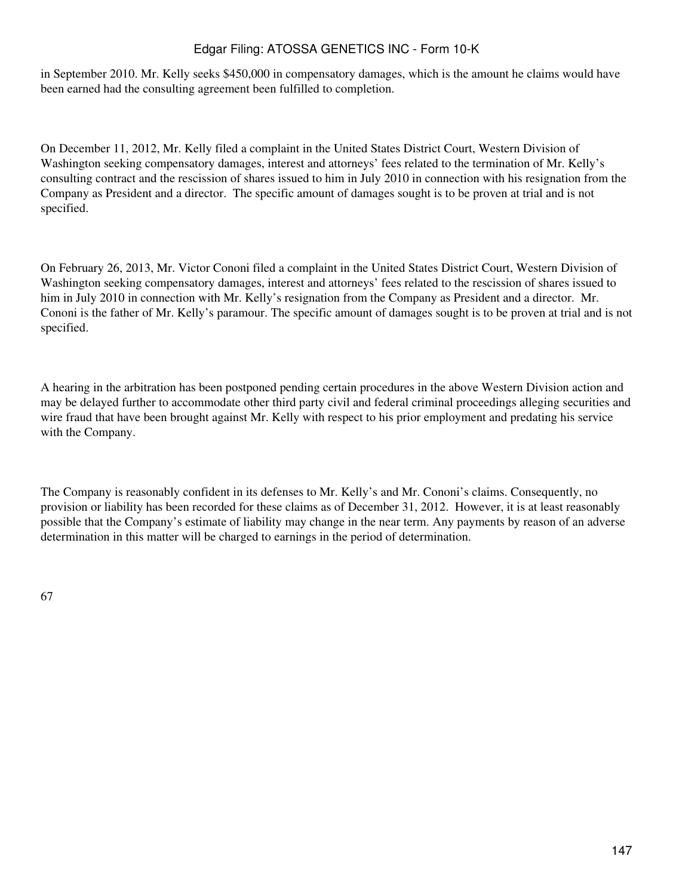in September 2010. Mr. Kelly seeks $450,000 in compensatory damages, which is the amount he claims would have been earned had the consulting agreement been fulfilled to completion.

On December 11, 2012, Mr. Kelly filed a complaint in the United States District Court, Western Division of Washington seeking compensatory damages, interest and attorneys' fees related to the termination of Mr. Kelly's consulting contract and the rescission of shares issued to him in July 2010 in connection with his resignation from the Company as President and a director. The specific amount of damages sought is to be proven at trial and is not specified.

On February 26, 2013, Mr. Victor Cononi filed a complaint in the United States District Court, Western Division of Washington seeking compensatory damages, interest and attorneys' fees related to the rescission of shares issued to him in July 2010 in connection with Mr. Kelly's resignation from the Company as President and a director. Mr. Cononi is the father of Mr. Kelly's paramour. The specific amount of damages sought is to be proven at trial and is not specified.

A hearing in the arbitration has been postponed pending certain procedures in the above Western Division action and may be delayed further to accommodate other third party civil and federal criminal proceedings alleging securities and wire fraud that have been brought against Mr. Kelly with respect to his prior employment and predating his service with the Company.

The Company is reasonably confident in its defenses to Mr. Kelly's and Mr. Cononi's claims. Consequently, no provision or liability has been recorded for these claims as of December 31, 2012. However, it is at least reasonably possible that the Company's estimate of liability may change in the near term. Any payments by reason of an adverse determination in this matter will be charged to earnings in the period of determination.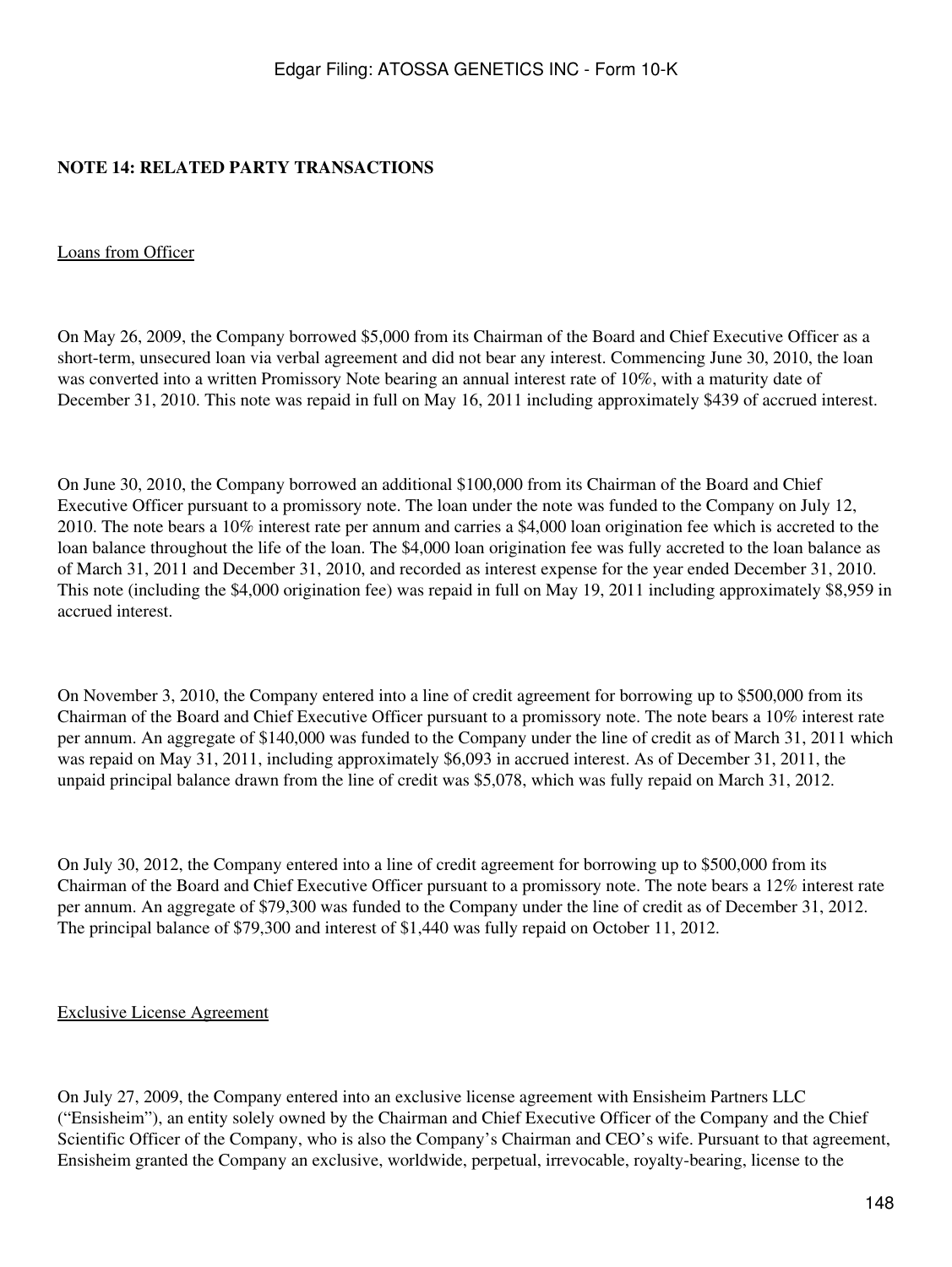## NOTE 14: RELATED PARTY TRANSACTIONS

Loans from Officer

On May 26, 2009, the Company borrowed $5,000 from its Chairman of the Board and Chief Executive Officer as a short-term, unsecured loan via verbal agreement and did not bear any interest. Commencing June 30, 2010, the loan was converted into a written Promissory Note bearing an annual interest rate of 10%, with a maturity date of December 31, 2010. This note was repaid in full on May 16, 2011 including approximately $439 of accrued interest.

On June 30, 2010, the Company borrowed an additional $100,000 from its Chairman of the Board and Chief Executive Officer pursuant to a promissory note. The loan under the note was funded to the Company on July 12, 2010. The note bears a 10% interest rate per annum and carries a $4,000 loan origination fee which is accreted to the loan balance throughout the life of the loan. The $4,000 loan origination fee was fully accreted to the loan balance as of March 31, 2011 and December 31, 2010, and recorded as interest expense for the year ended December 31, 2010. This note (including the $4,000 origination fee) was repaid in full on May 19, 2011 including approximately $8,959 in accrued interest.

On November 3, 2010, the Company entered into a line of credit agreement for borrowing up to $500,000 from its Chairman of the Board and Chief Executive Officer pursuant to a promissory note. The note bears a 10% interest rate per annum. An aggregate of $140,000 was funded to the Company under the line of credit as of March 31, 2011 which was repaid on May 31, 2011, including approximately $6,093 in accrued interest. As of December 31, 2011, the unpaid principal balance drawn from the line of credit was $5,078, which was fully repaid on March 31, 2012.

On July 30, 2012, the Company entered into a line of credit agreement for borrowing up to $500,000 from its Chairman of the Board and Chief Executive Officer pursuant to a promissory note. The note bears a 12% interest rate per annum. An aggregate of $79,300 was funded to the Company under the line of credit as of December 31, 2012. The principal balance of $79,300 and interest of $1,440 was fully repaid on October 11, 2012.

Exclusive License Agreement

On July 27, 2009, the Company entered into an exclusive license agreement with Ensisheim Partners LLC ("Ensisheim"), an entity solely owned by the Chairman and Chief Executive Officer of the Company and the Chief Scientific Officer of the Company, who is also the Company's Chairman and CEO's wife. Pursuant to that agreement, Ensisheim granted the Company an exclusive, worldwide, perpetual, irrevocable, royalty-bearing, license to the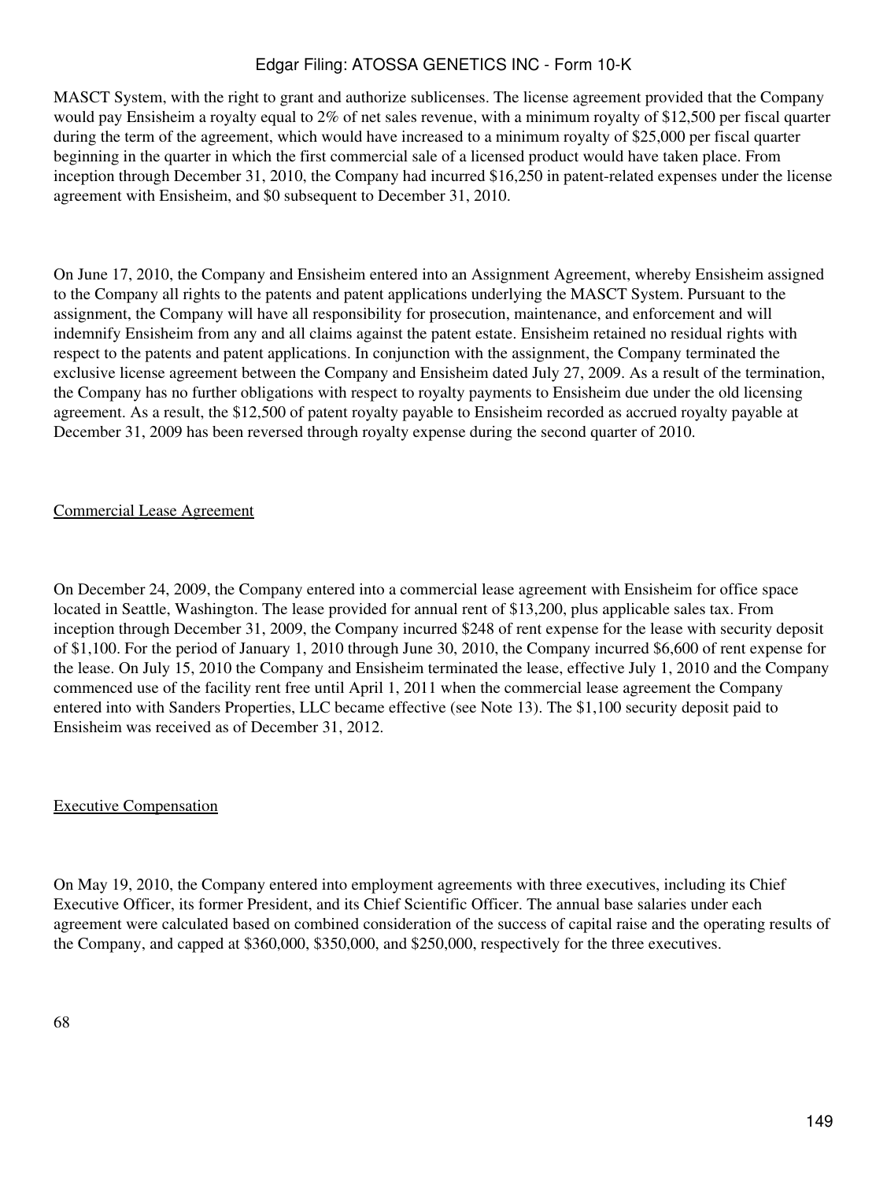MASCT System, with the right to grant and authorize sublicenses. The license agreement provided that the Company would pay Ensisheim a royalty equal to 2% of net sales revenue, with a minimum royalty of $12,500 per fiscal quarter during the term of the agreement, which would have increased to a minimum royalty of $25,000 per fiscal quarter beginning in the quarter in which the first commercial sale of a licensed product would have taken place. From inception through December 31, 2010, the Company had incurred $16,250 in patent-related expenses under the license agreement with Ensisheim, and $0 subsequent to December 31, 2010.

On June 17, 2010, the Company and Ensisheim entered into an Assignment Agreement, whereby Ensisheim assigned to the Company all rights to the patents and patent applications underlying the MASCT System. Pursuant to the assignment, the Company will have all responsibility for prosecution, maintenance, and enforcement and will indemnify Ensisheim from any and all claims against the patent estate. Ensisheim retained no residual rights with respect to the patents and patent applications. In conjunction with the assignment, the Company terminated the exclusive license agreement between the Company and Ensisheim dated July 27, 2009. As a result of the termination, the Company has no further obligations with respect to royalty payments to Ensisheim due under the old licensing agreement. As a result, the $12,500 of patent royalty payable to Ensisheim recorded as accrued royalty payable at December 31, 2009 has been reversed through royalty expense during the second quarter of 2010.

Commercial Lease Agreement

On December 24, 2009, the Company entered into a commercial lease agreement with Ensisheim for office space located in Seattle, Washington. The lease provided for annual rent of $13,200, plus applicable sales tax. From inception through December 31, 2009, the Company incurred $248 of rent expense for the lease with security deposit of $1,100. For the period of January 1, 2010 through June 30, 2010, the Company incurred $6,600 of rent expense for the lease. On July 15, 2010 the Company and Ensisheim terminated the lease, effective July 1, 2010 and the Company commenced use of the facility rent free until April 1, 2011 when the commercial lease agreement the Company entered into with Sanders Properties, LLC became effective (see Note 13). The $1,100 security deposit paid to Ensisheim was received as of December 31, 2012.

Executive Compensation

On May 19, 2010, the Company entered into employment agreements with three executives, including its Chief Executive Officer, its former President, and its Chief Scientific Officer. The annual base salaries under each agreement were calculated based on combined consideration of the success of capital raise and the operating results of the Company, and capped at $360,000, $350,000, and $250,000, respectively for the three executives.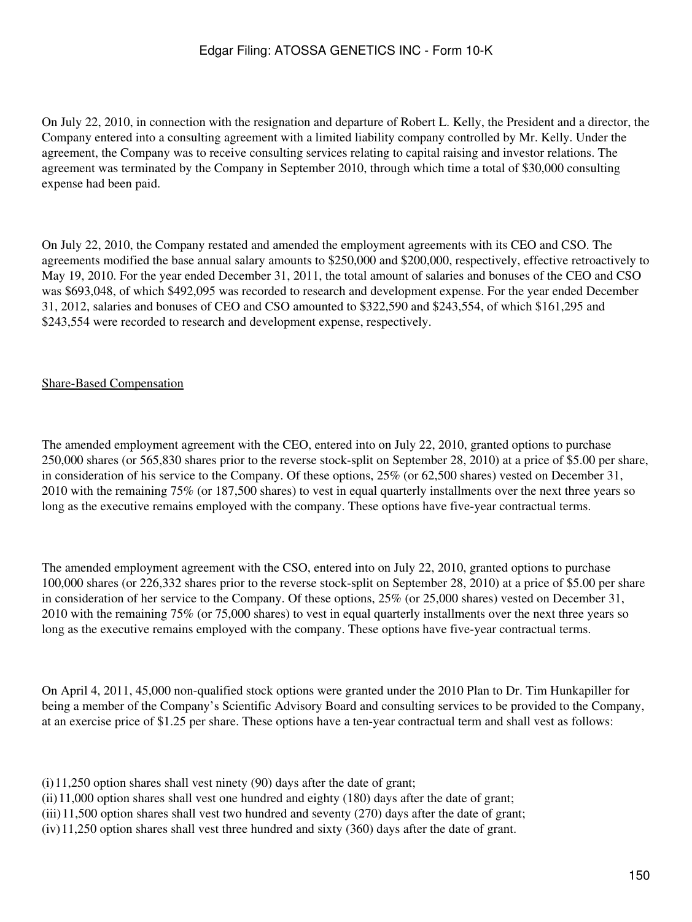On July 22, 2010, in connection with the resignation and departure of Robert L. Kelly, the President and a director, the Company entered into a consulting agreement with a limited liability company controlled by Mr. Kelly. Under the agreement, the Company was to receive consulting services relating to capital raising and investor relations. The agreement was terminated by the Company in September 2010, through which time a total of $30,000 consulting expense had been paid.

On July 22, 2010, the Company restated and amended the employment agreements with its CEO and CSO. The agreements modified the base annual salary amounts to $250,000 and $200,000, respectively, effective retroactively to May 19, 2010. For the year ended December 31, 2011, the total amount of salaries and bonuses of the CEO and CSO was $693,048, of which $492,095 was recorded to research and development expense. For the year ended December 31, 2012, salaries and bonuses of CEO and CSO amounted to $322,590 and $243,554, of which $161,295 and $243,554 were recorded to research and development expense, respectively.

Share-Based Compensation

The amended employment agreement with the CEO, entered into on July 22, 2010, granted options to purchase 250,000 shares (or 565,830 shares prior to the reverse stock-split on September 28, 2010) at a price of $5.00 per share, in consideration of his service to the Company. Of these options, 25% (or 62,500 shares) vested on December 31, 2010 with the remaining 75% (or 187,500 shares) to vest in equal quarterly installments over the next three years so long as the executive remains employed with the company. These options have five-year contractual terms.

The amended employment agreement with the CSO, entered into on July 22, 2010, granted options to purchase 100,000 shares (or 226,332 shares prior to the reverse stock-split on September 28, 2010) at a price of $5.00 per share in consideration of her service to the Company. Of these options, 25% (or 25,000 shares) vested on December 31, 2010 with the remaining 75% (or 75,000 shares) to vest in equal quarterly installments over the next three years so long as the executive remains employed with the company. These options have five-year contractual terms.

On April 4, 2011, 45,000 non-qualified stock options were granted under the 2010 Plan to Dr. Tim Hunkapiller for being a member of the Company's Scientific Advisory Board and consulting services to be provided to the Company, at an exercise price of $1.25 per share. These options have a ten-year contractual term and shall vest as follows:

(i) 11,250 option shares shall vest ninety (90) days after the date of grant;
(ii) 11,000 option shares shall vest one hundred and eighty (180) days after the date of grant;
(iii) 11,500 option shares shall vest two hundred and seventy (270) days after the date of grant;
(iv) 11,250 option shares shall vest three hundred and sixty (360) days after the date of grant.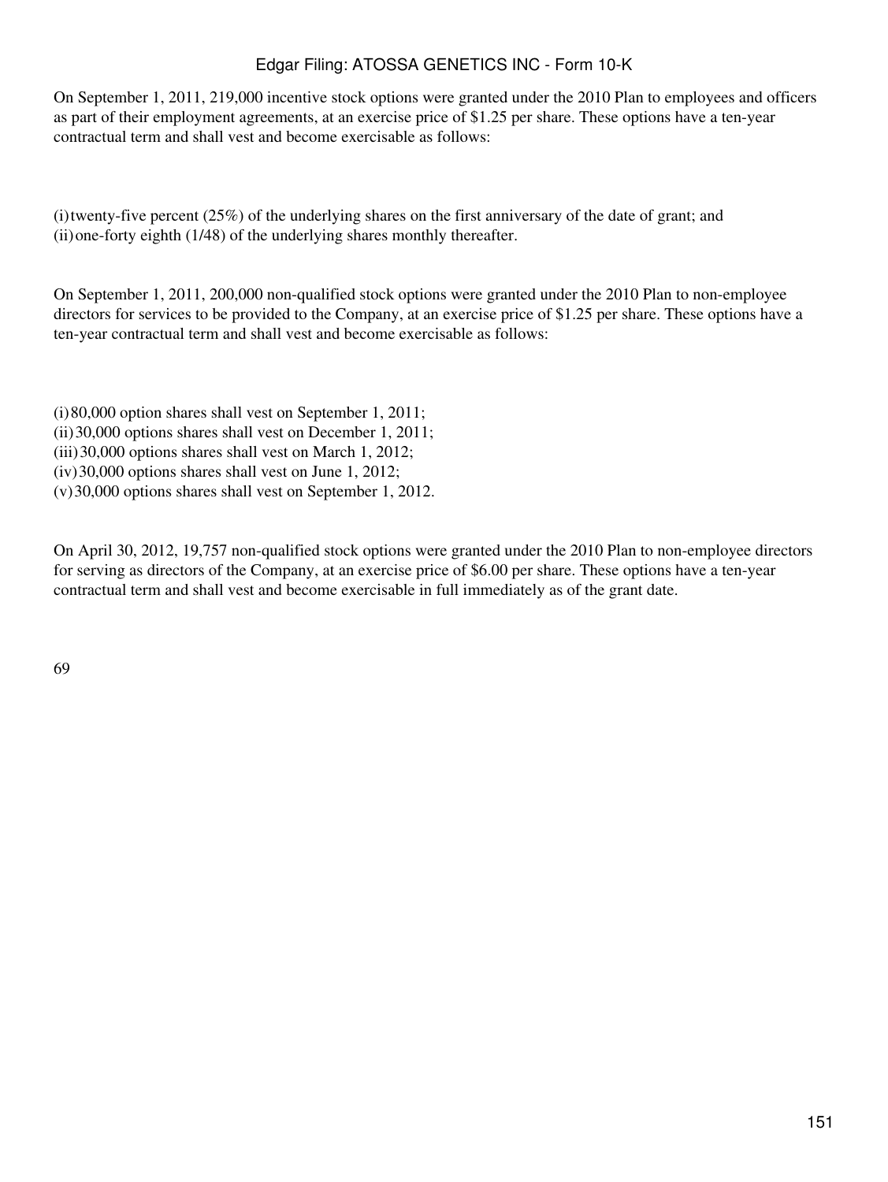On September 1, 2011, 219,000 incentive stock options were granted under the 2010 Plan to employees and officers as part of their employment agreements, at an exercise price of $1.25 per share. These options have a ten-year contractual term and shall vest and become exercisable as follows:

(i) twenty-five percent (25%) of the underlying shares on the first anniversary of the date of grant; and
(ii) one-forty eighth (1/48) of the underlying shares monthly thereafter.

On September 1, 2011, 200,000 non-qualified stock options were granted under the 2010 Plan to non-employee directors for services to be provided to the Company, at an exercise price of $1.25 per share. These options have a ten-year contractual term and shall vest and become exercisable as follows:

(i) 80,000 option shares shall vest on September 1, 2011;
(ii) 30,000 options shares shall vest on December 1, 2011;
(iii) 30,000 options shares shall vest on March 1, 2012;
(iv) 30,000 options shares shall vest on June 1, 2012;
(v) 30,000 options shares shall vest on September 1, 2012.

On April 30, 2012, 19,757 non-qualified stock options were granted under the 2010 Plan to non-employee directors for serving as directors of the Company, at an exercise price of $6.00 per share. These options have a ten-year contractual term and shall vest and become exercisable in full immediately as of the grant date.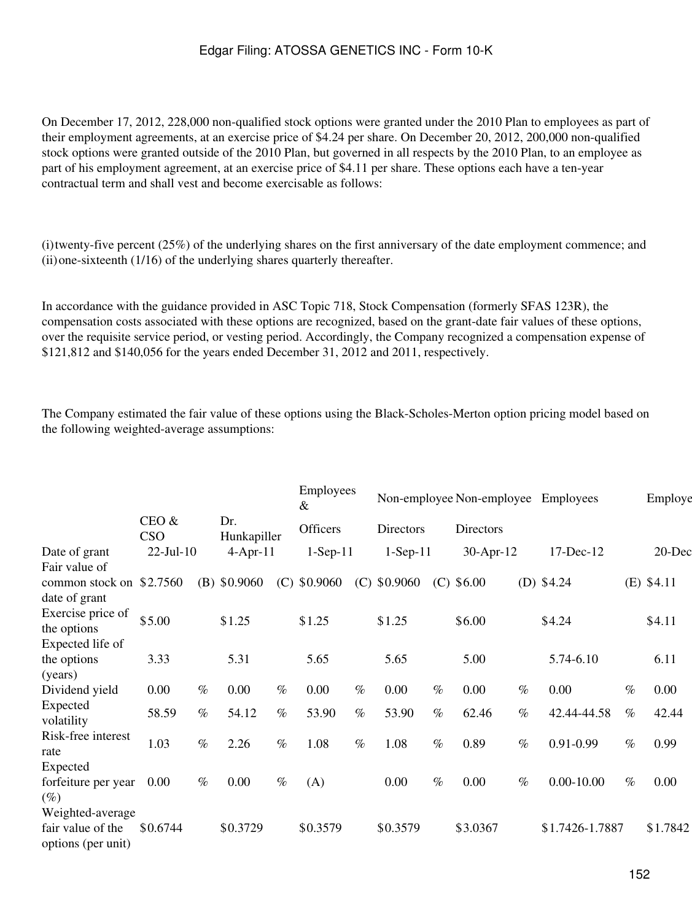On December 17, 2012, 228,000 non-qualified stock options were granted under the 2010 Plan to employees as part of their employment agreements, at an exercise price of $4.24 per share. On December 20, 2012, 200,000 non-qualified stock options were granted outside of the 2010 Plan, but governed in all respects by the 2010 Plan, to an employee as part of his employment agreement, at an exercise price of $4.11 per share. These options each have a ten-year contractual term and shall vest and become exercisable as follows:

(i) twenty-five percent (25%) of the underlying shares on the first anniversary of the date employment commence; and
(ii) one-sixteenth (1/16) of the underlying shares quarterly thereafter.

In accordance with the guidance provided in ASC Topic 718, Stock Compensation (formerly SFAS 123R), the compensation costs associated with these options are recognized, based on the grant-date fair values of these options, over the requisite service period, or vesting period. Accordingly, the Company recognized a compensation expense of $121,812 and $140,056 for the years ended December 31, 2012 and 2011, respectively.

The Company estimated the fair value of these options using the Black-Scholes-Merton option pricing model based on the following weighted-average assumptions:

| | CEO & CSO | | Dr. Hunkapiller | | Employees & Officers | | Non-employee Directors | | Non-employee Directors | | Employees | | Employe |
|---|---|---|---|---|---|---|---|---|---|---|---|---|---|
| Date of grant | 22-Jul-10 | | 4-Apr-11 | | 1-Sep-11 | | 1-Sep-11 | | 30-Apr-12 | | 17-Dec-12 | | 20-Dec |
| Fair value of common stock on date of grant | $2.7560 | (B) | $0.9060 | (C) | $0.9060 | (C) | $0.9060 | (C) | $6.00 | (D) | $4.24 | (E) | $4.11 |
| Exercise price of the options | $5.00 | | $1.25 | | $1.25 | | $1.25 | | $6.00 | | $4.24 | | $4.11 |
| Expected life of the options (years) | 3.33 | | 5.31 | | 5.65 | | 5.65 | | 5.00 | | 5.74-6.10 | | 6.11 |
| Dividend yield | 0.00 | % | 0.00 | % | 0.00 | % | 0.00 | % | 0.00 | % | 0.00 | % | 0.00 |
| Expected volatility | 58.59 | % | 54.12 | % | 53.90 | % | 53.90 | % | 62.46 | % | 42.44-44.58 | % | 42.44 |
| Risk-free interest rate | 1.03 | % | 2.26 | % | 1.08 | % | 1.08 | % | 0.89 | % | 0.91-0.99 | % | 0.99 |
| Expected forfeiture per year (%) | 0.00 | % | 0.00 | % | (A) | | 0.00 | % | 0.00 | % | 0.00-10.00 | % | 0.00 |
| Weighted-average fair value of the options (per unit) | $0.6744 | | $0.3729 | | $0.3579 | | $0.3579 | | $3.0367 | | $1.7426-1.7887 | | $1.7842 |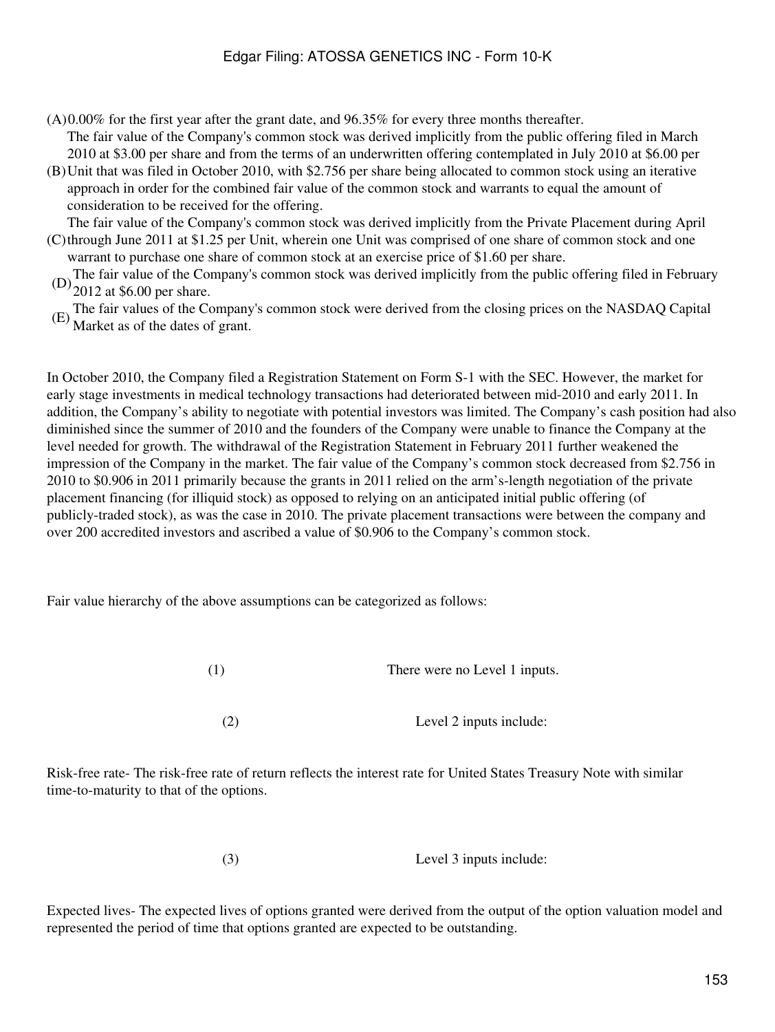(A) 0.00% for the first year after the grant date, and 96.35% for every three months thereafter.

(B) The fair value of the Company's common stock was derived implicitly from the public offering filed in March 2010 at $3.00 per share and from the terms of an underwritten offering contemplated in July 2010 at $6.00 per Unit that was filed in October 2010, with $2.756 per share being allocated to common stock using an iterative approach in order for the combined fair value of the common stock and warrants to equal the amount of consideration to be received for the offering.

(C) The fair value of the Company's common stock was derived implicitly from the Private Placement during April through June 2011 at $1.25 per Unit, wherein one Unit was comprised of one share of common stock and one warrant to purchase one share of common stock at an exercise price of $1.60 per share.

(D) The fair value of the Company's common stock was derived implicitly from the public offering filed in February 2012 at $6.00 per share.

(E) The fair values of the Company's common stock were derived from the closing prices on the NASDAQ Capital Market as of the dates of grant.

In October 2010, the Company filed a Registration Statement on Form S-1 with the SEC. However, the market for early stage investments in medical technology transactions had deteriorated between mid-2010 and early 2011. In addition, the Company's ability to negotiate with potential investors was limited. The Company's cash position had also diminished since the summer of 2010 and the founders of the Company were unable to finance the Company at the level needed for growth. The withdrawal of the Registration Statement in February 2011 further weakened the impression of the Company in the market. The fair value of the Company's common stock decreased from $2.756 in 2010 to $0.906 in 2011 primarily because the grants in 2011 relied on the arm's-length negotiation of the private placement financing (for illiquid stock) as opposed to relying on an anticipated initial public offering (of publicly-traded stock), as was the case in 2010. The private placement transactions were between the company and over 200 accredited investors and ascribed a value of $0.906 to the Company's common stock.

Fair value hierarchy of the above assumptions can be categorized as follows:

(1) There were no Level 1 inputs.

(2) Level 2 inputs include:

Risk-free rate- The risk-free rate of return reflects the interest rate for United States Treasury Note with similar time-to-maturity to that of the options.

(3) Level 3 inputs include:

Expected lives- The expected lives of options granted were derived from the output of the option valuation model and represented the period of time that options granted are expected to be outstanding.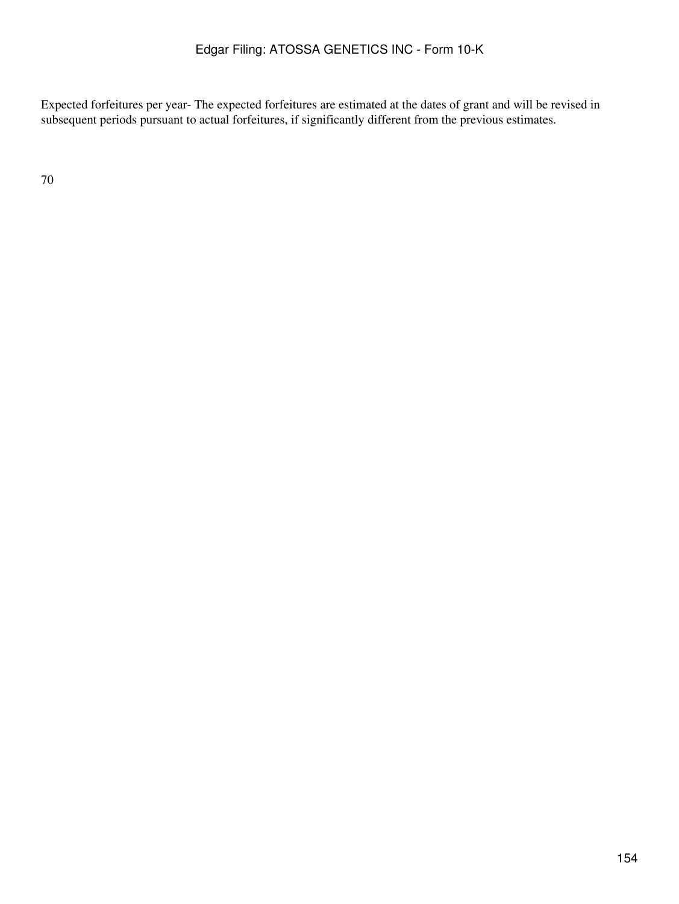Expected forfeitures per year- The expected forfeitures are estimated at the dates of grant and will be revised in subsequent periods pursuant to actual forfeitures, if significantly different from the previous estimates.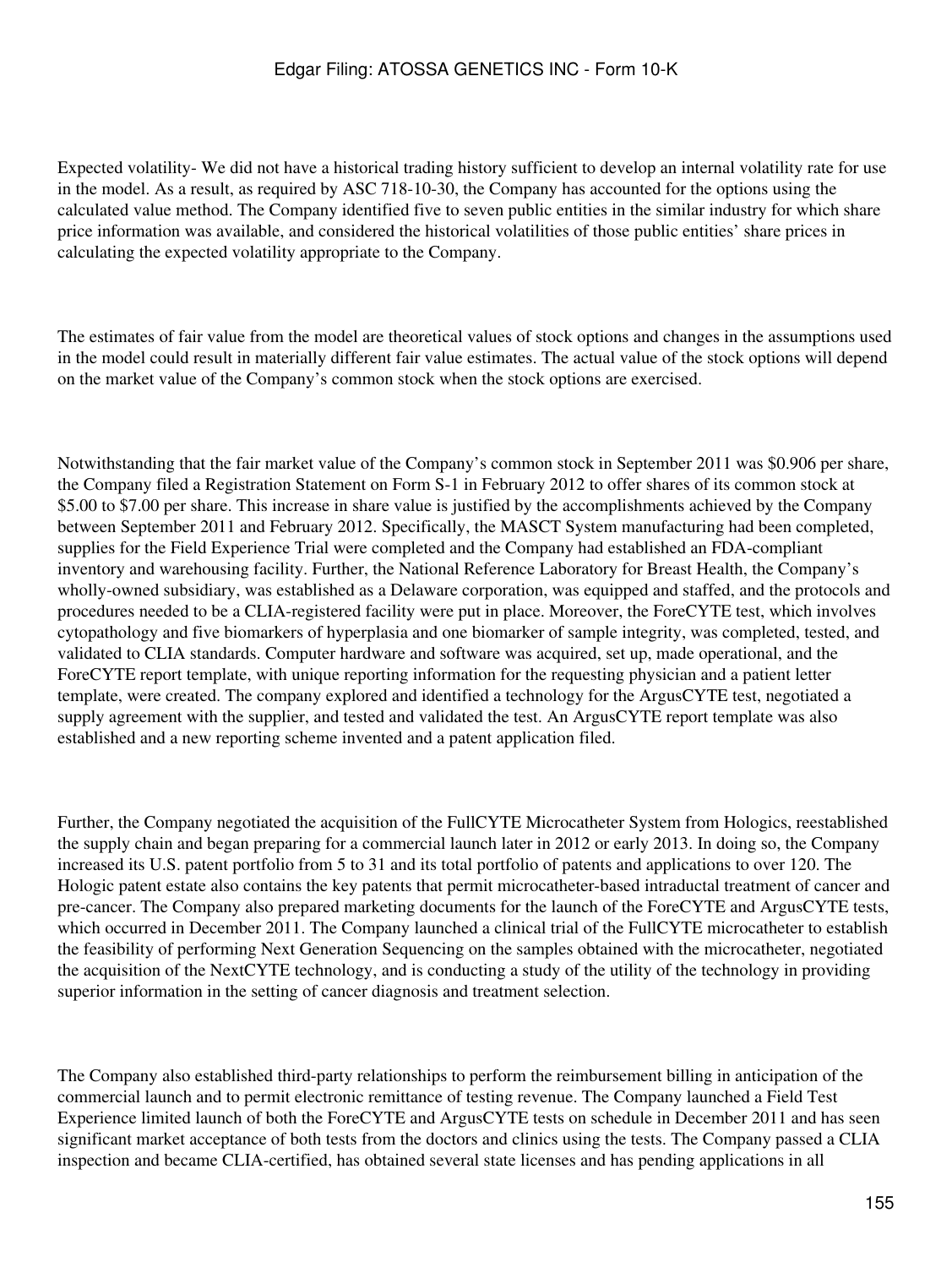Expected volatility- We did not have a historical trading history sufficient to develop an internal volatility rate for use in the model. As a result, as required by ASC 718-10-30, the Company has accounted for the options using the calculated value method. The Company identified five to seven public entities in the similar industry for which share price information was available, and considered the historical volatilities of those public entities' share prices in calculating the expected volatility appropriate to the Company.

The estimates of fair value from the model are theoretical values of stock options and changes in the assumptions used in the model could result in materially different fair value estimates. The actual value of the stock options will depend on the market value of the Company's common stock when the stock options are exercised.

Notwithstanding that the fair market value of the Company's common stock in September 2011 was $0.906 per share, the Company filed a Registration Statement on Form S-1 in February 2012 to offer shares of its common stock at $5.00 to $7.00 per share. This increase in share value is justified by the accomplishments achieved by the Company between September 2011 and February 2012. Specifically, the MASCT System manufacturing had been completed, supplies for the Field Experience Trial were completed and the Company had established an FDA-compliant inventory and warehousing facility. Further, the National Reference Laboratory for Breast Health, the Company's wholly-owned subsidiary, was established as a Delaware corporation, was equipped and staffed, and the protocols and procedures needed to be a CLIA-registered facility were put in place. Moreover, the ForeCYTE test, which involves cytopathology and five biomarkers of hyperplasia and one biomarker of sample integrity, was completed, tested, and validated to CLIA standards. Computer hardware and software was acquired, set up, made operational, and the ForeCYTE report template, with unique reporting information for the requesting physician and a patient letter template, were created. The company explored and identified a technology for the ArgusCYTE test, negotiated a supply agreement with the supplier, and tested and validated the test. An ArgusCYTE report template was also established and a new reporting scheme invented and a patent application filed.

Further, the Company negotiated the acquisition of the FullCYTE Microcatheter System from Hologics, reestablished the supply chain and began preparing for a commercial launch later in 2012 or early 2013. In doing so, the Company increased its U.S. patent portfolio from 5 to 31 and its total portfolio of patents and applications to over 120. The Hologic patent estate also contains the key patents that permit microcatheter-based intraductal treatment of cancer and pre-cancer. The Company also prepared marketing documents for the launch of the ForeCYTE and ArgusCYTE tests, which occurred in December 2011. The Company launched a clinical trial of the FullCYTE microcatheter to establish the feasibility of performing Next Generation Sequencing on the samples obtained with the microcatheter, negotiated the acquisition of the NextCYTE technology, and is conducting a study of the utility of the technology in providing superior information in the setting of cancer diagnosis and treatment selection.

The Company also established third-party relationships to perform the reimbursement billing in anticipation of the commercial launch and to permit electronic remittance of testing revenue. The Company launched a Field Test Experience limited launch of both the ForeCYTE and ArgusCYTE tests on schedule in December 2011 and has seen significant market acceptance of both tests from the doctors and clinics using the tests. The Company passed a CLIA inspection and became CLIA-certified, has obtained several state licenses and has pending applications in all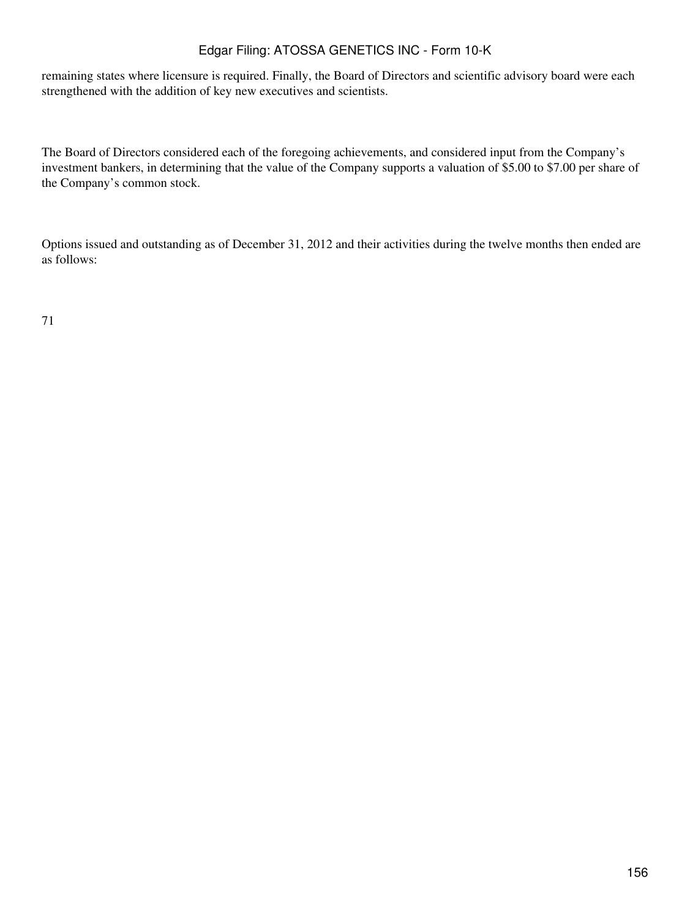remaining states where licensure is required. Finally, the Board of Directors and scientific advisory board were each strengthened with the addition of key new executives and scientists.

The Board of Directors considered each of the foregoing achievements, and considered input from the Company's investment bankers, in determining that the value of the Company supports a valuation of $5.00 to $7.00 per share of the Company's common stock.

Options issued and outstanding as of December 31, 2012 and their activities during the twelve months then ended are as follows: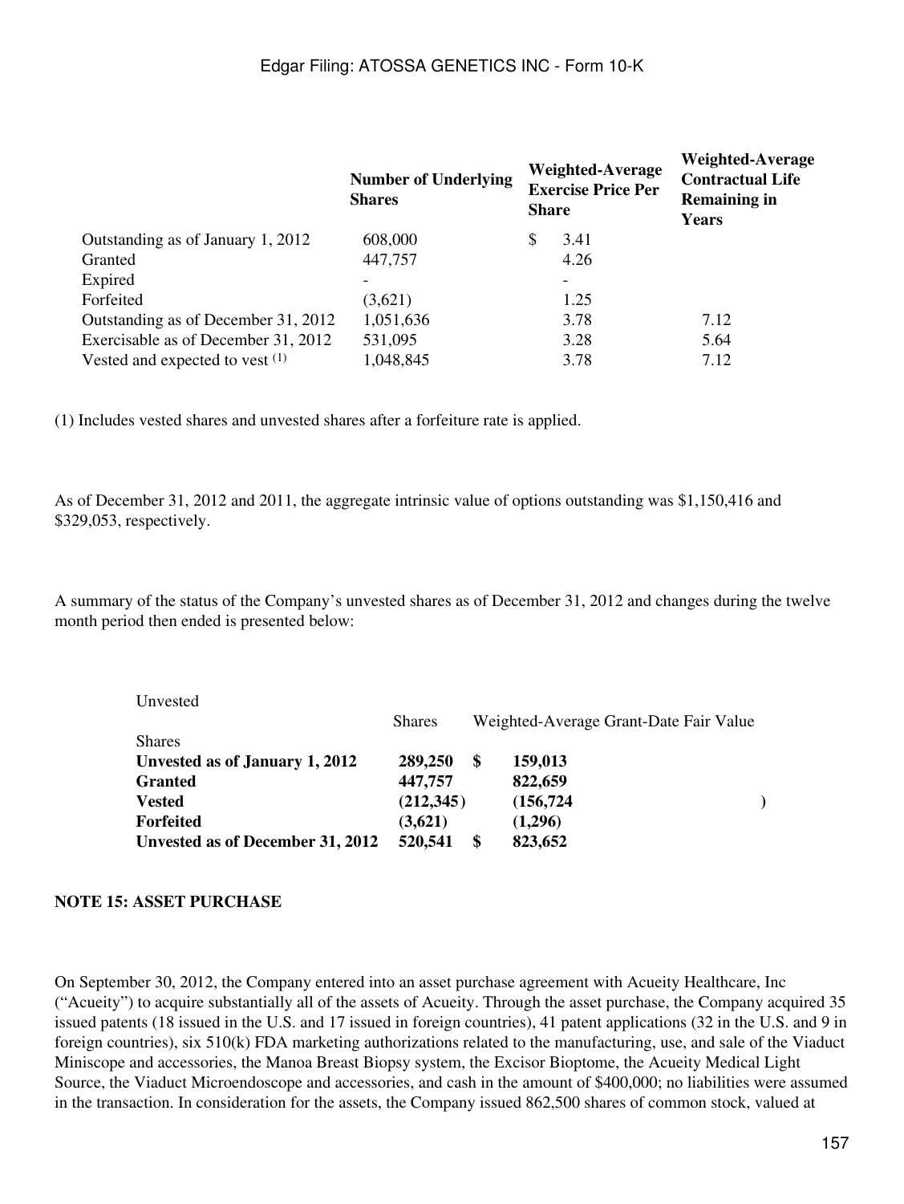|  | Number of Underlying Shares | Weighted-Average Exercise Price Per Share | Weighted-Average Contractual Life Remaining in Years |
|---|---|---|---|
| Outstanding as of January 1, 2012 | 608,000 | $ 3.41 |  |
| Granted | 447,757 | 4.26 |  |
| Expired | - | - |  |
| Forfeited | (3,621) | 1.25 |  |
| Outstanding as of December 31, 2012 | 1,051,636 | 3.78 | 7.12 |
| Exercisable as of December 31, 2012 | 531,095 | 3.28 | 5.64 |
| Vested and expected to vest [(1)] | 1,048,845 | 3.78 | 7.12 |

(1) Includes vested shares and unvested shares after a forfeiture rate is applied.

As of December 31, 2012 and 2011, the aggregate intrinsic value of options outstanding was $1,150,416 and $329,053, respectively.

A summary of the status of the Company's unvested shares as of December 31, 2012 and changes during the twelve month period then ended is presented below:

| Unvested Shares | Shares | Weighted-Average Grant-Date Fair Value |
|---|---|---|
| **Unvested as of January 1, 2012** | **289,250** | **$ 159,013** |
| **Granted** | **447,757** | **822,659** |
| **Vested** | **(212,345)** | **(156,724)** |
| **Forfeited** | **(3,621)** | **(1,296)** |
| **Unvested as of December 31, 2012** | **520,541** | **$ 823,652** |

**NOTE 15: ASSET PURCHASE**

On September 30, 2012, the Company entered into an asset purchase agreement with Acueity Healthcare, Inc ("Acueity") to acquire substantially all of the assets of Acueity. Through the asset purchase, the Company acquired 35 issued patents (18 issued in the U.S. and 17 issued in foreign countries), 41 patent applications (32 in the U.S. and 9 in foreign countries), six 510(k) FDA marketing authorizations related to the manufacturing, use, and sale of the Viaduct Miniscope and accessories, the Manoa Breast Biopsy system, the Excisor Bioptome, the Acueity Medical Light Source, the Viaduct Microendoscope and accessories, and cash in the amount of $400,000; no liabilities were assumed in the transaction. In consideration for the assets, the Company issued 862,500 shares of common stock, valued at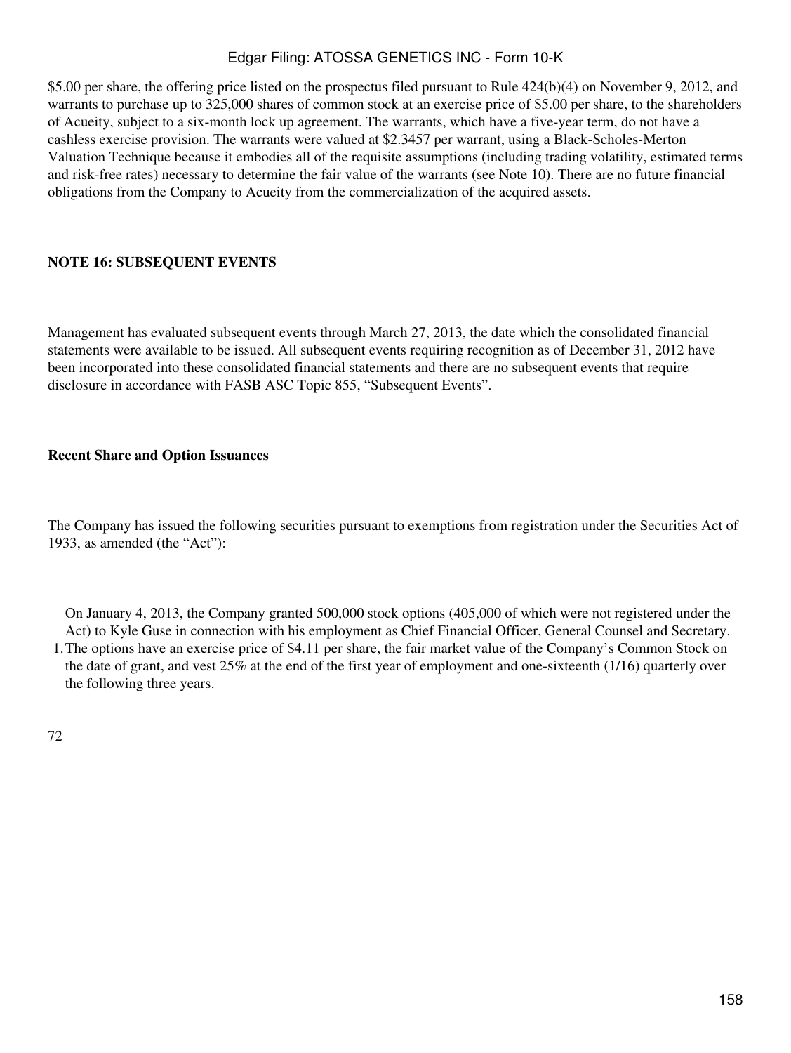$5.00 per share, the offering price listed on the prospectus filed pursuant to Rule 424(b)(4) on November 9, 2012, and warrants to purchase up to 325,000 shares of common stock at an exercise price of $5.00 per share, to the shareholders of Acueity, subject to a six-month lock up agreement. The warrants, which have a five-year term, do not have a cashless exercise provision. The warrants were valued at $2.3457 per warrant, using a Black-Scholes-Merton Valuation Technique because it embodies all of the requisite assumptions (including trading volatility, estimated terms and risk-free rates) necessary to determine the fair value of the warrants (see Note 10). There are no future financial obligations from the Company to Acueity from the commercialization of the acquired assets.

**NOTE 16: SUBSEQUENT EVENTS**

Management has evaluated subsequent events through March 27, 2013, the date which the consolidated financial statements were available to be issued. All subsequent events requiring recognition as of December 31, 2012 have been incorporated into these consolidated financial statements and there are no subsequent events that require disclosure in accordance with FASB ASC Topic 855, "Subsequent Events".

**Recent Share and Option Issuances**

The Company has issued the following securities pursuant to exemptions from registration under the Securities Act of 1933, as amended (the "Act"):

1. On January 4, 2013, the Company granted 500,000 stock options (405,000 of which were not registered under the Act) to Kyle Guse in connection with his employment as Chief Financial Officer, General Counsel and Secretary. The options have an exercise price of $4.11 per share, the fair market value of the Company's Common Stock on the date of grant, and vest 25% at the end of the first year of employment and one-sixteenth (1/16) quarterly over the following three years.

72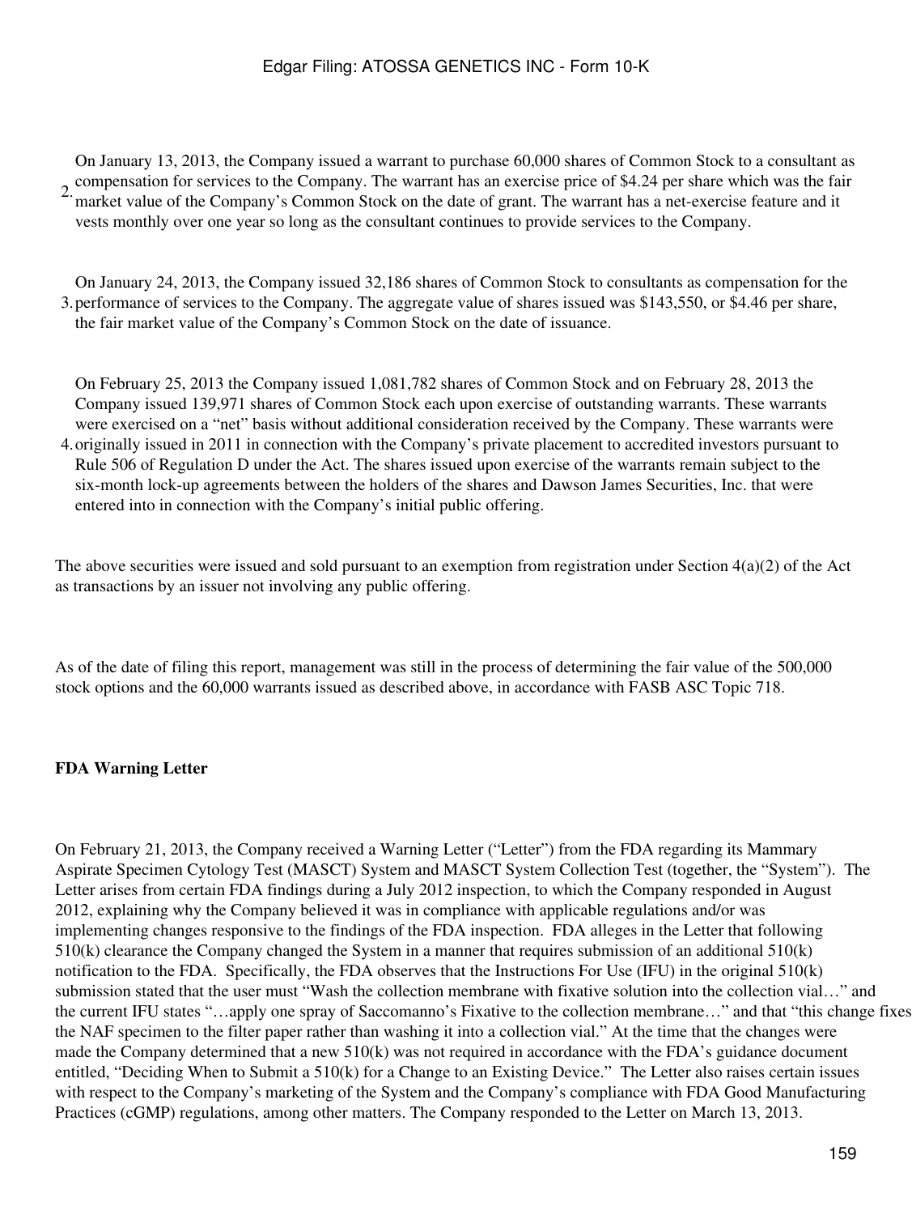2. On January 13, 2013, the Company issued a warrant to purchase 60,000 shares of Common Stock to a consultant as compensation for services to the Company. The warrant has an exercise price of $4.24 per share which was the fair market value of the Company's Common Stock on the date of grant. The warrant has a net-exercise feature and it vests monthly over one year so long as the consultant continues to provide services to the Company.

3. On January 24, 2013, the Company issued 32,186 shares of Common Stock to consultants as compensation for the performance of services to the Company. The aggregate value of shares issued was $143,550, or $4.46 per share, the fair market value of the Company's Common Stock on the date of issuance.

4. On February 25, 2013 the Company issued 1,081,782 shares of Common Stock and on February 28, 2013 the Company issued 139,971 shares of Common Stock each upon exercise of outstanding warrants. These warrants were exercised on a "net" basis without additional consideration received by the Company. These warrants were originally issued in 2011 in connection with the Company's private placement to accredited investors pursuant to Rule 506 of Regulation D under the Act. The shares issued upon exercise of the warrants remain subject to the six-month lock-up agreements between the holders of the shares and Dawson James Securities, Inc. that were entered into in connection with the Company's initial public offering.

The above securities were issued and sold pursuant to an exemption from registration under Section 4(a)(2) of the Act as transactions by an issuer not involving any public offering.

As of the date of filing this report, management was still in the process of determining the fair value of the 500,000 stock options and the 60,000 warrants issued as described above, in accordance with FASB ASC Topic 718.

**FDA Warning Letter**

On February 21, 2013, the Company received a Warning Letter ("Letter") from the FDA regarding its Mammary Aspirate Specimen Cytology Test (MASCT) System and MASCT System Collection Test (together, the "System"). The Letter arises from certain FDA findings during a July 2012 inspection, to which the Company responded in August 2012, explaining why the Company believed it was in compliance with applicable regulations and/or was implementing changes responsive to the findings of the FDA inspection. FDA alleges in the Letter that following 510(k) clearance the Company changed the System in a manner that requires submission of an additional 510(k) notification to the FDA. Specifically, the FDA observes that the Instructions For Use (IFU) in the original 510(k) submission stated that the user must "Wash the collection membrane with fixative solution into the collection vial…" and the current IFU states "…apply one spray of Saccomanno's Fixative to the collection membrane…" and that "this change fixes the NAF specimen to the filter paper rather than washing it into a collection vial." At the time that the changes were made the Company determined that a new 510(k) was not required in accordance with the FDA's guidance document entitled, "Deciding When to Submit a 510(k) for a Change to an Existing Device." The Letter also raises certain issues with respect to the Company's marketing of the System and the Company's compliance with FDA Good Manufacturing Practices (cGMP) regulations, among other matters. The Company responded to the Letter on March 13, 2013.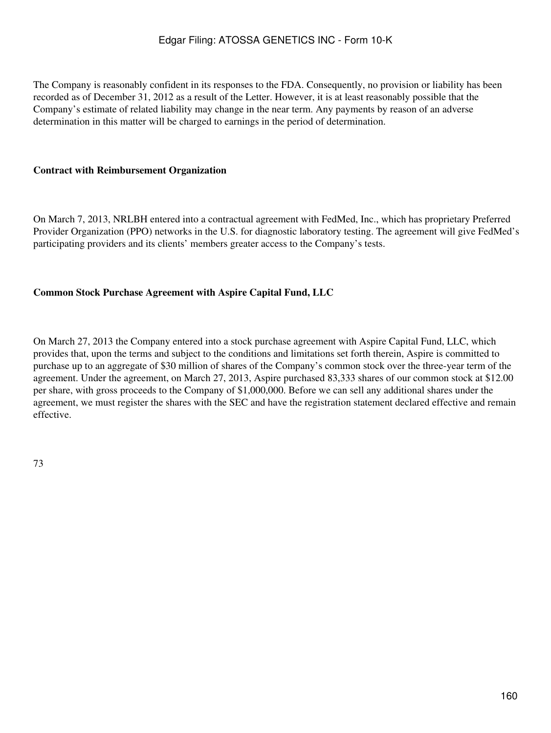The Company is reasonably confident in its responses to the FDA. Consequently, no provision or liability has been recorded as of December 31, 2012 as a result of the Letter. However, it is at least reasonably possible that the Company's estimate of related liability may change in the near term. Any payments by reason of an adverse determination in this matter will be charged to earnings in the period of determination.

**Contract with Reimbursement Organization**

On March 7, 2013, NRLBH entered into a contractual agreement with FedMed, Inc., which has proprietary Preferred Provider Organization (PPO) networks in the U.S. for diagnostic laboratory testing. The agreement will give FedMed's participating providers and its clients' members greater access to the Company's tests.

**Common Stock Purchase Agreement with Aspire Capital Fund, LLC**

On March 27, 2013 the Company entered into a stock purchase agreement with Aspire Capital Fund, LLC, which provides that, upon the terms and subject to the conditions and limitations set forth therein, Aspire is committed to purchase up to an aggregate of $30 million of shares of the Company's common stock over the three-year term of the agreement. Under the agreement, on March 27, 2013, Aspire purchased 83,333 shares of our common stock at $12.00 per share, with gross proceeds to the Company of $1,000,000. Before we can sell any additional shares under the agreement, we must register the shares with the SEC and have the registration statement declared effective and remain effective.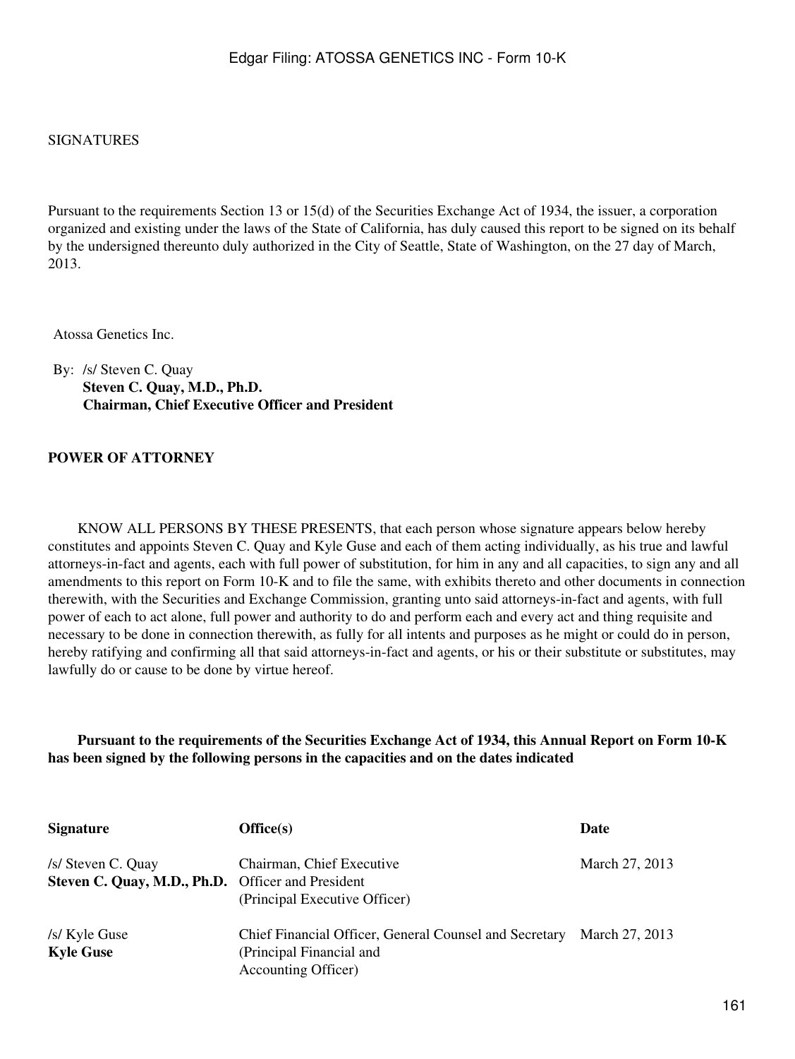SIGNATURES

Pursuant to the requirements Section 13 or 15(d) of the Securities Exchange Act of 1934, the issuer, a corporation organized and existing under the laws of the State of California, has duly caused this report to be signed on its behalf by the undersigned thereunto duly authorized in the City of Seattle, State of Washington, on the 27 day of March, 2013.

Atossa Genetics Inc.

By: /s/ Steven C. Quay
**Steven C. Quay, M.D., Ph.D.**
**Chairman, Chief Executive Officer and President**

**POWER OF ATTORNEY**

KNOW ALL PERSONS BY THESE PRESENTS, that each person whose signature appears below hereby constitutes and appoints Steven C. Quay and Kyle Guse and each of them acting individually, as his true and lawful attorneys-in-fact and agents, each with full power of substitution, for him in any and all capacities, to sign any and all amendments to this report on Form 10-K and to file the same, with exhibits thereto and other documents in connection therewith, with the Securities and Exchange Commission, granting unto said attorneys-in-fact and agents, with full power of each to act alone, full power and authority to do and perform each and every act and thing requisite and necessary to be done in connection therewith, as fully for all intents and purposes as he might or could do in person, hereby ratifying and confirming all that said attorneys-in-fact and agents, or his or their substitute or substitutes, may lawfully do or cause to be done by virtue hereof.

**Pursuant to the requirements of the Securities Exchange Act of 1934, this Annual Report on Form 10-K has been signed by the following persons in the capacities and on the dates indicated**

| **Signature** | **Office(s)** | **Date** |
|---|---|---|
| /s/ Steven C. Quay<br>**Steven C. Quay, M.D., Ph.D.** | Chairman, Chief Executive Officer and President<br>(Principal Executive Officer) | March 27, 2013 |
| /s/ Kyle Guse<br>**Kyle Guse** | Chief Financial Officer, General Counsel and Secretary<br>(Principal Financial and Accounting Officer) | March 27, 2013 |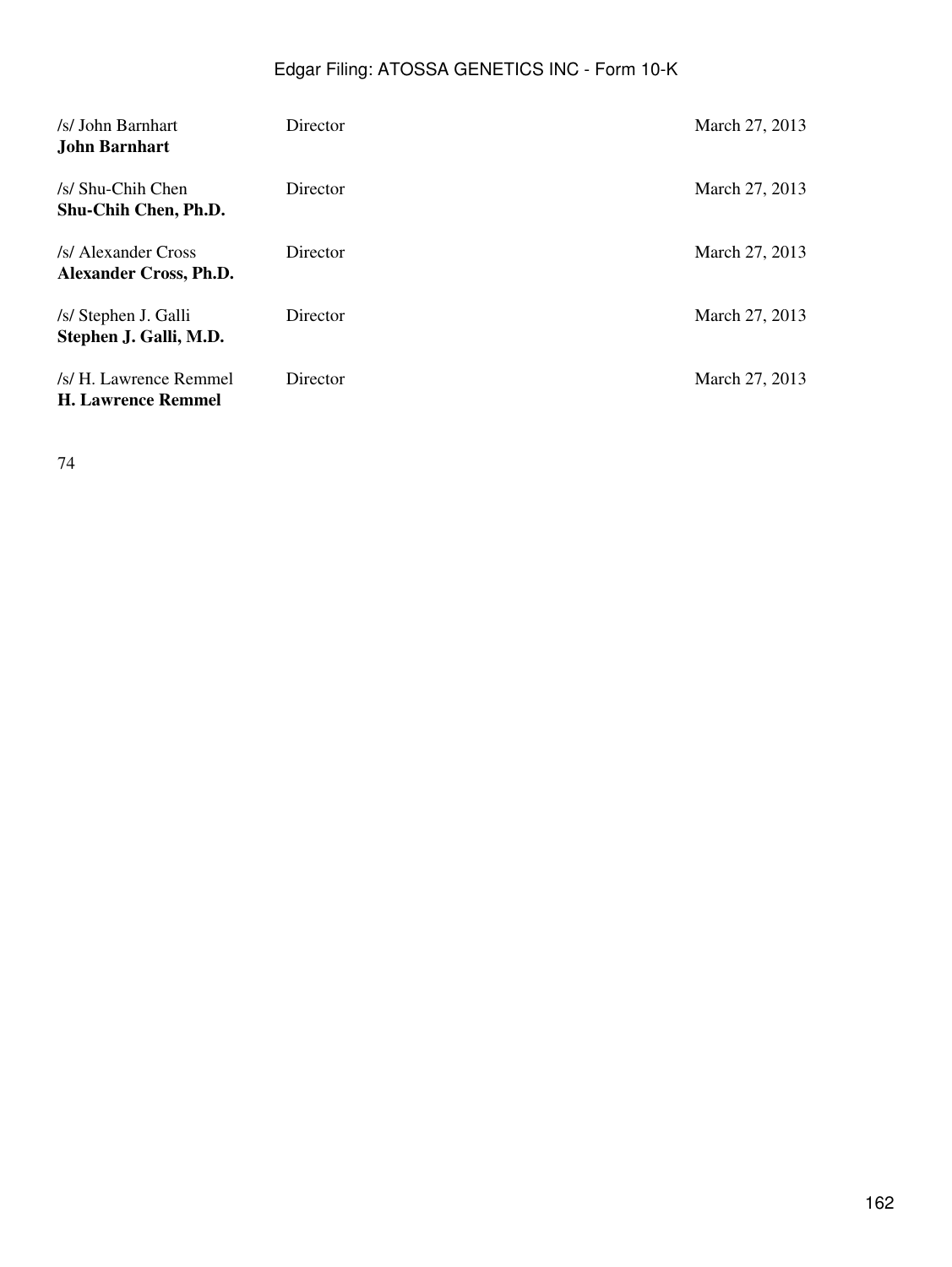| | | |
|---|---|---|
| /s/ John Barnhart<br>**John Barnhart** | Director | March 27, 2013 |
| /s/ Shu-Chih Chen<br>**Shu-Chih Chen, Ph.D.** | Director | March 27, 2013 |
| /s/ Alexander Cross<br>**Alexander Cross, Ph.D.** | Director | March 27, 2013 |
| /s/ Stephen J. Galli<br>**Stephen J. Galli, M.D.** | Director | March 27, 2013 |
| /s/ H. Lawrence Remmel<br>**H. Lawrence Remmel** | Director | March 27, 2013 |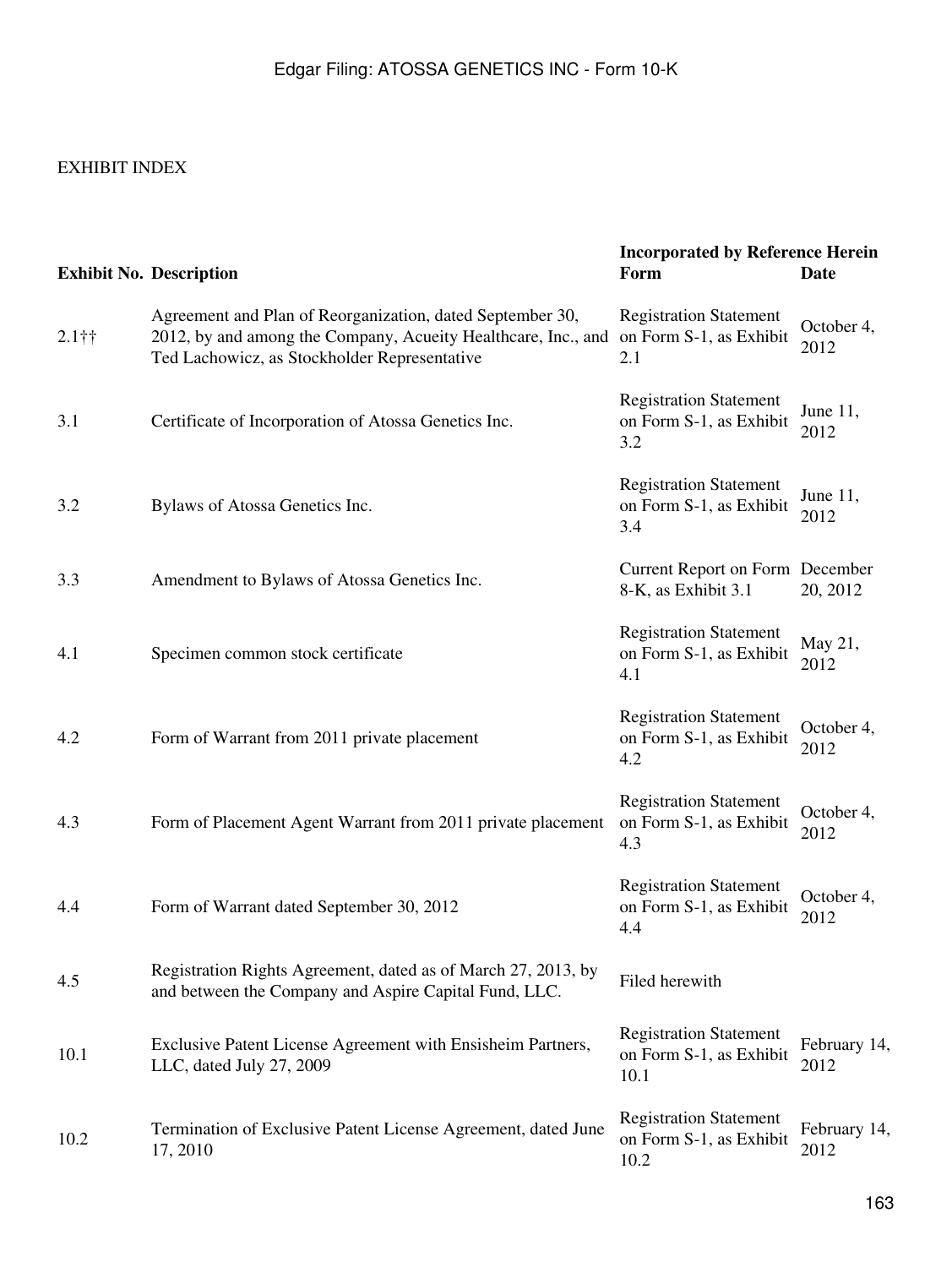EXHIBIT INDEX

| Exhibit No. | Description | Incorporated by Reference Herein Form | Date |
|---|---|---|---|
| 2.1†† | Agreement and Plan of Reorganization, dated September 30, 2012, by and among the Company, Acueity Healthcare, Inc., and Ted Lachowicz, as Stockholder Representative | Registration Statement on Form S-1, as Exhibit 2.1 | October 4, 2012 |
| 3.1 | Certificate of Incorporation of Atossa Genetics Inc. | Registration Statement on Form S-1, as Exhibit 3.2 | June 11, 2012 |
| 3.2 | Bylaws of Atossa Genetics Inc. | Registration Statement on Form S-1, as Exhibit 3.4 | June 11, 2012 |
| 3.3 | Amendment to Bylaws of Atossa Genetics Inc. | Current Report on Form 8-K, as Exhibit 3.1 | December 20, 2012 |
| 4.1 | Specimen common stock certificate | Registration Statement on Form S-1, as Exhibit 4.1 | May 21, 2012 |
| 4.2 | Form of Warrant from 2011 private placement | Registration Statement on Form S-1, as Exhibit 4.2 | October 4, 2012 |
| 4.3 | Form of Placement Agent Warrant from 2011 private placement | Registration Statement on Form S-1, as Exhibit 4.3 | October 4, 2012 |
| 4.4 | Form of Warrant dated September 30, 2012 | Registration Statement on Form S-1, as Exhibit 4.4 | October 4, 2012 |
| 4.5 | Registration Rights Agreement, dated as of March 27, 2013, by and between the Company and Aspire Capital Fund, LLC. | Filed herewith | |
| 10.1 | Exclusive Patent License Agreement with Ensisheim Partners, LLC, dated July 27, 2009 | Registration Statement on Form S-1, as Exhibit 10.1 | February 14, 2012 |
| 10.2 | Termination of Exclusive Patent License Agreement, dated June 17, 2010 | Registration Statement on Form S-1, as Exhibit 10.2 | February 14, 2012 |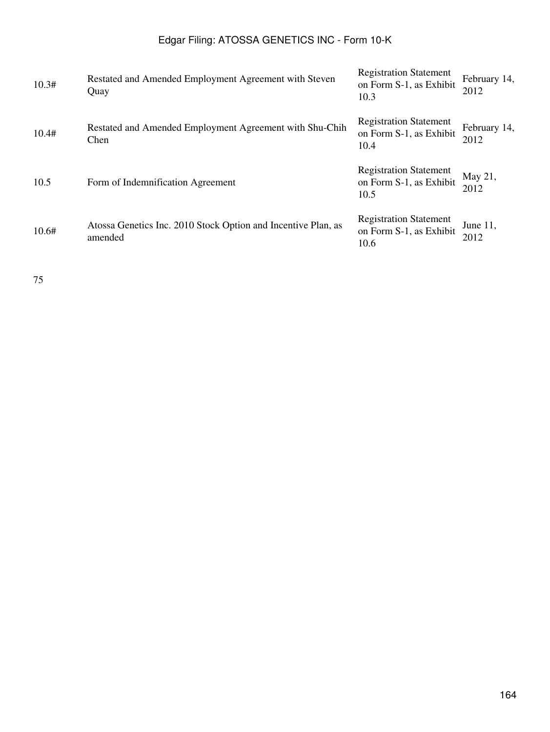| | | | |
|---|---|---|---|
| 10.3# | Restated and Amended Employment Agreement with Steven Quay | Registration Statement on Form S-1, as Exhibit 10.3 | February 14, 2012 |
| 10.4# | Restated and Amended Employment Agreement with Shu-Chih Chen | Registration Statement on Form S-1, as Exhibit 10.4 | February 14, 2012 |
| 10.5 | Form of Indemnification Agreement | Registration Statement on Form S-1, as Exhibit 10.5 | May 21, 2012 |
| 10.6# | Atossa Genetics Inc. 2010 Stock Option and Incentive Plan, as amended | Registration Statement on Form S-1, as Exhibit 10.6 | June 11, 2012 |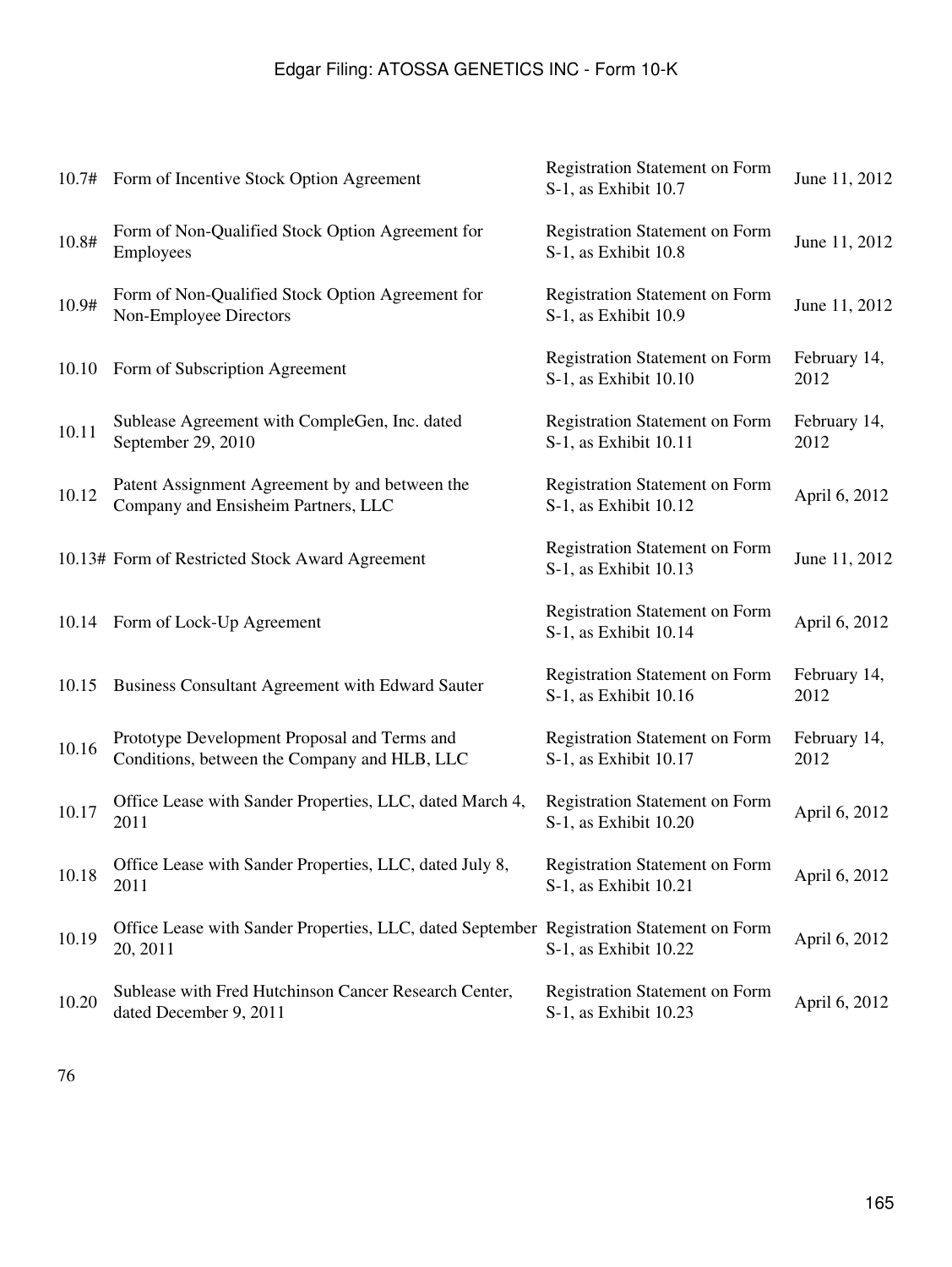| | | | |
|---|---|---|---|
| 10.7# | Form of Incentive Stock Option Agreement | Registration Statement on Form S-1, as Exhibit 10.7 | June 11, 2012 |
| 10.8# | Form of Non-Qualified Stock Option Agreement for Employees | Registration Statement on Form S-1, as Exhibit 10.8 | June 11, 2012 |
| 10.9# | Form of Non-Qualified Stock Option Agreement for Non-Employee Directors | Registration Statement on Form S-1, as Exhibit 10.9 | June 11, 2012 |
| 10.10 | Form of Subscription Agreement | Registration Statement on Form S-1, as Exhibit 10.10 | February 14, 2012 |
| 10.11 | Sublease Agreement with CompleGen, Inc. dated September 29, 2010 | Registration Statement on Form S-1, as Exhibit 10.11 | February 14, 2012 |
| 10.12 | Patent Assignment Agreement by and between the Company and Ensisheim Partners, LLC | Registration Statement on Form S-1, as Exhibit 10.12 | April 6, 2012 |
| 10.13# | Form of Restricted Stock Award Agreement | Registration Statement on Form S-1, as Exhibit 10.13 | June 11, 2012 |
| 10.14 | Form of Lock-Up Agreement | Registration Statement on Form S-1, as Exhibit 10.14 | April 6, 2012 |
| 10.15 | Business Consultant Agreement with Edward Sauter | Registration Statement on Form S-1, as Exhibit 10.16 | February 14, 2012 |
| 10.16 | Prototype Development Proposal and Terms and Conditions, between the Company and HLB, LLC | Registration Statement on Form S-1, as Exhibit 10.17 | February 14, 2012 |
| 10.17 | Office Lease with Sander Properties, LLC, dated March 4, 2011 | Registration Statement on Form S-1, as Exhibit 10.20 | April 6, 2012 |
| 10.18 | Office Lease with Sander Properties, LLC, dated July 8, 2011 | Registration Statement on Form S-1, as Exhibit 10.21 | April 6, 2012 |
| 10.19 | Office Lease with Sander Properties, LLC, dated September 20, 2011 | Registration Statement on Form S-1, as Exhibit 10.22 | April 6, 2012 |
| 10.20 | Sublease with Fred Hutchinson Cancer Research Center, dated December 9, 2011 | Registration Statement on Form S-1, as Exhibit 10.23 | April 6, 2012 |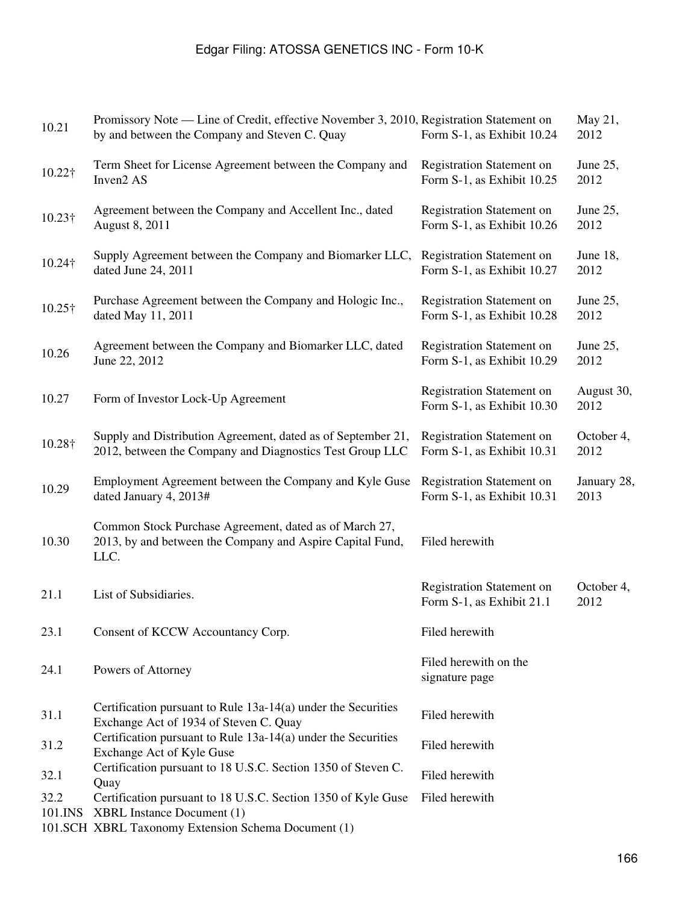| | | | |
|---|---|---|---|
| 10.21 | Promissory Note — Line of Credit, effective November 3, 2010, by and between the Company and Steven C. Quay | Registration Statement on Form S-1, as Exhibit 10.24 | May 21, 2012 |
| 10.22† | Term Sheet for License Agreement between the Company and Inven2 AS | Registration Statement on Form S-1, as Exhibit 10.25 | June 25, 2012 |
| 10.23† | Agreement between the Company and Accellent Inc., dated August 8, 2011 | Registration Statement on Form S-1, as Exhibit 10.26 | June 25, 2012 |
| 10.24† | Supply Agreement between the Company and Biomarker LLC, dated June 24, 2011 | Registration Statement on Form S-1, as Exhibit 10.27 | June 18, 2012 |
| 10.25† | Purchase Agreement between the Company and Hologic Inc., dated May 11, 2011 | Registration Statement on Form S-1, as Exhibit 10.28 | June 25, 2012 |
| 10.26 | Agreement between the Company and Biomarker LLC, dated June 22, 2012 | Registration Statement on Form S-1, as Exhibit 10.29 | June 25, 2012 |
| 10.27 | Form of Investor Lock-Up Agreement | Registration Statement on Form S-1, as Exhibit 10.30 | August 30, 2012 |
| 10.28† | Supply and Distribution Agreement, dated as of September 21, 2012, between the Company and Diagnostics Test Group LLC | Registration Statement on Form S-1, as Exhibit 10.31 | October 4, 2012 |
| 10.29 | Employment Agreement between the Company and Kyle Guse dated January 4, 2013# | Registration Statement on Form S-1, as Exhibit 10.31 | January 28, 2013 |
| 10.30 | Common Stock Purchase Agreement, dated as of March 27, 2013, by and between the Company and Aspire Capital Fund, LLC. | Filed herewith | |
| 21.1 | List of Subsidiaries. | Registration Statement on Form S-1, as Exhibit 21.1 | October 4, 2012 |
| 23.1 | Consent of KCCW Accountancy Corp. | Filed herewith | |
| 24.1 | Powers of Attorney | Filed herewith on the signature page | |
| 31.1 | Certification pursuant to Rule 13a-14(a) under the Securities Exchange Act of 1934 of Steven C. Quay | Filed herewith | |
| 31.2 | Certification pursuant to Rule 13a-14(a) under the Securities Exchange Act of Kyle Guse | Filed herewith | |
| 32.1 | Certification pursuant to 18 U.S.C. Section 1350 of Steven C. Quay | Filed herewith | |
| 32.2 | Certification pursuant to 18 U.S.C. Section 1350 of Kyle Guse | Filed herewith | |
| 101.INS | XBRL Instance Document (1) | | |
| 101.SCH | XBRL Taxonomy Extension Schema Document (1) | | |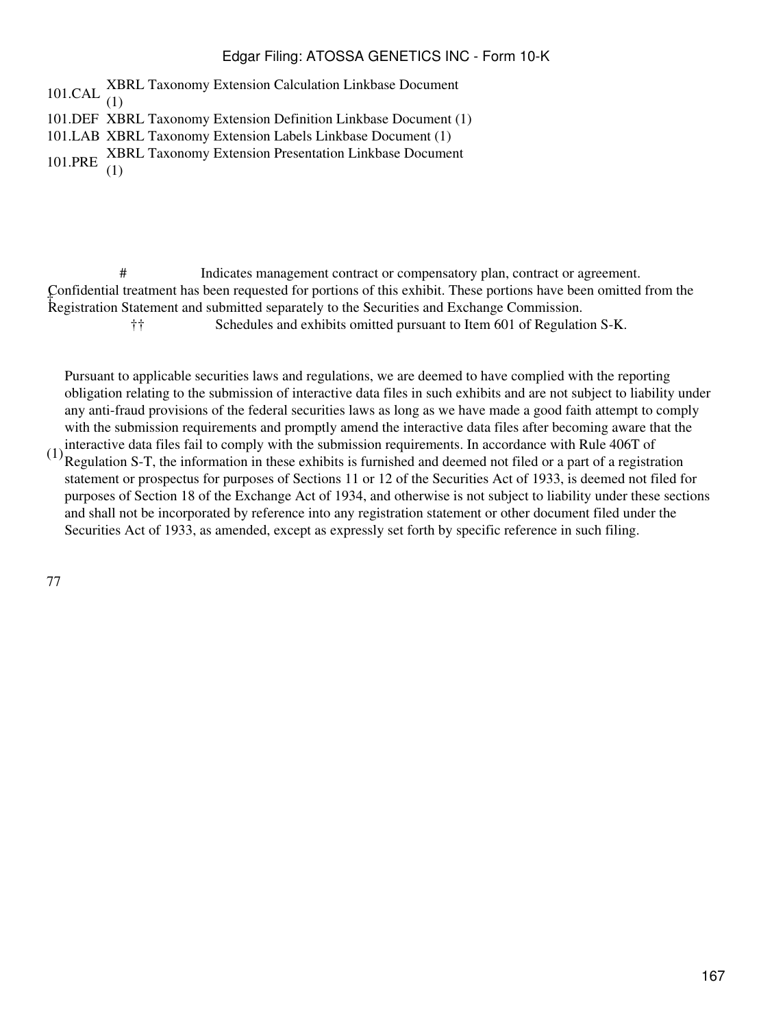| | |
|---|---|
| 101.CAL | XBRL Taxonomy Extension Calculation Linkbase Document (1) |
| 101.DEF | XBRL Taxonomy Extension Definition Linkbase Document (1) |
| 101.LAB | XBRL Taxonomy Extension Labels Linkbase Document (1) |
| 101.PRE | XBRL Taxonomy Extension Presentation Linkbase Document (1) |

# Indicates management contract or compensatory plan, contract or agreement.

† Confidential treatment has been requested for portions of this exhibit. These portions have been omitted from the Registration Statement and submitted separately to the Securities and Exchange Commission.

†† Schedules and exhibits omitted pursuant to Item 601 of Regulation S-K.

(1) Pursuant to applicable securities laws and regulations, we are deemed to have complied with the reporting obligation relating to the submission of interactive data files in such exhibits and are not subject to liability under any anti-fraud provisions of the federal securities laws as long as we have made a good faith attempt to comply with the submission requirements and promptly amend the interactive data files after becoming aware that the interactive data files fail to comply with the submission requirements. In accordance with Rule 406T of Regulation S-T, the information in these exhibits is furnished and deemed not filed or a part of a registration statement or prospectus for purposes of Sections 11 or 12 of the Securities Act of 1933, is deemed not filed for purposes of Section 18 of the Exchange Act of 1934, and otherwise is not subject to liability under these sections and shall not be incorporated by reference into any registration statement or other document filed under the Securities Act of 1933, as amended, except as expressly set forth by specific reference in such filing.

77